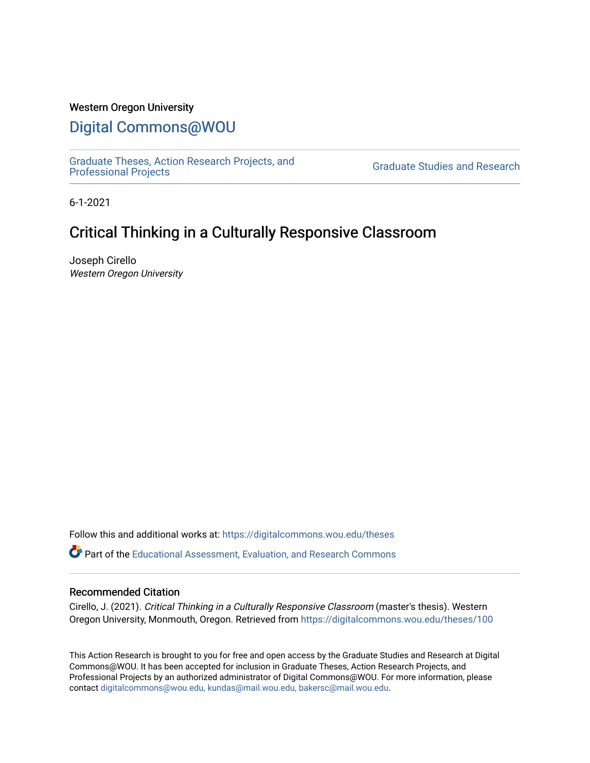Western Oregon University

# Digital Commons@WOU

Graduate Theses, Action Research Projects, and Professional Projects

Graduate Studies and Research

6-1-2021

## Critical Thinking in a Culturally Responsive Classroom

Joseph Cirello
*Western Oregon University*

Follow this and additional works at: https://digitalcommons.wou.edu/theses

Part of the Educational Assessment, Evaluation, and Research Commons

### Recommended Citation

Cirello, J. (2021). *Critical Thinking in a Culturally Responsive Classroom* (master's thesis). Western Oregon University, Monmouth, Oregon. Retrieved from https://digitalcommons.wou.edu/theses/100

This Action Research is brought to you for free and open access by the Graduate Studies and Research at Digital Commons@WOU. It has been accepted for inclusion in Graduate Theses, Action Research Projects, and Professional Projects by an authorized administrator of Digital Commons@WOU. For more information, please contact digitalcommons@wou.edu, kundas@mail.wou.edu, bakersc@mail.wou.edu.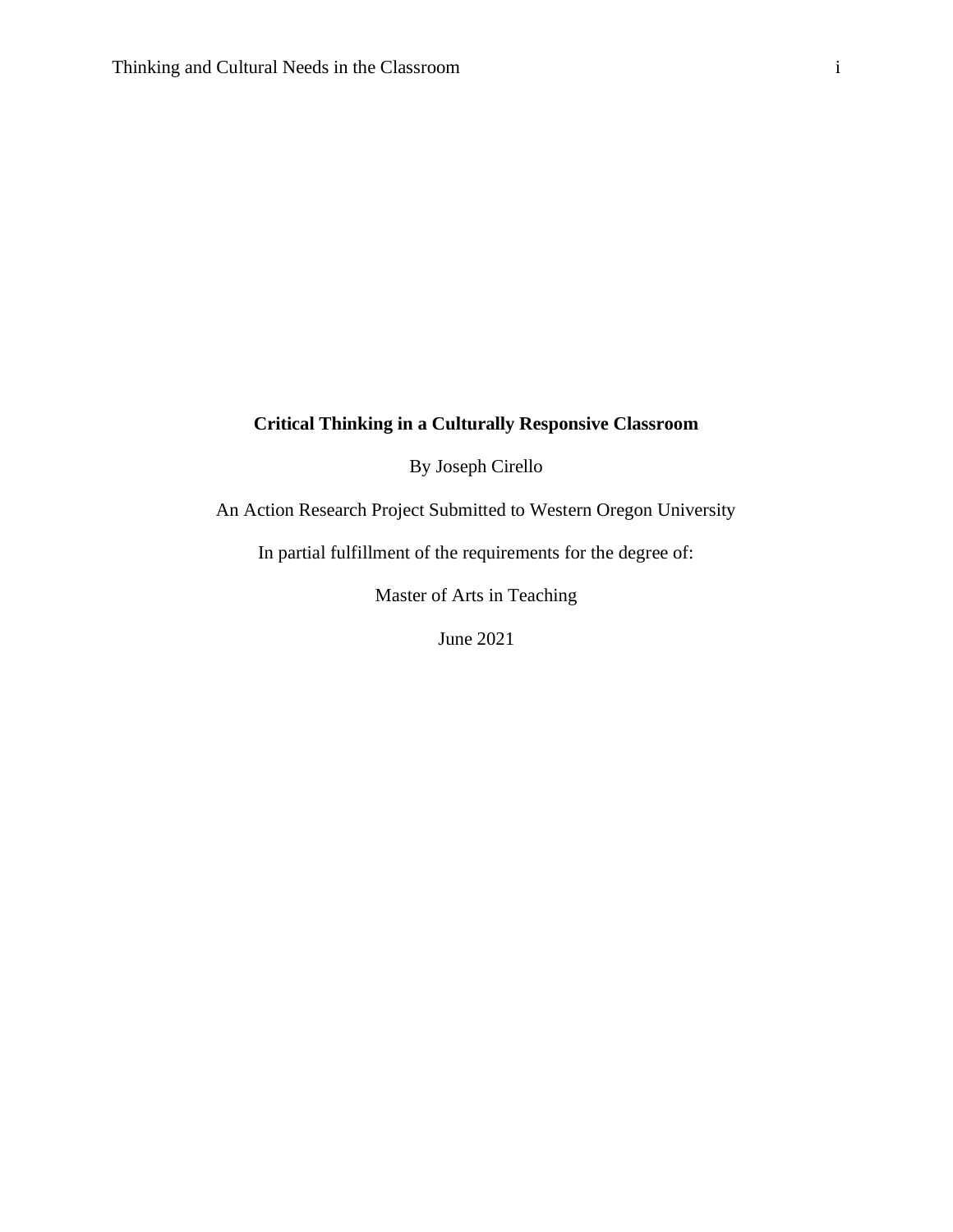**Critical Thinking in a Culturally Responsive Classroom**

By Joseph Cirello

An Action Research Project Submitted to Western Oregon University

In partial fulfillment of the requirements for the degree of:

Master of Arts in Teaching

June 2021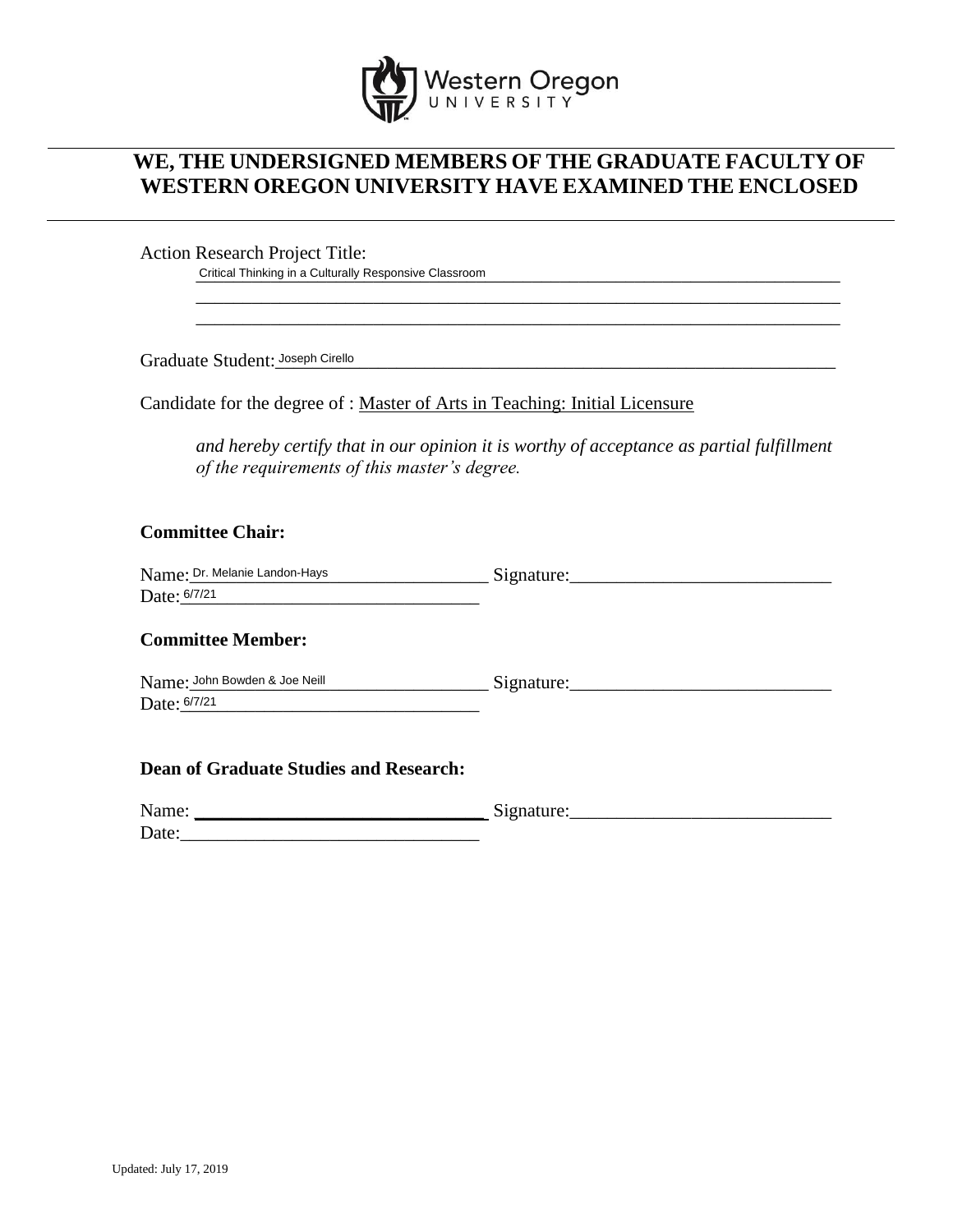Western Oregon University

## WE, THE UNDERSIGNED MEMBERS OF THE GRADUATE FACULTY OF WESTERN OREGON UNIVERSITY HAVE EXAMINED THE ENCLOSED

Action Research Project Title:

Critical Thinking in a Culturally Responsive Classroom

Graduate Student: Joseph Cirello

Candidate for the degree of : Master of Arts in Teaching: Initial Licensure

*and hereby certify that in our opinion it is worthy of acceptance as partial fulfillment of the requirements of this master's degree.*

**Committee Chair:**

Name: Dr. Melanie Landon-Hays Signature:\_\_\_\_\_\_\_\_\_\_\_\_\_\_\_\_\_\_\_\_
Date: 6/7/21

**Committee Member:**

Name: John Bowden & Joe Neill Signature:\_\_\_\_\_\_\_\_\_\_\_\_\_\_\_\_\_\_\_\_
Date: 6/7/21

**Dean of Graduate Studies and Research:**

Name: \_\_\_\_\_\_\_\_\_\_\_\_\_\_\_\_\_\_\_\_ Signature:\_\_\_\_\_\_\_\_\_\_\_\_\_\_\_\_\_\_\_\_
Date:\_\_\_\_\_\_\_\_\_\_\_\_\_\_\_\_\_\_\_\_

Updated: July 17, 2019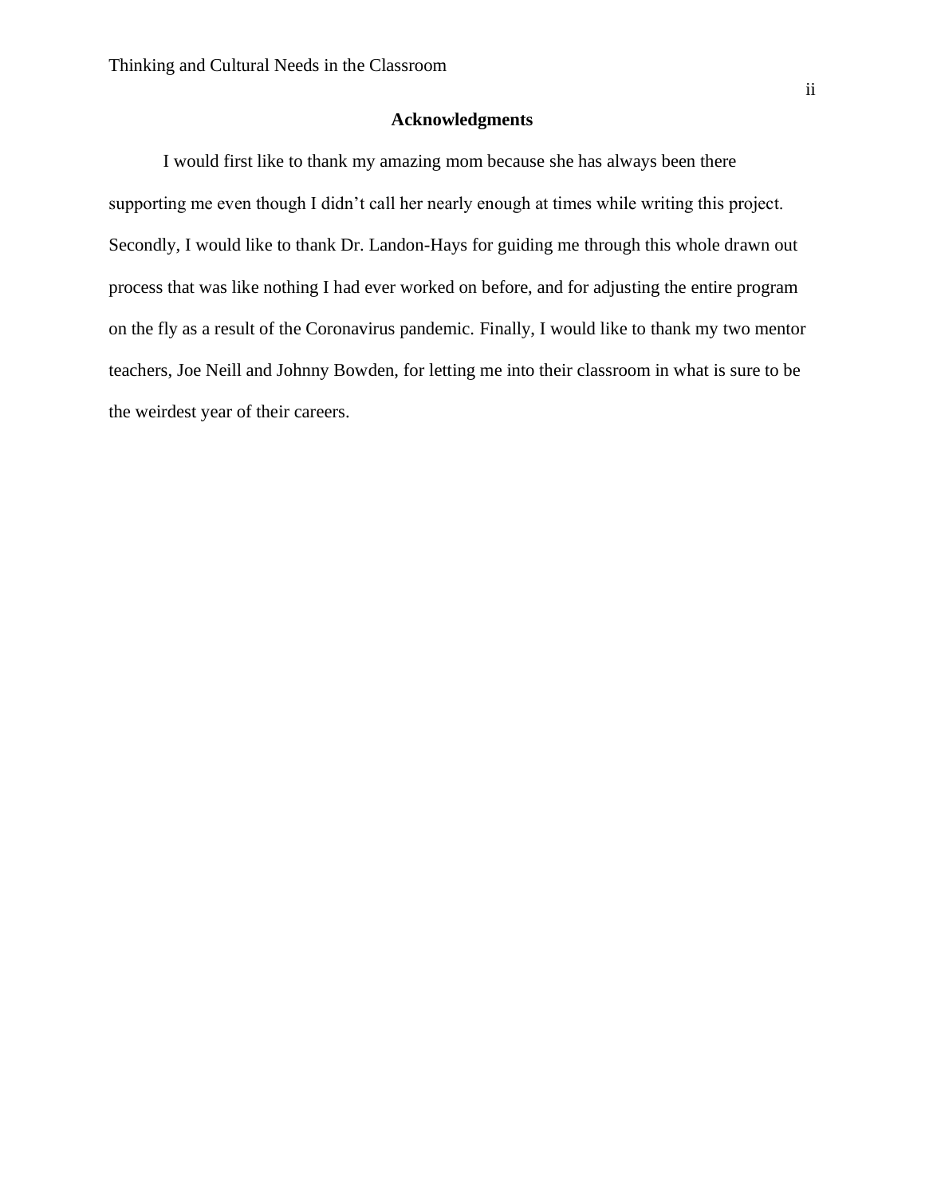## Acknowledgments

I would first like to thank my amazing mom because she has always been there supporting me even though I didn't call her nearly enough at times while writing this project. Secondly, I would like to thank Dr. Landon-Hays for guiding me through this whole drawn out process that was like nothing I had ever worked on before, and for adjusting the entire program on the fly as a result of the Coronavirus pandemic. Finally, I would like to thank my two mentor teachers, Joe Neill and Johnny Bowden, for letting me into their classroom in what is sure to be the weirdest year of their careers.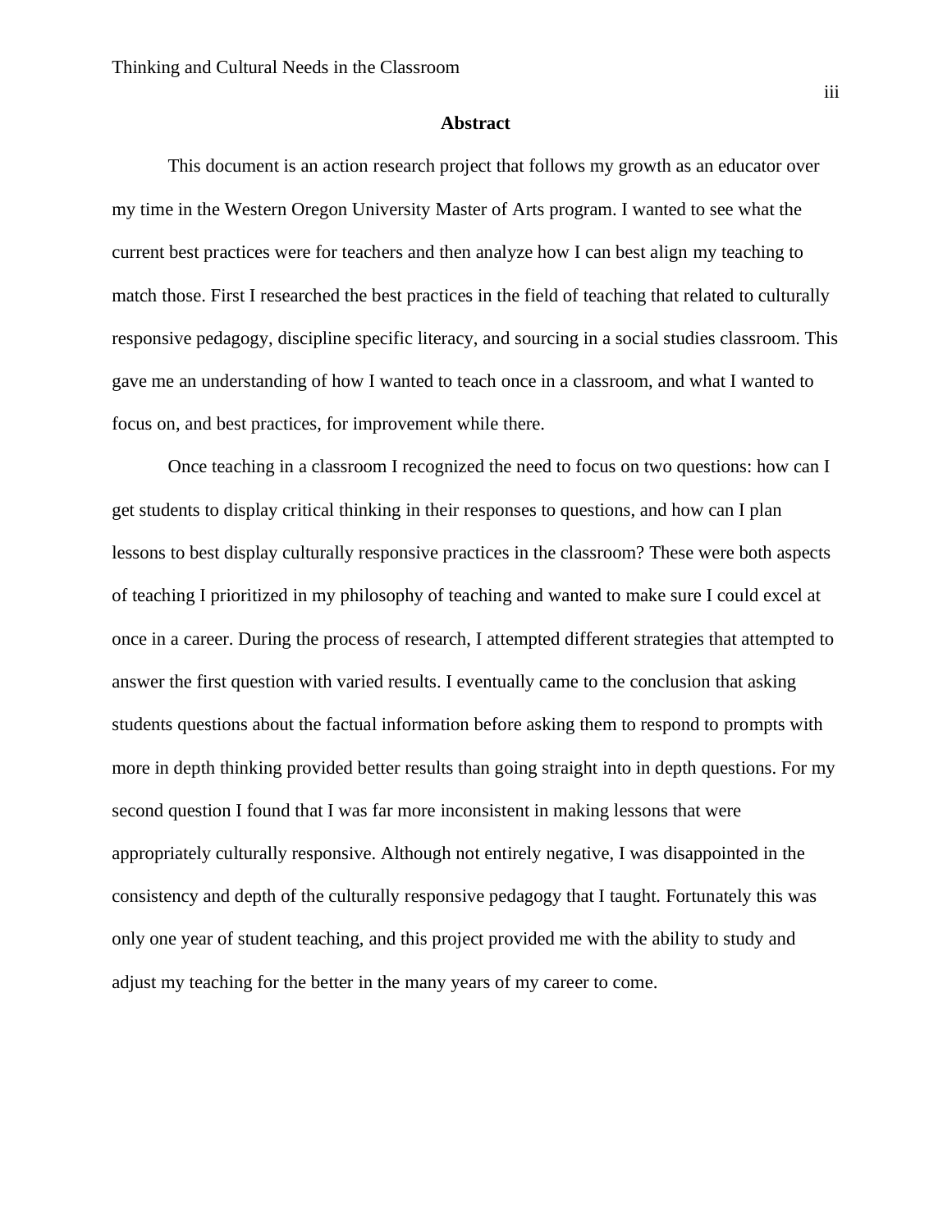## Abstract

This document is an action research project that follows my growth as an educator over my time in the Western Oregon University Master of Arts program. I wanted to see what the current best practices were for teachers and then analyze how I can best align my teaching to match those. First I researched the best practices in the field of teaching that related to culturally responsive pedagogy, discipline specific literacy, and sourcing in a social studies classroom. This gave me an understanding of how I wanted to teach once in a classroom, and what I wanted to focus on, and best practices, for improvement while there.

Once teaching in a classroom I recognized the need to focus on two questions: how can I get students to display critical thinking in their responses to questions, and how can I plan lessons to best display culturally responsive practices in the classroom? These were both aspects of teaching I prioritized in my philosophy of teaching and wanted to make sure I could excel at once in a career. During the process of research, I attempted different strategies that attempted to answer the first question with varied results. I eventually came to the conclusion that asking students questions about the factual information before asking them to respond to prompts with more in depth thinking provided better results than going straight into in depth questions. For my second question I found that I was far more inconsistent in making lessons that were appropriately culturally responsive. Although not entirely negative, I was disappointed in the consistency and depth of the culturally responsive pedagogy that I taught. Fortunately this was only one year of student teaching, and this project provided me with the ability to study and adjust my teaching for the better in the many years of my career to come.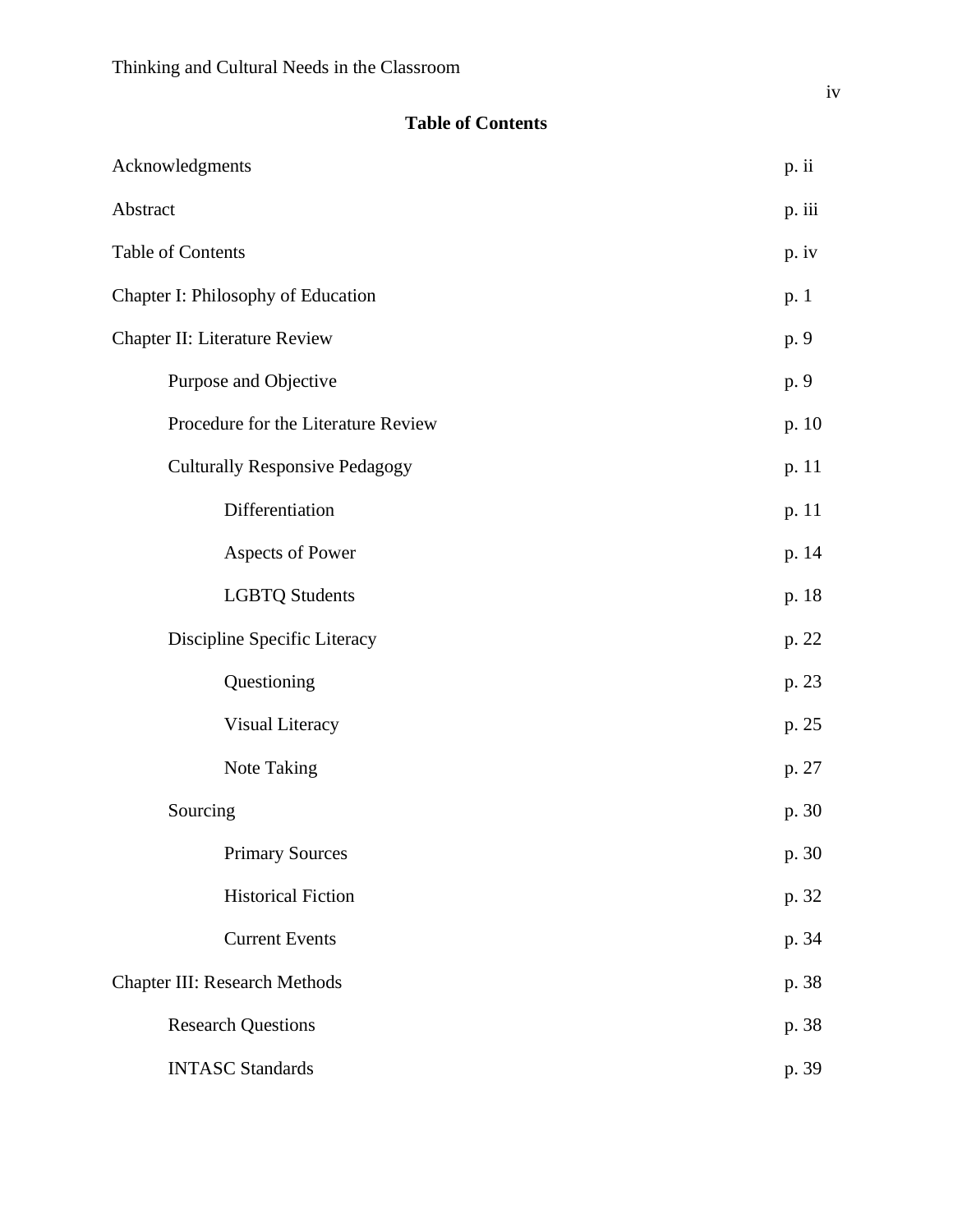## Table of Contents

| | |
|---|---|
| Acknowledgments | p. ii |
| Abstract | p. iii |
| Table of Contents | p. iv |
| Chapter I: Philosophy of Education | p. 1 |
| Chapter II: Literature Review | p. 9 |
| Purpose and Objective | p. 9 |
| Procedure for the Literature Review | p. 10 |
| Culturally Responsive Pedagogy | p. 11 |
| Differentiation | p. 11 |
| Aspects of Power | p. 14 |
| LGBTQ Students | p. 18 |
| Discipline Specific Literacy | p. 22 |
| Questioning | p. 23 |
| Visual Literacy | p. 25 |
| Note Taking | p. 27 |
| Sourcing | p. 30 |
| Primary Sources | p. 30 |
| Historical Fiction | p. 32 |
| Current Events | p. 34 |
| Chapter III: Research Methods | p. 38 |
| Research Questions | p. 38 |
| INTASC Standards | p. 39 |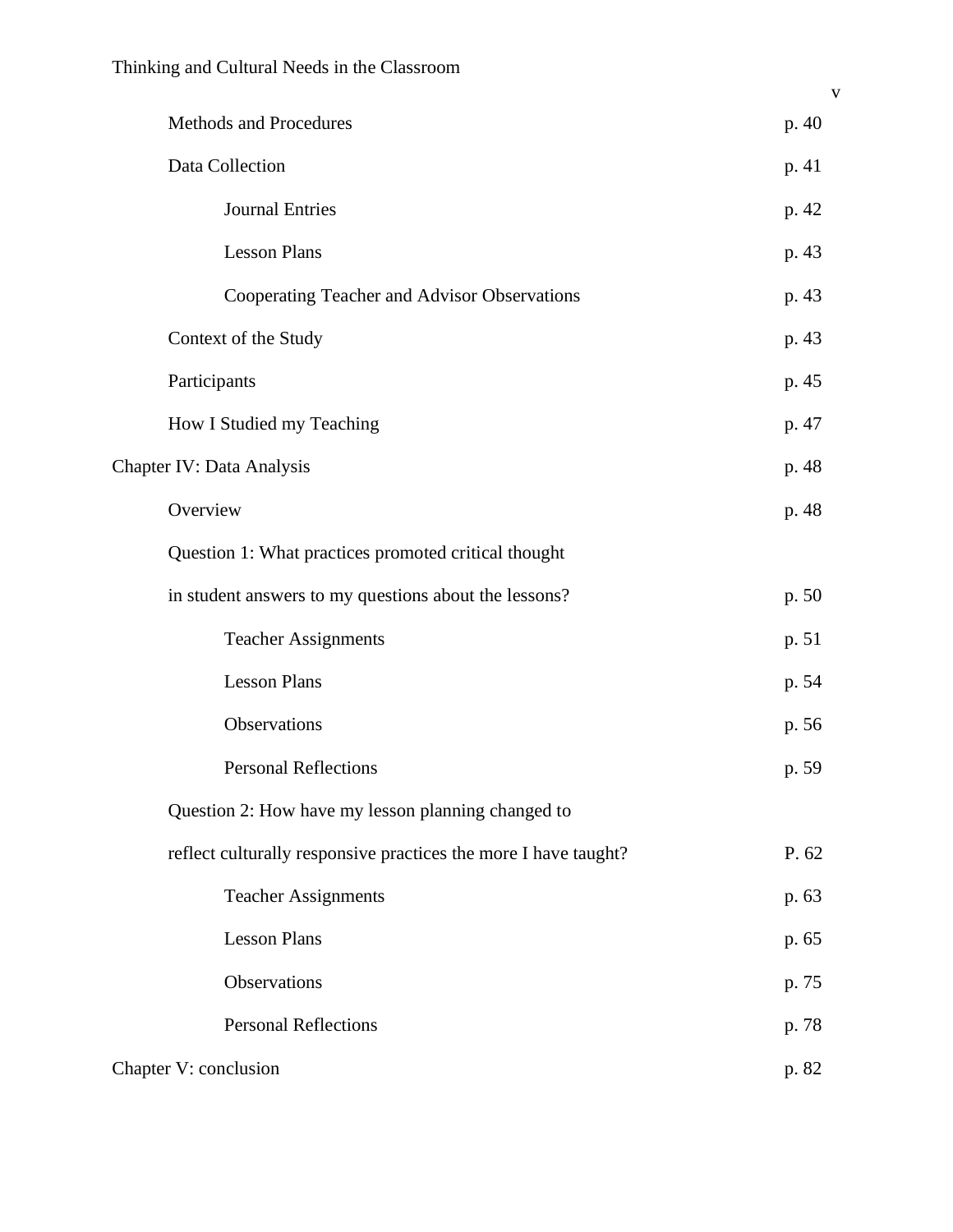Methods and Procedures p. 40

Data Collection p. 41

Journal Entries p. 42

Lesson Plans p. 43

Cooperating Teacher and Advisor Observations p. 43

Context of the Study p. 43

Participants p. 45

How I Studied my Teaching p. 47

Chapter IV: Data Analysis p. 48

Overview p. 48

Question 1: What practices promoted critical thought in student answers to my questions about the lessons? p. 50

Teacher Assignments p. 51

Lesson Plans p. 54

Observations p. 56

Personal Reflections p. 59

Question 2: How have my lesson planning changed to reflect culturally responsive practices the more I have taught? P. 62

Teacher Assignments p. 63

Lesson Plans p. 65

Observations p. 75

Personal Reflections p. 78

Chapter V: conclusion p. 82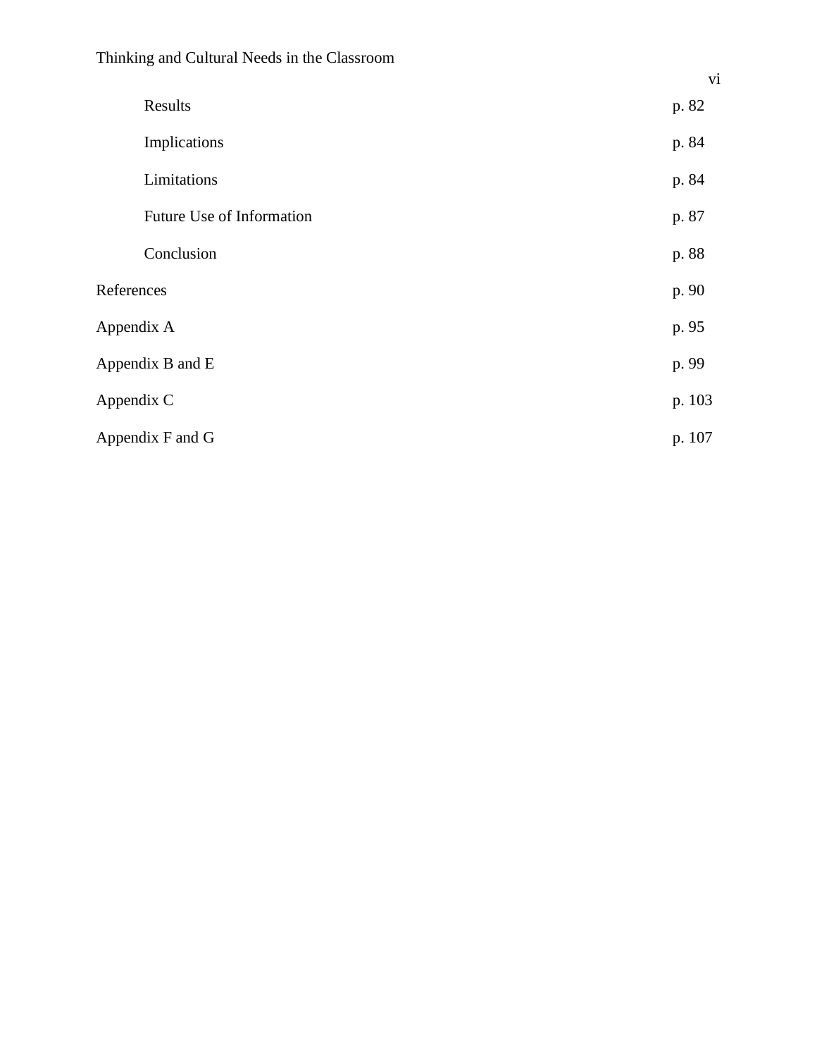| | |
|---|---|
| Results | p. 82 |
| Implications | p. 84 |
| Limitations | p. 84 |
| Future Use of Information | p. 87 |
| Conclusion | p. 88 |
| References | p. 90 |
| Appendix A | p. 95 |
| Appendix B and E | p. 99 |
| Appendix C | p. 103 |
| Appendix F and G | p. 107 |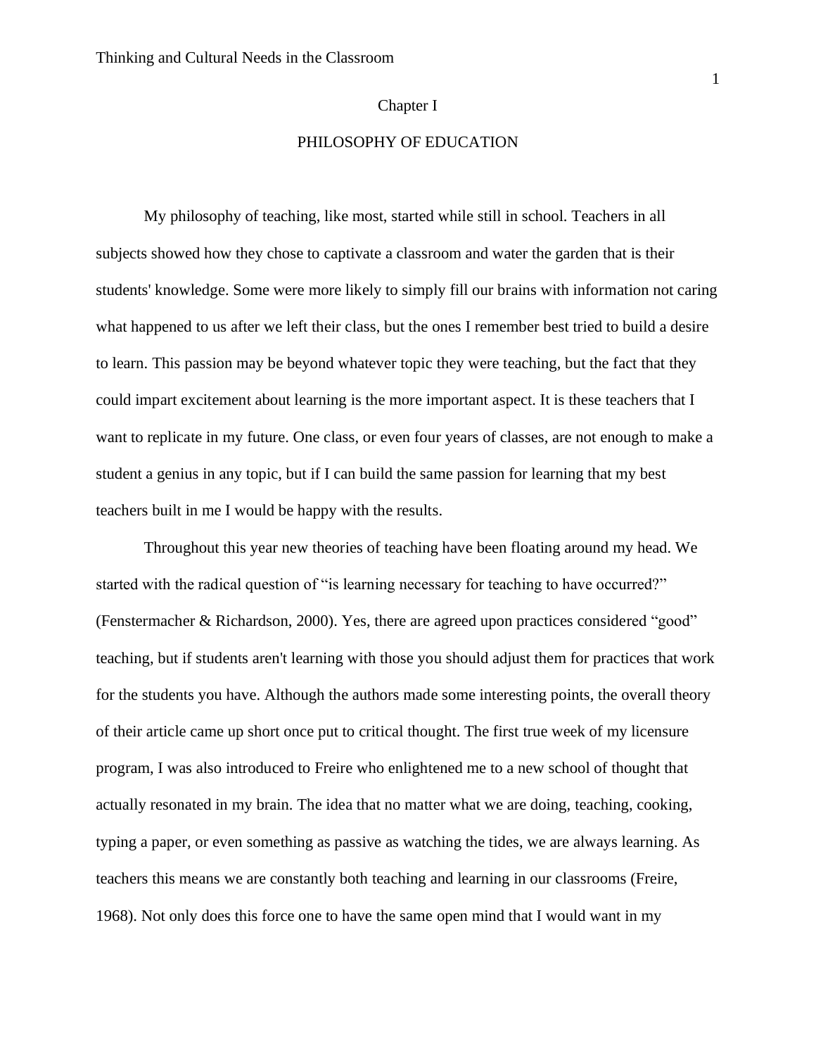# Chapter I

## PHILOSOPHY OF EDUCATION

My philosophy of teaching, like most, started while still in school. Teachers in all subjects showed how they chose to captivate a classroom and water the garden that is their students' knowledge. Some were more likely to simply fill our brains with information not caring what happened to us after we left their class, but the ones I remember best tried to build a desire to learn. This passion may be beyond whatever topic they were teaching, but the fact that they could impart excitement about learning is the more important aspect. It is these teachers that I want to replicate in my future. One class, or even four years of classes, are not enough to make a student a genius in any topic, but if I can build the same passion for learning that my best teachers built in me I would be happy with the results.

Throughout this year new theories of teaching have been floating around my head. We started with the radical question of "is learning necessary for teaching to have occurred?" (Fenstermacher & Richardson, 2000). Yes, there are agreed upon practices considered "good" teaching, but if students aren't learning with those you should adjust them for practices that work for the students you have. Although the authors made some interesting points, the overall theory of their article came up short once put to critical thought. The first true week of my licensure program, I was also introduced to Freire who enlightened me to a new school of thought that actually resonated in my brain. The idea that no matter what we are doing, teaching, cooking, typing a paper, or even something as passive as watching the tides, we are always learning. As teachers this means we are constantly both teaching and learning in our classrooms (Freire, 1968). Not only does this force one to have the same open mind that I would want in my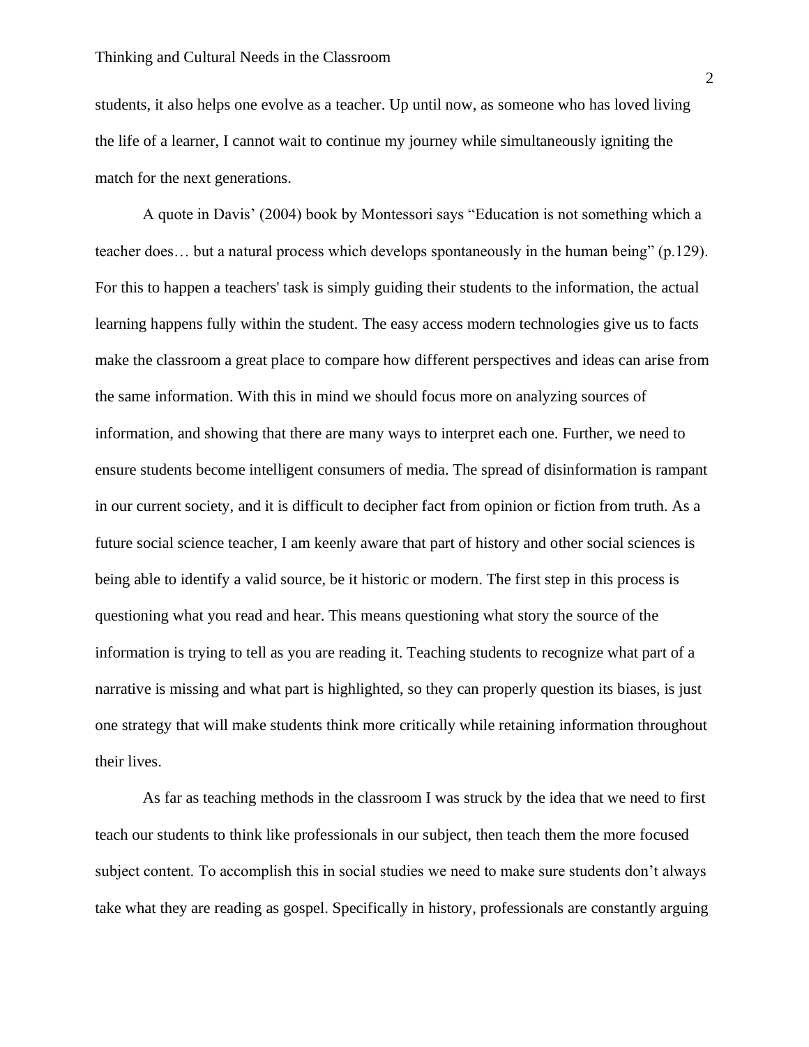students, it also helps one evolve as a teacher. Up until now, as someone who has loved living the life of a learner, I cannot wait to continue my journey while simultaneously igniting the match for the next generations.

A quote in Davis' (2004) book by Montessori says "Education is not something which a teacher does… but a natural process which develops spontaneously in the human being" (p.129). For this to happen a teachers' task is simply guiding their students to the information, the actual learning happens fully within the student. The easy access modern technologies give us to facts make the classroom a great place to compare how different perspectives and ideas can arise from the same information. With this in mind we should focus more on analyzing sources of information, and showing that there are many ways to interpret each one. Further, we need to ensure students become intelligent consumers of media. The spread of disinformation is rampant in our current society, and it is difficult to decipher fact from opinion or fiction from truth. As a future social science teacher, I am keenly aware that part of history and other social sciences is being able to identify a valid source, be it historic or modern. The first step in this process is questioning what you read and hear. This means questioning what story the source of the information is trying to tell as you are reading it. Teaching students to recognize what part of a narrative is missing and what part is highlighted, so they can properly question its biases, is just one strategy that will make students think more critically while retaining information throughout their lives.

As far as teaching methods in the classroom I was struck by the idea that we need to first teach our students to think like professionals in our subject, then teach them the more focused subject content. To accomplish this in social studies we need to make sure students don't always take what they are reading as gospel. Specifically in history, professionals are constantly arguing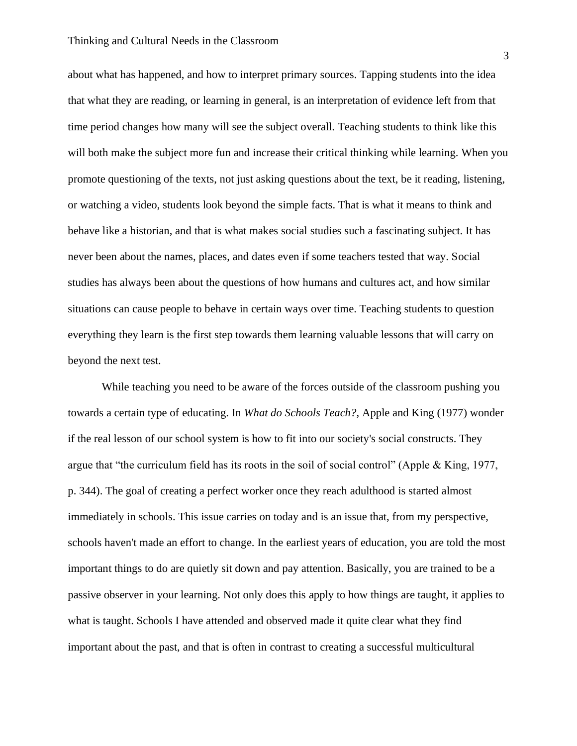about what has happened, and how to interpret primary sources. Tapping students into the idea that what they are reading, or learning in general, is an interpretation of evidence left from that time period changes how many will see the subject overall. Teaching students to think like this will both make the subject more fun and increase their critical thinking while learning. When you promote questioning of the texts, not just asking questions about the text, be it reading, listening, or watching a video, students look beyond the simple facts. That is what it means to think and behave like a historian, and that is what makes social studies such a fascinating subject. It has never been about the names, places, and dates even if some teachers tested that way. Social studies has always been about the questions of how humans and cultures act, and how similar situations can cause people to behave in certain ways over time. Teaching students to question everything they learn is the first step towards them learning valuable lessons that will carry on beyond the next test.

While teaching you need to be aware of the forces outside of the classroom pushing you towards a certain type of educating. In *What do Schools Teach?,* Apple and King (1977) wonder if the real lesson of our school system is how to fit into our society's social constructs. They argue that "the curriculum field has its roots in the soil of social control" (Apple & King, 1977, p. 344). The goal of creating a perfect worker once they reach adulthood is started almost immediately in schools. This issue carries on today and is an issue that, from my perspective, schools haven't made an effort to change. In the earliest years of education, you are told the most important things to do are quietly sit down and pay attention. Basically, you are trained to be a passive observer in your learning. Not only does this apply to how things are taught, it applies to what is taught. Schools I have attended and observed made it quite clear what they find important about the past, and that is often in contrast to creating a successful multicultural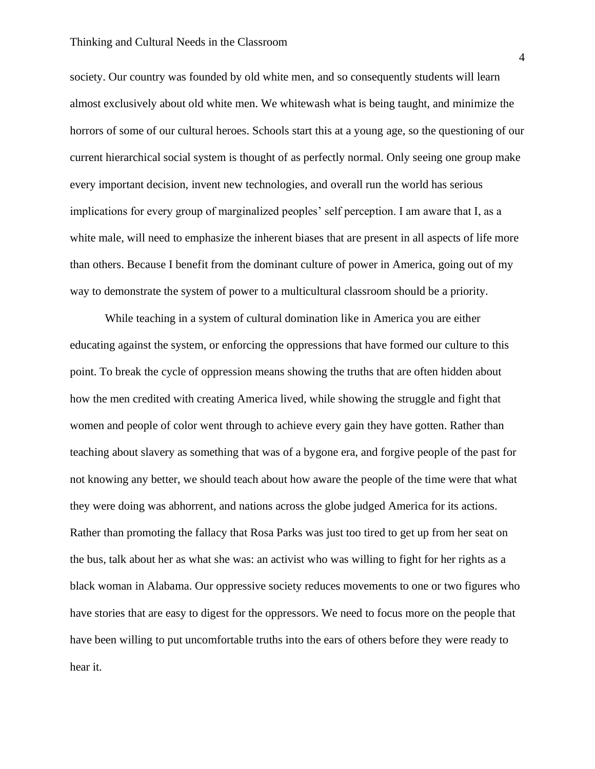society. Our country was founded by old white men, and so consequently students will learn almost exclusively about old white men. We whitewash what is being taught, and minimize the horrors of some of our cultural heroes. Schools start this at a young age, so the questioning of our current hierarchical social system is thought of as perfectly normal. Only seeing one group make every important decision, invent new technologies, and overall run the world has serious implications for every group of marginalized peoples' self perception. I am aware that I, as a white male, will need to emphasize the inherent biases that are present in all aspects of life more than others. Because I benefit from the dominant culture of power in America, going out of my way to demonstrate the system of power to a multicultural classroom should be a priority.

While teaching in a system of cultural domination like in America you are either educating against the system, or enforcing the oppressions that have formed our culture to this point. To break the cycle of oppression means showing the truths that are often hidden about how the men credited with creating America lived, while showing the struggle and fight that women and people of color went through to achieve every gain they have gotten. Rather than teaching about slavery as something that was of a bygone era, and forgive people of the past for not knowing any better, we should teach about how aware the people of the time were that what they were doing was abhorrent, and nations across the globe judged America for its actions. Rather than promoting the fallacy that Rosa Parks was just too tired to get up from her seat on the bus, talk about her as what she was: an activist who was willing to fight for her rights as a black woman in Alabama. Our oppressive society reduces movements to one or two figures who have stories that are easy to digest for the oppressors. We need to focus more on the people that have been willing to put uncomfortable truths into the ears of others before they were ready to hear it.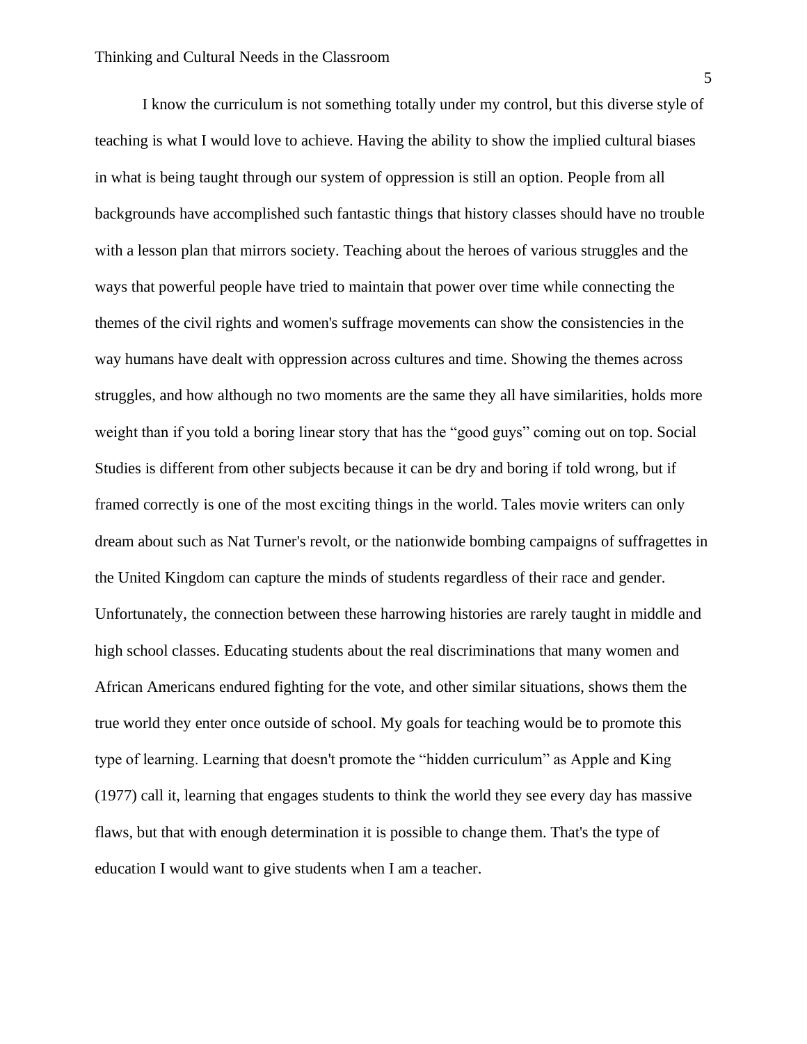I know the curriculum is not something totally under my control, but this diverse style of teaching is what I would love to achieve. Having the ability to show the implied cultural biases in what is being taught through our system of oppression is still an option. People from all backgrounds have accomplished such fantastic things that history classes should have no trouble with a lesson plan that mirrors society. Teaching about the heroes of various struggles and the ways that powerful people have tried to maintain that power over time while connecting the themes of the civil rights and women's suffrage movements can show the consistencies in the way humans have dealt with oppression across cultures and time. Showing the themes across struggles, and how although no two moments are the same they all have similarities, holds more weight than if you told a boring linear story that has the "good guys" coming out on top. Social Studies is different from other subjects because it can be dry and boring if told wrong, but if framed correctly is one of the most exciting things in the world. Tales movie writers can only dream about such as Nat Turner's revolt, or the nationwide bombing campaigns of suffragettes in the United Kingdom can capture the minds of students regardless of their race and gender. Unfortunately, the connection between these harrowing histories are rarely taught in middle and high school classes. Educating students about the real discriminations that many women and African Americans endured fighting for the vote, and other similar situations, shows them the true world they enter once outside of school. My goals for teaching would be to promote this type of learning. Learning that doesn't promote the "hidden curriculum" as Apple and King (1977) call it, learning that engages students to think the world they see every day has massive flaws, but that with enough determination it is possible to change them. That's the type of education I would want to give students when I am a teacher.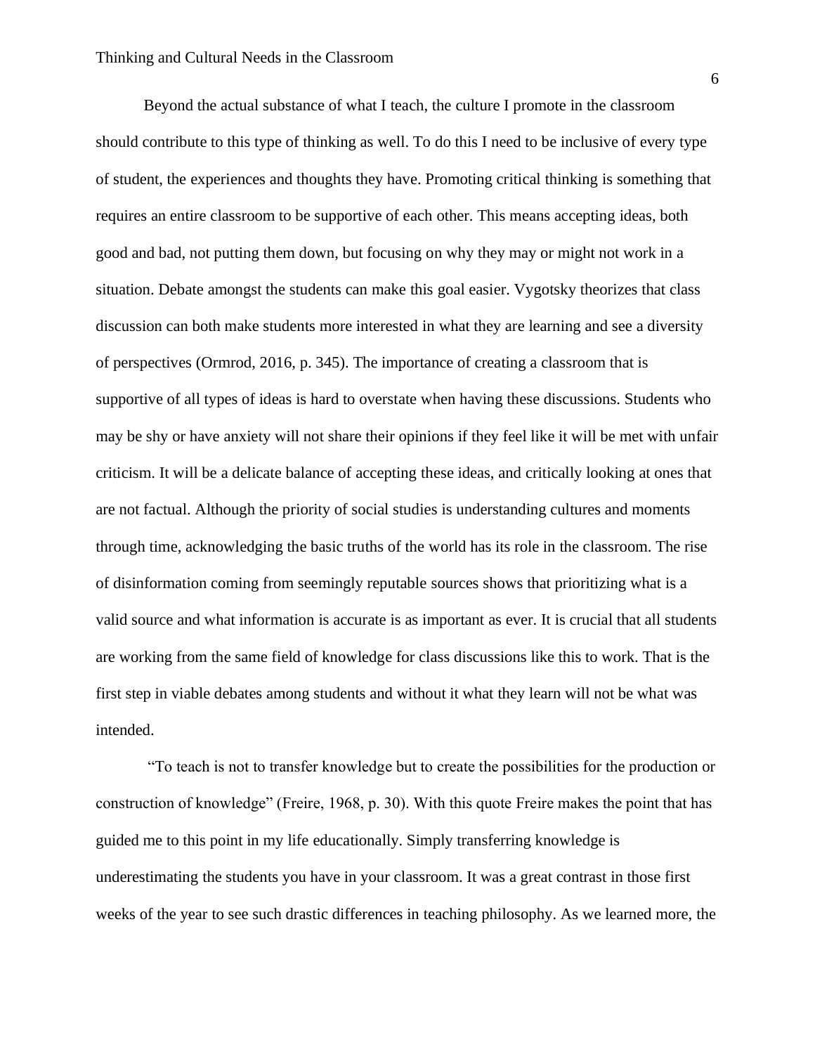Beyond the actual substance of what I teach, the culture I promote in the classroom should contribute to this type of thinking as well. To do this I need to be inclusive of every type of student, the experiences and thoughts they have. Promoting critical thinking is something that requires an entire classroom to be supportive of each other. This means accepting ideas, both good and bad, not putting them down, but focusing on why they may or might not work in a situation. Debate amongst the students can make this goal easier. Vygotsky theorizes that class discussion can both make students more interested in what they are learning and see a diversity of perspectives (Ormrod, 2016, p. 345). The importance of creating a classroom that is supportive of all types of ideas is hard to overstate when having these discussions. Students who may be shy or have anxiety will not share their opinions if they feel like it will be met with unfair criticism. It will be a delicate balance of accepting these ideas, and critically looking at ones that are not factual. Although the priority of social studies is understanding cultures and moments through time, acknowledging the basic truths of the world has its role in the classroom. The rise of disinformation coming from seemingly reputable sources shows that prioritizing what is a valid source and what information is accurate is as important as ever. It is crucial that all students are working from the same field of knowledge for class discussions like this to work. That is the first step in viable debates among students and without it what they learn will not be what was intended.

"To teach is not to transfer knowledge but to create the possibilities for the production or construction of knowledge" (Freire, 1968, p. 30). With this quote Freire makes the point that has guided me to this point in my life educationally. Simply transferring knowledge is underestimating the students you have in your classroom. It was a great contrast in those first weeks of the year to see such drastic differences in teaching philosophy. As we learned more, the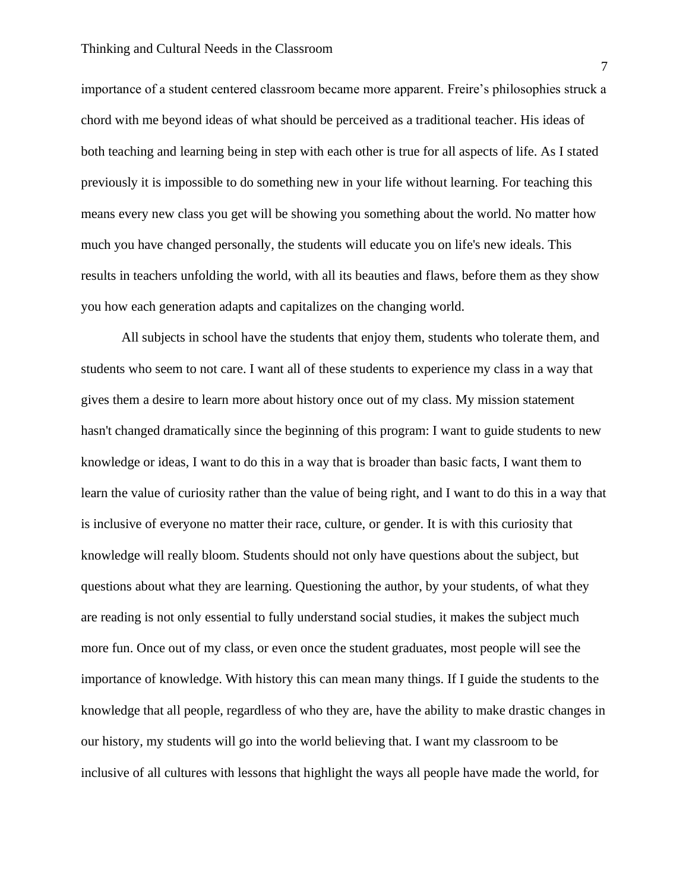importance of a student centered classroom became more apparent. Freire's philosophies struck a chord with me beyond ideas of what should be perceived as a traditional teacher. His ideas of both teaching and learning being in step with each other is true for all aspects of life. As I stated previously it is impossible to do something new in your life without learning. For teaching this means every new class you get will be showing you something about the world. No matter how much you have changed personally, the students will educate you on life's new ideals. This results in teachers unfolding the world, with all its beauties and flaws, before them as they show you how each generation adapts and capitalizes on the changing world.

All subjects in school have the students that enjoy them, students who tolerate them, and students who seem to not care. I want all of these students to experience my class in a way that gives them a desire to learn more about history once out of my class. My mission statement hasn't changed dramatically since the beginning of this program: I want to guide students to new knowledge or ideas, I want to do this in a way that is broader than basic facts, I want them to learn the value of curiosity rather than the value of being right, and I want to do this in a way that is inclusive of everyone no matter their race, culture, or gender. It is with this curiosity that knowledge will really bloom. Students should not only have questions about the subject, but questions about what they are learning. Questioning the author, by your students, of what they are reading is not only essential to fully understand social studies, it makes the subject much more fun. Once out of my class, or even once the student graduates, most people will see the importance of knowledge. With history this can mean many things. If I guide the students to the knowledge that all people, regardless of who they are, have the ability to make drastic changes in our history, my students will go into the world believing that. I want my classroom to be inclusive of all cultures with lessons that highlight the ways all people have made the world, for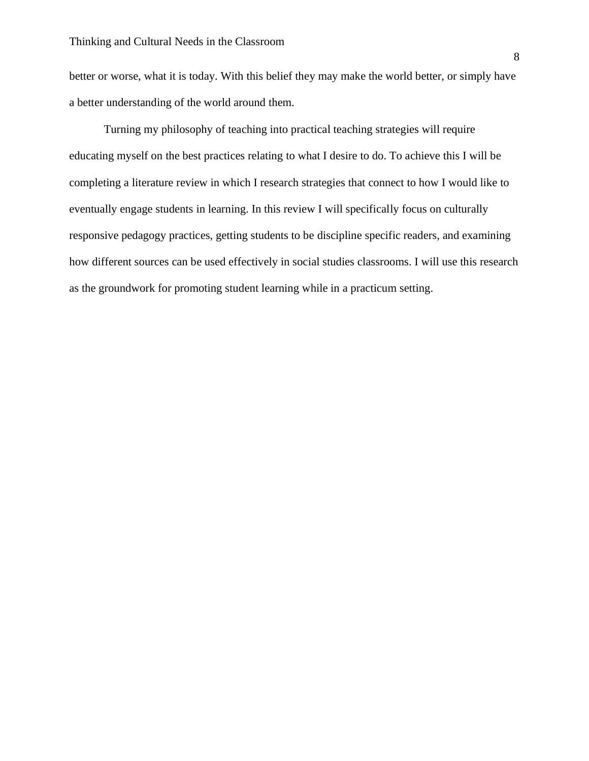better or worse, what it is today. With this belief they may make the world better, or simply have a better understanding of the world around them.

Turning my philosophy of teaching into practical teaching strategies will require educating myself on the best practices relating to what I desire to do. To achieve this I will be completing a literature review in which I research strategies that connect to how I would like to eventually engage students in learning. In this review I will specifically focus on culturally responsive pedagogy practices, getting students to be discipline specific readers, and examining how different sources can be used effectively in social studies classrooms. I will use this research as the groundwork for promoting student learning while in a practicum setting.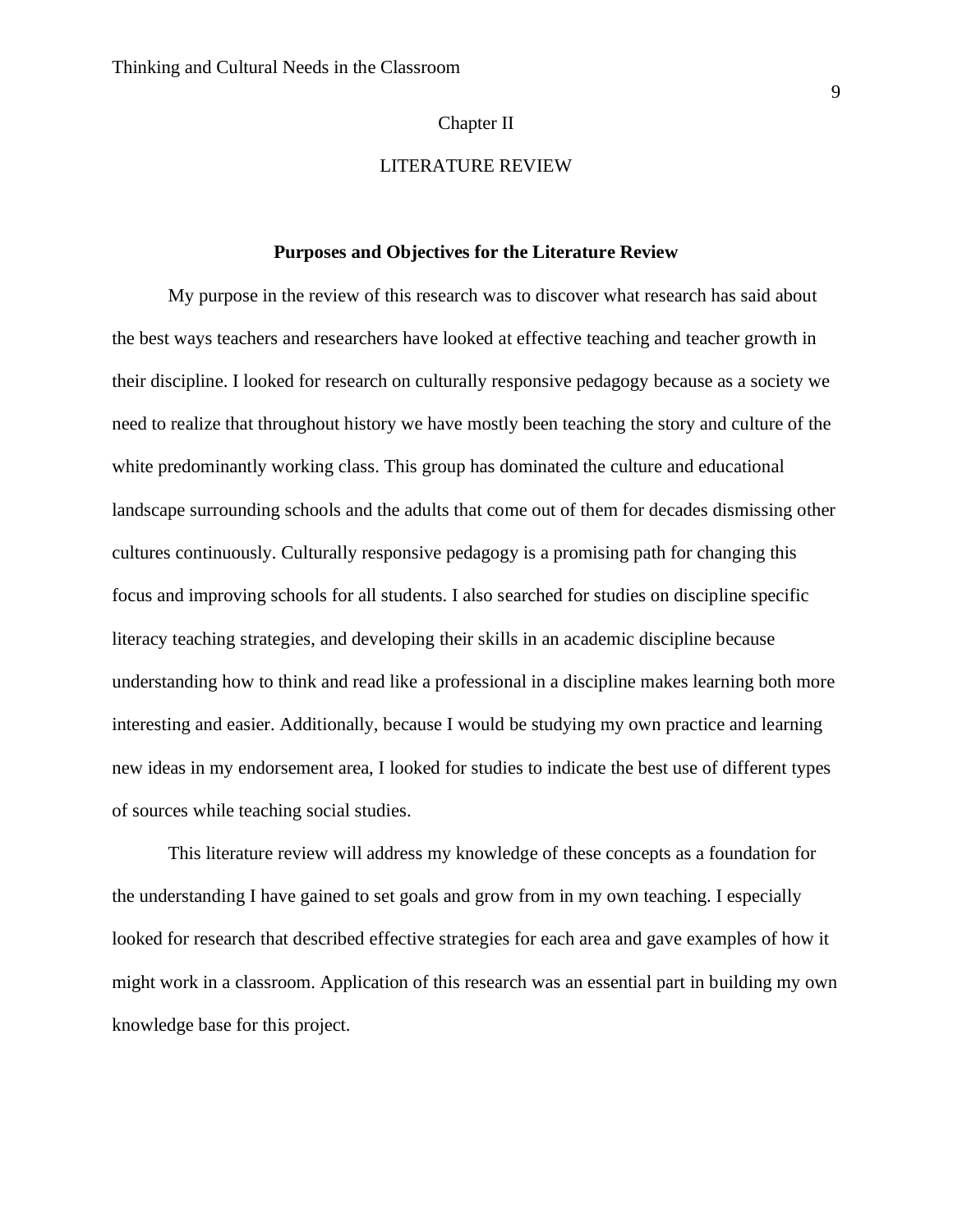# Chapter II

# LITERATURE REVIEW

## Purposes and Objectives for the Literature Review

My purpose in the review of this research was to discover what research has said about the best ways teachers and researchers have looked at effective teaching and teacher growth in their discipline. I looked for research on culturally responsive pedagogy because as a society we need to realize that throughout history we have mostly been teaching the story and culture of the white predominantly working class. This group has dominated the culture and educational landscape surrounding schools and the adults that come out of them for decades dismissing other cultures continuously. Culturally responsive pedagogy is a promising path for changing this focus and improving schools for all students. I also searched for studies on discipline specific literacy teaching strategies, and developing their skills in an academic discipline because understanding how to think and read like a professional in a discipline makes learning both more interesting and easier. Additionally, because I would be studying my own practice and learning new ideas in my endorsement area, I looked for studies to indicate the best use of different types of sources while teaching social studies.

This literature review will address my knowledge of these concepts as a foundation for the understanding I have gained to set goals and grow from in my own teaching. I especially looked for research that described effective strategies for each area and gave examples of how it might work in a classroom. Application of this research was an essential part in building my own knowledge base for this project.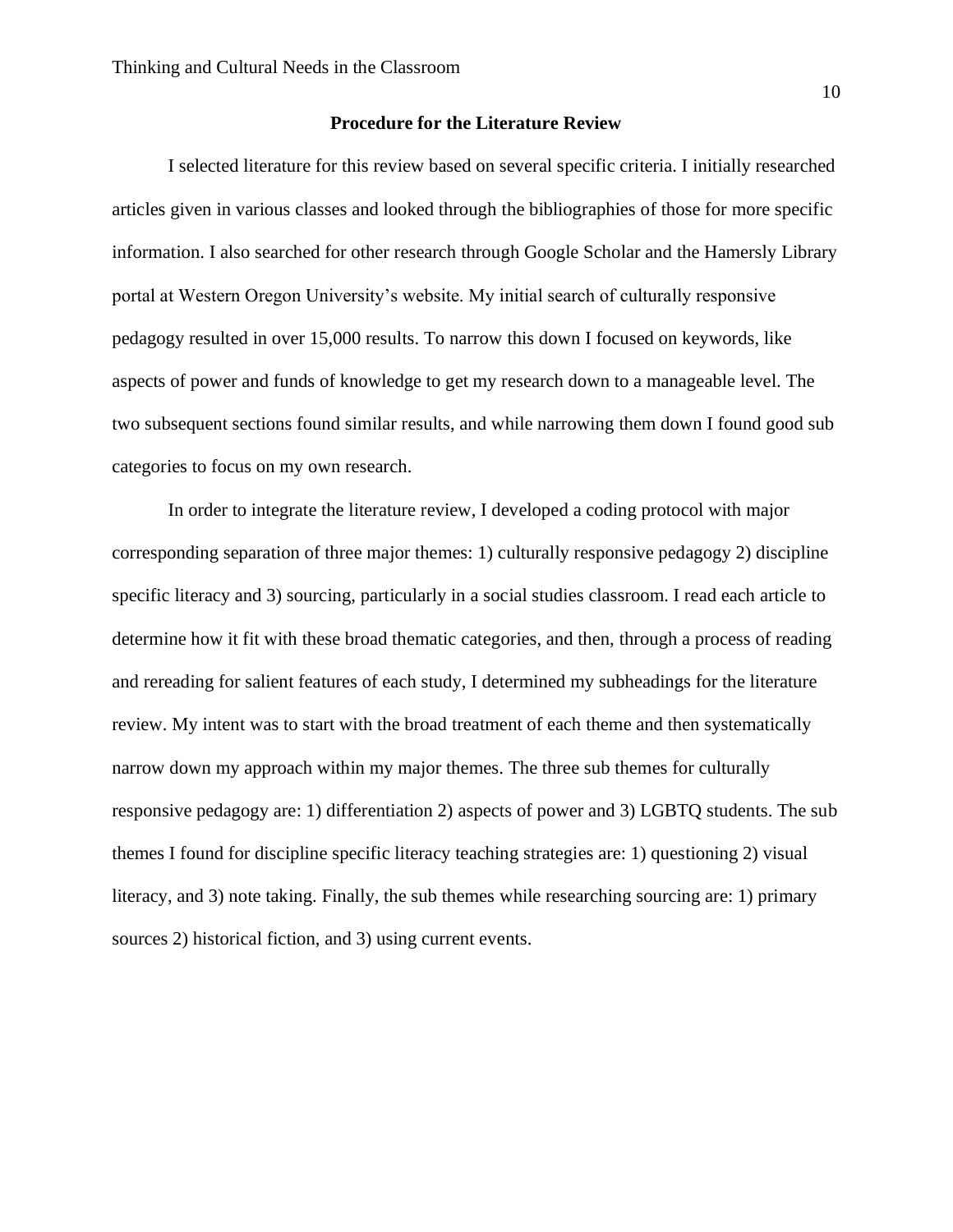## Procedure for the Literature Review

I selected literature for this review based on several specific criteria. I initially researched articles given in various classes and looked through the bibliographies of those for more specific information. I also searched for other research through Google Scholar and the Hamersly Library portal at Western Oregon University's website. My initial search of culturally responsive pedagogy resulted in over 15,000 results. To narrow this down I focused on keywords, like aspects of power and funds of knowledge to get my research down to a manageable level. The two subsequent sections found similar results, and while narrowing them down I found good sub categories to focus on my own research.

In order to integrate the literature review, I developed a coding protocol with major corresponding separation of three major themes: 1) culturally responsive pedagogy 2) discipline specific literacy and 3) sourcing, particularly in a social studies classroom. I read each article to determine how it fit with these broad thematic categories, and then, through a process of reading and rereading for salient features of each study, I determined my subheadings for the literature review. My intent was to start with the broad treatment of each theme and then systematically narrow down my approach within my major themes. The three sub themes for culturally responsive pedagogy are: 1) differentiation 2) aspects of power and 3) LGBTQ students. The sub themes I found for discipline specific literacy teaching strategies are: 1) questioning 2) visual literacy, and 3) note taking. Finally, the sub themes while researching sourcing are: 1) primary sources 2) historical fiction, and 3) using current events.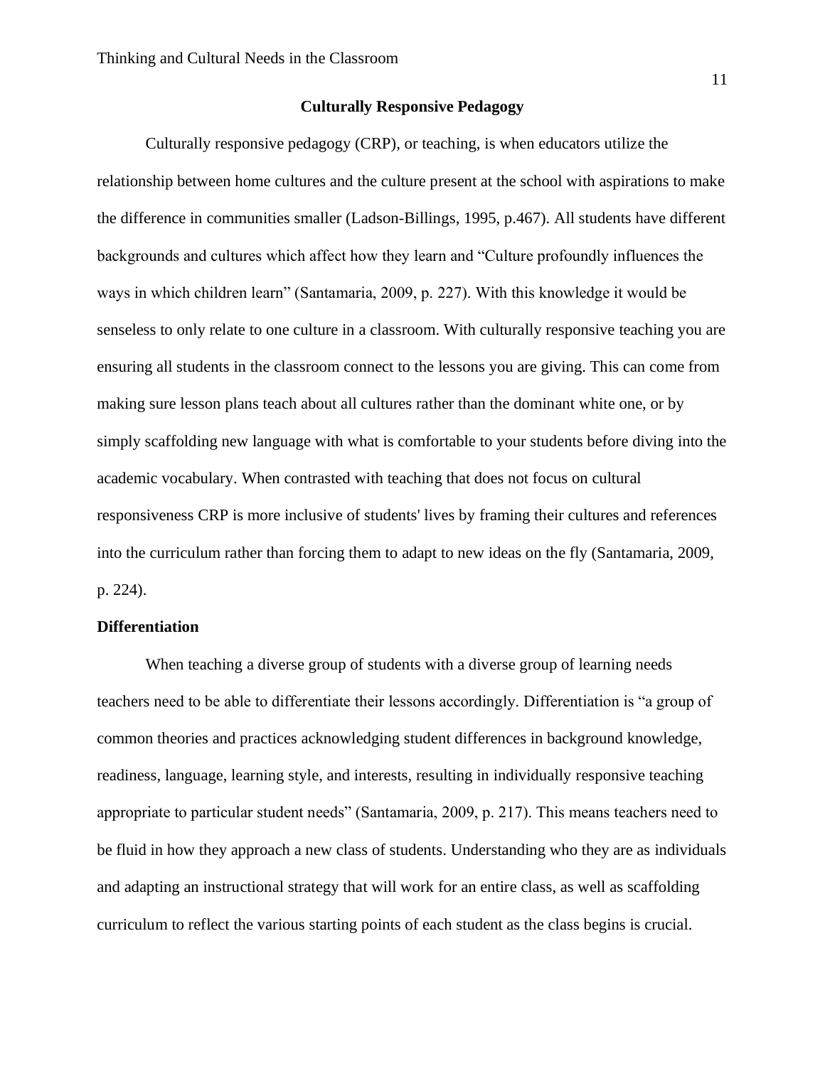## Culturally Responsive Pedagogy

Culturally responsive pedagogy (CRP), or teaching, is when educators utilize the relationship between home cultures and the culture present at the school with aspirations to make the difference in communities smaller (Ladson-Billings, 1995, p.467). All students have different backgrounds and cultures which affect how they learn and "Culture profoundly influences the ways in which children learn" (Santamaria, 2009, p. 227). With this knowledge it would be senseless to only relate to one culture in a classroom. With culturally responsive teaching you are ensuring all students in the classroom connect to the lessons you are giving. This can come from making sure lesson plans teach about all cultures rather than the dominant white one, or by simply scaffolding new language with what is comfortable to your students before diving into the academic vocabulary. When contrasted with teaching that does not focus on cultural responsiveness CRP is more inclusive of students' lives by framing their cultures and references into the curriculum rather than forcing them to adapt to new ideas on the fly (Santamaria, 2009, p. 224).

### Differentiation

When teaching a diverse group of students with a diverse group of learning needs teachers need to be able to differentiate their lessons accordingly. Differentiation is "a group of common theories and practices acknowledging student differences in background knowledge, readiness, language, learning style, and interests, resulting in individually responsive teaching appropriate to particular student needs" (Santamaria, 2009, p. 217). This means teachers need to be fluid in how they approach a new class of students. Understanding who they are as individuals and adapting an instructional strategy that will work for an entire class, as well as scaffolding curriculum to reflect the various starting points of each student as the class begins is crucial.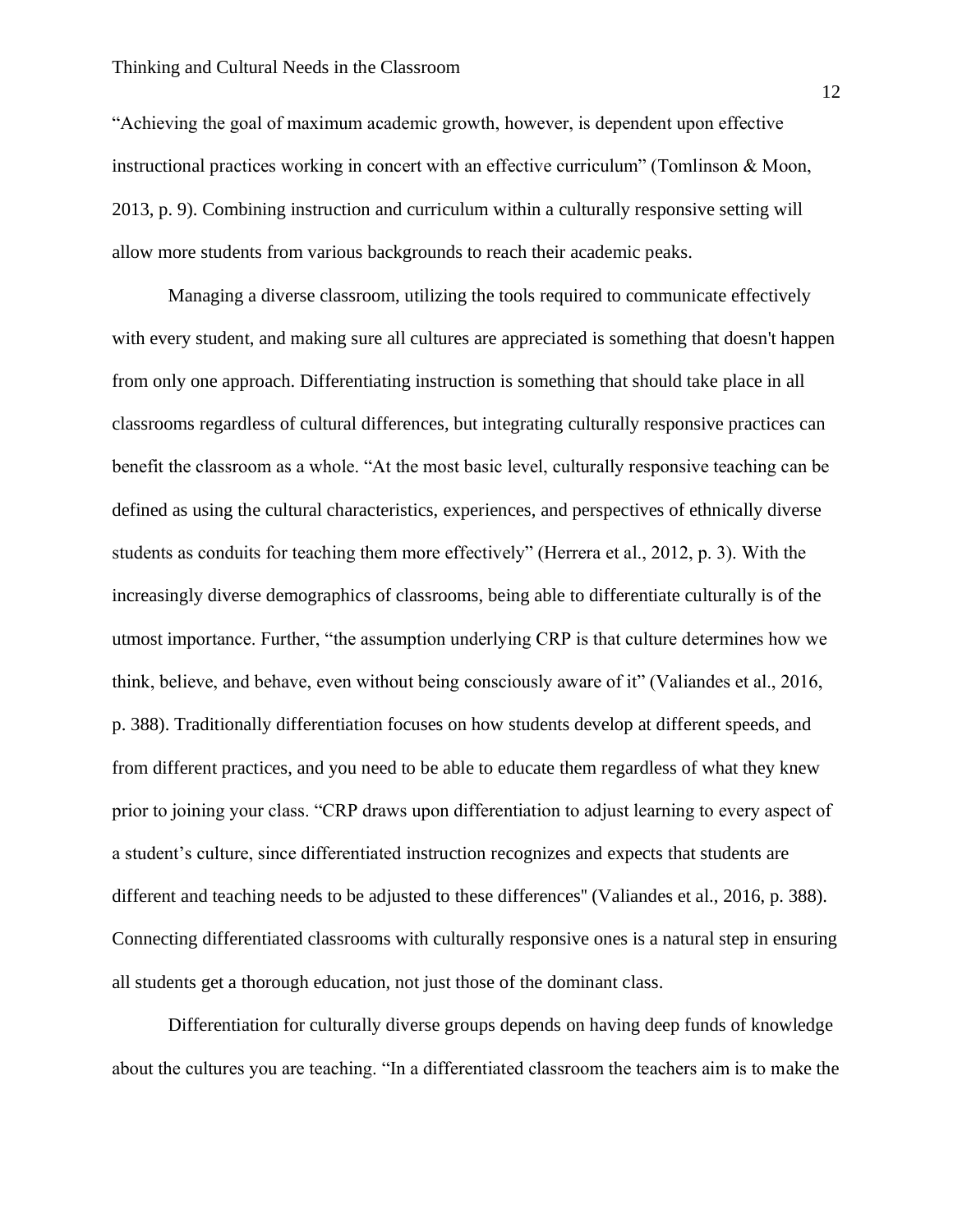"Achieving the goal of maximum academic growth, however, is dependent upon effective instructional practices working in concert with an effective curriculum" (Tomlinson & Moon, 2013, p. 9). Combining instruction and curriculum within a culturally responsive setting will allow more students from various backgrounds to reach their academic peaks.

Managing a diverse classroom, utilizing the tools required to communicate effectively with every student, and making sure all cultures are appreciated is something that doesn't happen from only one approach. Differentiating instruction is something that should take place in all classrooms regardless of cultural differences, but integrating culturally responsive practices can benefit the classroom as a whole. "At the most basic level, culturally responsive teaching can be defined as using the cultural characteristics, experiences, and perspectives of ethnically diverse students as conduits for teaching them more effectively" (Herrera et al., 2012, p. 3). With the increasingly diverse demographics of classrooms, being able to differentiate culturally is of the utmost importance. Further, "the assumption underlying CRP is that culture determines how we think, believe, and behave, even without being consciously aware of it" (Valiandes et al., 2016, p. 388). Traditionally differentiation focuses on how students develop at different speeds, and from different practices, and you need to be able to educate them regardless of what they knew prior to joining your class. "CRP draws upon differentiation to adjust learning to every aspect of a student's culture, since differentiated instruction recognizes and expects that students are different and teaching needs to be adjusted to these differences" (Valiandes et al., 2016, p. 388). Connecting differentiated classrooms with culturally responsive ones is a natural step in ensuring all students get a thorough education, not just those of the dominant class.

Differentiation for culturally diverse groups depends on having deep funds of knowledge about the cultures you are teaching. "In a differentiated classroom the teachers aim is to make the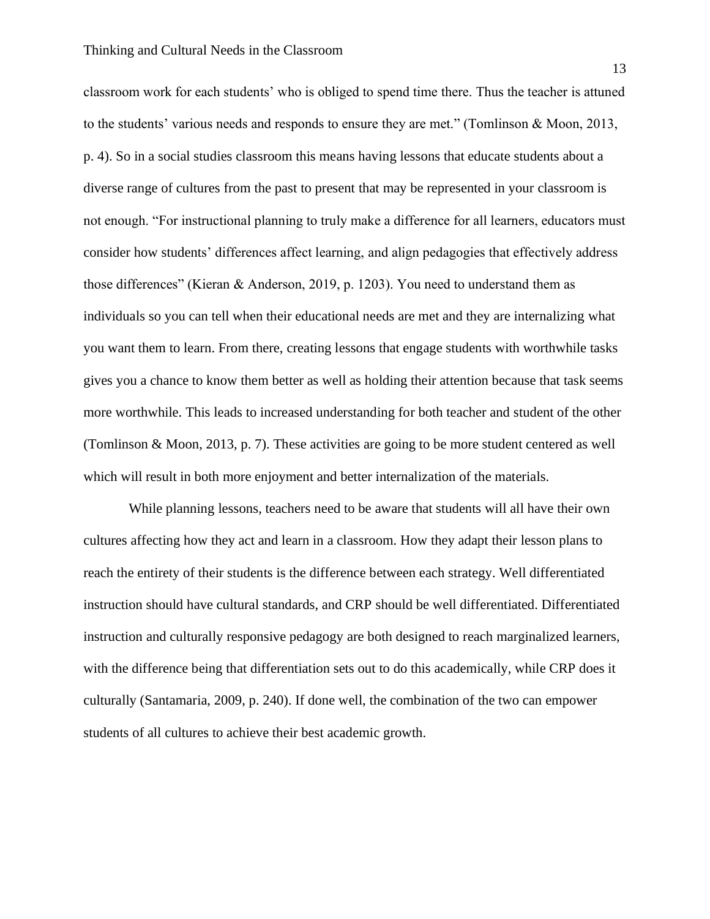classroom work for each students' who is obliged to spend time there. Thus the teacher is attuned to the students' various needs and responds to ensure they are met." (Tomlinson & Moon, 2013, p. 4). So in a social studies classroom this means having lessons that educate students about a diverse range of cultures from the past to present that may be represented in your classroom is not enough. "For instructional planning to truly make a difference for all learners, educators must consider how students' differences affect learning, and align pedagogies that effectively address those differences" (Kieran & Anderson, 2019, p. 1203). You need to understand them as individuals so you can tell when their educational needs are met and they are internalizing what you want them to learn. From there, creating lessons that engage students with worthwhile tasks gives you a chance to know them better as well as holding their attention because that task seems more worthwhile. This leads to increased understanding for both teacher and student of the other (Tomlinson & Moon, 2013, p. 7). These activities are going to be more student centered as well which will result in both more enjoyment and better internalization of the materials.

While planning lessons, teachers need to be aware that students will all have their own cultures affecting how they act and learn in a classroom. How they adapt their lesson plans to reach the entirety of their students is the difference between each strategy. Well differentiated instruction should have cultural standards, and CRP should be well differentiated. Differentiated instruction and culturally responsive pedagogy are both designed to reach marginalized learners, with the difference being that differentiation sets out to do this academically, while CRP does it culturally (Santamaria, 2009, p. 240). If done well, the combination of the two can empower students of all cultures to achieve their best academic growth.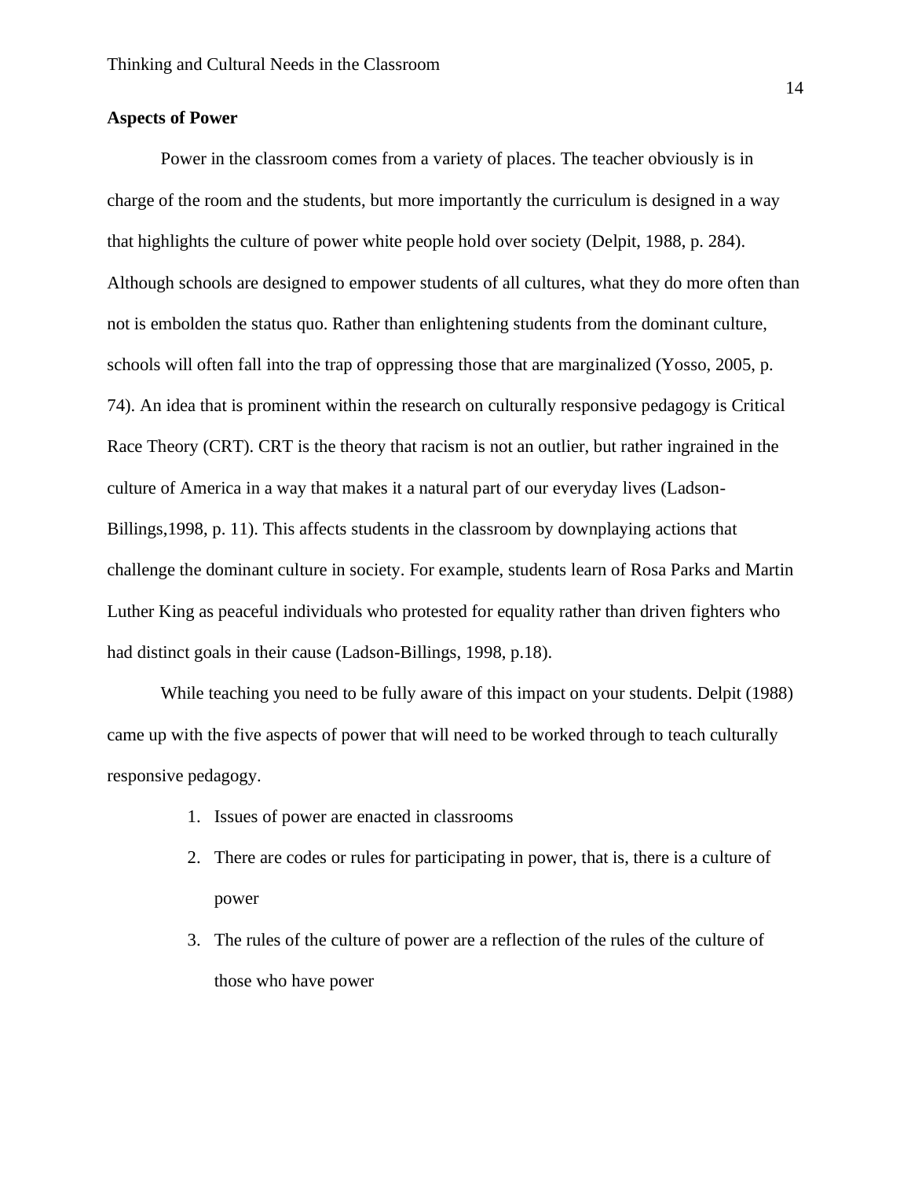### Aspects of Power

Power in the classroom comes from a variety of places. The teacher obviously is in charge of the room and the students, but more importantly the curriculum is designed in a way that highlights the culture of power white people hold over society (Delpit, 1988, p. 284). Although schools are designed to empower students of all cultures, what they do more often than not is embolden the status quo. Rather than enlightening students from the dominant culture, schools will often fall into the trap of oppressing those that are marginalized (Yosso, 2005, p. 74). An idea that is prominent within the research on culturally responsive pedagogy is Critical Race Theory (CRT). CRT is the theory that racism is not an outlier, but rather ingrained in the culture of America in a way that makes it a natural part of our everyday lives (Ladson-Billings,1998, p. 11). This affects students in the classroom by downplaying actions that challenge the dominant culture in society. For example, students learn of Rosa Parks and Martin Luther King as peaceful individuals who protested for equality rather than driven fighters who had distinct goals in their cause (Ladson-Billings, 1998, p.18).

While teaching you need to be fully aware of this impact on your students. Delpit (1988) came up with the five aspects of power that will need to be worked through to teach culturally responsive pedagogy.

1. Issues of power are enacted in classrooms
2. There are codes or rules for participating in power, that is, there is a culture of power
3. The rules of the culture of power are a reflection of the rules of the culture of those who have power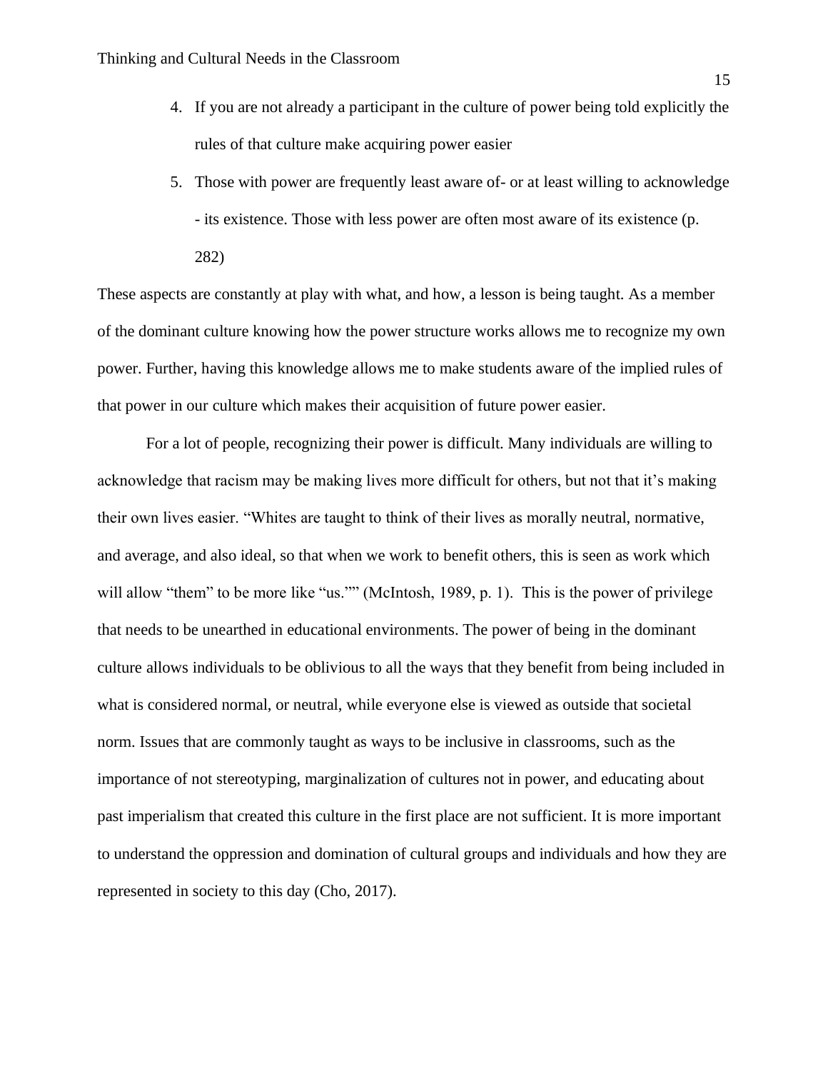4. If you are not already a participant in the culture of power being told explicitly the rules of that culture make acquiring power easier
5. Those with power are frequently least aware of- or at least willing to acknowledge - its existence. Those with less power are often most aware of its existence (p. 282)

These aspects are constantly at play with what, and how, a lesson is being taught. As a member of the dominant culture knowing how the power structure works allows me to recognize my own power. Further, having this knowledge allows me to make students aware of the implied rules of that power in our culture which makes their acquisition of future power easier.

For a lot of people, recognizing their power is difficult. Many individuals are willing to acknowledge that racism may be making lives more difficult for others, but not that it's making their own lives easier. "Whites are taught to think of their lives as morally neutral, normative, and average, and also ideal, so that when we work to benefit others, this is seen as work which will allow "them" to be more like "us."" (McIntosh, 1989, p. 1). This is the power of privilege that needs to be unearthed in educational environments. The power of being in the dominant culture allows individuals to be oblivious to all the ways that they benefit from being included in what is considered normal, or neutral, while everyone else is viewed as outside that societal norm. Issues that are commonly taught as ways to be inclusive in classrooms, such as the importance of not stereotyping, marginalization of cultures not in power, and educating about past imperialism that created this culture in the first place are not sufficient. It is more important to understand the oppression and domination of cultural groups and individuals and how they are represented in society to this day (Cho, 2017).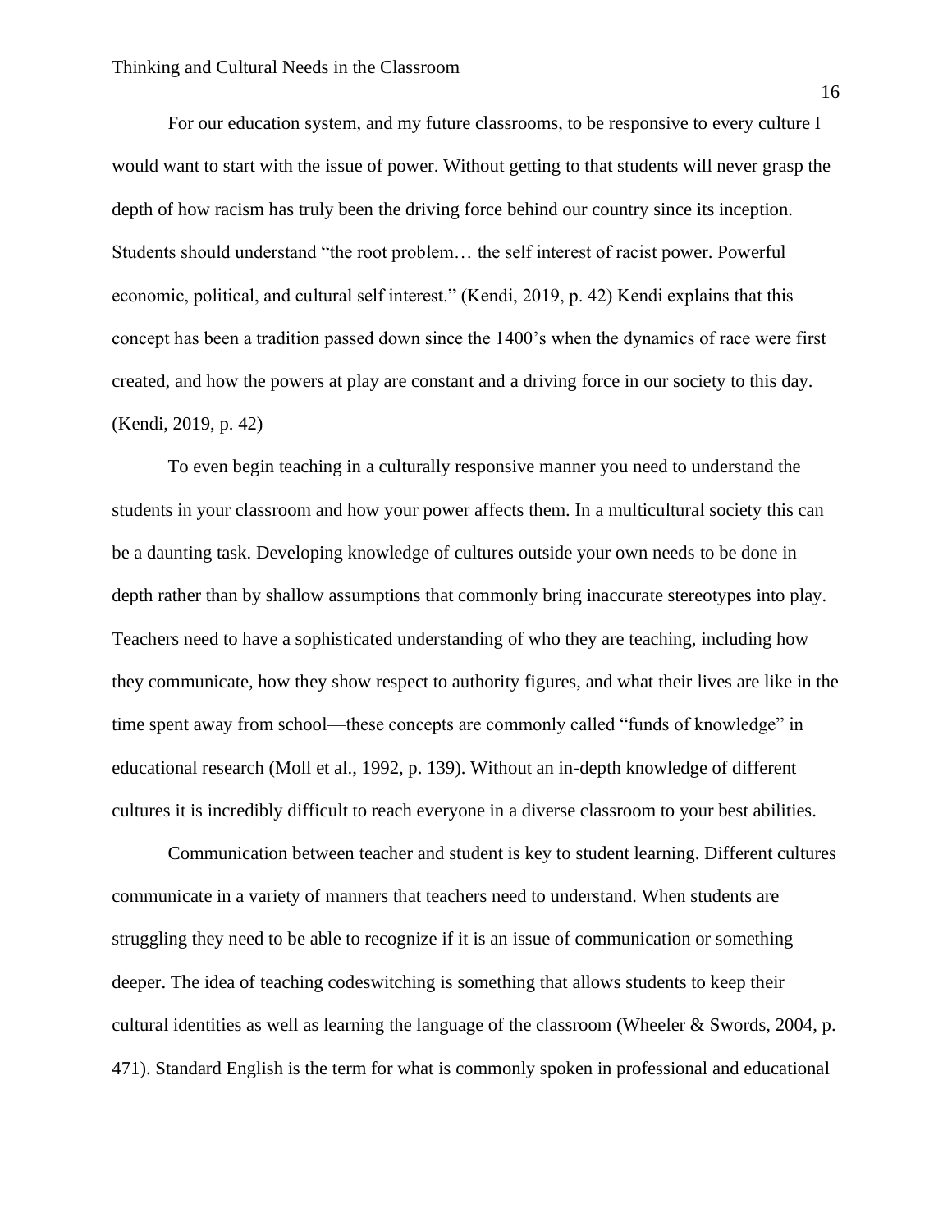For our education system, and my future classrooms, to be responsive to every culture I would want to start with the issue of power. Without getting to that students will never grasp the depth of how racism has truly been the driving force behind our country since its inception. Students should understand "the root problem… the self interest of racist power. Powerful economic, political, and cultural self interest." (Kendi, 2019, p. 42) Kendi explains that this concept has been a tradition passed down since the 1400's when the dynamics of race were first created, and how the powers at play are constant and a driving force in our society to this day. (Kendi, 2019, p. 42)

To even begin teaching in a culturally responsive manner you need to understand the students in your classroom and how your power affects them. In a multicultural society this can be a daunting task. Developing knowledge of cultures outside your own needs to be done in depth rather than by shallow assumptions that commonly bring inaccurate stereotypes into play. Teachers need to have a sophisticated understanding of who they are teaching, including how they communicate, how they show respect to authority figures, and what their lives are like in the time spent away from school—these concepts are commonly called "funds of knowledge" in educational research (Moll et al., 1992, p. 139). Without an in-depth knowledge of different cultures it is incredibly difficult to reach everyone in a diverse classroom to your best abilities.

Communication between teacher and student is key to student learning. Different cultures communicate in a variety of manners that teachers need to understand. When students are struggling they need to be able to recognize if it is an issue of communication or something deeper. The idea of teaching codeswitching is something that allows students to keep their cultural identities as well as learning the language of the classroom (Wheeler & Swords, 2004, p. 471). Standard English is the term for what is commonly spoken in professional and educational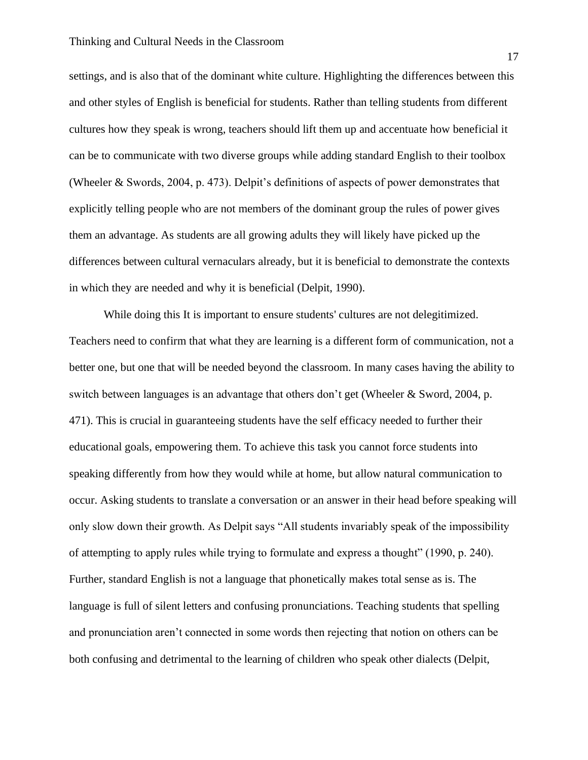settings, and is also that of the dominant white culture. Highlighting the differences between this and other styles of English is beneficial for students. Rather than telling students from different cultures how they speak is wrong, teachers should lift them up and accentuate how beneficial it can be to communicate with two diverse groups while adding standard English to their toolbox (Wheeler & Swords, 2004, p. 473). Delpit's definitions of aspects of power demonstrates that explicitly telling people who are not members of the dominant group the rules of power gives them an advantage. As students are all growing adults they will likely have picked up the differences between cultural vernaculars already, but it is beneficial to demonstrate the contexts in which they are needed and why it is beneficial (Delpit, 1990).

While doing this It is important to ensure students' cultures are not delegitimized. Teachers need to confirm that what they are learning is a different form of communication, not a better one, but one that will be needed beyond the classroom. In many cases having the ability to switch between languages is an advantage that others don't get (Wheeler & Sword, 2004, p. 471). This is crucial in guaranteeing students have the self efficacy needed to further their educational goals, empowering them. To achieve this task you cannot force students into speaking differently from how they would while at home, but allow natural communication to occur. Asking students to translate a conversation or an answer in their head before speaking will only slow down their growth. As Delpit says "All students invariably speak of the impossibility of attempting to apply rules while trying to formulate and express a thought" (1990, p. 240). Further, standard English is not a language that phonetically makes total sense as is. The language is full of silent letters and confusing pronunciations. Teaching students that spelling and pronunciation aren't connected in some words then rejecting that notion on others can be both confusing and detrimental to the learning of children who speak other dialects (Delpit,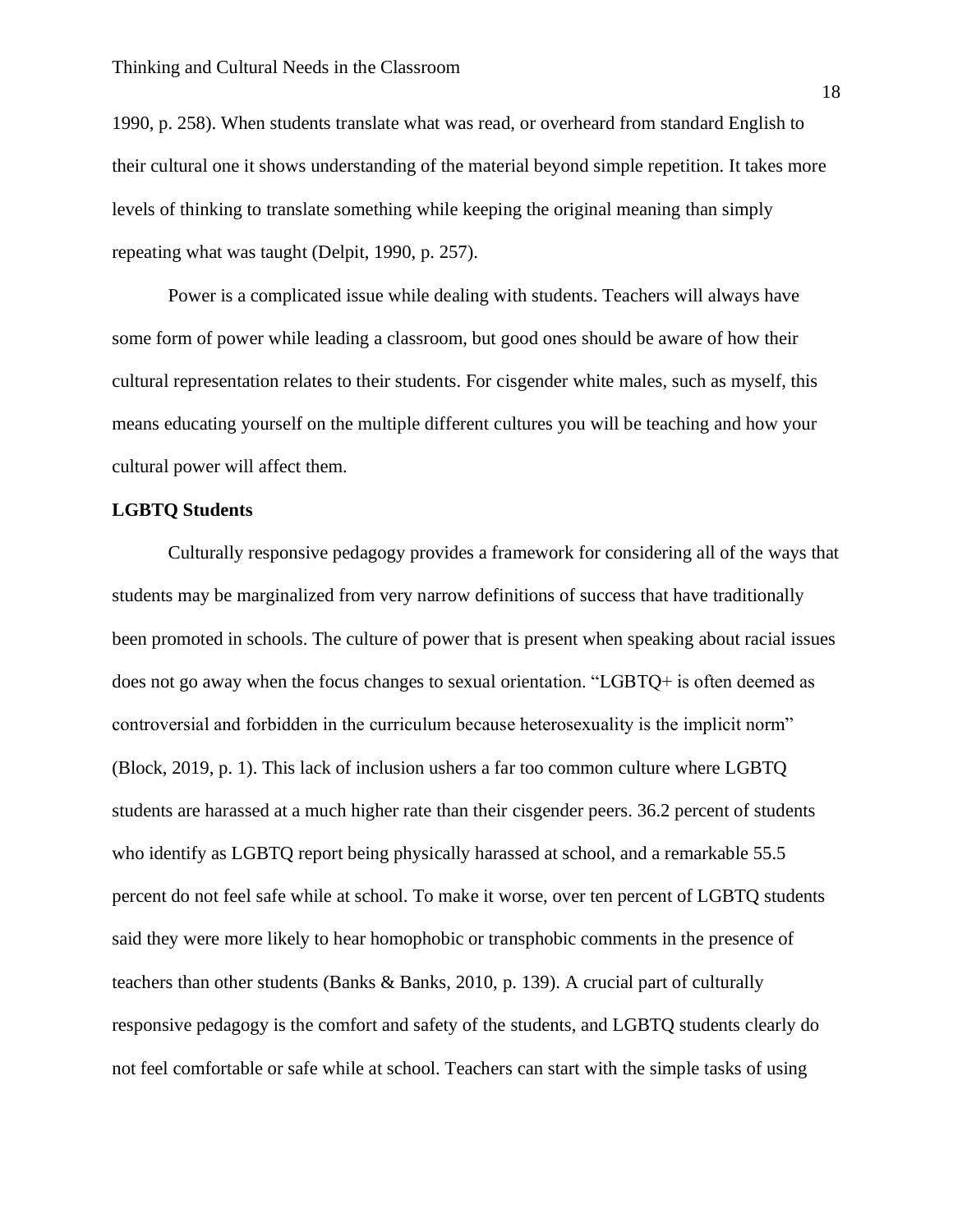1990, p. 258). When students translate what was read, or overheard from standard English to their cultural one it shows understanding of the material beyond simple repetition. It takes more levels of thinking to translate something while keeping the original meaning than simply repeating what was taught (Delpit, 1990, p. 257).

Power is a complicated issue while dealing with students. Teachers will always have some form of power while leading a classroom, but good ones should be aware of how their cultural representation relates to their students. For cisgender white males, such as myself, this means educating yourself on the multiple different cultures you will be teaching and how your cultural power will affect them.

**LGBTQ Students**

Culturally responsive pedagogy provides a framework for considering all of the ways that students may be marginalized from very narrow definitions of success that have traditionally been promoted in schools. The culture of power that is present when speaking about racial issues does not go away when the focus changes to sexual orientation. “LGBTQ+ is often deemed as controversial and forbidden in the curriculum because heterosexuality is the implicit norm” (Block, 2019, p. 1). This lack of inclusion ushers a far too common culture where LGBTQ students are harassed at a much higher rate than their cisgender peers. 36.2 percent of students who identify as LGBTQ report being physically harassed at school, and a remarkable 55.5 percent do not feel safe while at school. To make it worse, over ten percent of LGBTQ students said they were more likely to hear homophobic or transphobic comments in the presence of teachers than other students (Banks & Banks, 2010, p. 139). A crucial part of culturally responsive pedagogy is the comfort and safety of the students, and LGBTQ students clearly do not feel comfortable or safe while at school. Teachers can start with the simple tasks of using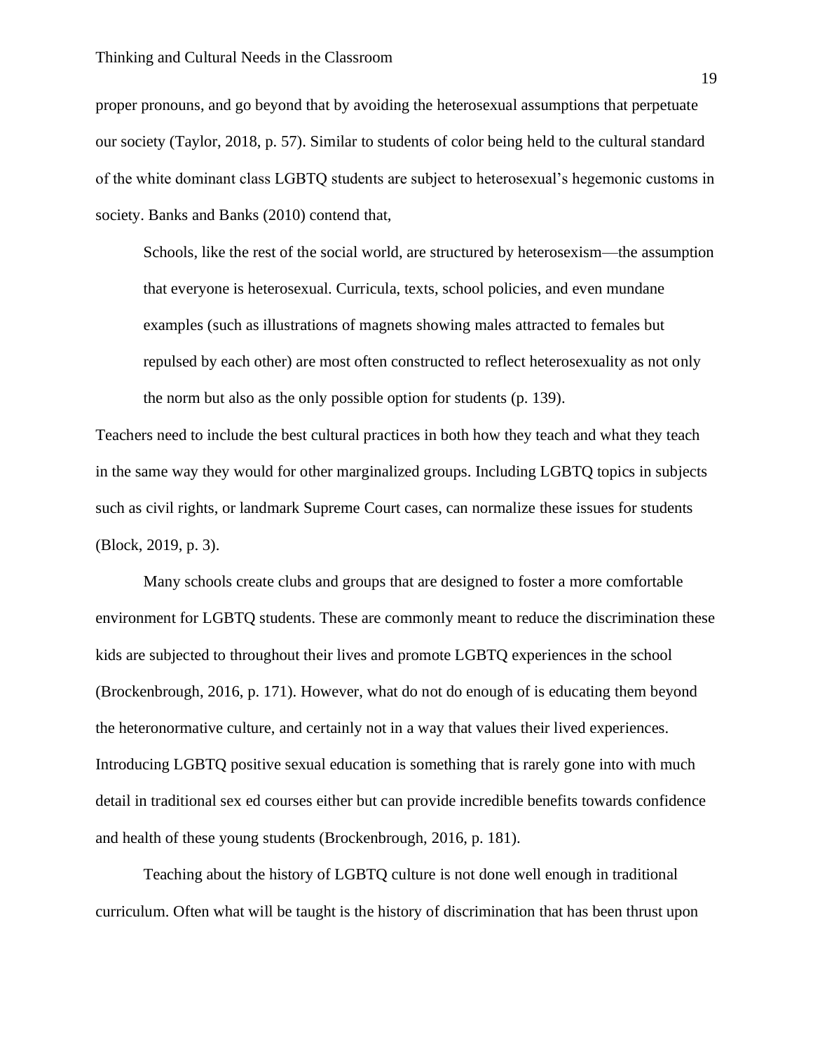proper pronouns, and go beyond that by avoiding the heterosexual assumptions that perpetuate our society (Taylor, 2018, p. 57). Similar to students of color being held to the cultural standard of the white dominant class LGBTQ students are subject to heterosexual's hegemonic customs in society. Banks and Banks (2010) contend that,

> Schools, like the rest of the social world, are structured by heterosexism—the assumption that everyone is heterosexual. Curricula, texts, school policies, and even mundane examples (such as illustrations of magnets showing males attracted to females but repulsed by each other) are most often constructed to reflect heterosexuality as not only the norm but also as the only possible option for students (p. 139).

Teachers need to include the best cultural practices in both how they teach and what they teach in the same way they would for other marginalized groups. Including LGBTQ topics in subjects such as civil rights, or landmark Supreme Court cases, can normalize these issues for students (Block, 2019, p. 3).

Many schools create clubs and groups that are designed to foster a more comfortable environment for LGBTQ students. These are commonly meant to reduce the discrimination these kids are subjected to throughout their lives and promote LGBTQ experiences in the school (Brockenbrough, 2016, p. 171). However, what do not do enough of is educating them beyond the heteronormative culture, and certainly not in a way that values their lived experiences. Introducing LGBTQ positive sexual education is something that is rarely gone into with much detail in traditional sex ed courses either but can provide incredible benefits towards confidence and health of these young students (Brockenbrough, 2016, p. 181).

Teaching about the history of LGBTQ culture is not done well enough in traditional curriculum. Often what will be taught is the history of discrimination that has been thrust upon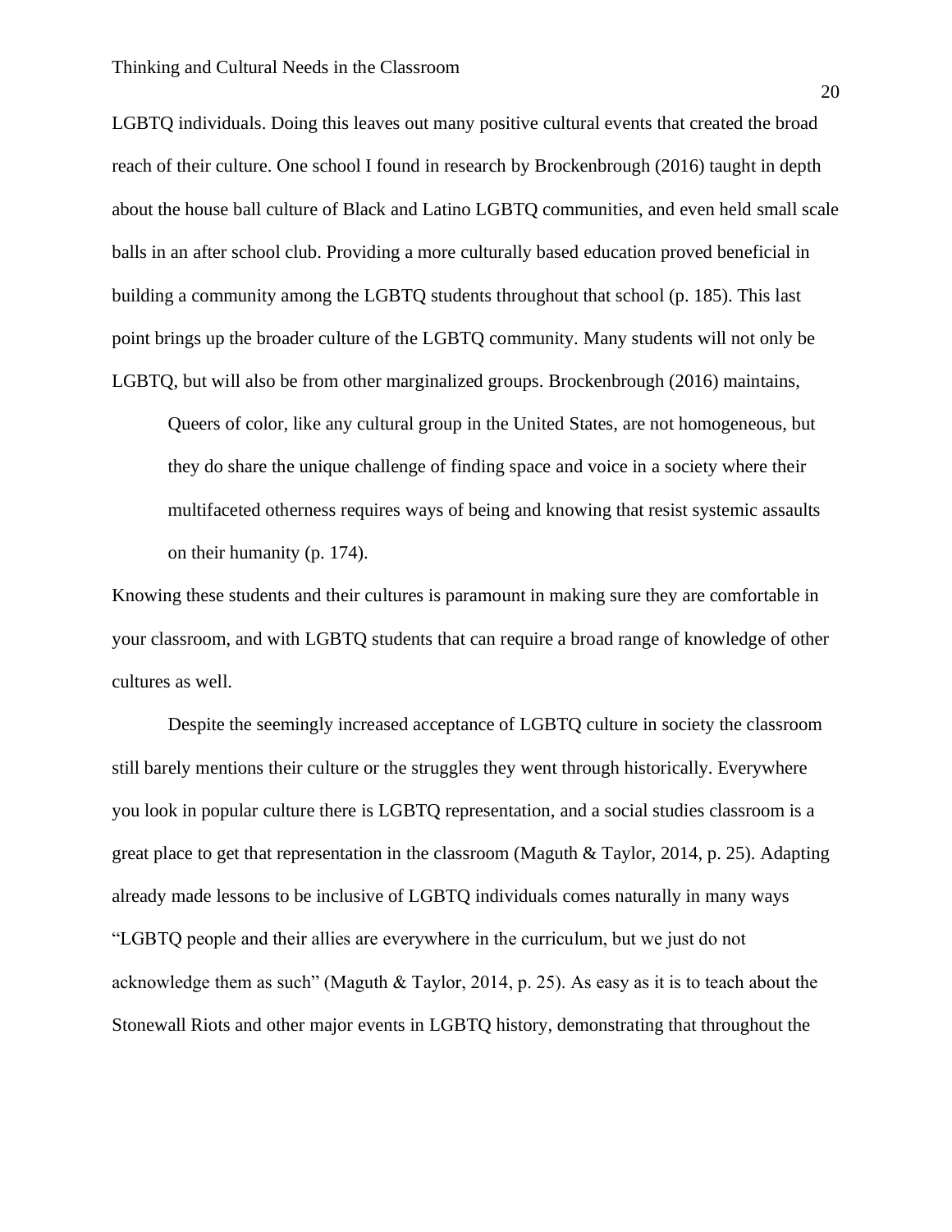LGBTQ individuals. Doing this leaves out many positive cultural events that created the broad reach of their culture. One school I found in research by Brockenbrough (2016) taught in depth about the house ball culture of Black and Latino LGBTQ communities, and even held small scale balls in an after school club. Providing a more culturally based education proved beneficial in building a community among the LGBTQ students throughout that school (p. 185). This last point brings up the broader culture of the LGBTQ community. Many students will not only be LGBTQ, but will also be from other marginalized groups. Brockenbrough (2016) maintains,

> Queers of color, like any cultural group in the United States, are not homogeneous, but they do share the unique challenge of finding space and voice in a society where their multifaceted otherness requires ways of being and knowing that resist systemic assaults on their humanity (p. 174).

Knowing these students and their cultures is paramount in making sure they are comfortable in your classroom, and with LGBTQ students that can require a broad range of knowledge of other cultures as well.

Despite the seemingly increased acceptance of LGBTQ culture in society the classroom still barely mentions their culture or the struggles they went through historically. Everywhere you look in popular culture there is LGBTQ representation, and a social studies classroom is a great place to get that representation in the classroom (Maguth & Taylor, 2014, p. 25). Adapting already made lessons to be inclusive of LGBTQ individuals comes naturally in many ways "LGBTQ people and their allies are everywhere in the curriculum, but we just do not acknowledge them as such" (Maguth & Taylor, 2014, p. 25). As easy as it is to teach about the Stonewall Riots and other major events in LGBTQ history, demonstrating that throughout the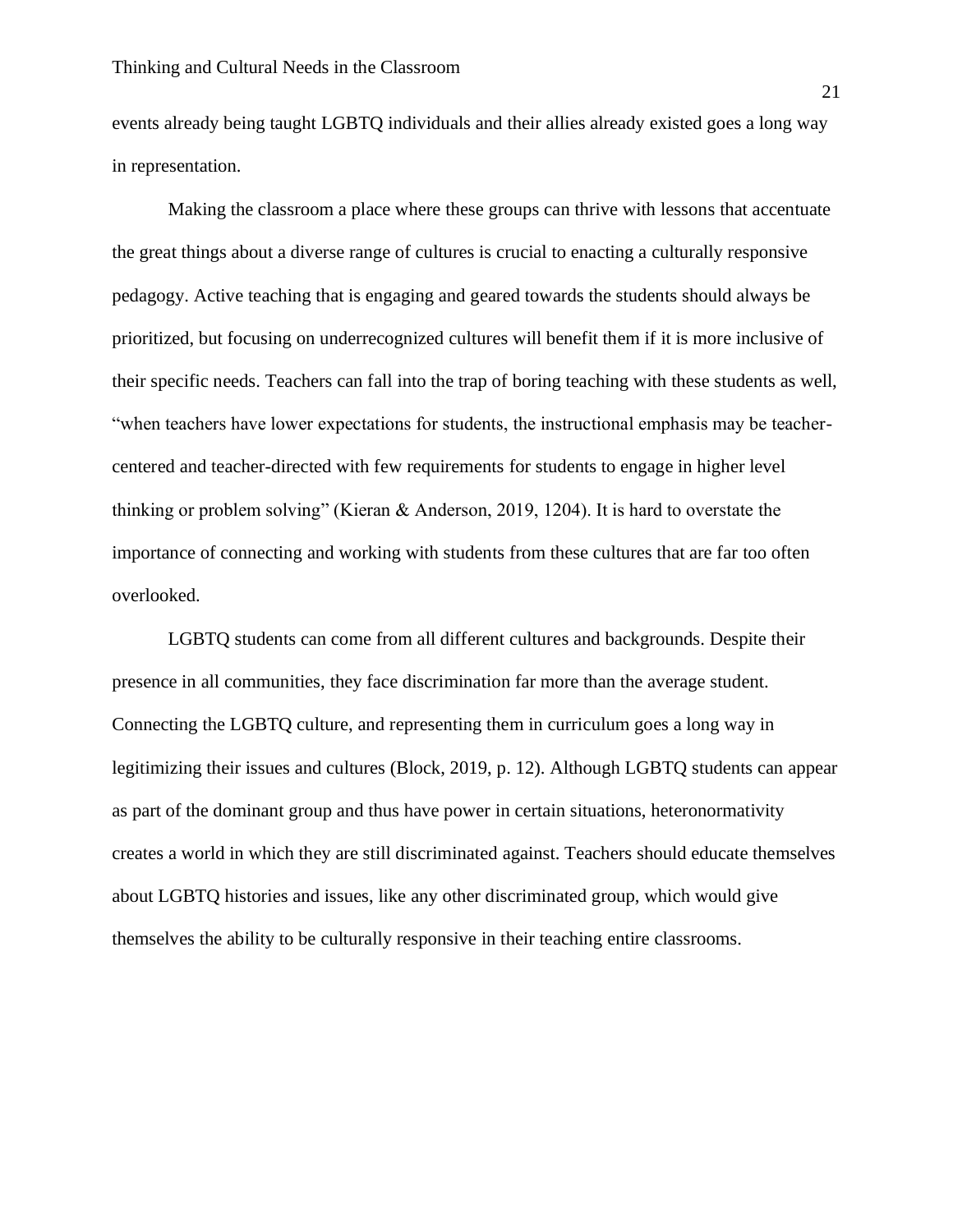events already being taught LGBTQ individuals and their allies already existed goes a long way in representation.

Making the classroom a place where these groups can thrive with lessons that accentuate the great things about a diverse range of cultures is crucial to enacting a culturally responsive pedagogy. Active teaching that is engaging and geared towards the students should always be prioritized, but focusing on underrecognized cultures will benefit them if it is more inclusive of their specific needs. Teachers can fall into the trap of boring teaching with these students as well, "when teachers have lower expectations for students, the instructional emphasis may be teacher-centered and teacher-directed with few requirements for students to engage in higher level thinking or problem solving" (Kieran & Anderson, 2019, 1204). It is hard to overstate the importance of connecting and working with students from these cultures that are far too often overlooked.

LGBTQ students can come from all different cultures and backgrounds. Despite their presence in all communities, they face discrimination far more than the average student. Connecting the LGBTQ culture, and representing them in curriculum goes a long way in legitimizing their issues and cultures (Block, 2019, p. 12). Although LGBTQ students can appear as part of the dominant group and thus have power in certain situations, heteronormativity creates a world in which they are still discriminated against. Teachers should educate themselves about LGBTQ histories and issues, like any other discriminated group, which would give themselves the ability to be culturally responsive in their teaching entire classrooms.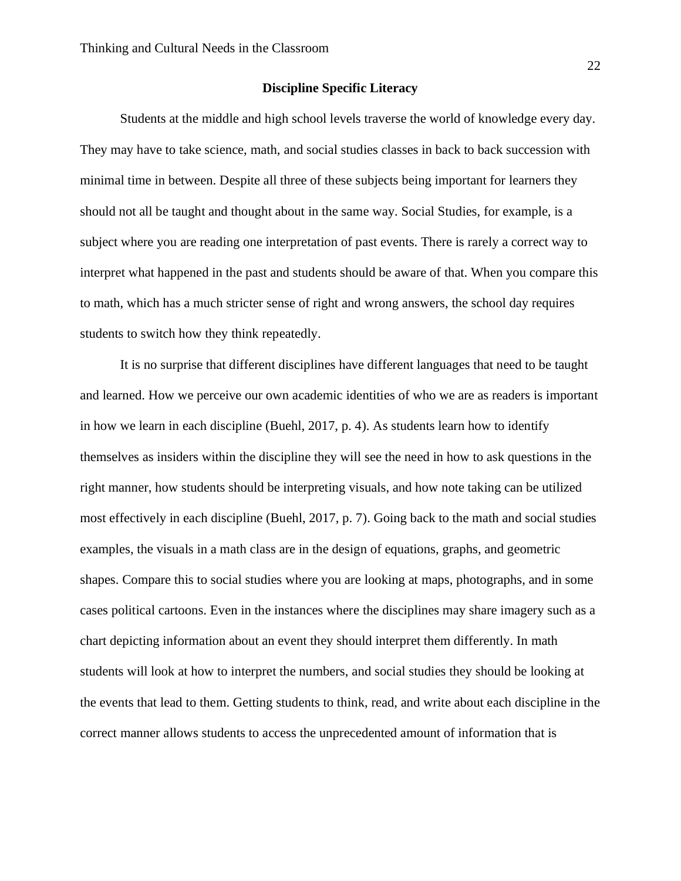## Discipline Specific Literacy

Students at the middle and high school levels traverse the world of knowledge every day. They may have to take science, math, and social studies classes in back to back succession with minimal time in between. Despite all three of these subjects being important for learners they should not all be taught and thought about in the same way. Social Studies, for example, is a subject where you are reading one interpretation of past events. There is rarely a correct way to interpret what happened in the past and students should be aware of that. When you compare this to math, which has a much stricter sense of right and wrong answers, the school day requires students to switch how they think repeatedly.

It is no surprise that different disciplines have different languages that need to be taught and learned. How we perceive our own academic identities of who we are as readers is important in how we learn in each discipline (Buehl, 2017, p. 4). As students learn how to identify themselves as insiders within the discipline they will see the need in how to ask questions in the right manner, how students should be interpreting visuals, and how note taking can be utilized most effectively in each discipline (Buehl, 2017, p. 7). Going back to the math and social studies examples, the visuals in a math class are in the design of equations, graphs, and geometric shapes. Compare this to social studies where you are looking at maps, photographs, and in some cases political cartoons. Even in the instances where the disciplines may share imagery such as a chart depicting information about an event they should interpret them differently. In math students will look at how to interpret the numbers, and social studies they should be looking at the events that lead to them. Getting students to think, read, and write about each discipline in the correct manner allows students to access the unprecedented amount of information that is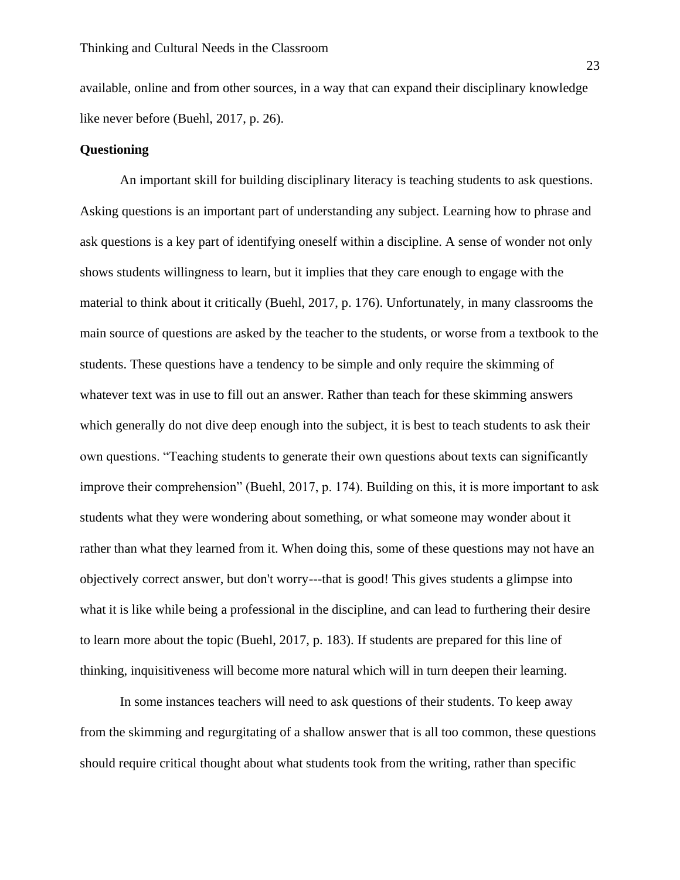available, online and from other sources, in a way that can expand their disciplinary knowledge like never before (Buehl, 2017, p. 26).

**Questioning**

An important skill for building disciplinary literacy is teaching students to ask questions. Asking questions is an important part of understanding any subject. Learning how to phrase and ask questions is a key part of identifying oneself within a discipline. A sense of wonder not only shows students willingness to learn, but it implies that they care enough to engage with the material to think about it critically (Buehl, 2017, p. 176). Unfortunately, in many classrooms the main source of questions are asked by the teacher to the students, or worse from a textbook to the students. These questions have a tendency to be simple and only require the skimming of whatever text was in use to fill out an answer. Rather than teach for these skimming answers which generally do not dive deep enough into the subject, it is best to teach students to ask their own questions. "Teaching students to generate their own questions about texts can significantly improve their comprehension" (Buehl, 2017, p. 174). Building on this, it is more important to ask students what they were wondering about something, or what someone may wonder about it rather than what they learned from it. When doing this, some of these questions may not have an objectively correct answer, but don't worry---that is good! This gives students a glimpse into what it is like while being a professional in the discipline, and can lead to furthering their desire to learn more about the topic (Buehl, 2017, p. 183). If students are prepared for this line of thinking, inquisitiveness will become more natural which will in turn deepen their learning.

In some instances teachers will need to ask questions of their students. To keep away from the skimming and regurgitating of a shallow answer that is all too common, these questions should require critical thought about what students took from the writing, rather than specific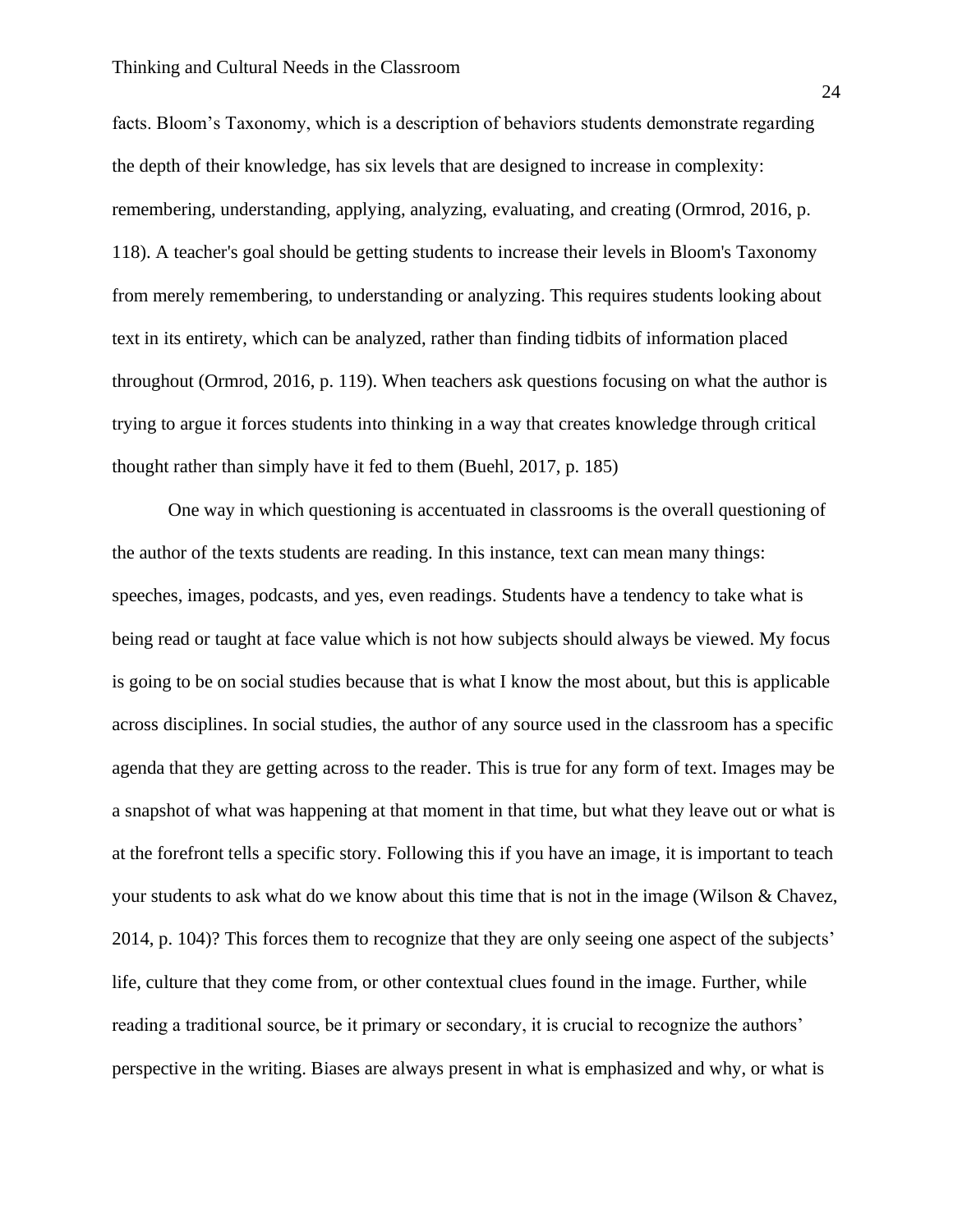facts. Bloom's Taxonomy, which is a description of behaviors students demonstrate regarding the depth of their knowledge, has six levels that are designed to increase in complexity: remembering, understanding, applying, analyzing, evaluating, and creating (Ormrod, 2016, p. 118). A teacher's goal should be getting students to increase their levels in Bloom's Taxonomy from merely remembering, to understanding or analyzing. This requires students looking about text in its entirety, which can be analyzed, rather than finding tidbits of information placed throughout (Ormrod, 2016, p. 119). When teachers ask questions focusing on what the author is trying to argue it forces students into thinking in a way that creates knowledge through critical thought rather than simply have it fed to them (Buehl, 2017, p. 185)

One way in which questioning is accentuated in classrooms is the overall questioning of the author of the texts students are reading. In this instance, text can mean many things: speeches, images, podcasts, and yes, even readings. Students have a tendency to take what is being read or taught at face value which is not how subjects should always be viewed. My focus is going to be on social studies because that is what I know the most about, but this is applicable across disciplines. In social studies, the author of any source used in the classroom has a specific agenda that they are getting across to the reader. This is true for any form of text. Images may be a snapshot of what was happening at that moment in that time, but what they leave out or what is at the forefront tells a specific story. Following this if you have an image, it is important to teach your students to ask what do we know about this time that is not in the image (Wilson & Chavez, 2014, p. 104)? This forces them to recognize that they are only seeing one aspect of the subjects' life, culture that they come from, or other contextual clues found in the image. Further, while reading a traditional source, be it primary or secondary, it is crucial to recognize the authors' perspective in the writing. Biases are always present in what is emphasized and why, or what is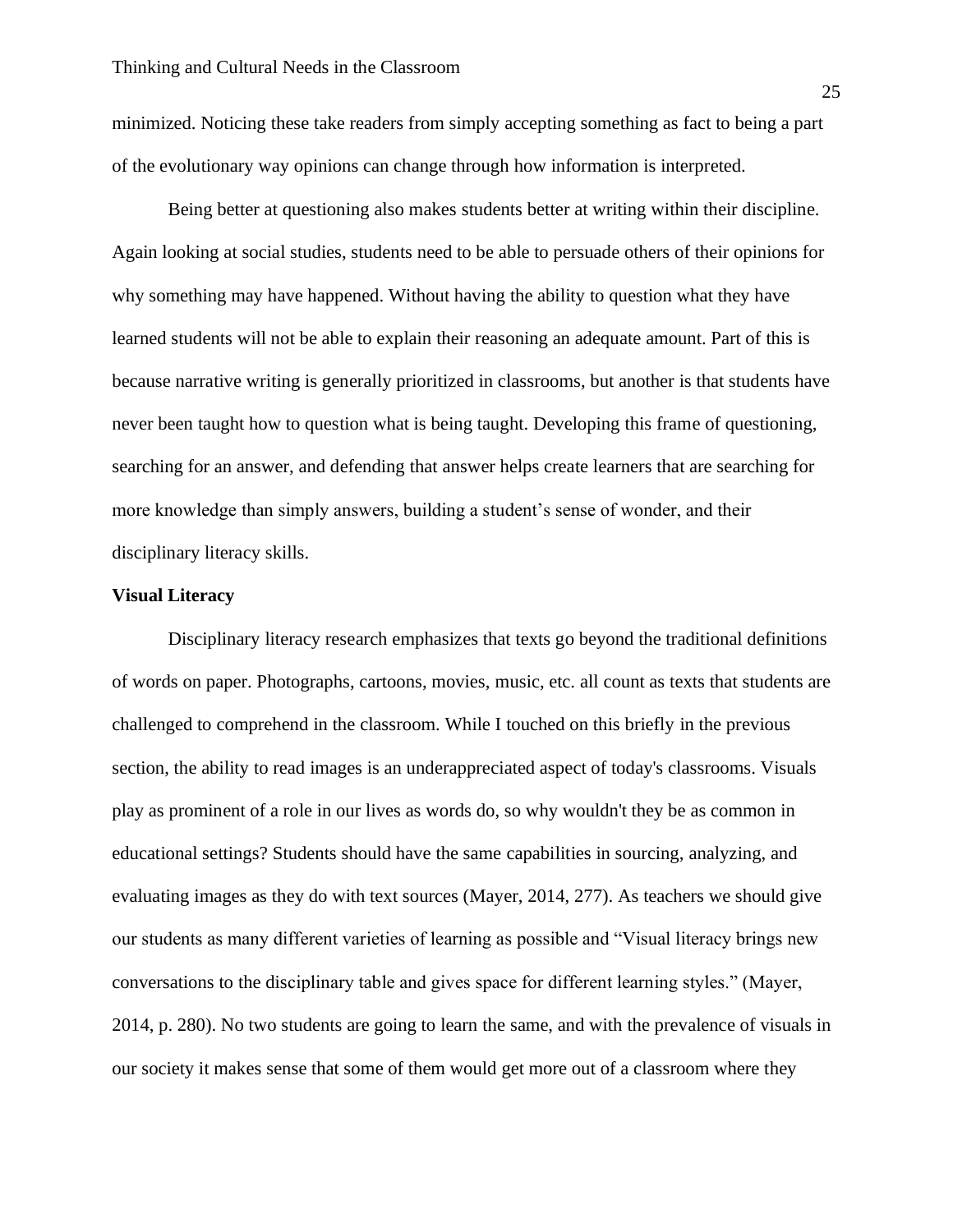minimized. Noticing these take readers from simply accepting something as fact to being a part of the evolutionary way opinions can change through how information is interpreted.

Being better at questioning also makes students better at writing within their discipline. Again looking at social studies, students need to be able to persuade others of their opinions for why something may have happened. Without having the ability to question what they have learned students will not be able to explain their reasoning an adequate amount. Part of this is because narrative writing is generally prioritized in classrooms, but another is that students have never been taught how to question what is being taught. Developing this frame of questioning, searching for an answer, and defending that answer helps create learners that are searching for more knowledge than simply answers, building a student's sense of wonder, and their disciplinary literacy skills.

**Visual Literacy**

Disciplinary literacy research emphasizes that texts go beyond the traditional definitions of words on paper. Photographs, cartoons, movies, music, etc. all count as texts that students are challenged to comprehend in the classroom. While I touched on this briefly in the previous section, the ability to read images is an underappreciated aspect of today's classrooms. Visuals play as prominent of a role in our lives as words do, so why wouldn't they be as common in educational settings? Students should have the same capabilities in sourcing, analyzing, and evaluating images as they do with text sources (Mayer, 2014, 277). As teachers we should give our students as many different varieties of learning as possible and "Visual literacy brings new conversations to the disciplinary table and gives space for different learning styles." (Mayer, 2014, p. 280). No two students are going to learn the same, and with the prevalence of visuals in our society it makes sense that some of them would get more out of a classroom where they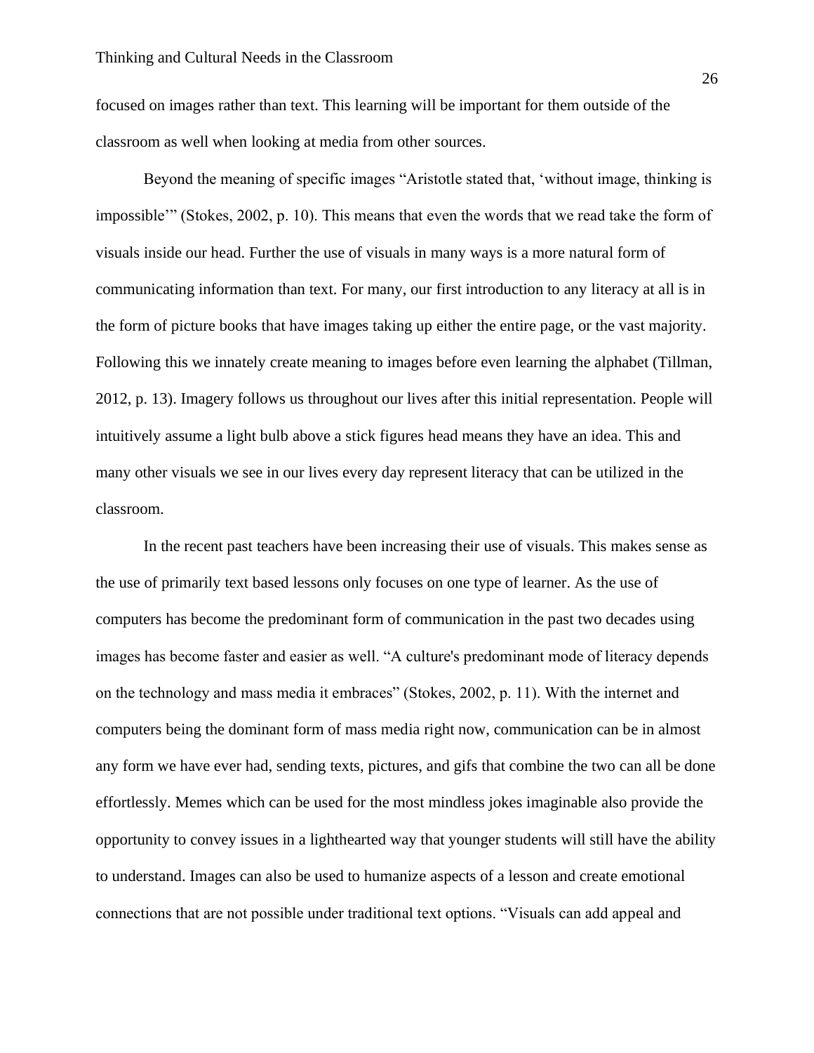focused on images rather than text. This learning will be important for them outside of the classroom as well when looking at media from other sources.

Beyond the meaning of specific images "Aristotle stated that, 'without image, thinking is impossible'" (Stokes, 2002, p. 10). This means that even the words that we read take the form of visuals inside our head. Further the use of visuals in many ways is a more natural form of communicating information than text. For many, our first introduction to any literacy at all is in the form of picture books that have images taking up either the entire page, or the vast majority. Following this we innately create meaning to images before even learning the alphabet (Tillman, 2012, p. 13). Imagery follows us throughout our lives after this initial representation. People will intuitively assume a light bulb above a stick figures head means they have an idea. This and many other visuals we see in our lives every day represent literacy that can be utilized in the classroom.

In the recent past teachers have been increasing their use of visuals. This makes sense as the use of primarily text based lessons only focuses on one type of learner. As the use of computers has become the predominant form of communication in the past two decades using images has become faster and easier as well. "A culture's predominant mode of literacy depends on the technology and mass media it embraces" (Stokes, 2002, p. 11). With the internet and computers being the dominant form of mass media right now, communication can be in almost any form we have ever had, sending texts, pictures, and gifs that combine the two can all be done effortlessly. Memes which can be used for the most mindless jokes imaginable also provide the opportunity to convey issues in a lighthearted way that younger students will still have the ability to understand. Images can also be used to humanize aspects of a lesson and create emotional connections that are not possible under traditional text options. "Visuals can add appeal and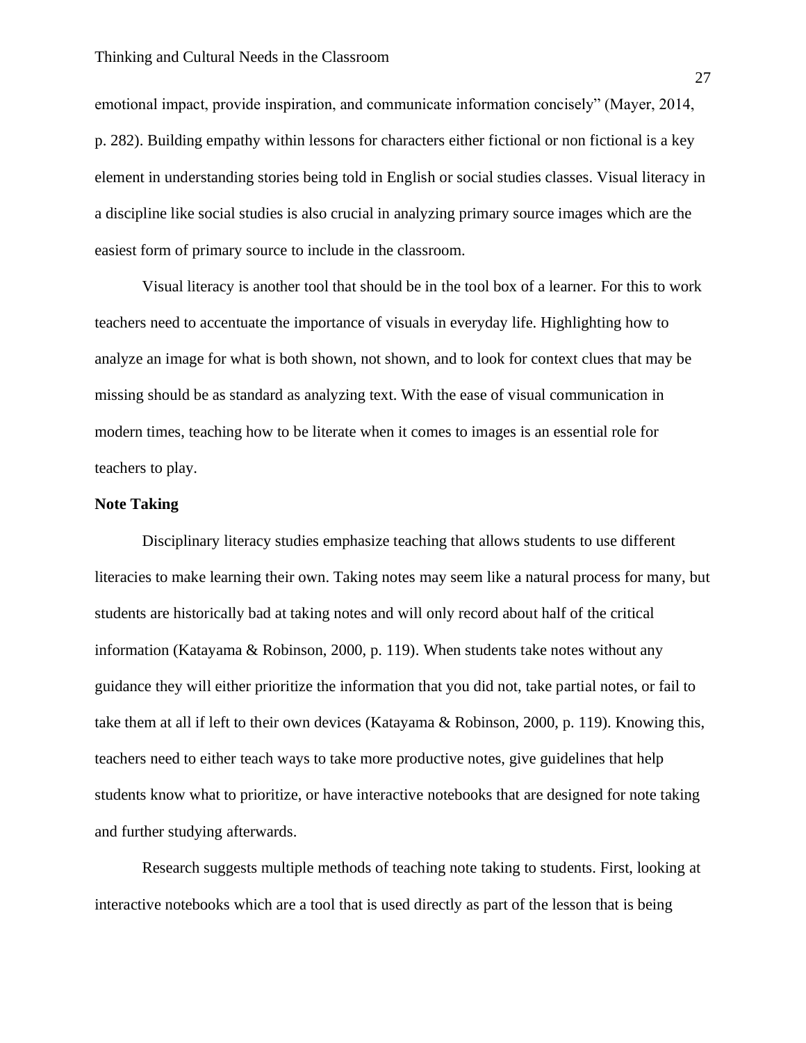emotional impact, provide inspiration, and communicate information concisely" (Mayer, 2014, p. 282). Building empathy within lessons for characters either fictional or non fictional is a key element in understanding stories being told in English or social studies classes. Visual literacy in a discipline like social studies is also crucial in analyzing primary source images which are the easiest form of primary source to include in the classroom.

Visual literacy is another tool that should be in the tool box of a learner. For this to work teachers need to accentuate the importance of visuals in everyday life. Highlighting how to analyze an image for what is both shown, not shown, and to look for context clues that may be missing should be as standard as analyzing text. With the ease of visual communication in modern times, teaching how to be literate when it comes to images is an essential role for teachers to play.

**Note Taking**

Disciplinary literacy studies emphasize teaching that allows students to use different literacies to make learning their own. Taking notes may seem like a natural process for many, but students are historically bad at taking notes and will only record about half of the critical information (Katayama & Robinson, 2000, p. 119). When students take notes without any guidance they will either prioritize the information that you did not, take partial notes, or fail to take them at all if left to their own devices (Katayama & Robinson, 2000, p. 119). Knowing this, teachers need to either teach ways to take more productive notes, give guidelines that help students know what to prioritize, or have interactive notebooks that are designed for note taking and further studying afterwards.

Research suggests multiple methods of teaching note taking to students. First, looking at interactive notebooks which are a tool that is used directly as part of the lesson that is being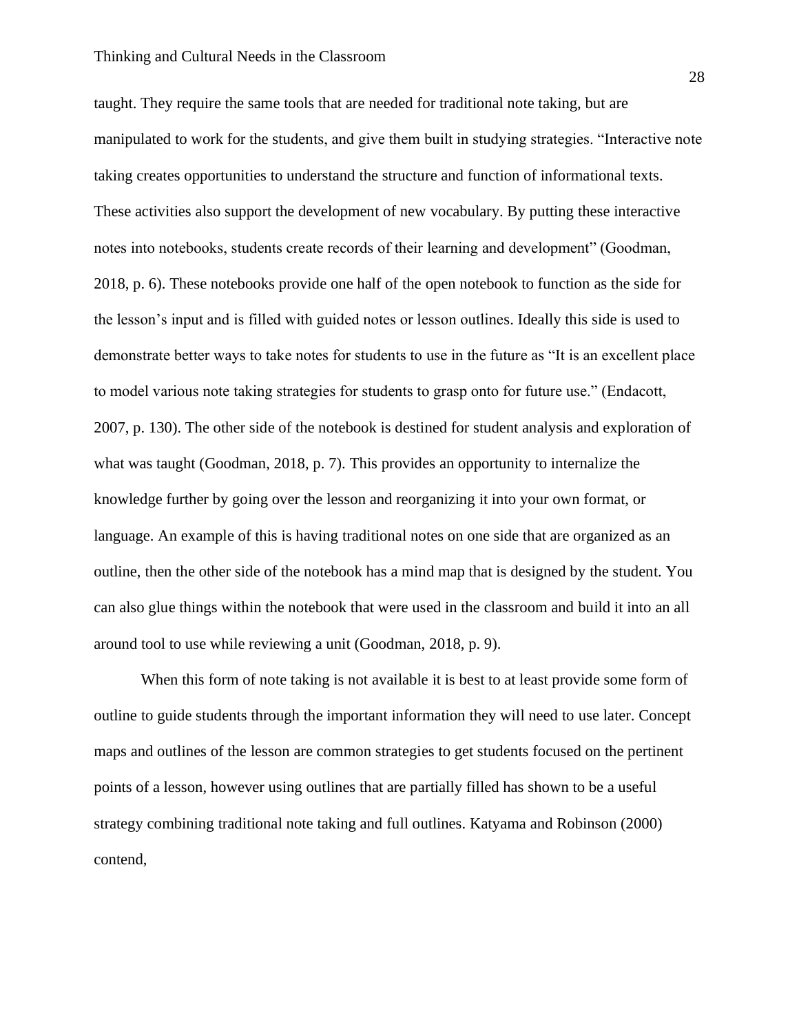taught. They require the same tools that are needed for traditional note taking, but are manipulated to work for the students, and give them built in studying strategies. “Interactive note taking creates opportunities to understand the structure and function of informational texts. These activities also support the development of new vocabulary. By putting these interactive notes into notebooks, students create records of their learning and development” (Goodman, 2018, p. 6). These notebooks provide one half of the open notebook to function as the side for the lesson’s input and is filled with guided notes or lesson outlines. Ideally this side is used to demonstrate better ways to take notes for students to use in the future as “It is an excellent place to model various note taking strategies for students to grasp onto for future use.” (Endacott, 2007, p. 130). The other side of the notebook is destined for student analysis and exploration of what was taught (Goodman, 2018, p. 7). This provides an opportunity to internalize the knowledge further by going over the lesson and reorganizing it into your own format, or language. An example of this is having traditional notes on one side that are organized as an outline, then the other side of the notebook has a mind map that is designed by the student. You can also glue things within the notebook that were used in the classroom and build it into an all around tool to use while reviewing a unit (Goodman, 2018, p. 9).

When this form of note taking is not available it is best to at least provide some form of outline to guide students through the important information they will need to use later. Concept maps and outlines of the lesson are common strategies to get students focused on the pertinent points of a lesson, however using outlines that are partially filled has shown to be a useful strategy combining traditional note taking and full outlines. Katyama and Robinson (2000) contend,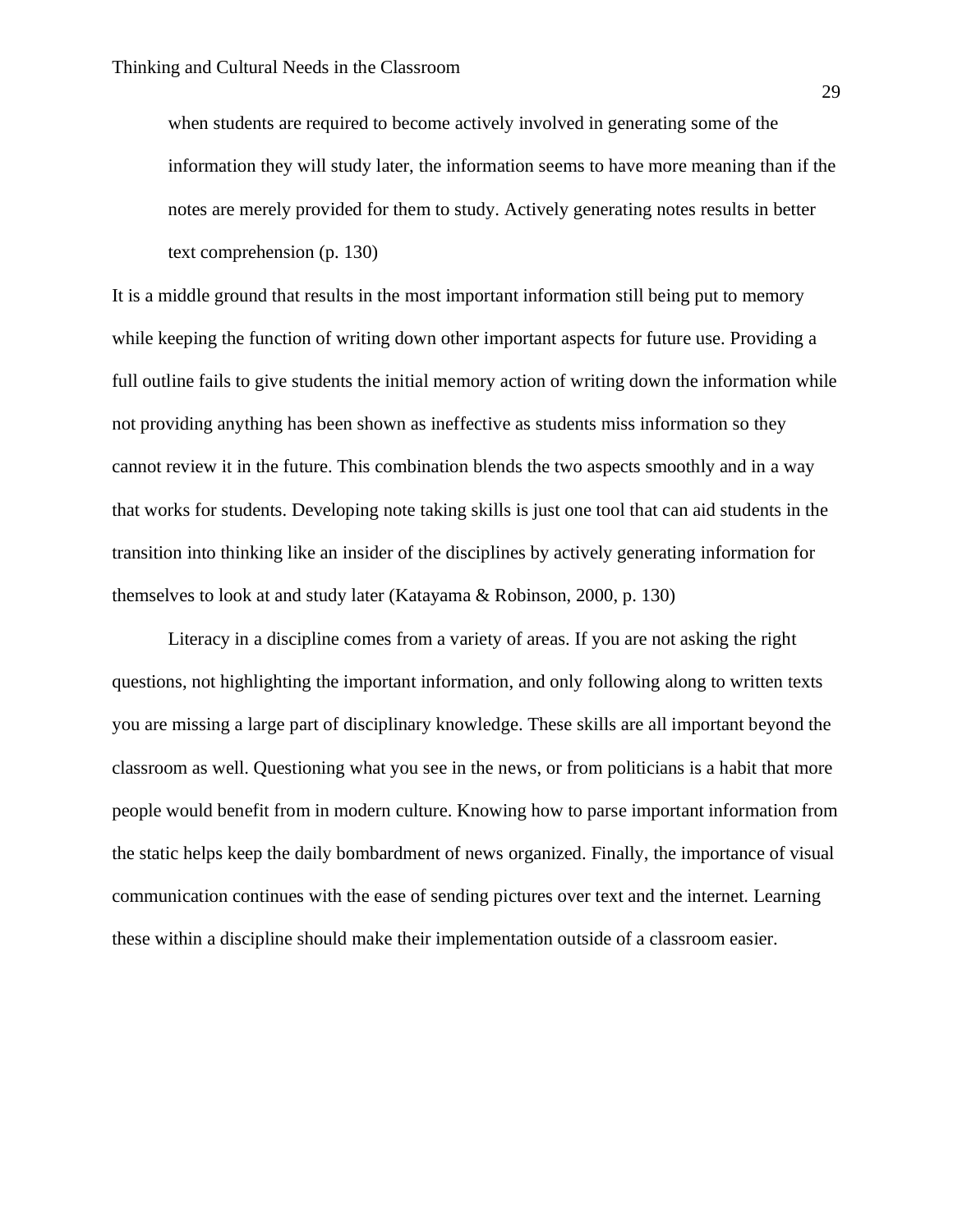> when students are required to become actively involved in generating some of the information they will study later, the information seems to have more meaning than if the notes are merely provided for them to study. Actively generating notes results in better text comprehension (p. 130)

It is a middle ground that results in the most important information still being put to memory while keeping the function of writing down other important aspects for future use. Providing a full outline fails to give students the initial memory action of writing down the information while not providing anything has been shown as ineffective as students miss information so they cannot review it in the future. This combination blends the two aspects smoothly and in a way that works for students. Developing note taking skills is just one tool that can aid students in the transition into thinking like an insider of the disciplines by actively generating information for themselves to look at and study later (Katayama & Robinson, 2000, p. 130)

Literacy in a discipline comes from a variety of areas. If you are not asking the right questions, not highlighting the important information, and only following along to written texts you are missing a large part of disciplinary knowledge. These skills are all important beyond the classroom as well. Questioning what you see in the news, or from politicians is a habit that more people would benefit from in modern culture. Knowing how to parse important information from the static helps keep the daily bombardment of news organized. Finally, the importance of visual communication continues with the ease of sending pictures over text and the internet. Learning these within a discipline should make their implementation outside of a classroom easier.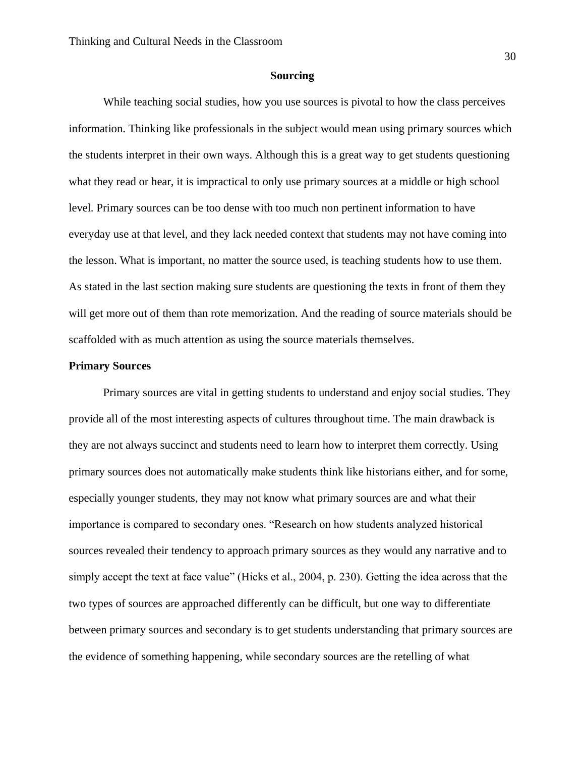## Sourcing

While teaching social studies, how you use sources is pivotal to how the class perceives information. Thinking like professionals in the subject would mean using primary sources which the students interpret in their own ways. Although this is a great way to get students questioning what they read or hear, it is impractical to only use primary sources at a middle or high school level. Primary sources can be too dense with too much non pertinent information to have everyday use at that level, and they lack needed context that students may not have coming into the lesson. What is important, no matter the source used, is teaching students how to use them. As stated in the last section making sure students are questioning the texts in front of them they will get more out of them than rote memorization. And the reading of source materials should be scaffolded with as much attention as using the source materials themselves.

### Primary Sources

Primary sources are vital in getting students to understand and enjoy social studies. They provide all of the most interesting aspects of cultures throughout time. The main drawback is they are not always succinct and students need to learn how to interpret them correctly. Using primary sources does not automatically make students think like historians either, and for some, especially younger students, they may not know what primary sources are and what their importance is compared to secondary ones. "Research on how students analyzed historical sources revealed their tendency to approach primary sources as they would any narrative and to simply accept the text at face value" (Hicks et al., 2004, p. 230). Getting the idea across that the two types of sources are approached differently can be difficult, but one way to differentiate between primary sources and secondary is to get students understanding that primary sources are the evidence of something happening, while secondary sources are the retelling of what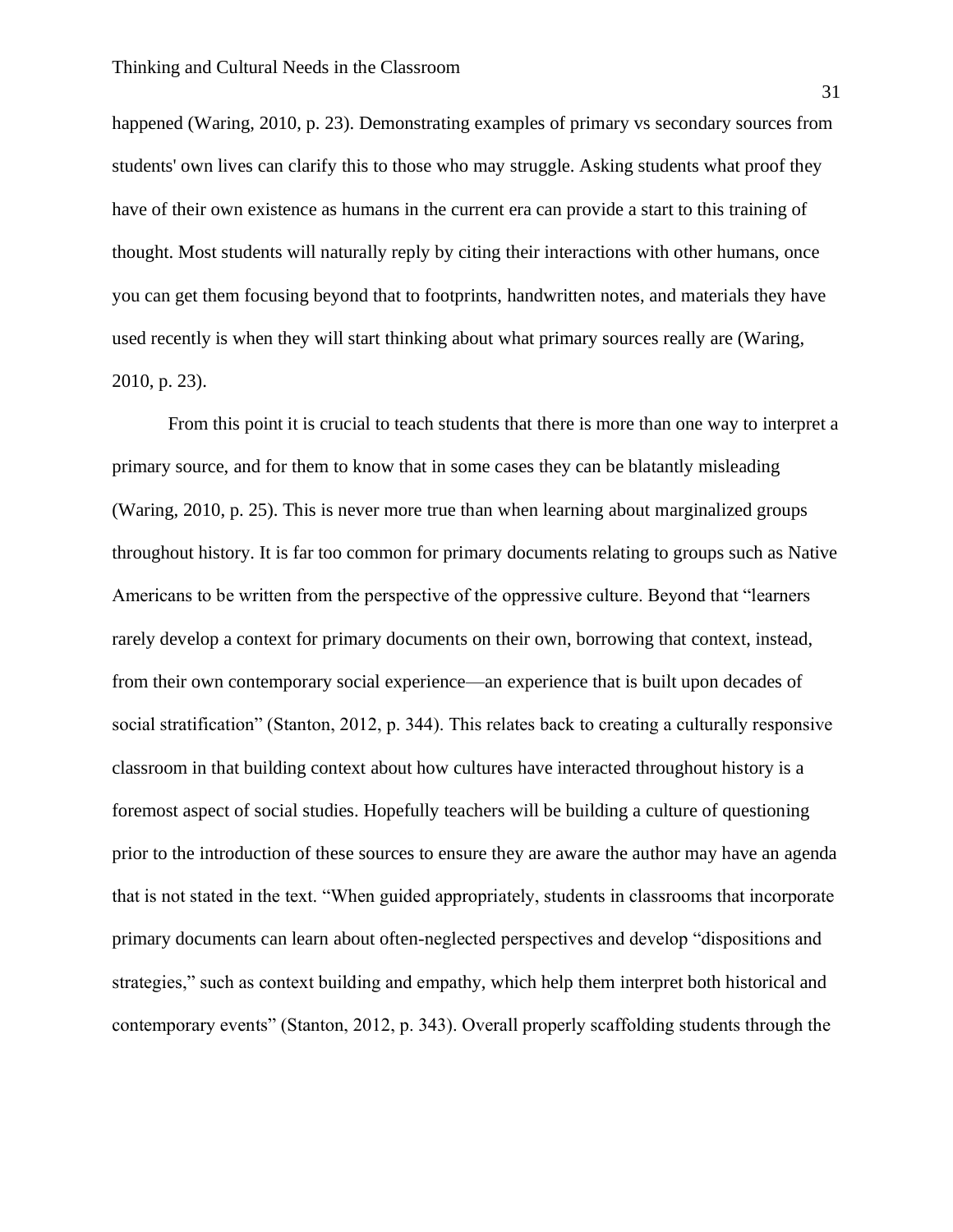happened (Waring, 2010, p. 23). Demonstrating examples of primary vs secondary sources from students' own lives can clarify this to those who may struggle. Asking students what proof they have of their own existence as humans in the current era can provide a start to this training of thought. Most students will naturally reply by citing their interactions with other humans, once you can get them focusing beyond that to footprints, handwritten notes, and materials they have used recently is when they will start thinking about what primary sources really are (Waring, 2010, p. 23).

From this point it is crucial to teach students that there is more than one way to interpret a primary source, and for them to know that in some cases they can be blatantly misleading (Waring, 2010, p. 25). This is never more true than when learning about marginalized groups throughout history. It is far too common for primary documents relating to groups such as Native Americans to be written from the perspective of the oppressive culture. Beyond that "learners rarely develop a context for primary documents on their own, borrowing that context, instead, from their own contemporary social experience—an experience that is built upon decades of social stratification" (Stanton, 2012, p. 344). This relates back to creating a culturally responsive classroom in that building context about how cultures have interacted throughout history is a foremost aspect of social studies. Hopefully teachers will be building a culture of questioning prior to the introduction of these sources to ensure they are aware the author may have an agenda that is not stated in the text. "When guided appropriately, students in classrooms that incorporate primary documents can learn about often-neglected perspectives and develop "dispositions and strategies," such as context building and empathy, which help them interpret both historical and contemporary events" (Stanton, 2012, p. 343). Overall properly scaffolding students through the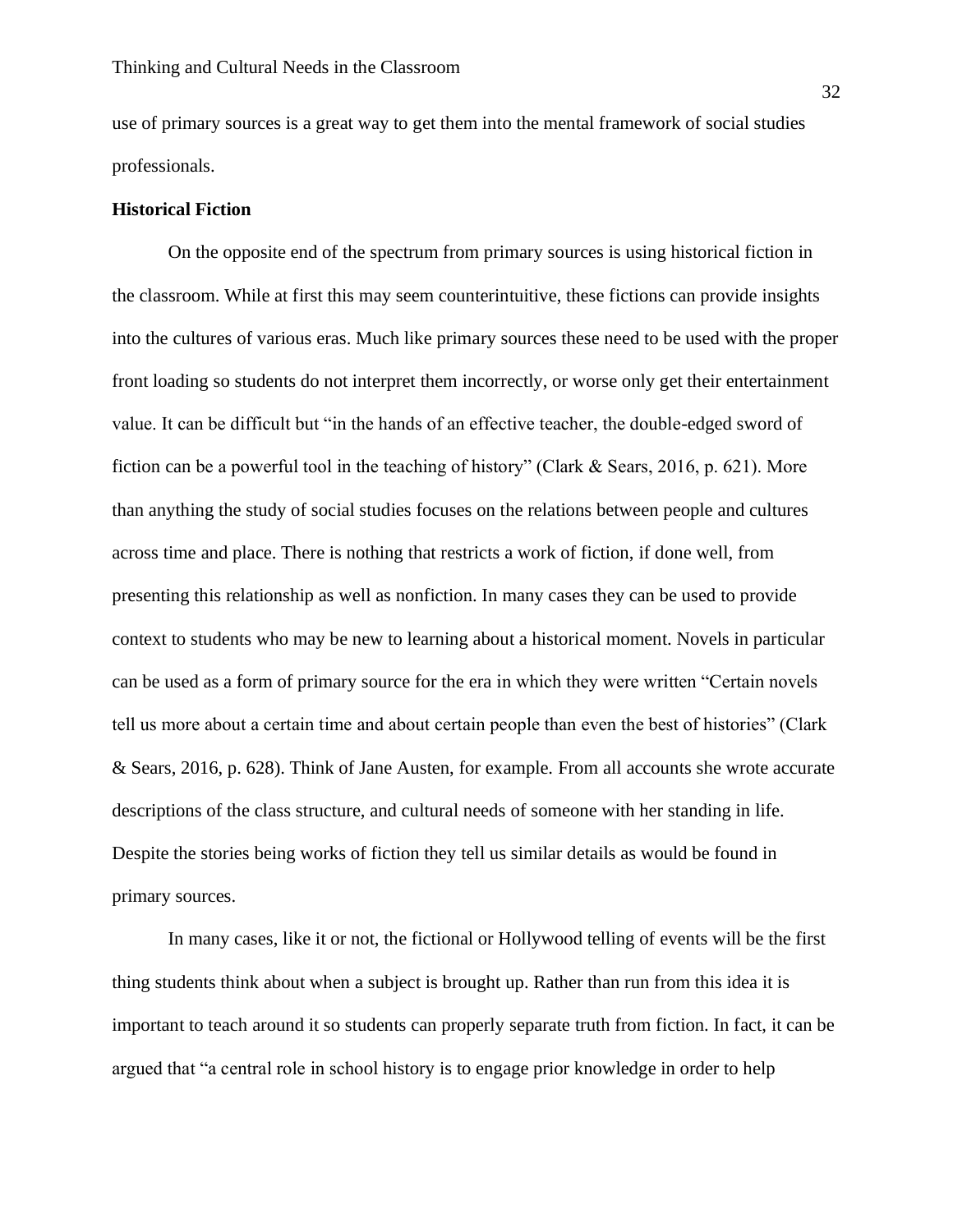use of primary sources is a great way to get them into the mental framework of social studies professionals.

### Historical Fiction

On the opposite end of the spectrum from primary sources is using historical fiction in the classroom. While at first this may seem counterintuitive, these fictions can provide insights into the cultures of various eras. Much like primary sources these need to be used with the proper front loading so students do not interpret them incorrectly, or worse only get their entertainment value. It can be difficult but "in the hands of an effective teacher, the double-edged sword of fiction can be a powerful tool in the teaching of history" (Clark & Sears, 2016, p. 621). More than anything the study of social studies focuses on the relations between people and cultures across time and place. There is nothing that restricts a work of fiction, if done well, from presenting this relationship as well as nonfiction. In many cases they can be used to provide context to students who may be new to learning about a historical moment. Novels in particular can be used as a form of primary source for the era in which they were written "Certain novels tell us more about a certain time and about certain people than even the best of histories" (Clark & Sears, 2016, p. 628). Think of Jane Austen, for example. From all accounts she wrote accurate descriptions of the class structure, and cultural needs of someone with her standing in life. Despite the stories being works of fiction they tell us similar details as would be found in primary sources.

In many cases, like it or not, the fictional or Hollywood telling of events will be the first thing students think about when a subject is brought up. Rather than run from this idea it is important to teach around it so students can properly separate truth from fiction. In fact, it can be argued that "a central role in school history is to engage prior knowledge in order to help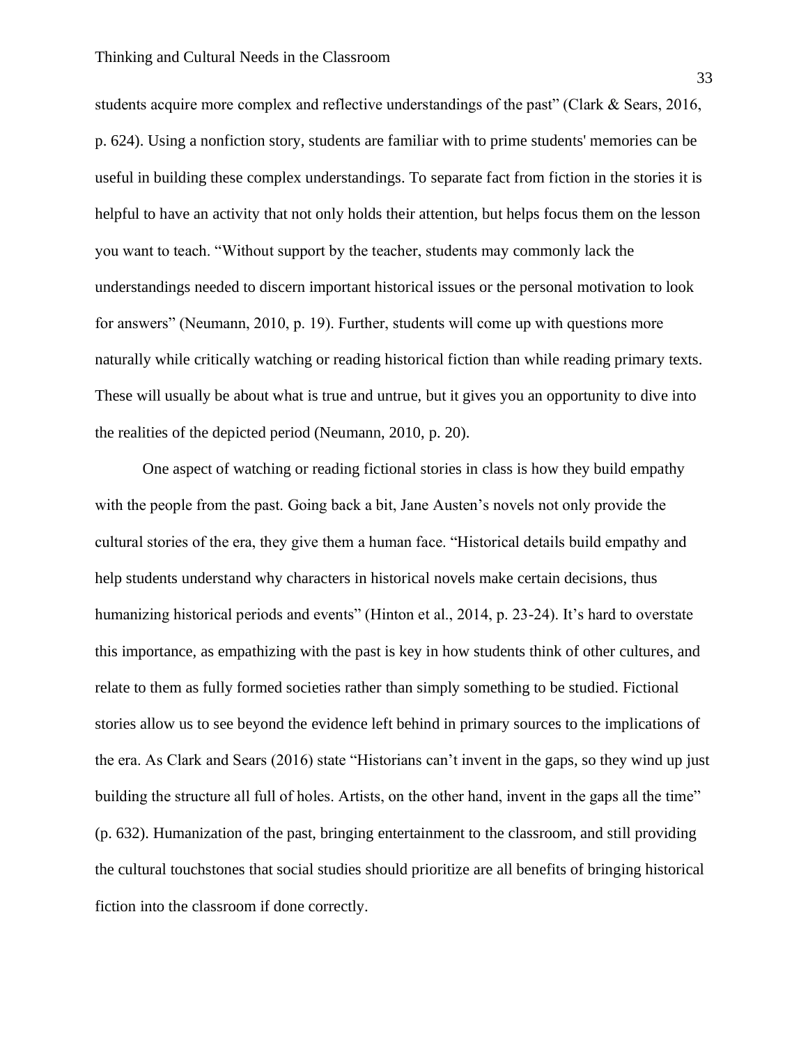students acquire more complex and reflective understandings of the past" (Clark & Sears, 2016, p. 624). Using a nonfiction story, students are familiar with to prime students' memories can be useful in building these complex understandings. To separate fact from fiction in the stories it is helpful to have an activity that not only holds their attention, but helps focus them on the lesson you want to teach. "Without support by the teacher, students may commonly lack the understandings needed to discern important historical issues or the personal motivation to look for answers" (Neumann, 2010, p. 19). Further, students will come up with questions more naturally while critically watching or reading historical fiction than while reading primary texts. These will usually be about what is true and untrue, but it gives you an opportunity to dive into the realities of the depicted period (Neumann, 2010, p. 20).

One aspect of watching or reading fictional stories in class is how they build empathy with the people from the past. Going back a bit, Jane Austen's novels not only provide the cultural stories of the era, they give them a human face. "Historical details build empathy and help students understand why characters in historical novels make certain decisions, thus humanizing historical periods and events" (Hinton et al., 2014, p. 23-24). It's hard to overstate this importance, as empathizing with the past is key in how students think of other cultures, and relate to them as fully formed societies rather than simply something to be studied. Fictional stories allow us to see beyond the evidence left behind in primary sources to the implications of the era. As Clark and Sears (2016) state "Historians can't invent in the gaps, so they wind up just building the structure all full of holes. Artists, on the other hand, invent in the gaps all the time" (p. 632). Humanization of the past, bringing entertainment to the classroom, and still providing the cultural touchstones that social studies should prioritize are all benefits of bringing historical fiction into the classroom if done correctly.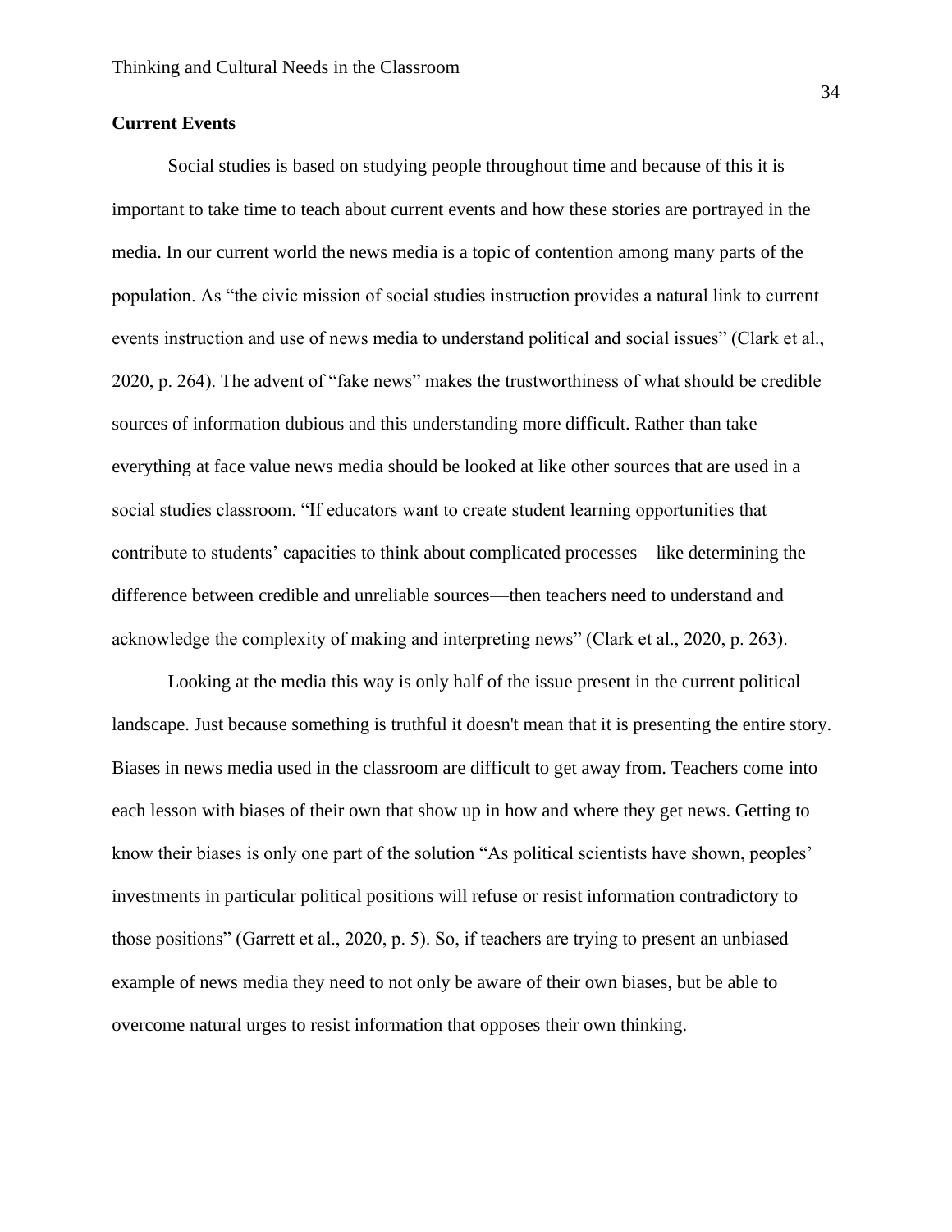### Current Events

Social studies is based on studying people throughout time and because of this it is important to take time to teach about current events and how these stories are portrayed in the media. In our current world the news media is a topic of contention among many parts of the population. As "the civic mission of social studies instruction provides a natural link to current events instruction and use of news media to understand political and social issues" (Clark et al., 2020, p. 264). The advent of "fake news" makes the trustworthiness of what should be credible sources of information dubious and this understanding more difficult. Rather than take everything at face value news media should be looked at like other sources that are used in a social studies classroom. "If educators want to create student learning opportunities that contribute to students' capacities to think about complicated processes—like determining the difference between credible and unreliable sources—then teachers need to understand and acknowledge the complexity of making and interpreting news" (Clark et al., 2020, p. 263).

Looking at the media this way is only half of the issue present in the current political landscape. Just because something is truthful it doesn't mean that it is presenting the entire story. Biases in news media used in the classroom are difficult to get away from. Teachers come into each lesson with biases of their own that show up in how and where they get news. Getting to know their biases is only one part of the solution "As political scientists have shown, peoples' investments in particular political positions will refuse or resist information contradictory to those positions" (Garrett et al., 2020, p. 5). So, if teachers are trying to present an unbiased example of news media they need to not only be aware of their own biases, but be able to overcome natural urges to resist information that opposes their own thinking.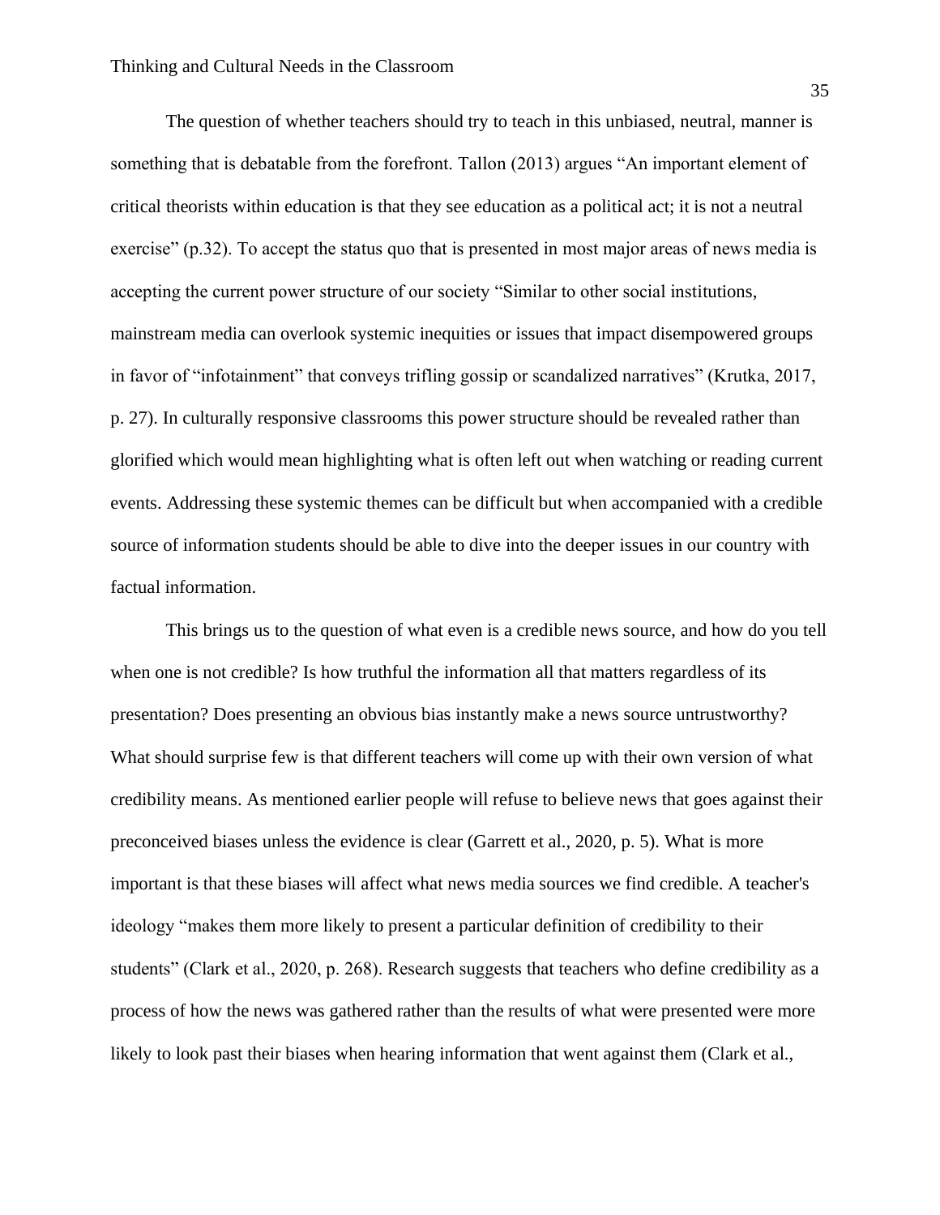The question of whether teachers should try to teach in this unbiased, neutral, manner is something that is debatable from the forefront. Tallon (2013) argues "An important element of critical theorists within education is that they see education as a political act; it is not a neutral exercise" (p.32). To accept the status quo that is presented in most major areas of news media is accepting the current power structure of our society "Similar to other social institutions, mainstream media can overlook systemic inequities or issues that impact disempowered groups in favor of "infotainment" that conveys trifling gossip or scandalized narratives" (Krutka, 2017, p. 27). In culturally responsive classrooms this power structure should be revealed rather than glorified which would mean highlighting what is often left out when watching or reading current events. Addressing these systemic themes can be difficult but when accompanied with a credible source of information students should be able to dive into the deeper issues in our country with factual information.

This brings us to the question of what even is a credible news source, and how do you tell when one is not credible? Is how truthful the information all that matters regardless of its presentation? Does presenting an obvious bias instantly make a news source untrustworthy? What should surprise few is that different teachers will come up with their own version of what credibility means. As mentioned earlier people will refuse to believe news that goes against their preconceived biases unless the evidence is clear (Garrett et al., 2020, p. 5). What is more important is that these biases will affect what news media sources we find credible. A teacher's ideology "makes them more likely to present a particular definition of credibility to their students" (Clark et al., 2020, p. 268). Research suggests that teachers who define credibility as a process of how the news was gathered rather than the results of what were presented were more likely to look past their biases when hearing information that went against them (Clark et al.,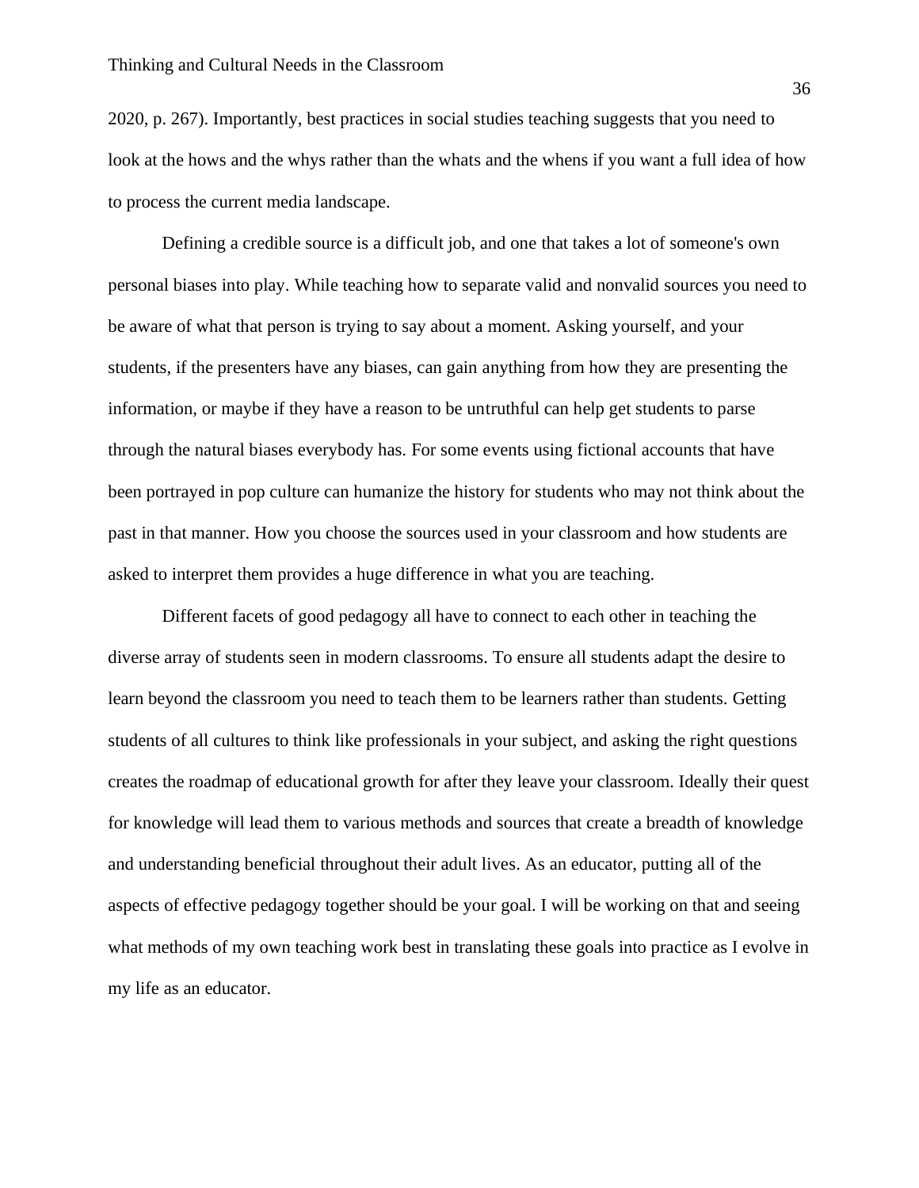2020, p. 267). Importantly, best practices in social studies teaching suggests that you need to look at the hows and the whys rather than the whats and the whens if you want a full idea of how to process the current media landscape.

Defining a credible source is a difficult job, and one that takes a lot of someone's own personal biases into play. While teaching how to separate valid and nonvalid sources you need to be aware of what that person is trying to say about a moment. Asking yourself, and your students, if the presenters have any biases, can gain anything from how they are presenting the information, or maybe if they have a reason to be untruthful can help get students to parse through the natural biases everybody has. For some events using fictional accounts that have been portrayed in pop culture can humanize the history for students who may not think about the past in that manner. How you choose the sources used in your classroom and how students are asked to interpret them provides a huge difference in what you are teaching.

Different facets of good pedagogy all have to connect to each other in teaching the diverse array of students seen in modern classrooms. To ensure all students adapt the desire to learn beyond the classroom you need to teach them to be learners rather than students. Getting students of all cultures to think like professionals in your subject, and asking the right questions creates the roadmap of educational growth for after they leave your classroom. Ideally their quest for knowledge will lead them to various methods and sources that create a breadth of knowledge and understanding beneficial throughout their adult lives. As an educator, putting all of the aspects of effective pedagogy together should be your goal. I will be working on that and seeing what methods of my own teaching work best in translating these goals into practice as I evolve in my life as an educator.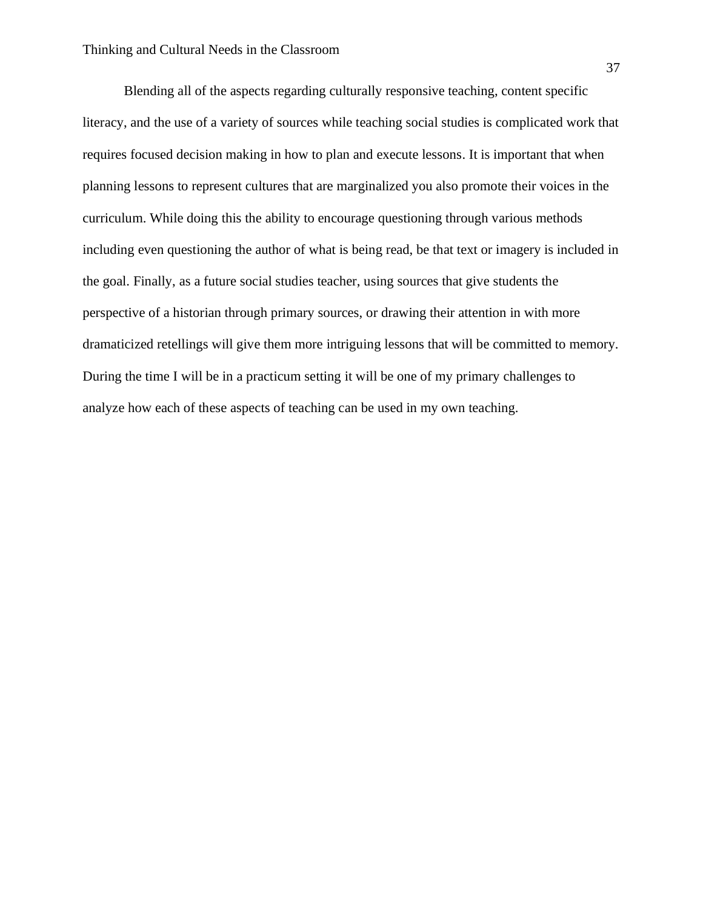Blending all of the aspects regarding culturally responsive teaching, content specific literacy, and the use of a variety of sources while teaching social studies is complicated work that requires focused decision making in how to plan and execute lessons. It is important that when planning lessons to represent cultures that are marginalized you also promote their voices in the curriculum. While doing this the ability to encourage questioning through various methods including even questioning the author of what is being read, be that text or imagery is included in the goal. Finally, as a future social studies teacher, using sources that give students the perspective of a historian through primary sources, or drawing their attention in with more dramaticized retellings will give them more intriguing lessons that will be committed to memory. During the time I will be in a practicum setting it will be one of my primary challenges to analyze how each of these aspects of teaching can be used in my own teaching.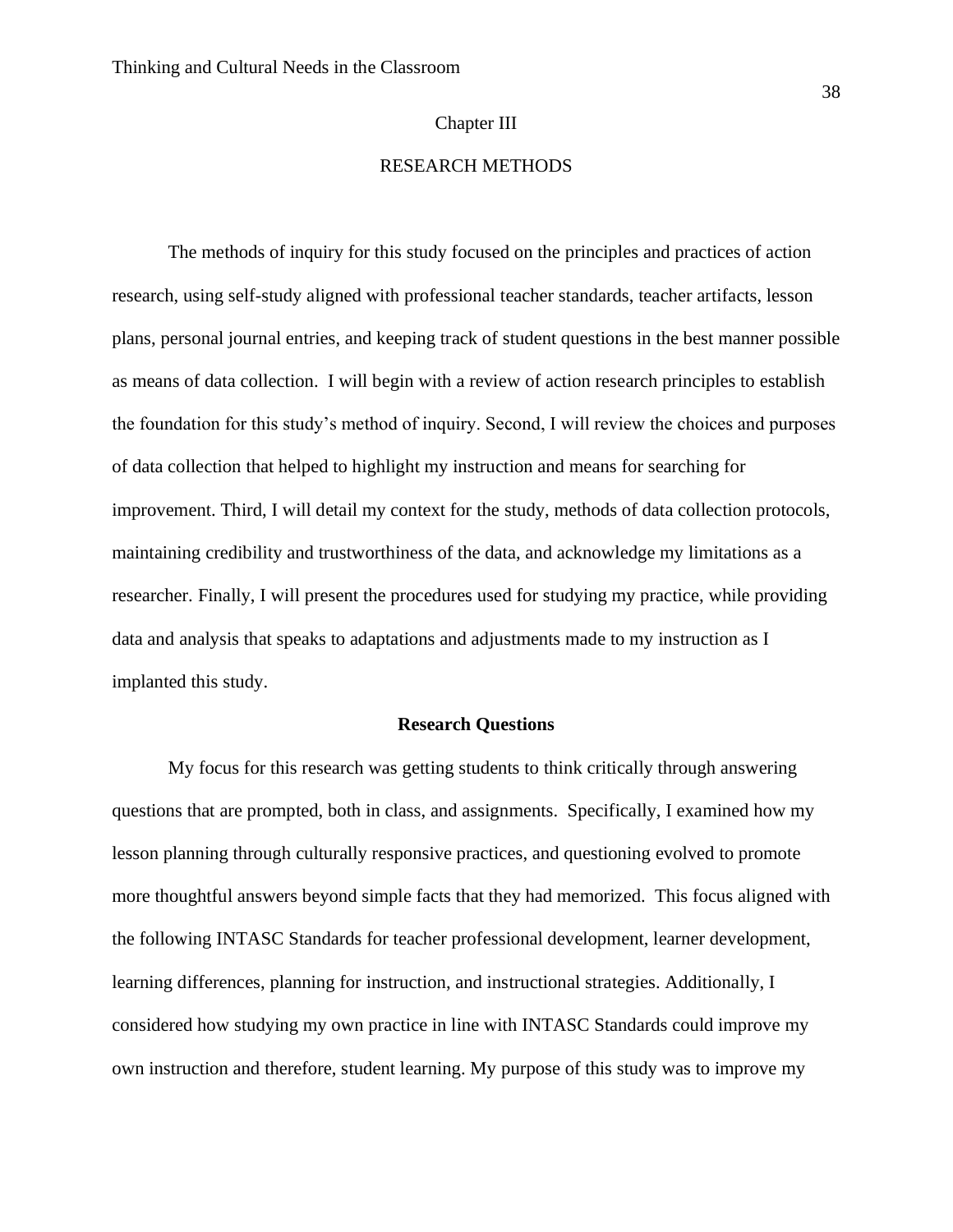# Chapter III

# RESEARCH METHODS

The methods of inquiry for this study focused on the principles and practices of action research, using self-study aligned with professional teacher standards, teacher artifacts, lesson plans, personal journal entries, and keeping track of student questions in the best manner possible as means of data collection. I will begin with a review of action research principles to establish the foundation for this study's method of inquiry. Second, I will review the choices and purposes of data collection that helped to highlight my instruction and means for searching for improvement. Third, I will detail my context for the study, methods of data collection protocols, maintaining credibility and trustworthiness of the data, and acknowledge my limitations as a researcher. Finally, I will present the procedures used for studying my practice, while providing data and analysis that speaks to adaptations and adjustments made to my instruction as I implanted this study.

## Research Questions

My focus for this research was getting students to think critically through answering questions that are prompted, both in class, and assignments. Specifically, I examined how my lesson planning through culturally responsive practices, and questioning evolved to promote more thoughtful answers beyond simple facts that they had memorized. This focus aligned with the following INTASC Standards for teacher professional development, learner development, learning differences, planning for instruction, and instructional strategies. Additionally, I considered how studying my own practice in line with INTASC Standards could improve my own instruction and therefore, student learning. My purpose of this study was to improve my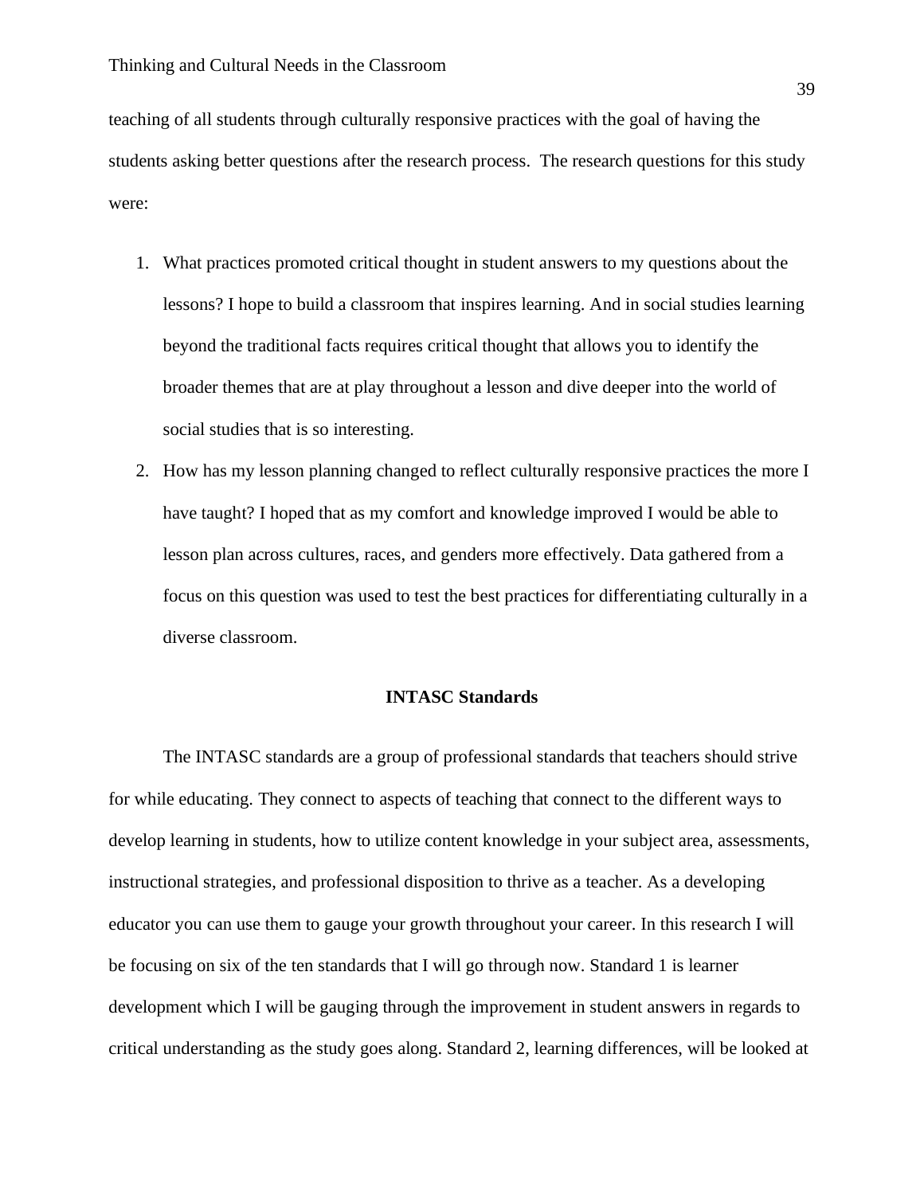teaching of all students through culturally responsive practices with the goal of having the students asking better questions after the research process. The research questions for this study were:

1. What practices promoted critical thought in student answers to my questions about the lessons? I hope to build a classroom that inspires learning. And in social studies learning beyond the traditional facts requires critical thought that allows you to identify the broader themes that are at play throughout a lesson and dive deeper into the world of social studies that is so interesting.
2. How has my lesson planning changed to reflect culturally responsive practices the more I have taught? I hoped that as my comfort and knowledge improved I would be able to lesson plan across cultures, races, and genders more effectively. Data gathered from a focus on this question was used to test the best practices for differentiating culturally in a diverse classroom.

## INTASC Standards

The INTASC standards are a group of professional standards that teachers should strive for while educating. They connect to aspects of teaching that connect to the different ways to develop learning in students, how to utilize content knowledge in your subject area, assessments, instructional strategies, and professional disposition to thrive as a teacher. As a developing educator you can use them to gauge your growth throughout your career. In this research I will be focusing on six of the ten standards that I will go through now. Standard 1 is learner development which I will be gauging through the improvement in student answers in regards to critical understanding as the study goes along. Standard 2, learning differences, will be looked at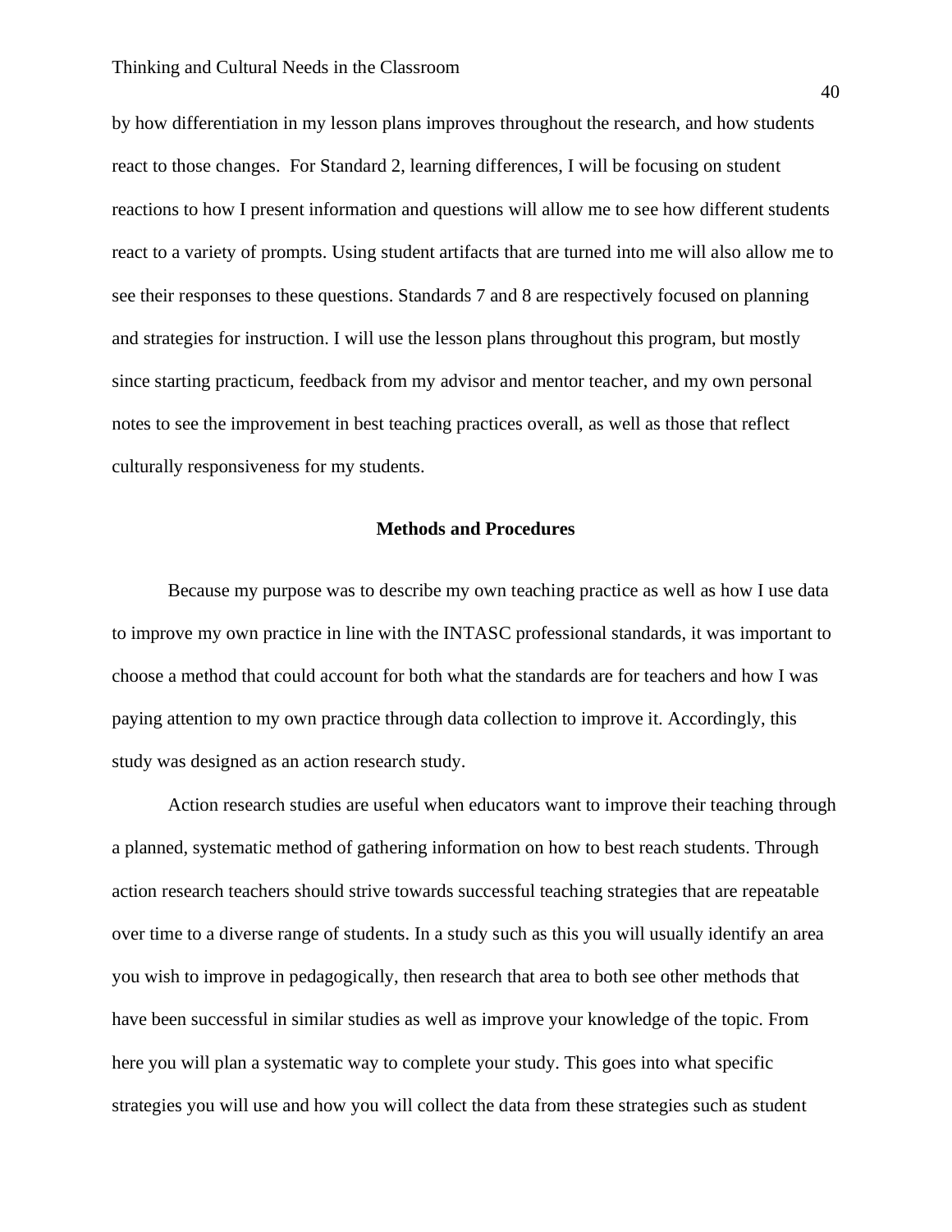by how differentiation in my lesson plans improves throughout the research, and how students react to those changes.  For Standard 2, learning differences, I will be focusing on student reactions to how I present information and questions will allow me to see how different students react to a variety of prompts. Using student artifacts that are turned into me will also allow me to see their responses to these questions. Standards 7 and 8 are respectively focused on planning and strategies for instruction. I will use the lesson plans throughout this program, but mostly since starting practicum, feedback from my advisor and mentor teacher, and my own personal notes to see the improvement in best teaching practices overall, as well as those that reflect culturally responsiveness for my students.

## Methods and Procedures

Because my purpose was to describe my own teaching practice as well as how I use data to improve my own practice in line with the INTASC professional standards, it was important to choose a method that could account for both what the standards are for teachers and how I was paying attention to my own practice through data collection to improve it. Accordingly, this study was designed as an action research study.

Action research studies are useful when educators want to improve their teaching through a planned, systematic method of gathering information on how to best reach students. Through action research teachers should strive towards successful teaching strategies that are repeatable over time to a diverse range of students. In a study such as this you will usually identify an area you wish to improve in pedagogically, then research that area to both see other methods that have been successful in similar studies as well as improve your knowledge of the topic. From here you will plan a systematic way to complete your study. This goes into what specific strategies you will use and how you will collect the data from these strategies such as student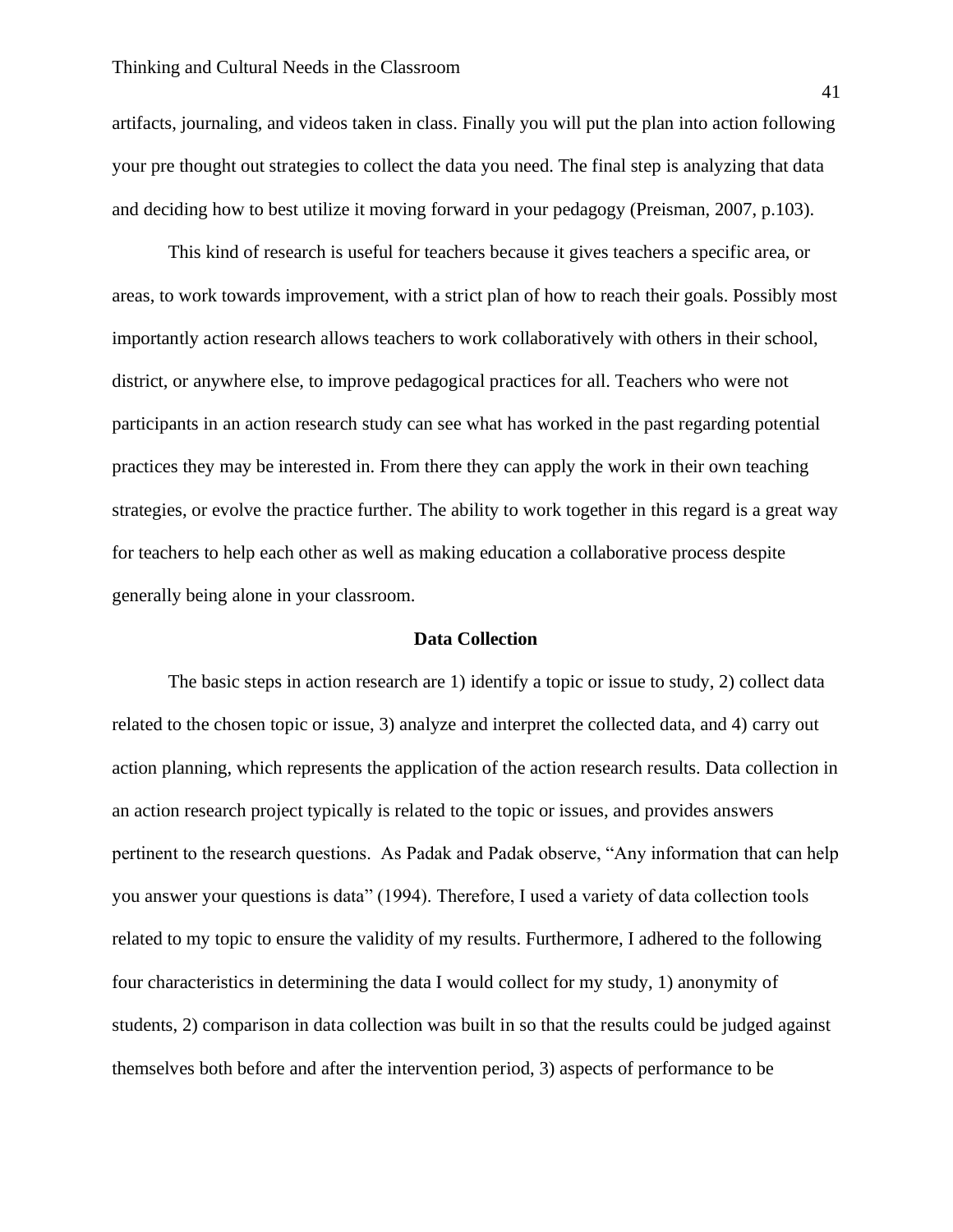artifacts, journaling, and videos taken in class. Finally you will put the plan into action following your pre thought out strategies to collect the data you need. The final step is analyzing that data and deciding how to best utilize it moving forward in your pedagogy (Preisman, 2007, p.103).

This kind of research is useful for teachers because it gives teachers a specific area, or areas, to work towards improvement, with a strict plan of how to reach their goals. Possibly most importantly action research allows teachers to work collaboratively with others in their school, district, or anywhere else, to improve pedagogical practices for all. Teachers who were not participants in an action research study can see what has worked in the past regarding potential practices they may be interested in. From there they can apply the work in their own teaching strategies, or evolve the practice further. The ability to work together in this regard is a great way for teachers to help each other as well as making education a collaborative process despite generally being alone in your classroom.

**Data Collection**

The basic steps in action research are 1) identify a topic or issue to study, 2) collect data related to the chosen topic or issue, 3) analyze and interpret the collected data, and 4) carry out action planning, which represents the application of the action research results. Data collection in an action research project typically is related to the topic or issues, and provides answers pertinent to the research questions. As Padak and Padak observe, "Any information that can help you answer your questions is data" (1994). Therefore, I used a variety of data collection tools related to my topic to ensure the validity of my results. Furthermore, I adhered to the following four characteristics in determining the data I would collect for my study, 1) anonymity of students, 2) comparison in data collection was built in so that the results could be judged against themselves both before and after the intervention period, 3) aspects of performance to be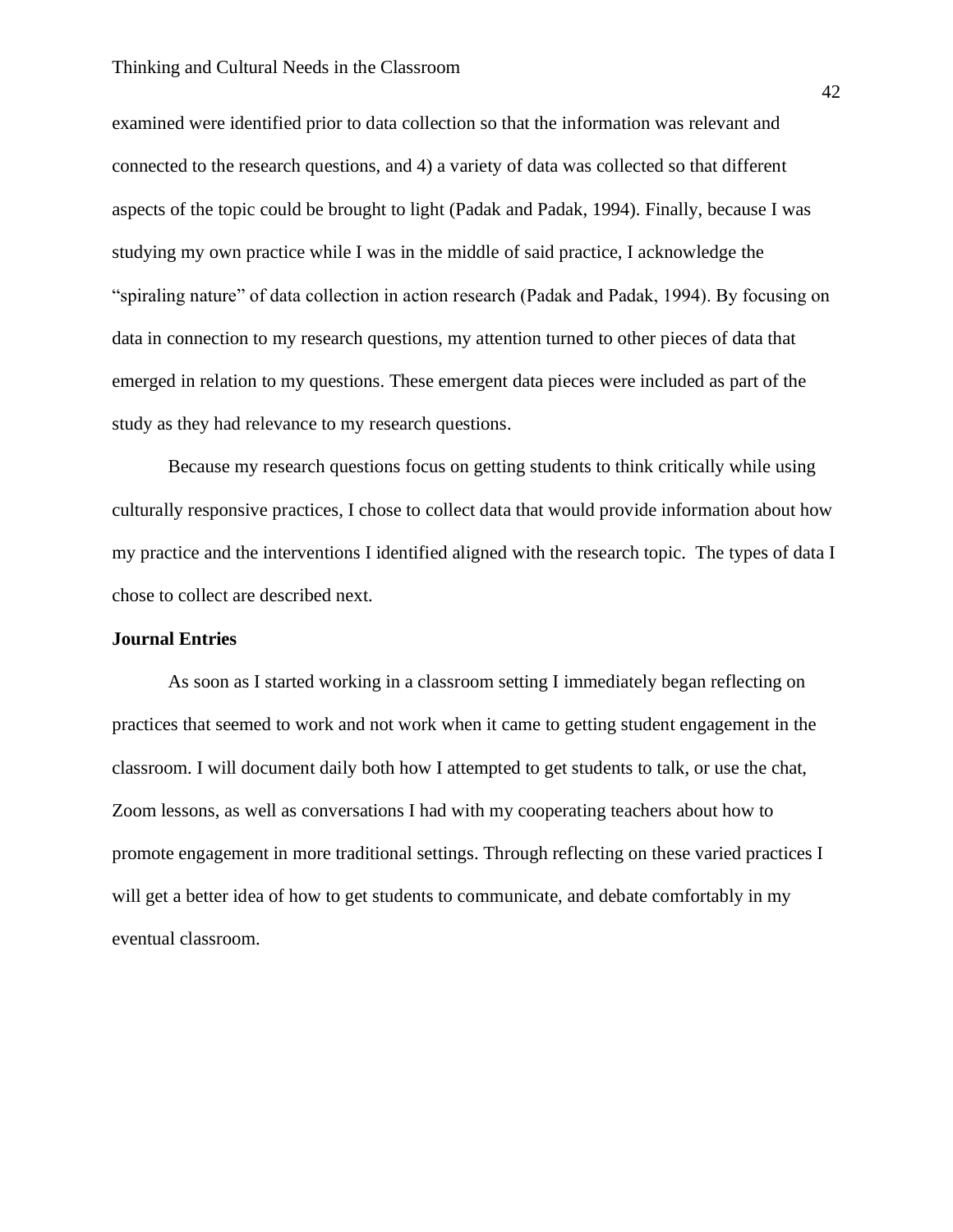examined were identified prior to data collection so that the information was relevant and connected to the research questions, and 4) a variety of data was collected so that different aspects of the topic could be brought to light (Padak and Padak, 1994). Finally, because I was studying my own practice while I was in the middle of said practice, I acknowledge the "spiraling nature" of data collection in action research (Padak and Padak, 1994). By focusing on data in connection to my research questions, my attention turned to other pieces of data that emerged in relation to my questions. These emergent data pieces were included as part of the study as they had relevance to my research questions.

Because my research questions focus on getting students to think critically while using culturally responsive practices, I chose to collect data that would provide information about how my practice and the interventions I identified aligned with the research topic. The types of data I chose to collect are described next.

**Journal Entries**

As soon as I started working in a classroom setting I immediately began reflecting on practices that seemed to work and not work when it came to getting student engagement in the classroom. I will document daily both how I attempted to get students to talk, or use the chat, Zoom lessons, as well as conversations I had with my cooperating teachers about how to promote engagement in more traditional settings. Through reflecting on these varied practices I will get a better idea of how to get students to communicate, and debate comfortably in my eventual classroom.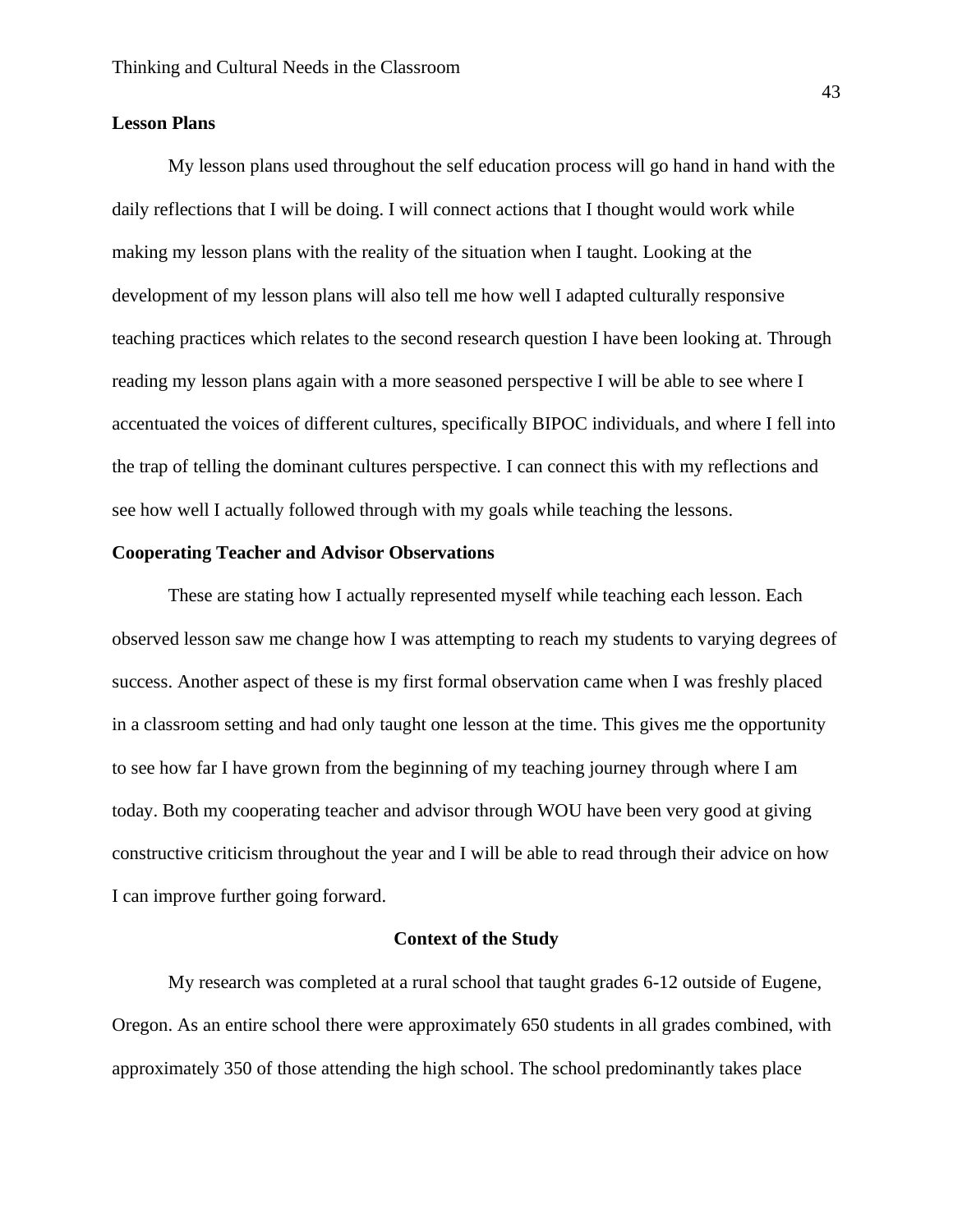### Lesson Plans

My lesson plans used throughout the self education process will go hand in hand with the daily reflections that I will be doing. I will connect actions that I thought would work while making my lesson plans with the reality of the situation when I taught. Looking at the development of my lesson plans will also tell me how well I adapted culturally responsive teaching practices which relates to the second research question I have been looking at. Through reading my lesson plans again with a more seasoned perspective I will be able to see where I accentuated the voices of different cultures, specifically BIPOC individuals, and where I fell into the trap of telling the dominant cultures perspective. I can connect this with my reflections and see how well I actually followed through with my goals while teaching the lessons.

### Cooperating Teacher and Advisor Observations

These are stating how I actually represented myself while teaching each lesson. Each observed lesson saw me change how I was attempting to reach my students to varying degrees of success. Another aspect of these is my first formal observation came when I was freshly placed in a classroom setting and had only taught one lesson at the time. This gives me the opportunity to see how far I have grown from the beginning of my teaching journey through where I am today. Both my cooperating teacher and advisor through WOU have been very good at giving constructive criticism throughout the year and I will be able to read through their advice on how I can improve further going forward.

## Context of the Study

My research was completed at a rural school that taught grades 6-12 outside of Eugene, Oregon. As an entire school there were approximately 650 students in all grades combined, with approximately 350 of those attending the high school. The school predominantly takes place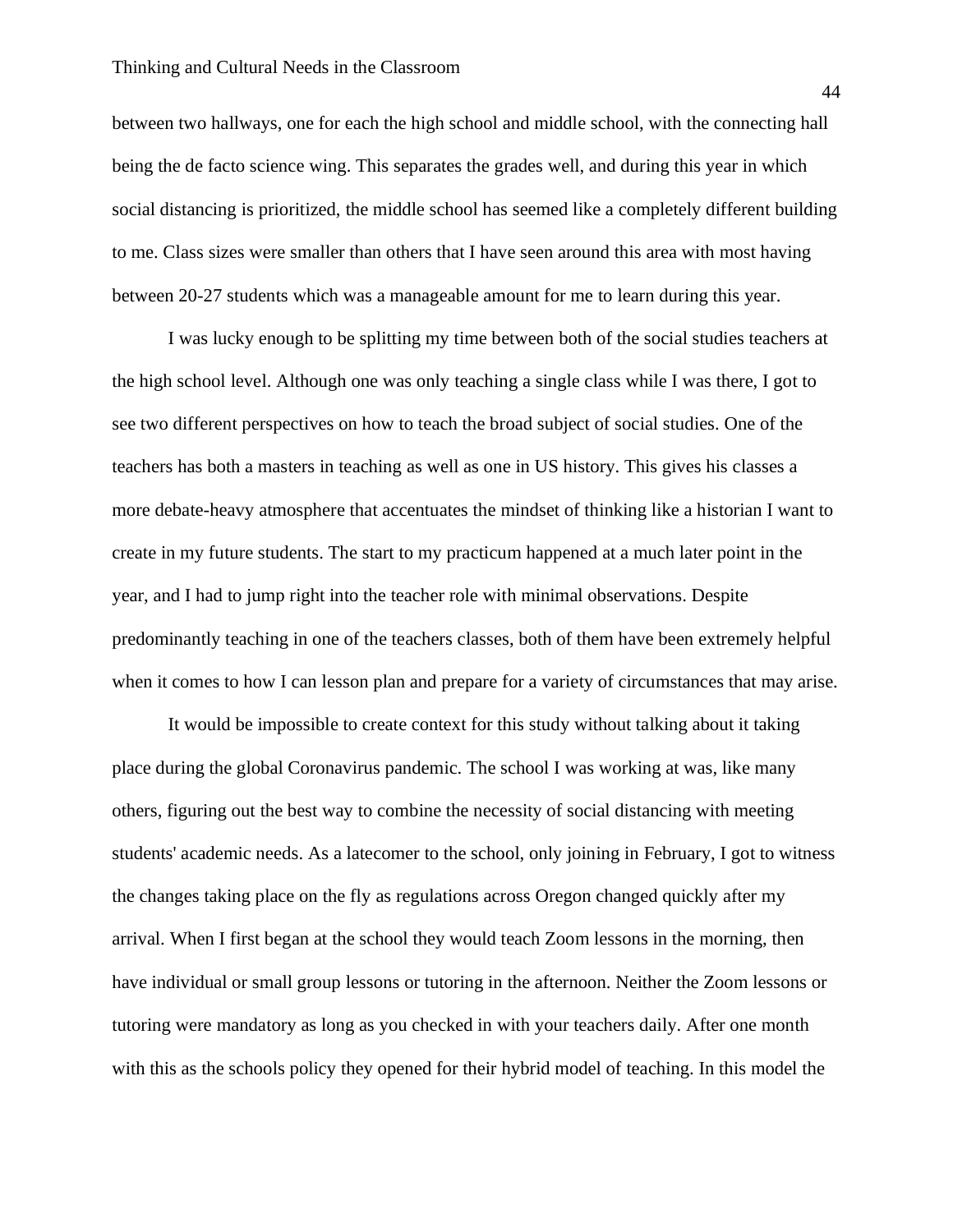between two hallways, one for each the high school and middle school, with the connecting hall being the de facto science wing. This separates the grades well, and during this year in which social distancing is prioritized, the middle school has seemed like a completely different building to me. Class sizes were smaller than others that I have seen around this area with most having between 20-27 students which was a manageable amount for me to learn during this year.

I was lucky enough to be splitting my time between both of the social studies teachers at the high school level. Although one was only teaching a single class while I was there, I got to see two different perspectives on how to teach the broad subject of social studies. One of the teachers has both a masters in teaching as well as one in US history. This gives his classes a more debate-heavy atmosphere that accentuates the mindset of thinking like a historian I want to create in my future students. The start to my practicum happened at a much later point in the year, and I had to jump right into the teacher role with minimal observations. Despite predominantly teaching in one of the teachers classes, both of them have been extremely helpful when it comes to how I can lesson plan and prepare for a variety of circumstances that may arise.

It would be impossible to create context for this study without talking about it taking place during the global Coronavirus pandemic. The school I was working at was, like many others, figuring out the best way to combine the necessity of social distancing with meeting students' academic needs. As a latecomer to the school, only joining in February, I got to witness the changes taking place on the fly as regulations across Oregon changed quickly after my arrival. When I first began at the school they would teach Zoom lessons in the morning, then have individual or small group lessons or tutoring in the afternoon. Neither the Zoom lessons or tutoring were mandatory as long as you checked in with your teachers daily. After one month with this as the schools policy they opened for their hybrid model of teaching. In this model the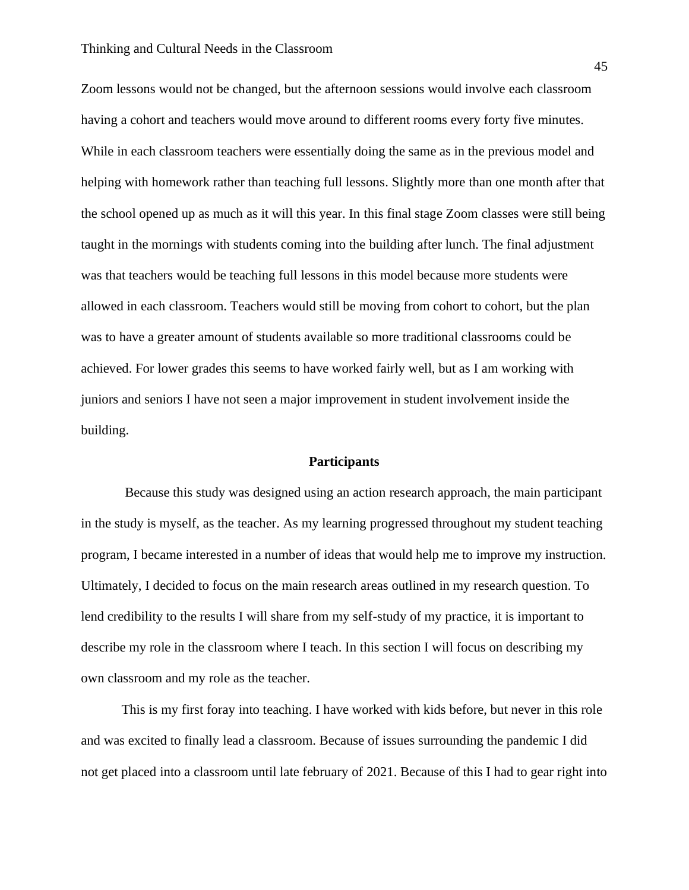Zoom lessons would not be changed, but the afternoon sessions would involve each classroom having a cohort and teachers would move around to different rooms every forty five minutes. While in each classroom teachers were essentially doing the same as in the previous model and helping with homework rather than teaching full lessons. Slightly more than one month after that the school opened up as much as it will this year. In this final stage Zoom classes were still being taught in the mornings with students coming into the building after lunch. The final adjustment was that teachers would be teaching full lessons in this model because more students were allowed in each classroom. Teachers would still be moving from cohort to cohort, but the plan was to have a greater amount of students available so more traditional classrooms could be achieved. For lower grades this seems to have worked fairly well, but as I am working with juniors and seniors I have not seen a major improvement in student involvement inside the building.

## Participants

Because this study was designed using an action research approach, the main participant in the study is myself, as the teacher. As my learning progressed throughout my student teaching program, I became interested in a number of ideas that would help me to improve my instruction. Ultimately, I decided to focus on the main research areas outlined in my research question. To lend credibility to the results I will share from my self-study of my practice, it is important to describe my role in the classroom where I teach. In this section I will focus on describing my own classroom and my role as the teacher.

This is my first foray into teaching. I have worked with kids before, but never in this role and was excited to finally lead a classroom. Because of issues surrounding the pandemic I did not get placed into a classroom until late february of 2021. Because of this I had to gear right into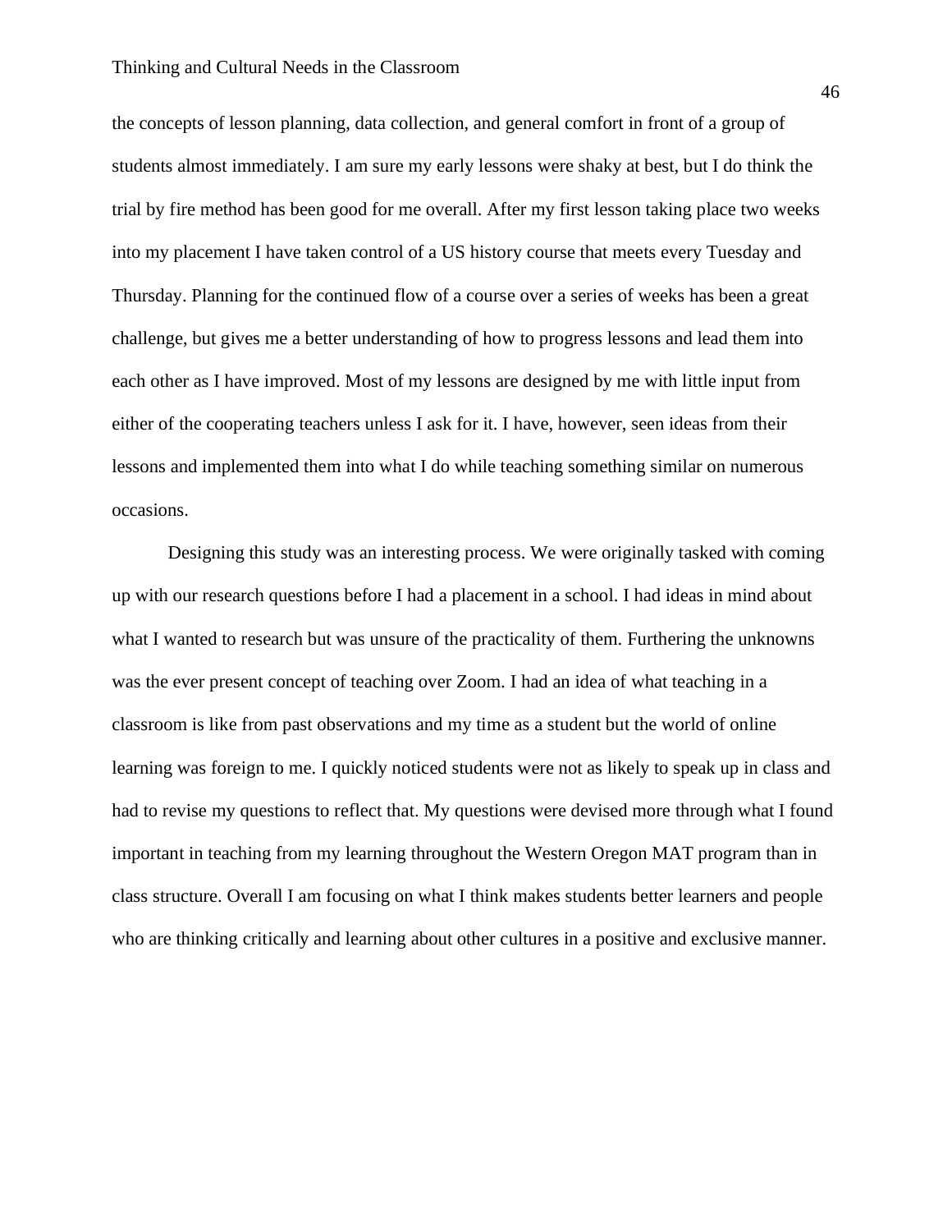the concepts of lesson planning, data collection, and general comfort in front of a group of students almost immediately. I am sure my early lessons were shaky at best, but I do think the trial by fire method has been good for me overall. After my first lesson taking place two weeks into my placement I have taken control of a US history course that meets every Tuesday and Thursday. Planning for the continued flow of a course over a series of weeks has been a great challenge, but gives me a better understanding of how to progress lessons and lead them into each other as I have improved. Most of my lessons are designed by me with little input from either of the cooperating teachers unless I ask for it. I have, however, seen ideas from their lessons and implemented them into what I do while teaching something similar on numerous occasions.

Designing this study was an interesting process. We were originally tasked with coming up with our research questions before I had a placement in a school. I had ideas in mind about what I wanted to research but was unsure of the practicality of them. Furthering the unknowns was the ever present concept of teaching over Zoom. I had an idea of what teaching in a classroom is like from past observations and my time as a student but the world of online learning was foreign to me. I quickly noticed students were not as likely to speak up in class and had to revise my questions to reflect that. My questions were devised more through what I found important in teaching from my learning throughout the Western Oregon MAT program than in class structure. Overall I am focusing on what I think makes students better learners and people who are thinking critically and learning about other cultures in a positive and exclusive manner.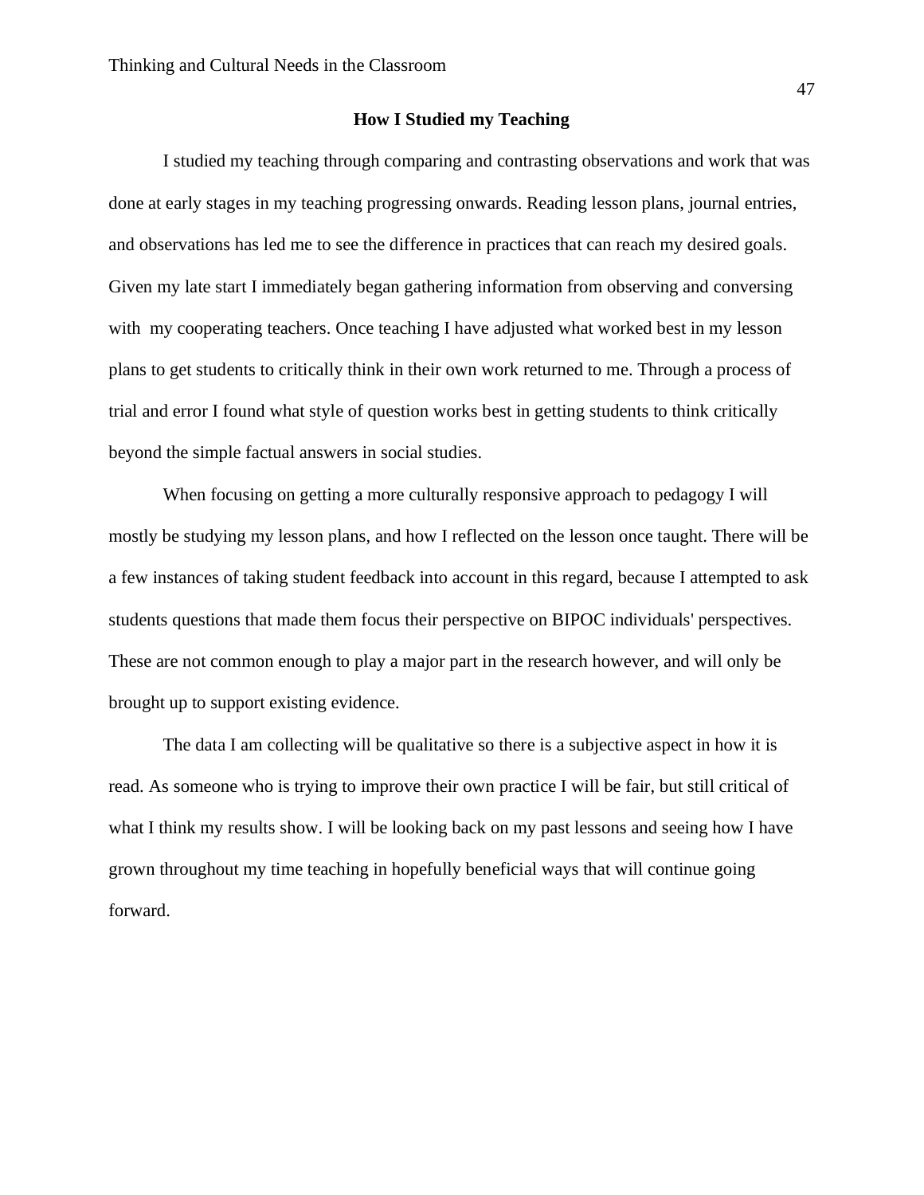## How I Studied my Teaching

I studied my teaching through comparing and contrasting observations and work that was done at early stages in my teaching progressing onwards. Reading lesson plans, journal entries, and observations has led me to see the difference in practices that can reach my desired goals. Given my late start I immediately began gathering information from observing and conversing with my cooperating teachers. Once teaching I have adjusted what worked best in my lesson plans to get students to critically think in their own work returned to me. Through a process of trial and error I found what style of question works best in getting students to think critically beyond the simple factual answers in social studies.

When focusing on getting a more culturally responsive approach to pedagogy I will mostly be studying my lesson plans, and how I reflected on the lesson once taught. There will be a few instances of taking student feedback into account in this regard, because I attempted to ask students questions that made them focus their perspective on BIPOC individuals' perspectives. These are not common enough to play a major part in the research however, and will only be brought up to support existing evidence.

The data I am collecting will be qualitative so there is a subjective aspect in how it is read. As someone who is trying to improve their own practice I will be fair, but still critical of what I think my results show. I will be looking back on my past lessons and seeing how I have grown throughout my time teaching in hopefully beneficial ways that will continue going forward.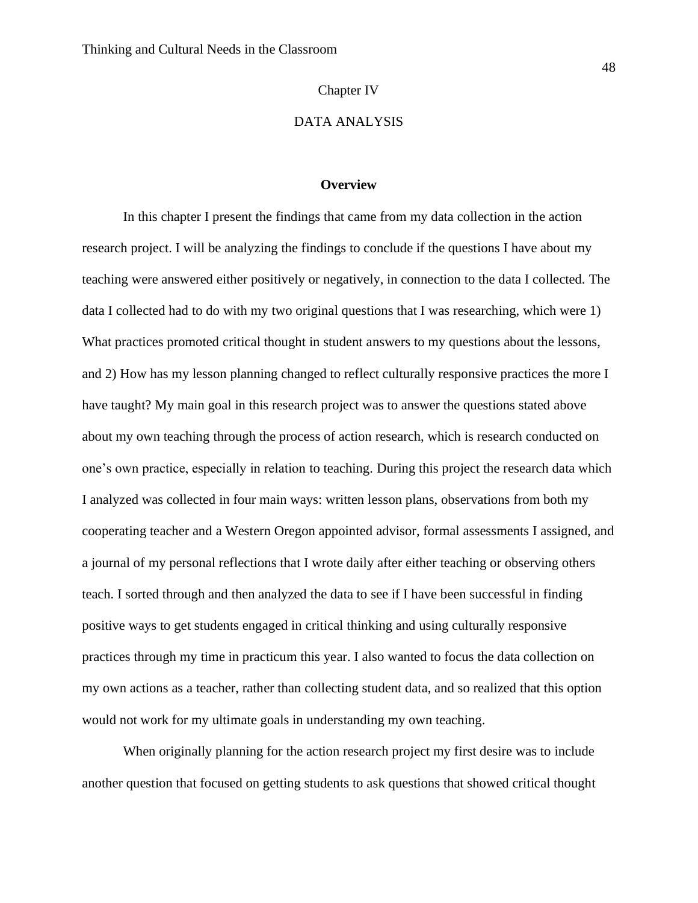Chapter IV

# DATA ANALYSIS

## Overview

In this chapter I present the findings that came from my data collection in the action research project. I will be analyzing the findings to conclude if the questions I have about my teaching were answered either positively or negatively, in connection to the data I collected. The data I collected had to do with my two original questions that I was researching, which were 1) What practices promoted critical thought in student answers to my questions about the lessons, and 2) How has my lesson planning changed to reflect culturally responsive practices the more I have taught? My main goal in this research project was to answer the questions stated above about my own teaching through the process of action research, which is research conducted on one's own practice, especially in relation to teaching. During this project the research data which I analyzed was collected in four main ways: written lesson plans, observations from both my cooperating teacher and a Western Oregon appointed advisor, formal assessments I assigned, and a journal of my personal reflections that I wrote daily after either teaching or observing others teach. I sorted through and then analyzed the data to see if I have been successful in finding positive ways to get students engaged in critical thinking and using culturally responsive practices through my time in practicum this year. I also wanted to focus the data collection on my own actions as a teacher, rather than collecting student data, and so realized that this option would not work for my ultimate goals in understanding my own teaching.

When originally planning for the action research project my first desire was to include another question that focused on getting students to ask questions that showed critical thought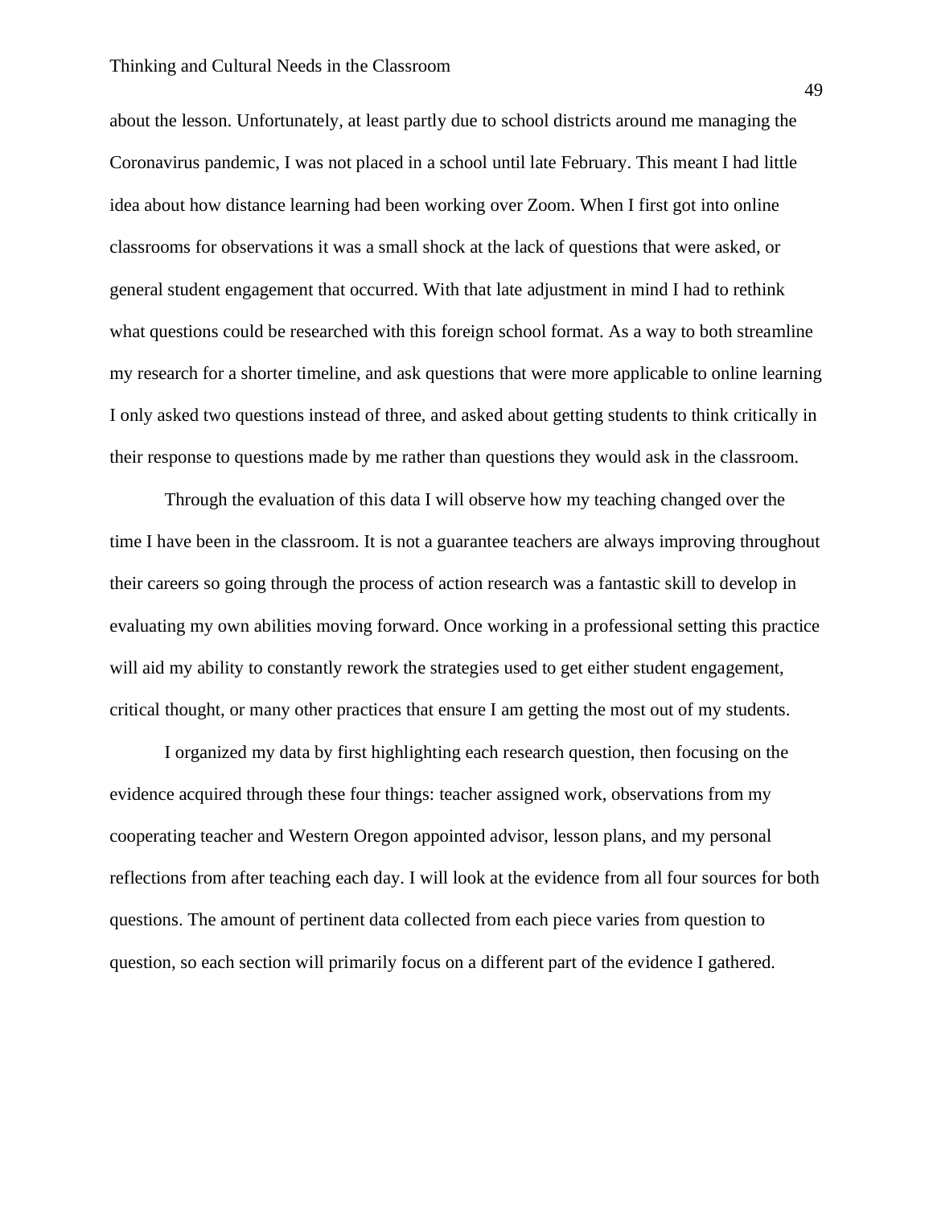about the lesson. Unfortunately, at least partly due to school districts around me managing the Coronavirus pandemic, I was not placed in a school until late February. This meant I had little idea about how distance learning had been working over Zoom. When I first got into online classrooms for observations it was a small shock at the lack of questions that were asked, or general student engagement that occurred. With that late adjustment in mind I had to rethink what questions could be researched with this foreign school format. As a way to both streamline my research for a shorter timeline, and ask questions that were more applicable to online learning I only asked two questions instead of three, and asked about getting students to think critically in their response to questions made by me rather than questions they would ask in the classroom.

Through the evaluation of this data I will observe how my teaching changed over the time I have been in the classroom. It is not a guarantee teachers are always improving throughout their careers so going through the process of action research was a fantastic skill to develop in evaluating my own abilities moving forward. Once working in a professional setting this practice will aid my ability to constantly rework the strategies used to get either student engagement, critical thought, or many other practices that ensure I am getting the most out of my students.

I organized my data by first highlighting each research question, then focusing on the evidence acquired through these four things: teacher assigned work, observations from my cooperating teacher and Western Oregon appointed advisor, lesson plans, and my personal reflections from after teaching each day. I will look at the evidence from all four sources for both questions. The amount of pertinent data collected from each piece varies from question to question, so each section will primarily focus on a different part of the evidence I gathered.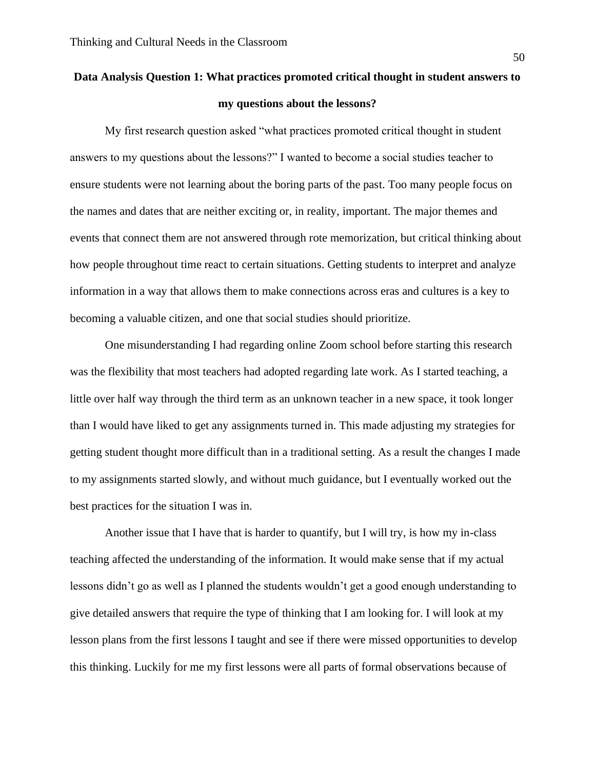## Data Analysis Question 1: What practices promoted critical thought in student answers to my questions about the lessons?

My first research question asked "what practices promoted critical thought in student answers to my questions about the lessons?" I wanted to become a social studies teacher to ensure students were not learning about the boring parts of the past. Too many people focus on the names and dates that are neither exciting or, in reality, important. The major themes and events that connect them are not answered through rote memorization, but critical thinking about how people throughout time react to certain situations. Getting students to interpret and analyze information in a way that allows them to make connections across eras and cultures is a key to becoming a valuable citizen, and one that social studies should prioritize.

One misunderstanding I had regarding online Zoom school before starting this research was the flexibility that most teachers had adopted regarding late work. As I started teaching, a little over half way through the third term as an unknown teacher in a new space, it took longer than I would have liked to get any assignments turned in. This made adjusting my strategies for getting student thought more difficult than in a traditional setting. As a result the changes I made to my assignments started slowly, and without much guidance, but I eventually worked out the best practices for the situation I was in.

Another issue that I have that is harder to quantify, but I will try, is how my in-class teaching affected the understanding of the information. It would make sense that if my actual lessons didn't go as well as I planned the students wouldn't get a good enough understanding to give detailed answers that require the type of thinking that I am looking for. I will look at my lesson plans from the first lessons I taught and see if there were missed opportunities to develop this thinking. Luckily for me my first lessons were all parts of formal observations because of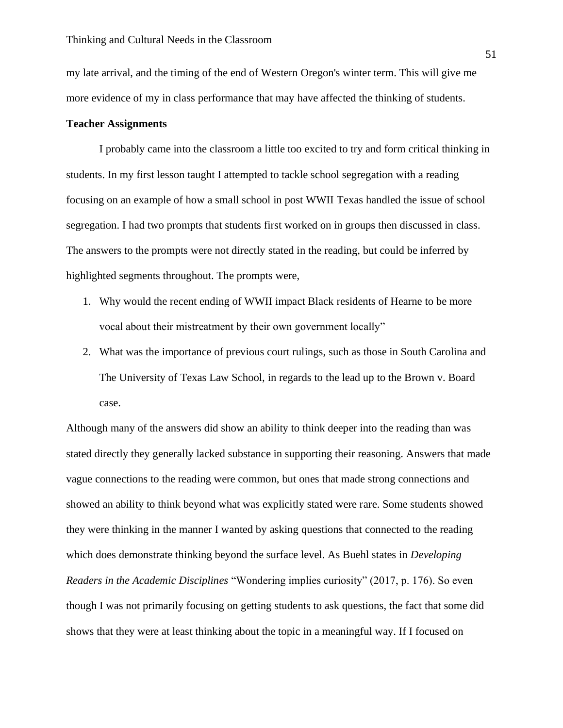my late arrival, and the timing of the end of Western Oregon's winter term. This will give me more evidence of my in class performance that may have affected the thinking of students.

**Teacher Assignments**

I probably came into the classroom a little too excited to try and form critical thinking in students. In my first lesson taught I attempted to tackle school segregation with a reading focusing on an example of how a small school in post WWII Texas handled the issue of school segregation. I had two prompts that students first worked on in groups then discussed in class. The answers to the prompts were not directly stated in the reading, but could be inferred by highlighted segments throughout. The prompts were,

1. Why would the recent ending of WWII impact Black residents of Hearne to be more vocal about their mistreatment by their own government locally"
2. What was the importance of previous court rulings, such as those in South Carolina and The University of Texas Law School, in regards to the lead up to the Brown v. Board case.

Although many of the answers did show an ability to think deeper into the reading than was stated directly they generally lacked substance in supporting their reasoning. Answers that made vague connections to the reading were common, but ones that made strong connections and showed an ability to think beyond what was explicitly stated were rare. Some students showed they were thinking in the manner I wanted by asking questions that connected to the reading which does demonstrate thinking beyond the surface level. As Buehl states in *Developing Readers in the Academic Disciplines* "Wondering implies curiosity" (2017, p. 176). So even though I was not primarily focusing on getting students to ask questions, the fact that some did shows that they were at least thinking about the topic in a meaningful way. If I focused on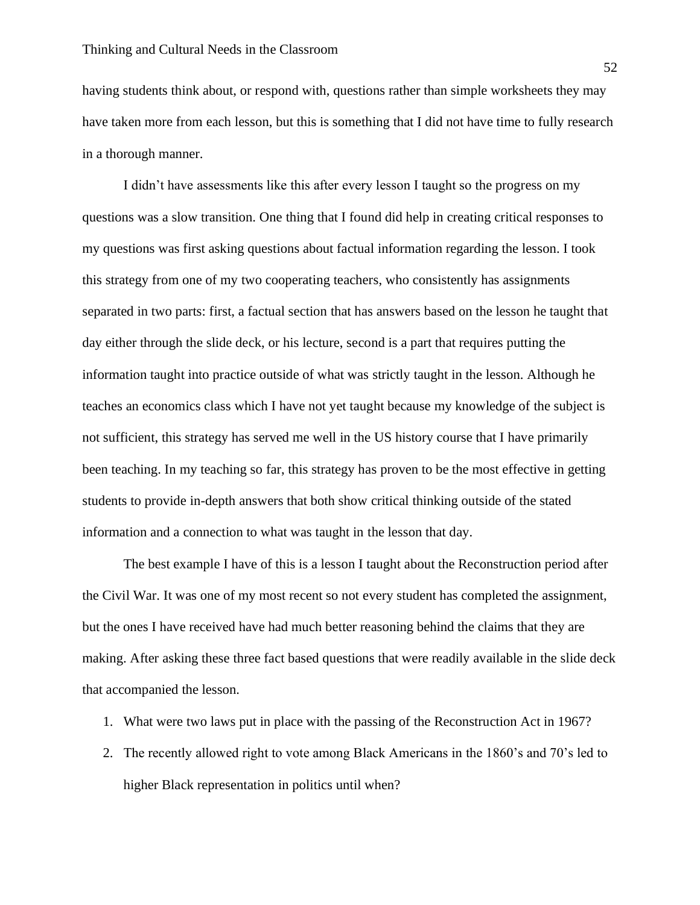having students think about, or respond with, questions rather than simple worksheets they may have taken more from each lesson, but this is something that I did not have time to fully research in a thorough manner.

I didn't have assessments like this after every lesson I taught so the progress on my questions was a slow transition. One thing that I found did help in creating critical responses to my questions was first asking questions about factual information regarding the lesson. I took this strategy from one of my two cooperating teachers, who consistently has assignments separated in two parts: first, a factual section that has answers based on the lesson he taught that day either through the slide deck, or his lecture, second is a part that requires putting the information taught into practice outside of what was strictly taught in the lesson. Although he teaches an economics class which I have not yet taught because my knowledge of the subject is not sufficient, this strategy has served me well in the US history course that I have primarily been teaching. In my teaching so far, this strategy has proven to be the most effective in getting students to provide in-depth answers that both show critical thinking outside of the stated information and a connection to what was taught in the lesson that day.

The best example I have of this is a lesson I taught about the Reconstruction period after the Civil War. It was one of my most recent so not every student has completed the assignment, but the ones I have received have had much better reasoning behind the claims that they are making. After asking these three fact based questions that were readily available in the slide deck that accompanied the lesson.

1. What were two laws put in place with the passing of the Reconstruction Act in 1967?
2. The recently allowed right to vote among Black Americans in the 1860's and 70's led to higher Black representation in politics until when?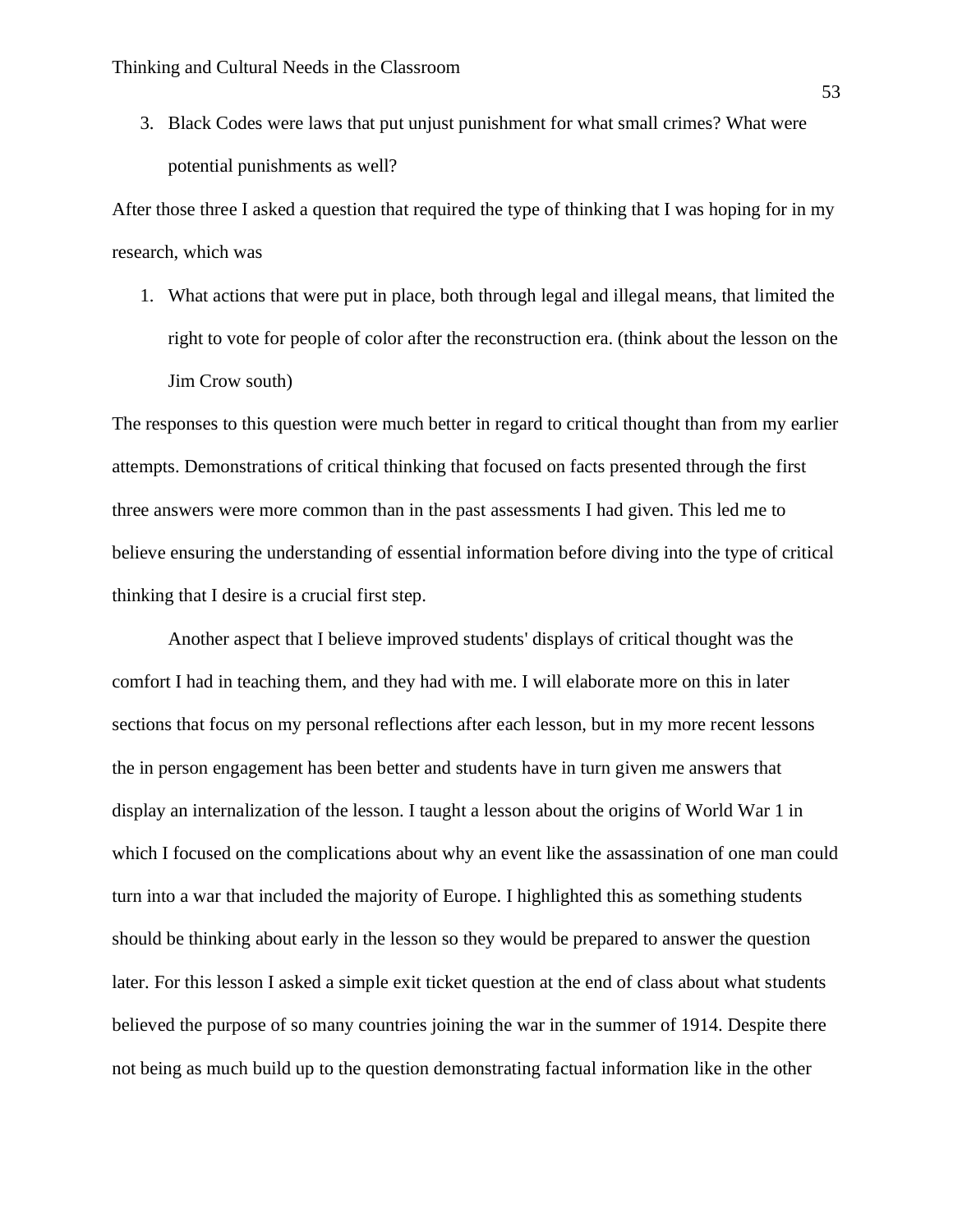3. Black Codes were laws that put unjust punishment for what small crimes? What were potential punishments as well?

After those three I asked a question that required the type of thinking that I was hoping for in my research, which was

1. What actions that were put in place, both through legal and illegal means, that limited the right to vote for people of color after the reconstruction era. (think about the lesson on the Jim Crow south)

The responses to this question were much better in regard to critical thought than from my earlier attempts. Demonstrations of critical thinking that focused on facts presented through the first three answers were more common than in the past assessments I had given. This led me to believe ensuring the understanding of essential information before diving into the type of critical thinking that I desire is a crucial first step.

Another aspect that I believe improved students' displays of critical thought was the comfort I had in teaching them, and they had with me. I will elaborate more on this in later sections that focus on my personal reflections after each lesson, but in my more recent lessons the in person engagement has been better and students have in turn given me answers that display an internalization of the lesson. I taught a lesson about the origins of World War 1 in which I focused on the complications about why an event like the assassination of one man could turn into a war that included the majority of Europe. I highlighted this as something students should be thinking about early in the lesson so they would be prepared to answer the question later. For this lesson I asked a simple exit ticket question at the end of class about what students believed the purpose of so many countries joining the war in the summer of 1914. Despite there not being as much build up to the question demonstrating factual information like in the other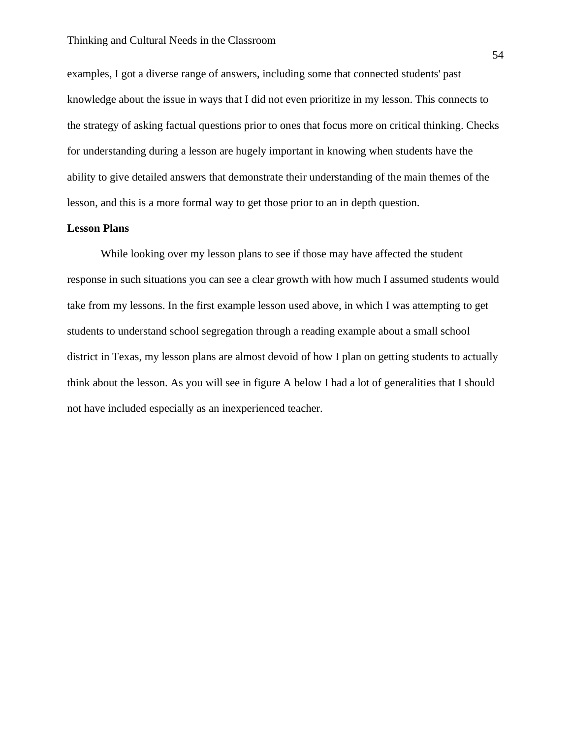examples, I got a diverse range of answers, including some that connected students' past knowledge about the issue in ways that I did not even prioritize in my lesson. This connects to the strategy of asking factual questions prior to ones that focus more on critical thinking. Checks for understanding during a lesson are hugely important in knowing when students have the ability to give detailed answers that demonstrate their understanding of the main themes of the lesson, and this is a more formal way to get those prior to an in depth question.

**Lesson Plans**

While looking over my lesson plans to see if those may have affected the student response in such situations you can see a clear growth with how much I assumed students would take from my lessons. In the first example lesson used above, in which I was attempting to get students to understand school segregation through a reading example about a small school district in Texas, my lesson plans are almost devoid of how I plan on getting students to actually think about the lesson. As you will see in figure A below I had a lot of generalities that I should not have included especially as an inexperienced teacher.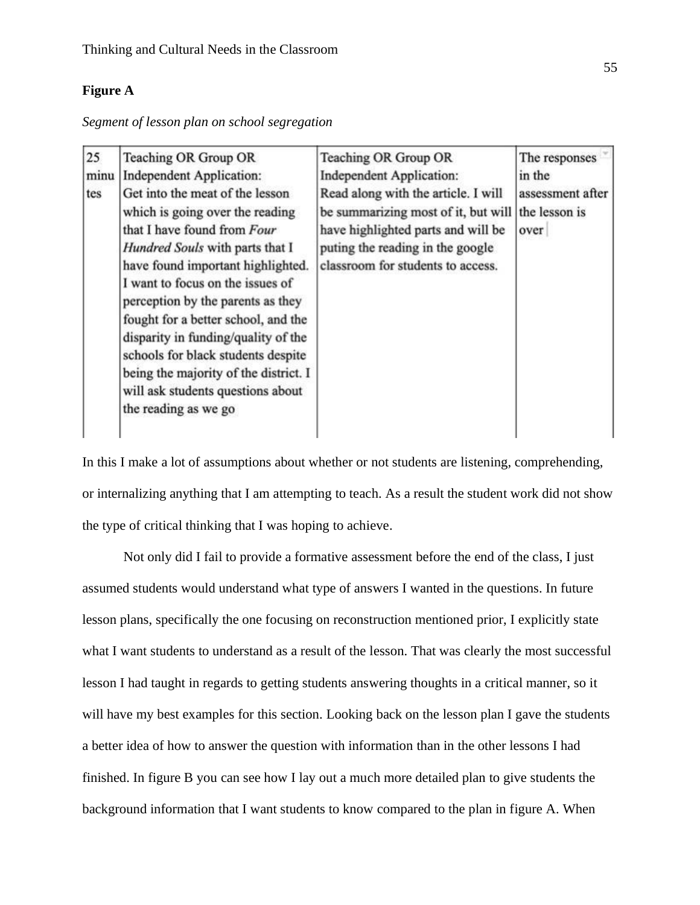**Figure A**

*Segment of lesson plan on school segregation*

| | | | |
|---|---|---|---|
| 25 minutes | Teaching OR Group OR Independent Application: Get into the meat of the lesson which is going over the reading that I have found from *Four Hundred Souls* with parts that I have found important highlighted. I want to focus on the issues of perception by the parents as they fought for a better school, and the disparity in funding/quality of the schools for black students despite being the majority of the district. I will ask students questions about the reading as we go | Teaching OR Group OR Independent Application: Read along with the article. I will be summarizing most of it, but will have highlighted parts and will be puting the reading in the google classroom for students to access. | The responses in the assessment after the lesson is over |

In this I make a lot of assumptions about whether or not students are listening, comprehending, or internalizing anything that I am attempting to teach. As a result the student work did not show the type of critical thinking that I was hoping to achieve.

Not only did I fail to provide a formative assessment before the end of the class, I just assumed students would understand what type of answers I wanted in the questions. In future lesson plans, specifically the one focusing on reconstruction mentioned prior, I explicitly state what I want students to understand as a result of the lesson. That was clearly the most successful lesson I had taught in regards to getting students answering thoughts in a critical manner, so it will have my best examples for this section. Looking back on the lesson plan I gave the students a better idea of how to answer the question with information than in the other lessons I had finished. In figure B you can see how I lay out a much more detailed plan to give students the background information that I want students to know compared to the plan in figure A. When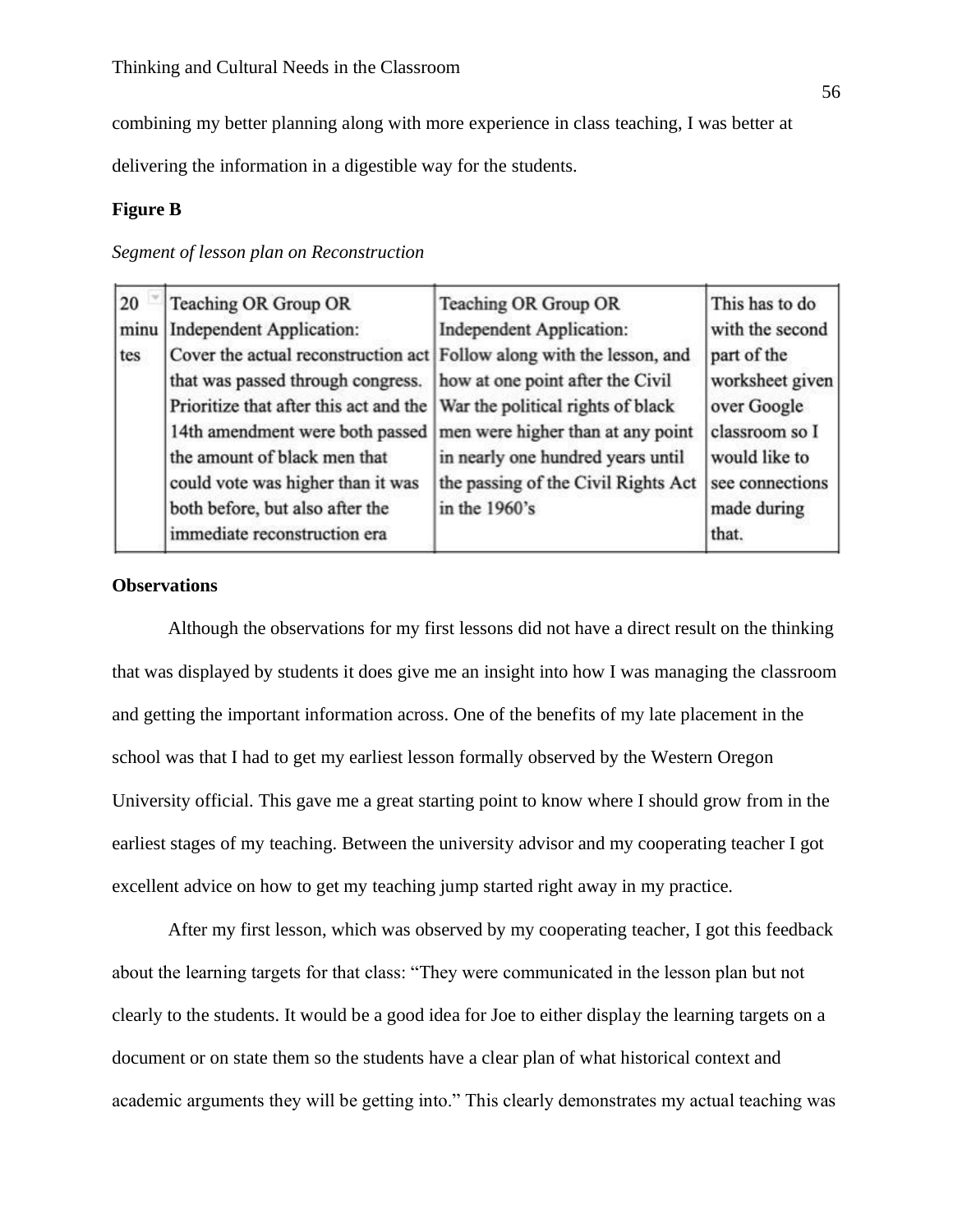combining my better planning along with more experience in class teaching, I was better at delivering the information in a digestible way for the students.

**Figure B**

*Segment of lesson plan on Reconstruction*

| 20 minutes | Teaching OR Group OR Independent Application: Cover the actual reconstruction act that was passed through congress. Prioritize that after this act and the 14th amendment were both passed the amount of black men that could vote was higher than it was both before, but also after the immediate reconstruction era | Teaching OR Group OR Independent Application: Follow along with the lesson, and how at one point after the Civil War the political rights of black men were higher than at any point in nearly one hundred years until the passing of the Civil Rights Act in the 1960's | This has to do with the second part of the worksheet given over Google classroom so I would like to see connections made during that. |
|---|---|---|---|

**Observations**

Although the observations for my first lessons did not have a direct result on the thinking that was displayed by students it does give me an insight into how I was managing the classroom and getting the important information across. One of the benefits of my late placement in the school was that I had to get my earliest lesson formally observed by the Western Oregon University official. This gave me a great starting point to know where I should grow from in the earliest stages of my teaching. Between the university advisor and my cooperating teacher I got excellent advice on how to get my teaching jump started right away in my practice.

After my first lesson, which was observed by my cooperating teacher, I got this feedback about the learning targets for that class: "They were communicated in the lesson plan but not clearly to the students. It would be a good idea for Joe to either display the learning targets on a document or on state them so the students have a clear plan of what historical context and academic arguments they will be getting into." This clearly demonstrates my actual teaching was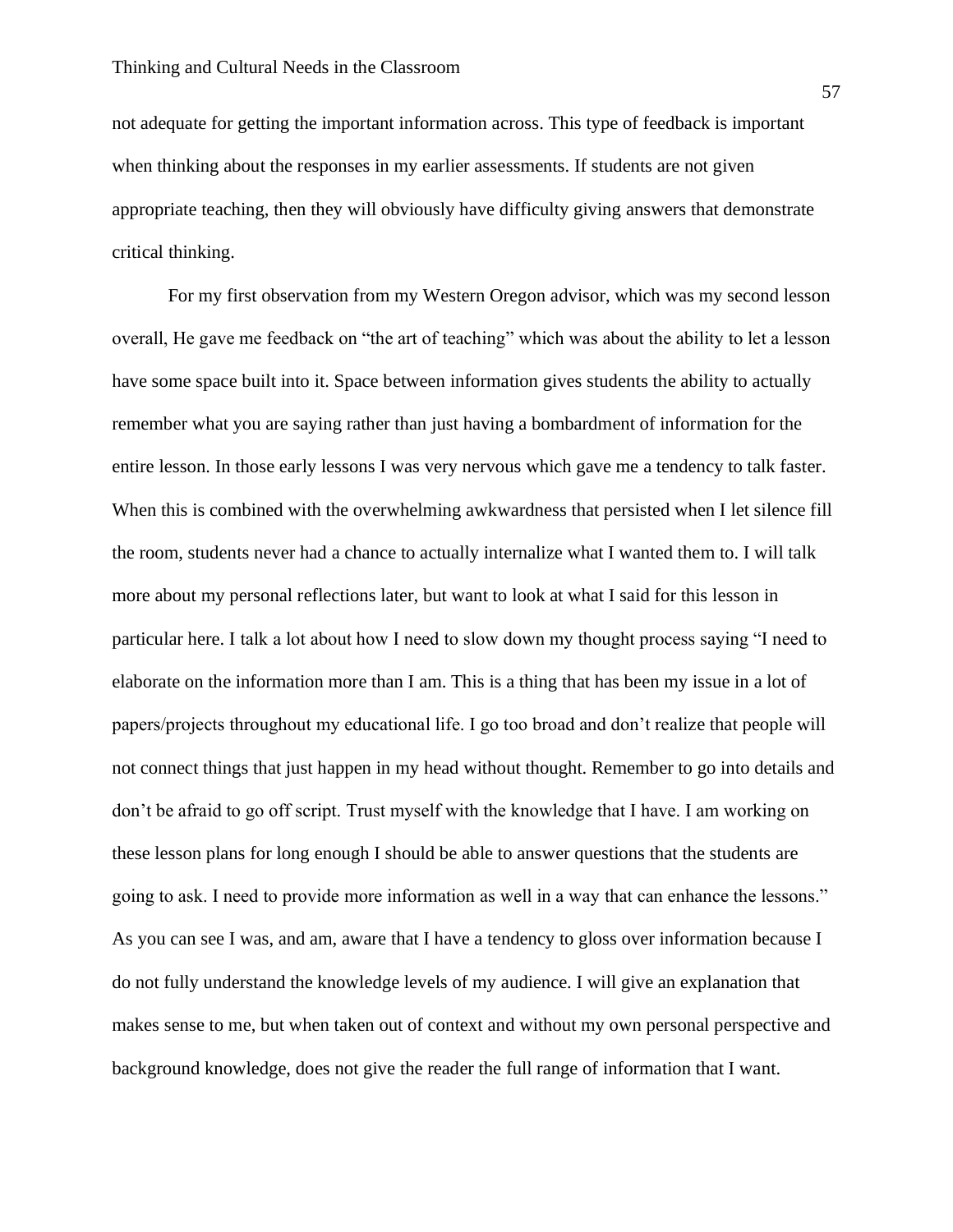not adequate for getting the important information across. This type of feedback is important when thinking about the responses in my earlier assessments. If students are not given appropriate teaching, then they will obviously have difficulty giving answers that demonstrate critical thinking.

For my first observation from my Western Oregon advisor, which was my second lesson overall, He gave me feedback on "the art of teaching" which was about the ability to let a lesson have some space built into it. Space between information gives students the ability to actually remember what you are saying rather than just having a bombardment of information for the entire lesson. In those early lessons I was very nervous which gave me a tendency to talk faster. When this is combined with the overwhelming awkwardness that persisted when I let silence fill the room, students never had a chance to actually internalize what I wanted them to. I will talk more about my personal reflections later, but want to look at what I said for this lesson in particular here. I talk a lot about how I need to slow down my thought process saying "I need to elaborate on the information more than I am. This is a thing that has been my issue in a lot of papers/projects throughout my educational life. I go too broad and don't realize that people will not connect things that just happen in my head without thought. Remember to go into details and don't be afraid to go off script. Trust myself with the knowledge that I have. I am working on these lesson plans for long enough I should be able to answer questions that the students are going to ask. I need to provide more information as well in a way that can enhance the lessons." As you can see I was, and am, aware that I have a tendency to gloss over information because I do not fully understand the knowledge levels of my audience. I will give an explanation that makes sense to me, but when taken out of context and without my own personal perspective and background knowledge, does not give the reader the full range of information that I want.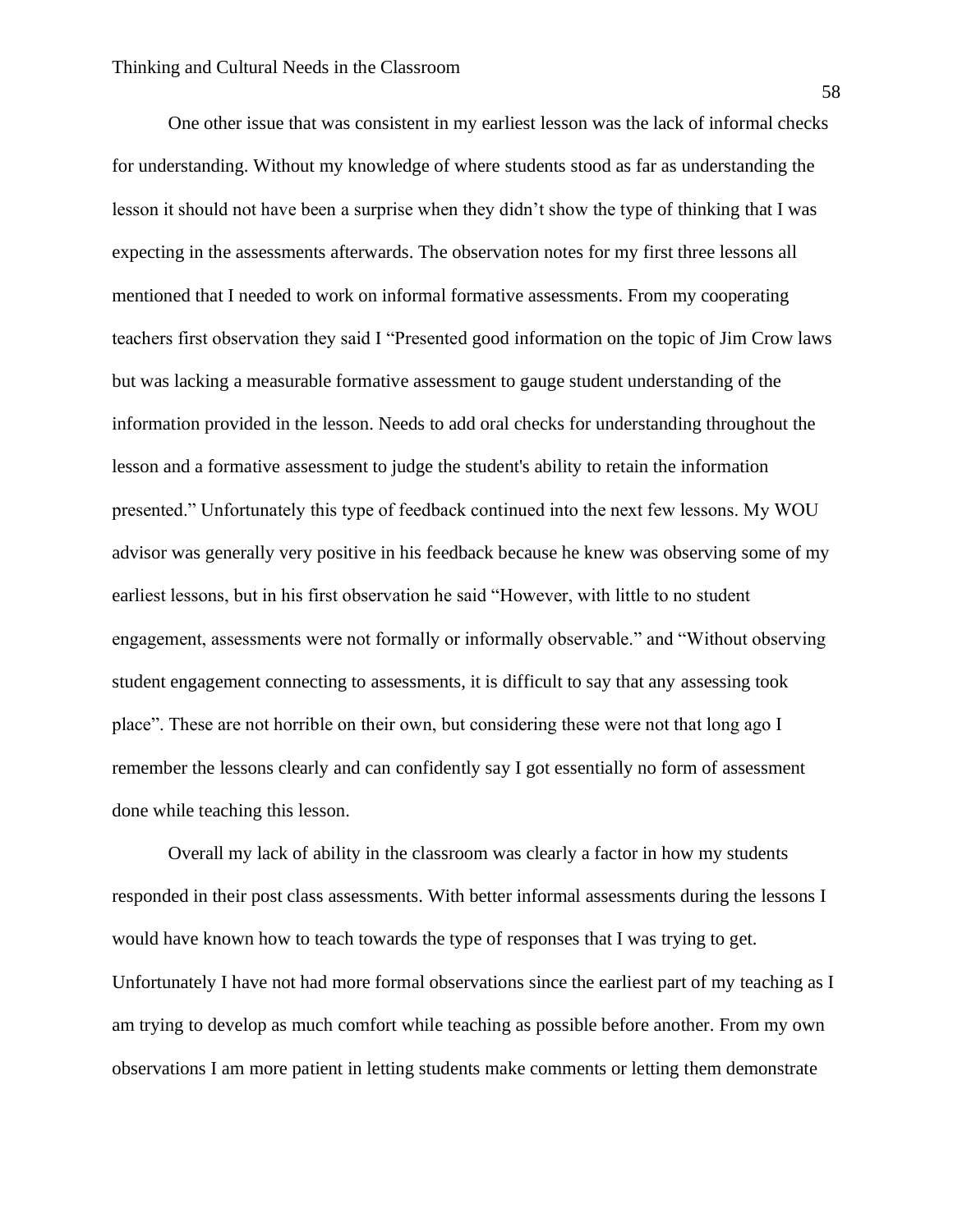One other issue that was consistent in my earliest lesson was the lack of informal checks for understanding. Without my knowledge of where students stood as far as understanding the lesson it should not have been a surprise when they didn't show the type of thinking that I was expecting in the assessments afterwards. The observation notes for my first three lessons all mentioned that I needed to work on informal formative assessments. From my cooperating teachers first observation they said I "Presented good information on the topic of Jim Crow laws but was lacking a measurable formative assessment to gauge student understanding of the information provided in the lesson. Needs to add oral checks for understanding throughout the lesson and a formative assessment to judge the student's ability to retain the information presented." Unfortunately this type of feedback continued into the next few lessons. My WOU advisor was generally very positive in his feedback because he knew was observing some of my earliest lessons, but in his first observation he said "However, with little to no student engagement, assessments were not formally or informally observable." and "Without observing student engagement connecting to assessments, it is difficult to say that any assessing took place". These are not horrible on their own, but considering these were not that long ago I remember the lessons clearly and can confidently say I got essentially no form of assessment done while teaching this lesson.

Overall my lack of ability in the classroom was clearly a factor in how my students responded in their post class assessments. With better informal assessments during the lessons I would have known how to teach towards the type of responses that I was trying to get. Unfortunately I have not had more formal observations since the earliest part of my teaching as I am trying to develop as much comfort while teaching as possible before another. From my own observations I am more patient in letting students make comments or letting them demonstrate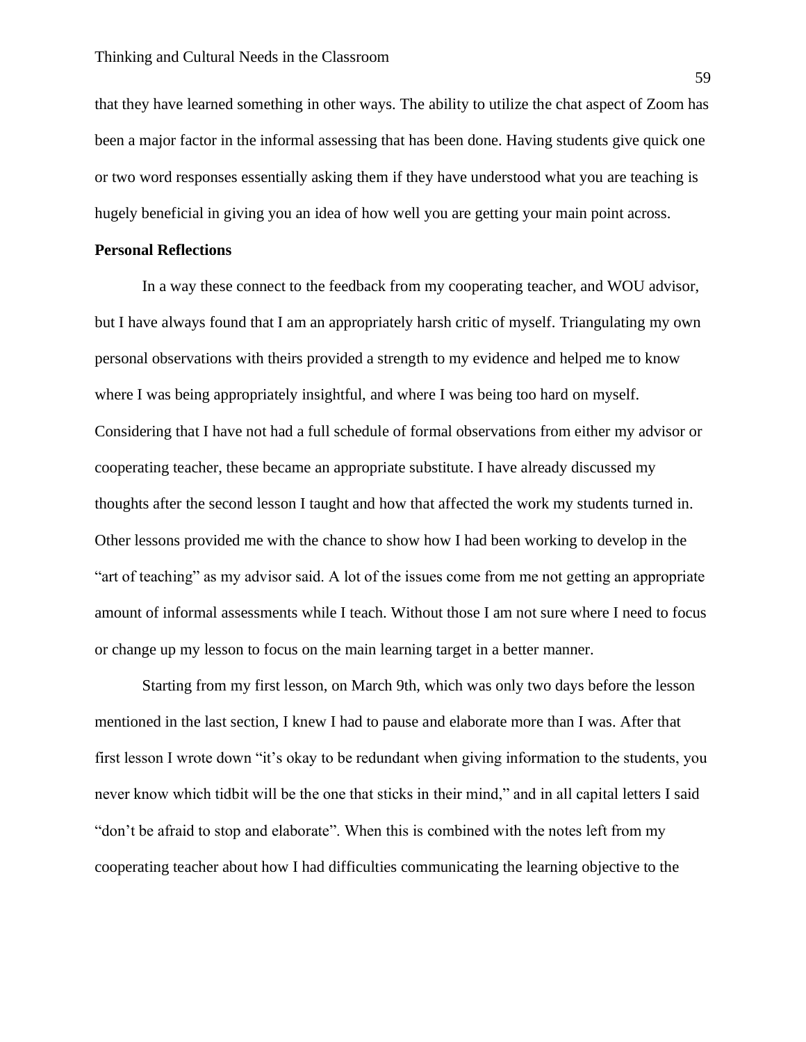that they have learned something in other ways. The ability to utilize the chat aspect of Zoom has been a major factor in the informal assessing that has been done. Having students give quick one or two word responses essentially asking them if they have understood what you are teaching is hugely beneficial in giving you an idea of how well you are getting your main point across.

**Personal Reflections**

In a way these connect to the feedback from my cooperating teacher, and WOU advisor, but I have always found that I am an appropriately harsh critic of myself. Triangulating my own personal observations with theirs provided a strength to my evidence and helped me to know where I was being appropriately insightful, and where I was being too hard on myself. Considering that I have not had a full schedule of formal observations from either my advisor or cooperating teacher, these became an appropriate substitute. I have already discussed my thoughts after the second lesson I taught and how that affected the work my students turned in. Other lessons provided me with the chance to show how I had been working to develop in the "art of teaching" as my advisor said. A lot of the issues come from me not getting an appropriate amount of informal assessments while I teach. Without those I am not sure where I need to focus or change up my lesson to focus on the main learning target in a better manner.

Starting from my first lesson, on March 9th, which was only two days before the lesson mentioned in the last section, I knew I had to pause and elaborate more than I was. After that first lesson I wrote down "it's okay to be redundant when giving information to the students, you never know which tidbit will be the one that sticks in their mind," and in all capital letters I said "don't be afraid to stop and elaborate". When this is combined with the notes left from my cooperating teacher about how I had difficulties communicating the learning objective to the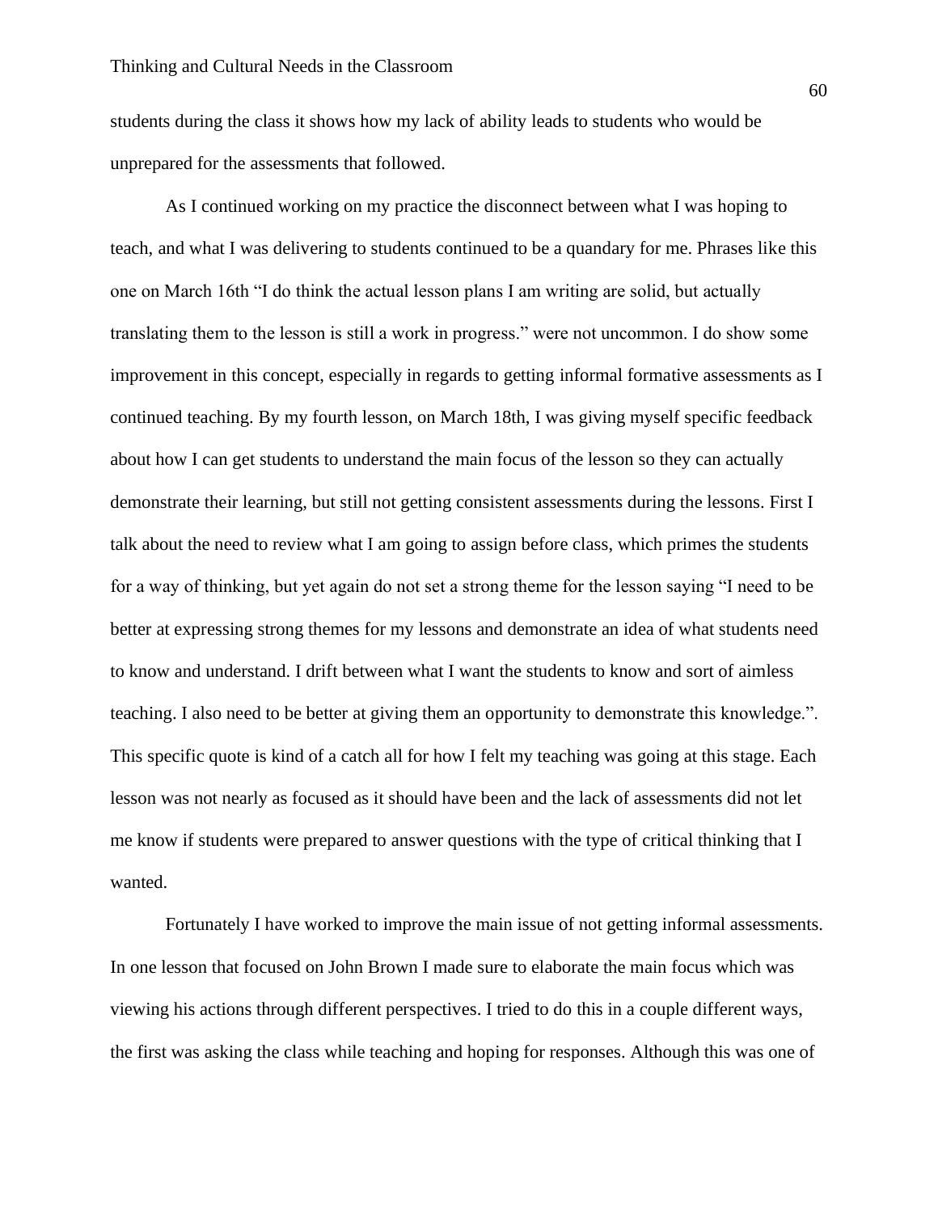students during the class it shows how my lack of ability leads to students who would be unprepared for the assessments that followed.

As I continued working on my practice the disconnect between what I was hoping to teach, and what I was delivering to students continued to be a quandary for me. Phrases like this one on March 16th "I do think the actual lesson plans I am writing are solid, but actually translating them to the lesson is still a work in progress." were not uncommon. I do show some improvement in this concept, especially in regards to getting informal formative assessments as I continued teaching. By my fourth lesson, on March 18th, I was giving myself specific feedback about how I can get students to understand the main focus of the lesson so they can actually demonstrate their learning, but still not getting consistent assessments during the lessons. First I talk about the need to review what I am going to assign before class, which primes the students for a way of thinking, but yet again do not set a strong theme for the lesson saying "I need to be better at expressing strong themes for my lessons and demonstrate an idea of what students need to know and understand. I drift between what I want the students to know and sort of aimless teaching. I also need to be better at giving them an opportunity to demonstrate this knowledge.". This specific quote is kind of a catch all for how I felt my teaching was going at this stage. Each lesson was not nearly as focused as it should have been and the lack of assessments did not let me know if students were prepared to answer questions with the type of critical thinking that I wanted.

Fortunately I have worked to improve the main issue of not getting informal assessments. In one lesson that focused on John Brown I made sure to elaborate the main focus which was viewing his actions through different perspectives. I tried to do this in a couple different ways, the first was asking the class while teaching and hoping for responses. Although this was one of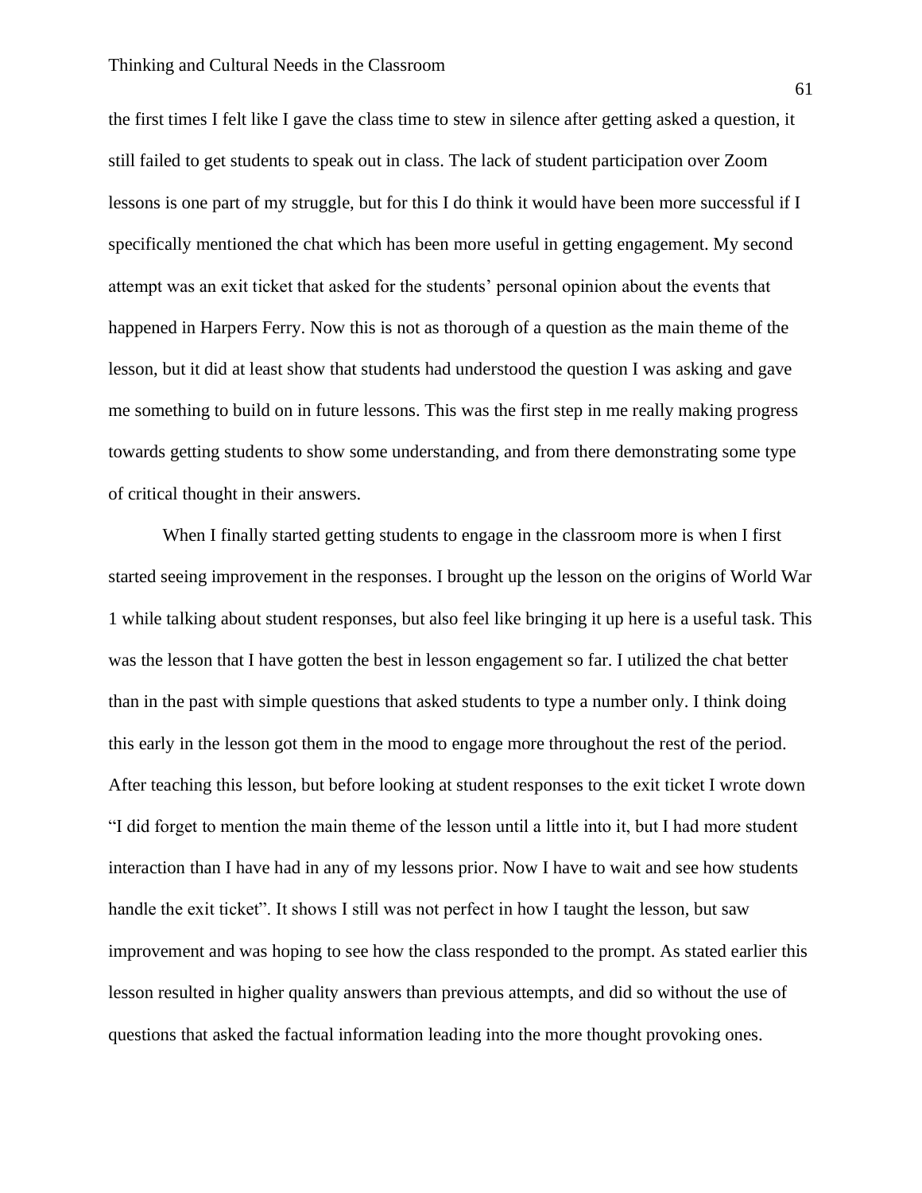the first times I felt like I gave the class time to stew in silence after getting asked a question, it still failed to get students to speak out in class. The lack of student participation over Zoom lessons is one part of my struggle, but for this I do think it would have been more successful if I specifically mentioned the chat which has been more useful in getting engagement. My second attempt was an exit ticket that asked for the students' personal opinion about the events that happened in Harpers Ferry. Now this is not as thorough of a question as the main theme of the lesson, but it did at least show that students had understood the question I was asking and gave me something to build on in future lessons. This was the first step in me really making progress towards getting students to show some understanding, and from there demonstrating some type of critical thought in their answers.

When I finally started getting students to engage in the classroom more is when I first started seeing improvement in the responses. I brought up the lesson on the origins of World War 1 while talking about student responses, but also feel like bringing it up here is a useful task. This was the lesson that I have gotten the best in lesson engagement so far. I utilized the chat better than in the past with simple questions that asked students to type a number only. I think doing this early in the lesson got them in the mood to engage more throughout the rest of the period. After teaching this lesson, but before looking at student responses to the exit ticket I wrote down "I did forget to mention the main theme of the lesson until a little into it, but I had more student interaction than I have had in any of my lessons prior. Now I have to wait and see how students handle the exit ticket". It shows I still was not perfect in how I taught the lesson, but saw improvement and was hoping to see how the class responded to the prompt. As stated earlier this lesson resulted in higher quality answers than previous attempts, and did so without the use of questions that asked the factual information leading into the more thought provoking ones.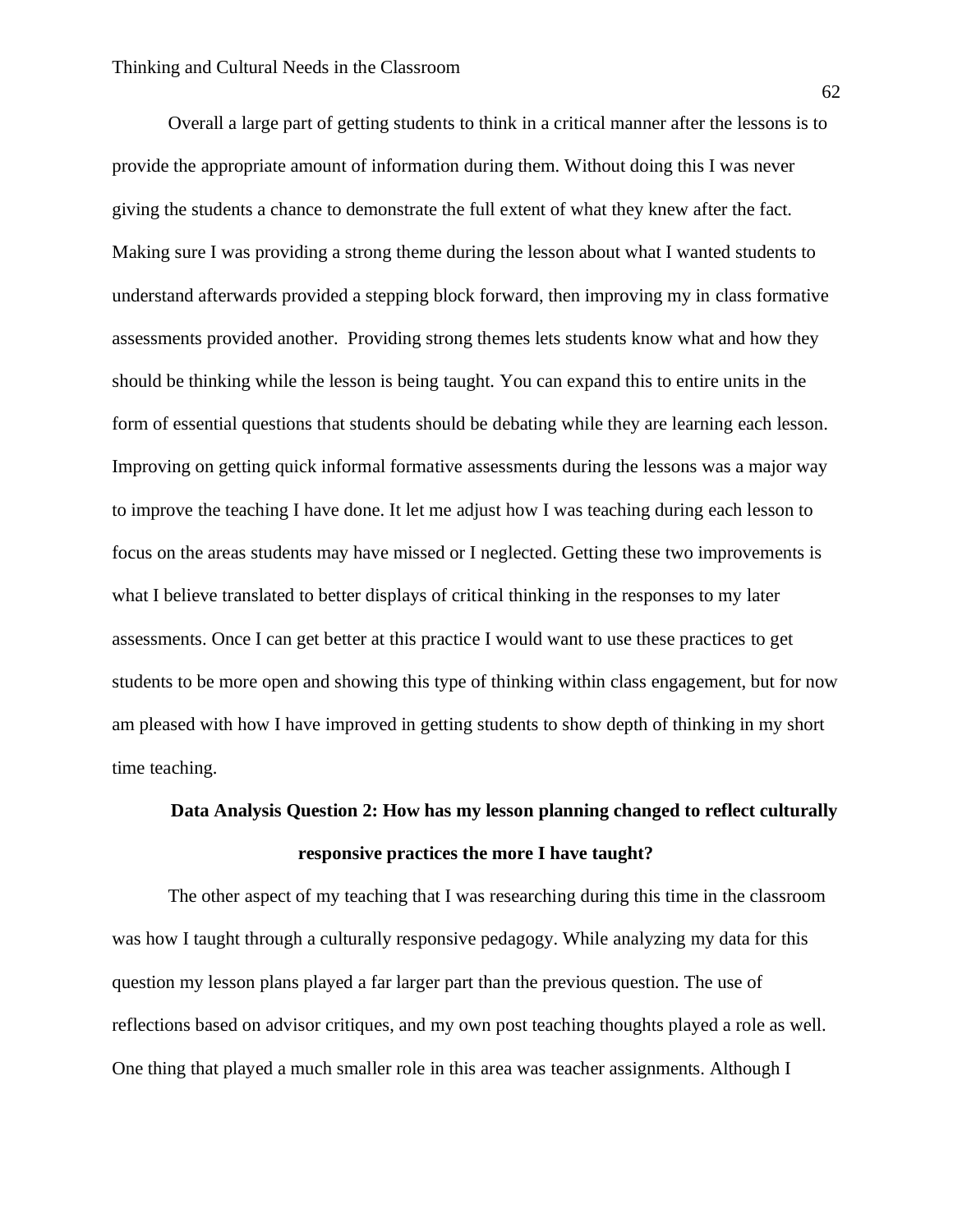Overall a large part of getting students to think in a critical manner after the lessons is to provide the appropriate amount of information during them. Without doing this I was never giving the students a chance to demonstrate the full extent of what they knew after the fact. Making sure I was providing a strong theme during the lesson about what I wanted students to understand afterwards provided a stepping block forward, then improving my in class formative assessments provided another. Providing strong themes lets students know what and how they should be thinking while the lesson is being taught. You can expand this to entire units in the form of essential questions that students should be debating while they are learning each lesson. Improving on getting quick informal formative assessments during the lessons was a major way to improve the teaching I have done. It let me adjust how I was teaching during each lesson to focus on the areas students may have missed or I neglected. Getting these two improvements is what I believe translated to better displays of critical thinking in the responses to my later assessments. Once I can get better at this practice I would want to use these practices to get students to be more open and showing this type of thinking within class engagement, but for now am pleased with how I have improved in getting students to show depth of thinking in my short time teaching.

## Data Analysis Question 2: How has my lesson planning changed to reflect culturally responsive practices the more I have taught?

The other aspect of my teaching that I was researching during this time in the classroom was how I taught through a culturally responsive pedagogy. While analyzing my data for this question my lesson plans played a far larger part than the previous question. The use of reflections based on advisor critiques, and my own post teaching thoughts played a role as well. One thing that played a much smaller role in this area was teacher assignments. Although I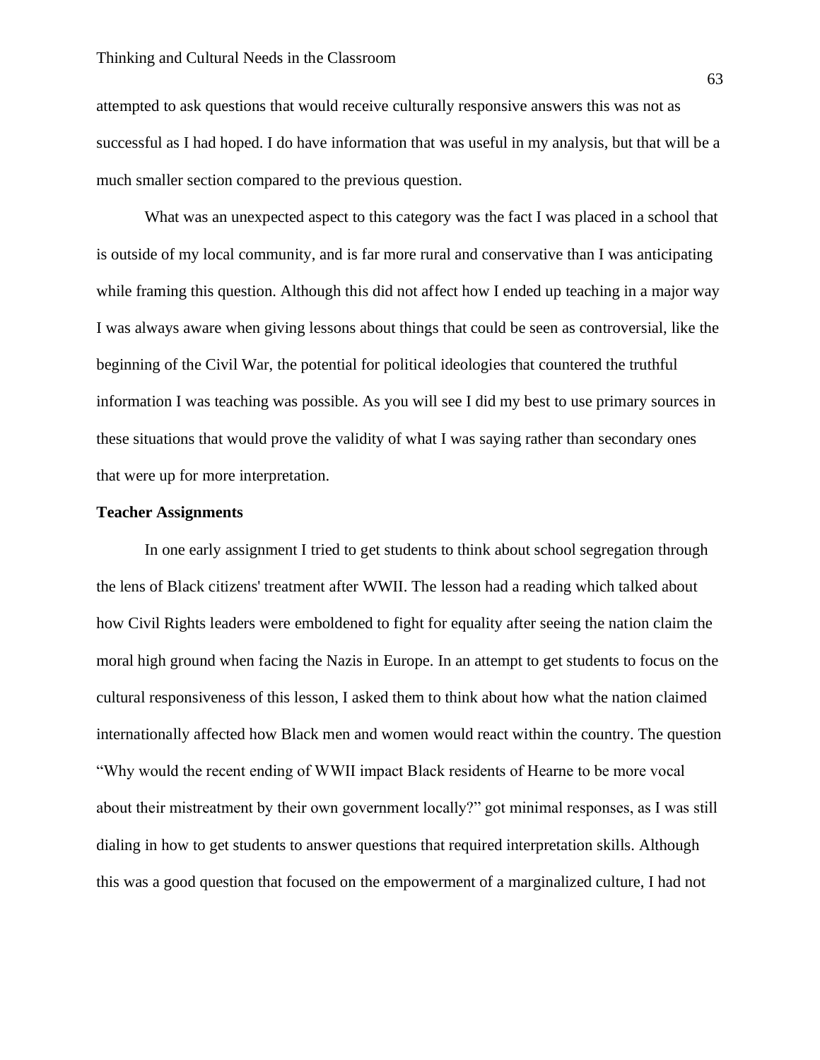attempted to ask questions that would receive culturally responsive answers this was not as successful as I had hoped. I do have information that was useful in my analysis, but that will be a much smaller section compared to the previous question.

What was an unexpected aspect to this category was the fact I was placed in a school that is outside of my local community, and is far more rural and conservative than I was anticipating while framing this question. Although this did not affect how I ended up teaching in a major way I was always aware when giving lessons about things that could be seen as controversial, like the beginning of the Civil War, the potential for political ideologies that countered the truthful information I was teaching was possible. As you will see I did my best to use primary sources in these situations that would prove the validity of what I was saying rather than secondary ones that were up for more interpretation.

**Teacher Assignments**

In one early assignment I tried to get students to think about school segregation through the lens of Black citizens' treatment after WWII. The lesson had a reading which talked about how Civil Rights leaders were emboldened to fight for equality after seeing the nation claim the moral high ground when facing the Nazis in Europe. In an attempt to get students to focus on the cultural responsiveness of this lesson, I asked them to think about how what the nation claimed internationally affected how Black men and women would react within the country. The question "Why would the recent ending of WWII impact Black residents of Hearne to be more vocal about their mistreatment by their own government locally?" got minimal responses, as I was still dialing in how to get students to answer questions that required interpretation skills. Although this was a good question that focused on the empowerment of a marginalized culture, I had not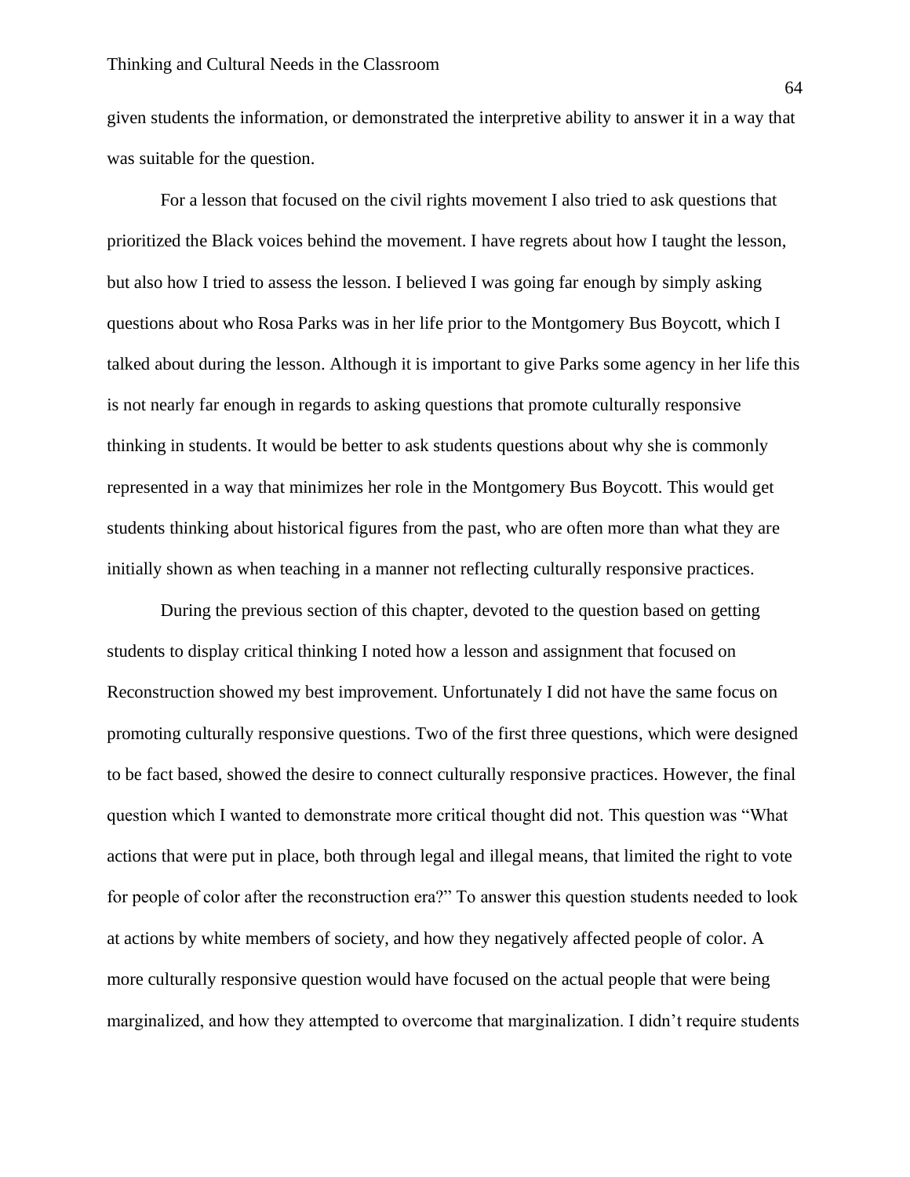given students the information, or demonstrated the interpretive ability to answer it in a way that was suitable for the question.

For a lesson that focused on the civil rights movement I also tried to ask questions that prioritized the Black voices behind the movement. I have regrets about how I taught the lesson, but also how I tried to assess the lesson. I believed I was going far enough by simply asking questions about who Rosa Parks was in her life prior to the Montgomery Bus Boycott, which I talked about during the lesson. Although it is important to give Parks some agency in her life this is not nearly far enough in regards to asking questions that promote culturally responsive thinking in students. It would be better to ask students questions about why she is commonly represented in a way that minimizes her role in the Montgomery Bus Boycott. This would get students thinking about historical figures from the past, who are often more than what they are initially shown as when teaching in a manner not reflecting culturally responsive practices.

During the previous section of this chapter, devoted to the question based on getting students to display critical thinking I noted how a lesson and assignment that focused on Reconstruction showed my best improvement. Unfortunately I did not have the same focus on promoting culturally responsive questions. Two of the first three questions, which were designed to be fact based, showed the desire to connect culturally responsive practices. However, the final question which I wanted to demonstrate more critical thought did not. This question was "What actions that were put in place, both through legal and illegal means, that limited the right to vote for people of color after the reconstruction era?" To answer this question students needed to look at actions by white members of society, and how they negatively affected people of color. A more culturally responsive question would have focused on the actual people that were being marginalized, and how they attempted to overcome that marginalization. I didn't require students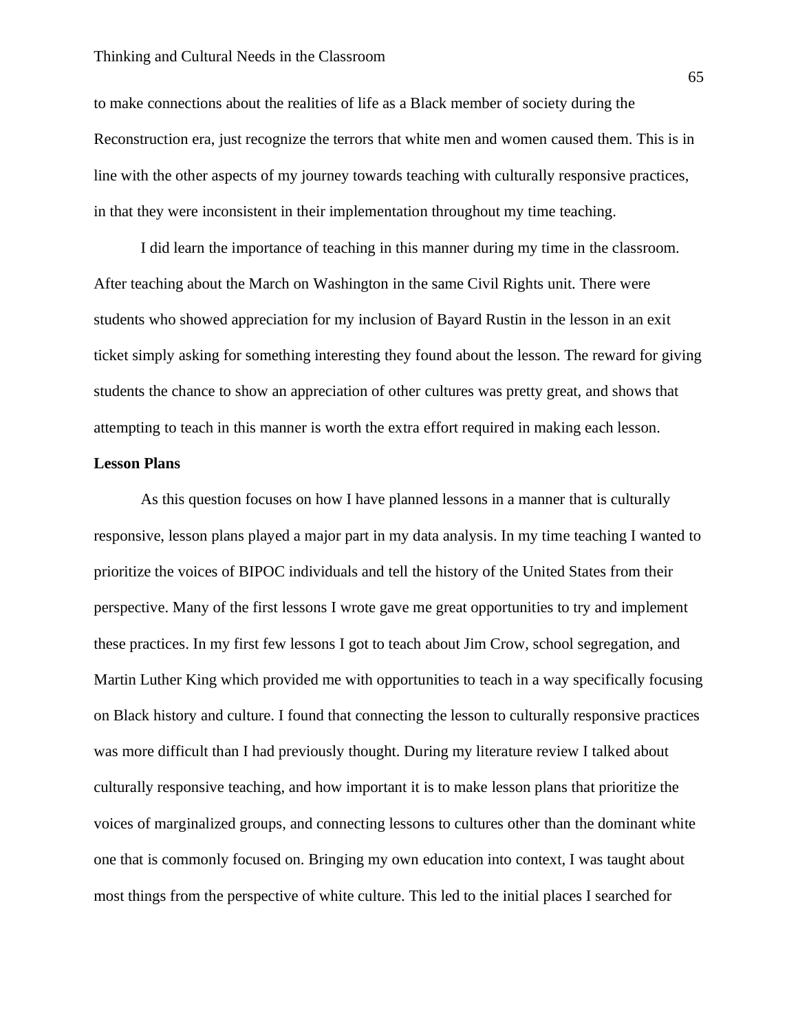to make connections about the realities of life as a Black member of society during the Reconstruction era, just recognize the terrors that white men and women caused them. This is in line with the other aspects of my journey towards teaching with culturally responsive practices, in that they were inconsistent in their implementation throughout my time teaching.

I did learn the importance of teaching in this manner during my time in the classroom. After teaching about the March on Washington in the same Civil Rights unit. There were students who showed appreciation for my inclusion of Bayard Rustin in the lesson in an exit ticket simply asking for something interesting they found about the lesson. The reward for giving students the chance to show an appreciation of other cultures was pretty great, and shows that attempting to teach in this manner is worth the extra effort required in making each lesson.

**Lesson Plans**

As this question focuses on how I have planned lessons in a manner that is culturally responsive, lesson plans played a major part in my data analysis. In my time teaching I wanted to prioritize the voices of BIPOC individuals and tell the history of the United States from their perspective. Many of the first lessons I wrote gave me great opportunities to try and implement these practices. In my first few lessons I got to teach about Jim Crow, school segregation, and Martin Luther King which provided me with opportunities to teach in a way specifically focusing on Black history and culture. I found that connecting the lesson to culturally responsive practices was more difficult than I had previously thought. During my literature review I talked about culturally responsive teaching, and how important it is to make lesson plans that prioritize the voices of marginalized groups, and connecting lessons to cultures other than the dominant white one that is commonly focused on. Bringing my own education into context, I was taught about most things from the perspective of white culture. This led to the initial places I searched for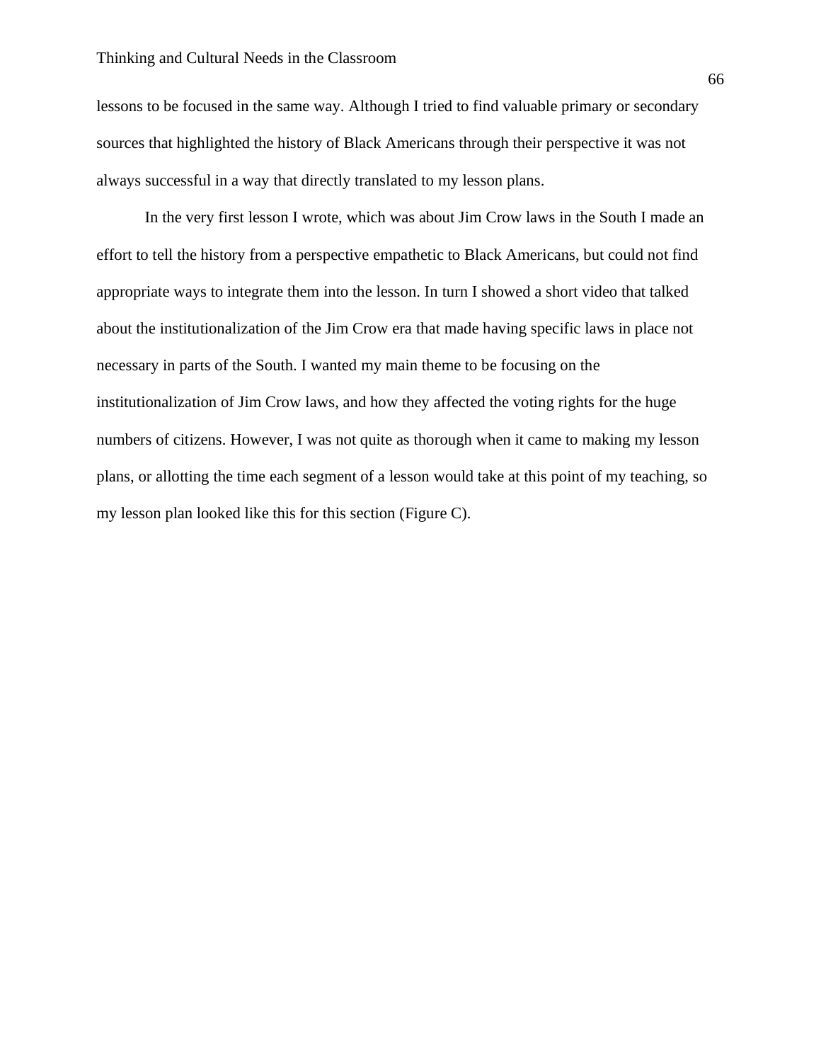lessons to be focused in the same way. Although I tried to find valuable primary or secondary sources that highlighted the history of Black Americans through their perspective it was not always successful in a way that directly translated to my lesson plans.

In the very first lesson I wrote, which was about Jim Crow laws in the South I made an effort to tell the history from a perspective empathetic to Black Americans, but could not find appropriate ways to integrate them into the lesson. In turn I showed a short video that talked about the institutionalization of the Jim Crow era that made having specific laws in place not necessary in parts of the South. I wanted my main theme to be focusing on the institutionalization of Jim Crow laws, and how they affected the voting rights for the huge numbers of citizens. However, I was not quite as thorough when it came to making my lesson plans, or allotting the time each segment of a lesson would take at this point of my teaching, so my lesson plan looked like this for this section (Figure C).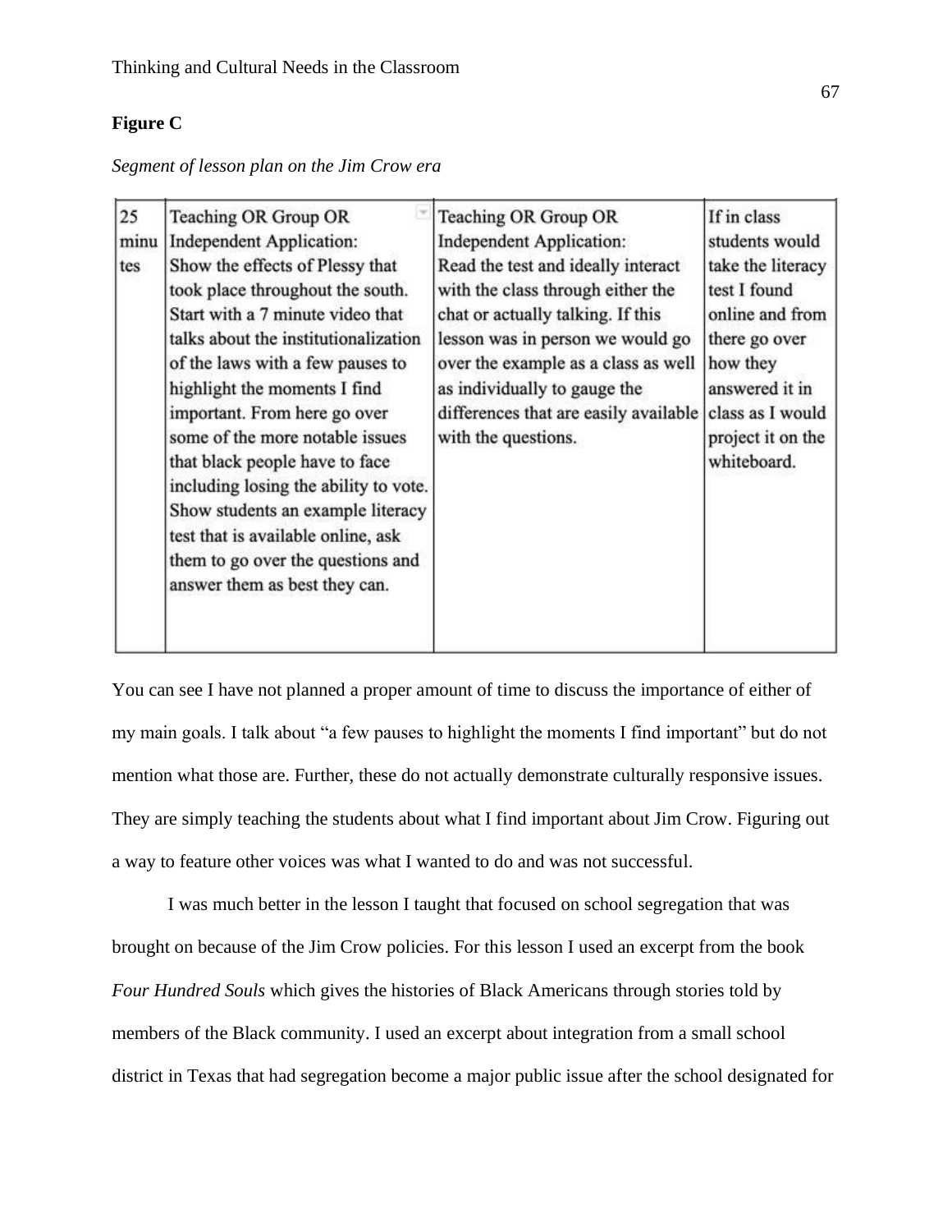**Figure C**

*Segment of lesson plan on the Jim Crow era*

| 25 minutes | Teaching OR Group OR Independent Application: Show the effects of Plessy that took place throughout the south. Start with a 7 minute video that talks about the institutionalization of the laws with a few pauses to highlight the moments I find important. From here go over some of the more notable issues that black people have to face including losing the ability to vote. Show students an example literacy test that is available online, ask them to go over the questions and answer them as best they can. | Teaching OR Group OR Independent Application: Read the test and ideally interact with the class through either the chat or actually talking. If this lesson was in person we would go over the example as a class as well as individually to gauge the differences that are easily available with the questions. | If in class students would take the literacy test I found online and from there go over how they answered it in class as I would project it on the whiteboard. |
|---|---|---|---|

You can see I have not planned a proper amount of time to discuss the importance of either of my main goals. I talk about "a few pauses to highlight the moments I find important" but do not mention what those are. Further, these do not actually demonstrate culturally responsive issues. They are simply teaching the students about what I find important about Jim Crow. Figuring out a way to feature other voices was what I wanted to do and was not successful.

I was much better in the lesson I taught that focused on school segregation that was brought on because of the Jim Crow policies. For this lesson I used an excerpt from the book *Four Hundred Souls* which gives the histories of Black Americans through stories told by members of the Black community. I used an excerpt about integration from a small school district in Texas that had segregation become a major public issue after the school designated for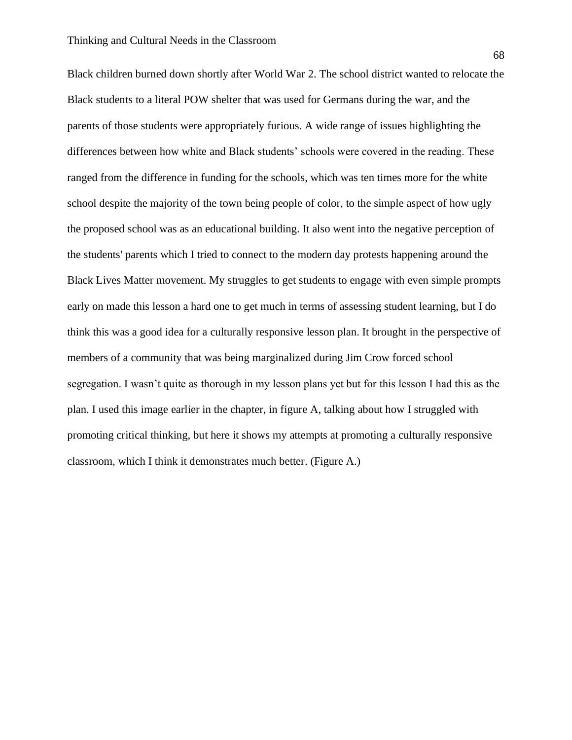Black children burned down shortly after World War 2. The school district wanted to relocate the Black students to a literal POW shelter that was used for Germans during the war, and the parents of those students were appropriately furious. A wide range of issues highlighting the differences between how white and Black students' schools were covered in the reading. These ranged from the difference in funding for the schools, which was ten times more for the white school despite the majority of the town being people of color, to the simple aspect of how ugly the proposed school was as an educational building. It also went into the negative perception of the students' parents which I tried to connect to the modern day protests happening around the Black Lives Matter movement. My struggles to get students to engage with even simple prompts early on made this lesson a hard one to get much in terms of assessing student learning, but I do think this was a good idea for a culturally responsive lesson plan. It brought in the perspective of members of a community that was being marginalized during Jim Crow forced school segregation. I wasn't quite as thorough in my lesson plans yet but for this lesson I had this as the plan. I used this image earlier in the chapter, in figure A, talking about how I struggled with promoting critical thinking, but here it shows my attempts at promoting a culturally responsive classroom, which I think it demonstrates much better. (Figure A.)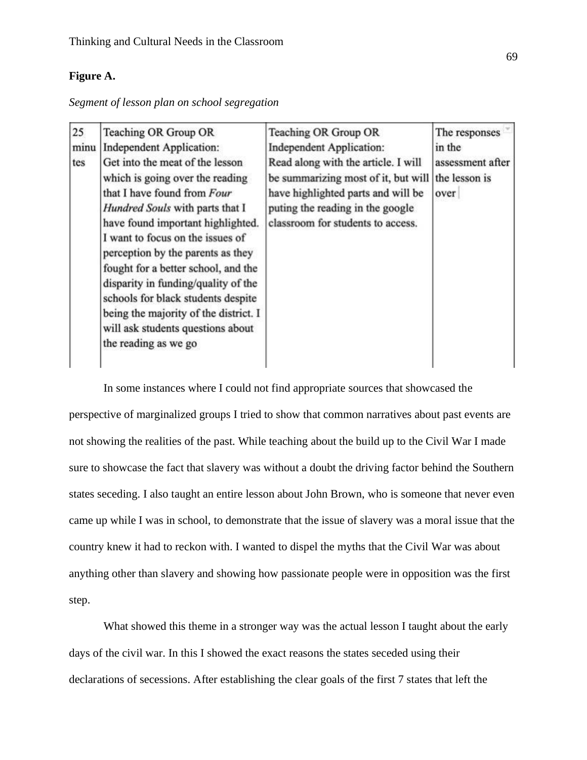**Figure A.**

*Segment of lesson plan on school segregation*

| | | | |
|---|---|---|---|
| 25 minutes | Teaching OR Group OR Independent Application: Get into the meat of the lesson which is going over the reading that I have found from *Four Hundred Souls* with parts that I have found important highlighted. I want to focus on the issues of perception by the parents as they fought for a better school, and the disparity in funding/quality of the schools for black students despite being the majority of the district. I will ask students questions about the reading as we go | Teaching OR Group OR Independent Application: Read along with the article. I will be summarizing most of it, but will have highlighted parts and will be puting the reading in the google classroom for students to access. | The responses in the assessment after the lesson is over |

In some instances where I could not find appropriate sources that showcased the perspective of marginalized groups I tried to show that common narratives about past events are not showing the realities of the past. While teaching about the build up to the Civil War I made sure to showcase the fact that slavery was without a doubt the driving factor behind the Southern states seceding. I also taught an entire lesson about John Brown, who is someone that never even came up while I was in school, to demonstrate that the issue of slavery was a moral issue that the country knew it had to reckon with. I wanted to dispel the myths that the Civil War was about anything other than slavery and showing how passionate people were in opposition was the first step.

What showed this theme in a stronger way was the actual lesson I taught about the early days of the civil war. In this I showed the exact reasons the states seceded using their declarations of secessions. After establishing the clear goals of the first 7 states that left the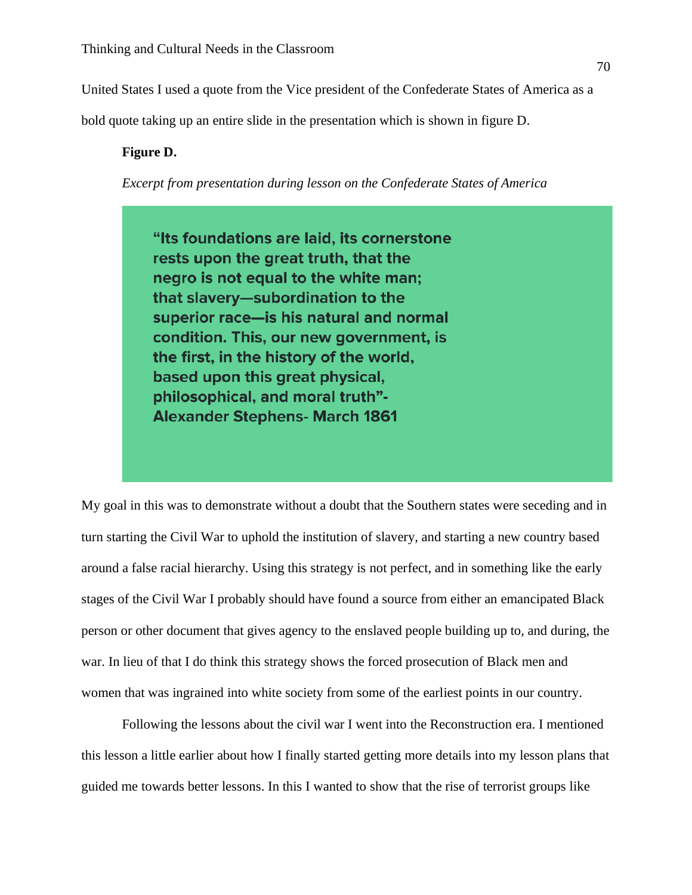United States I used a quote from the Vice president of the Confederate States of America as a bold quote taking up an entire slide in the presentation which is shown in figure D.

**Figure D.**

*Excerpt from presentation during lesson on the Confederate States of America*

> **"Its foundations are laid, its cornerstone rests upon the great truth, that the negro is not equal to the white man; that slavery—subordination to the superior race—is his natural and normal condition. This, our new government, is the first, in the history of the world, based upon this great physical, philosophical, and moral truth"- Alexander Stephens- March 1861**

My goal in this was to demonstrate without a doubt that the Southern states were seceding and in turn starting the Civil War to uphold the institution of slavery, and starting a new country based around a false racial hierarchy. Using this strategy is not perfect, and in something like the early stages of the Civil War I probably should have found a source from either an emancipated Black person or other document that gives agency to the enslaved people building up to, and during, the war. In lieu of that I do think this strategy shows the forced prosecution of Black men and women that was ingrained into white society from some of the earliest points in our country.

Following the lessons about the civil war I went into the Reconstruction era. I mentioned this lesson a little earlier about how I finally started getting more details into my lesson plans that guided me towards better lessons. In this I wanted to show that the rise of terrorist groups like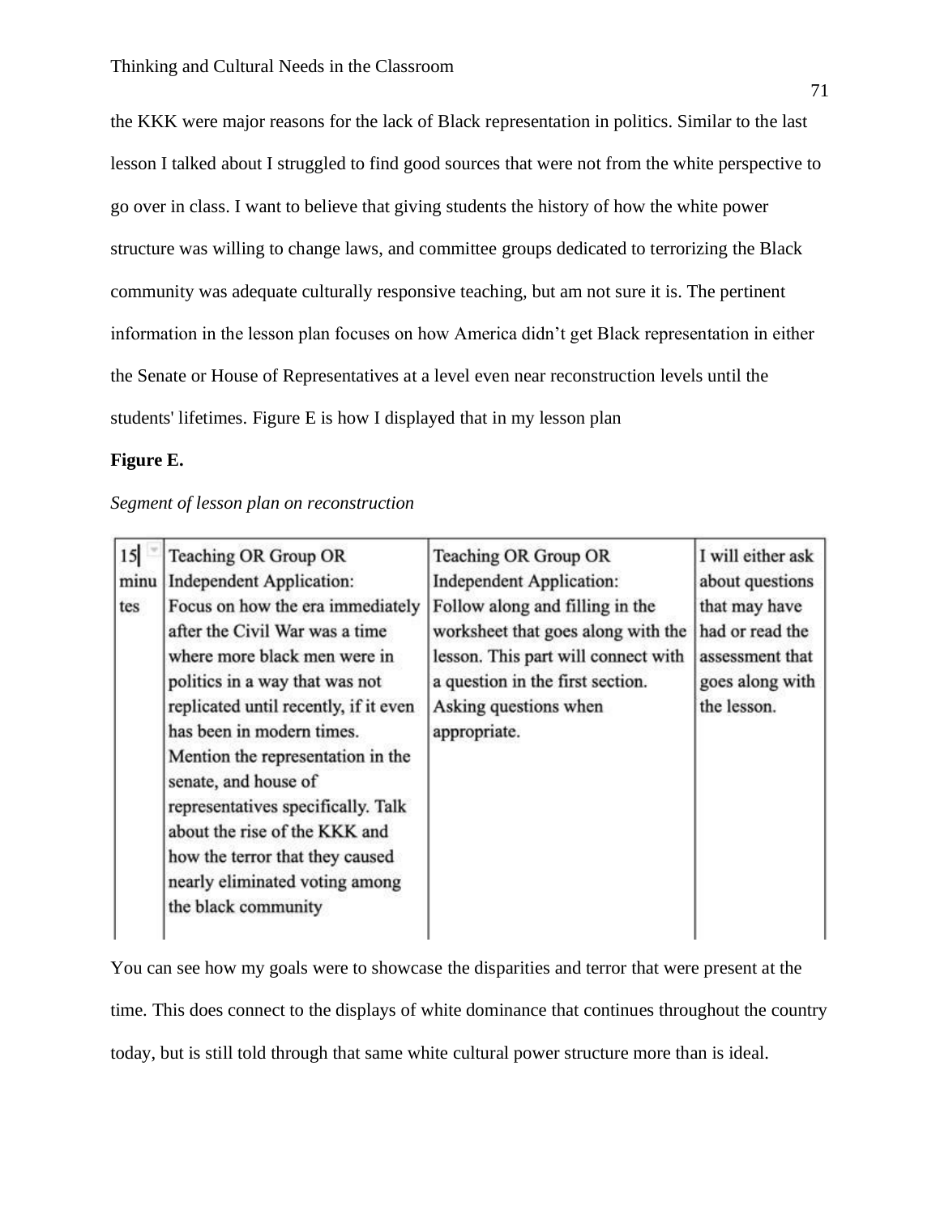the KKK were major reasons for the lack of Black representation in politics. Similar to the last lesson I talked about I struggled to find good sources that were not from the white perspective to go over in class. I want to believe that giving students the history of how the white power structure was willing to change laws, and committee groups dedicated to terrorizing the Black community was adequate culturally responsive teaching, but am not sure it is. The pertinent information in the lesson plan focuses on how America didn't get Black representation in either the Senate or House of Representatives at a level even near reconstruction levels until the students' lifetimes. Figure E is how I displayed that in my lesson plan

**Figure E.**

*Segment of lesson plan on reconstruction*

| | | | |
|---|---|---|---|
| 15 minutes | Teaching OR Group OR Independent Application: Focus on how the era immediately after the Civil War was a time where more black men were in politics in a way that was not replicated until recently, if it even has been in modern times. Mention the representation in the senate, and house of representatives specifically. Talk about the rise of the KKK and how the terror that they caused nearly eliminated voting among the black community | Teaching OR Group OR Independent Application: Follow along and filling in the worksheet that goes along with the lesson. This part will connect with a question in the first section. Asking questions when appropriate. | I will either ask about questions that may have had or read the assessment that goes along with the lesson. |

You can see how my goals were to showcase the disparities and terror that were present at the time. This does connect to the displays of white dominance that continues throughout the country today, but is still told through that same white cultural power structure more than is ideal.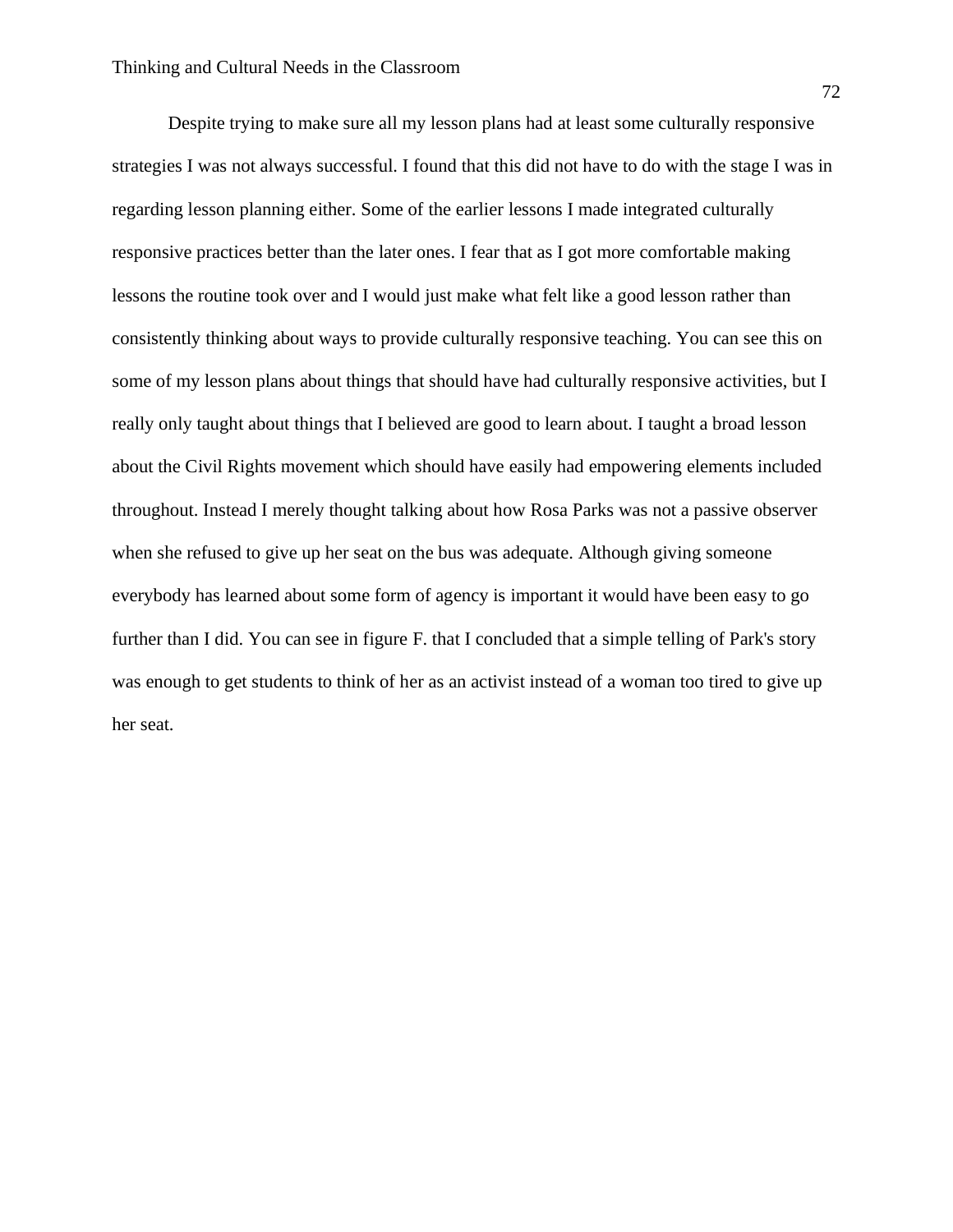Despite trying to make sure all my lesson plans had at least some culturally responsive strategies I was not always successful. I found that this did not have to do with the stage I was in regarding lesson planning either. Some of the earlier lessons I made integrated culturally responsive practices better than the later ones. I fear that as I got more comfortable making lessons the routine took over and I would just make what felt like a good lesson rather than consistently thinking about ways to provide culturally responsive teaching. You can see this on some of my lesson plans about things that should have had culturally responsive activities, but I really only taught about things that I believed are good to learn about. I taught a broad lesson about the Civil Rights movement which should have easily had empowering elements included throughout. Instead I merely thought talking about how Rosa Parks was not a passive observer when she refused to give up her seat on the bus was adequate. Although giving someone everybody has learned about some form of agency is important it would have been easy to go further than I did. You can see in figure F. that I concluded that a simple telling of Park's story was enough to get students to think of her as an activist instead of a woman too tired to give up her seat.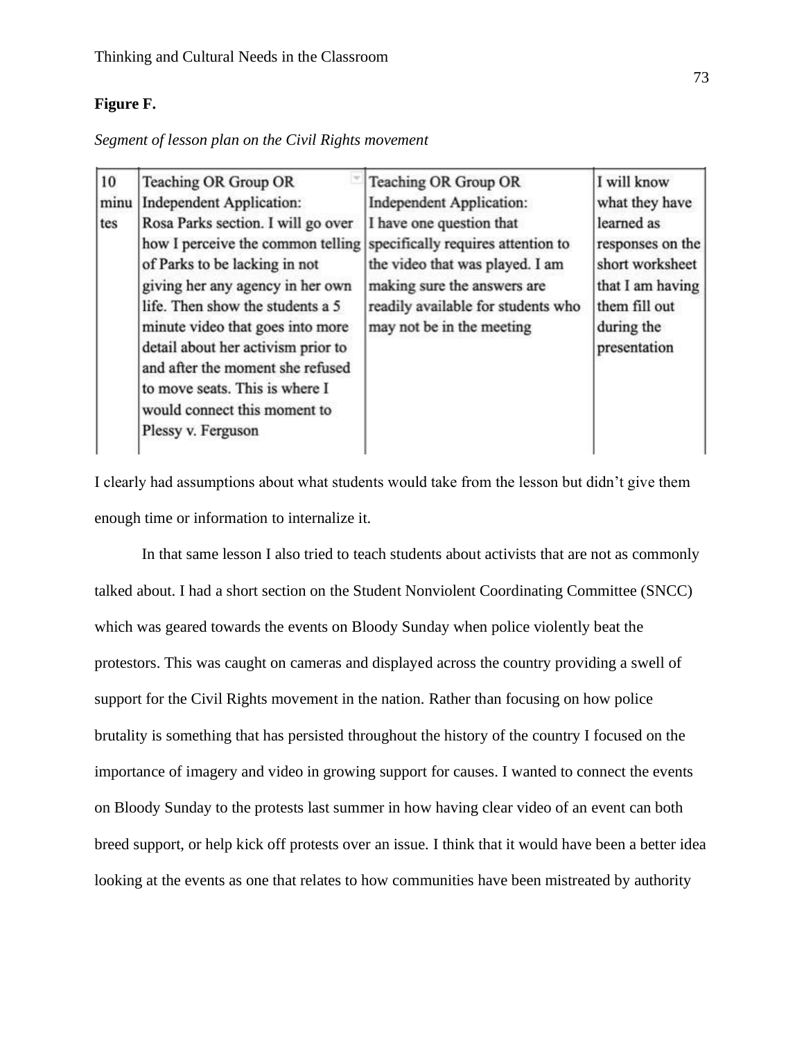**Figure F.**

*Segment of lesson plan on the Civil Rights movement*

| 10 minutes | Teaching OR Group OR Independent Application: Rosa Parks section. I will go over how I perceive the common telling of Parks to be lacking in not giving her any agency in her own life. Then show the students a 5 minute video that goes into more detail about her activism prior to and after the moment she refused to move seats. This is where I would connect this moment to Plessy v. Ferguson | Teaching OR Group OR Independent Application: I have one question that specifically requires attention to the video that was played. I am making sure the answers are readily available for students who may not be in the meeting | I will know what they have learned as responses on the short worksheet that I am having them fill out during the presentation |
|---|---|---|---|

I clearly had assumptions about what students would take from the lesson but didn't give them enough time or information to internalize it.

In that same lesson I also tried to teach students about activists that are not as commonly talked about. I had a short section on the Student Nonviolent Coordinating Committee (SNCC) which was geared towards the events on Bloody Sunday when police violently beat the protestors. This was caught on cameras and displayed across the country providing a swell of support for the Civil Rights movement in the nation. Rather than focusing on how police brutality is something that has persisted throughout the history of the country I focused on the importance of imagery and video in growing support for causes. I wanted to connect the events on Bloody Sunday to the protests last summer in how having clear video of an event can both breed support, or help kick off protests over an issue. I think that it would have been a better idea looking at the events as one that relates to how communities have been mistreated by authority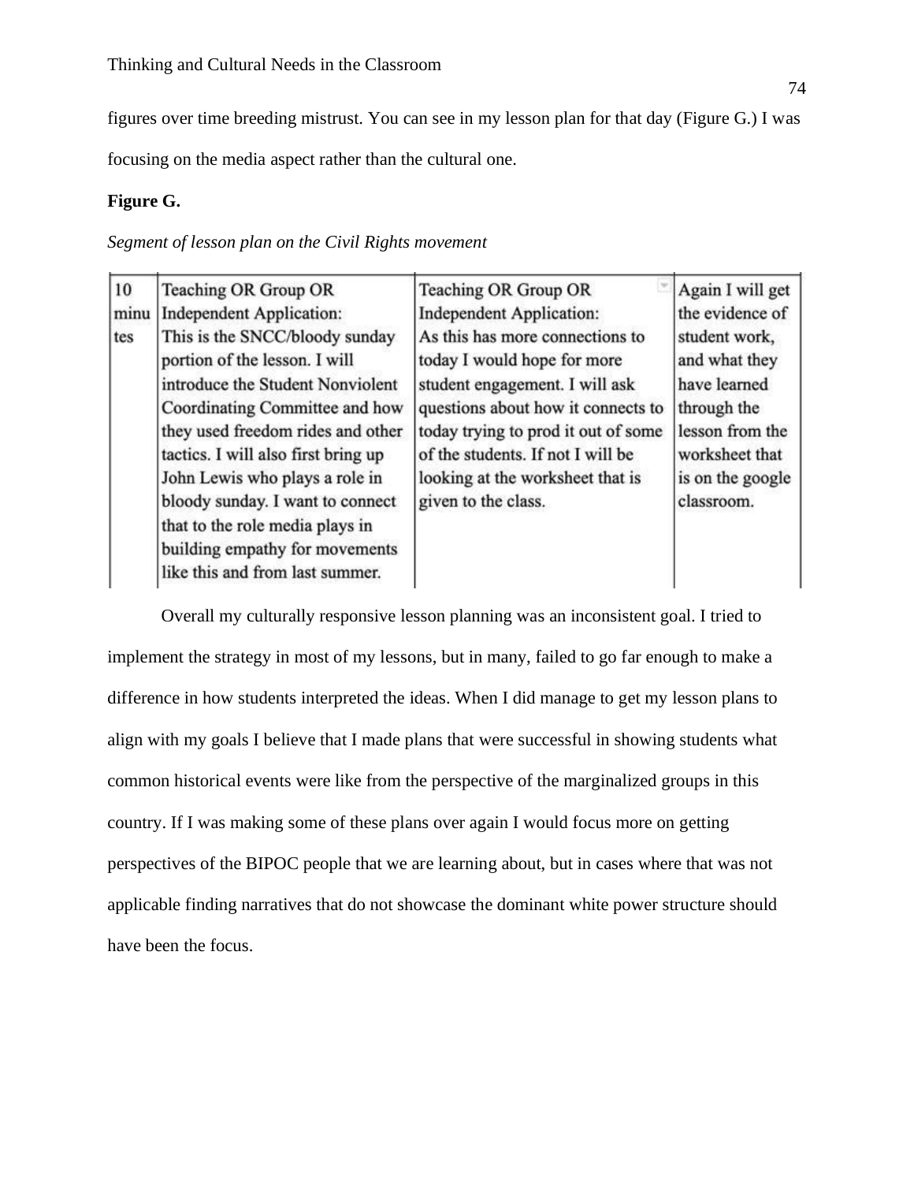figures over time breeding mistrust. You can see in my lesson plan for that day (Figure G.) I was focusing on the media aspect rather than the cultural one.

**Figure G.**

*Segment of lesson plan on the Civil Rights movement*

| 10 minutes | Teaching OR Group OR Independent Application: This is the SNCC/bloody sunday portion of the lesson. I will introduce the Student Nonviolent Coordinating Committee and how they used freedom rides and other tactics. I will also first bring up John Lewis who plays a role in bloody sunday. I want to connect that to the role media plays in building empathy for movements like this and from last summer. | Teaching OR Group OR Independent Application: As this has more connections to today I would hope for more student engagement. I will ask questions about how it connects to today trying to prod it out of some of the students. If not I will be looking at the worksheet that is given to the class. | Again I will get the evidence of student work, and what they have learned through the lesson from the worksheet that is on the google classroom. |
|---|---|---|---|

Overall my culturally responsive lesson planning was an inconsistent goal. I tried to implement the strategy in most of my lessons, but in many, failed to go far enough to make a difference in how students interpreted the ideas. When I did manage to get my lesson plans to align with my goals I believe that I made plans that were successful in showing students what common historical events were like from the perspective of the marginalized groups in this country. If I was making some of these plans over again I would focus more on getting perspectives of the BIPOC people that we are learning about, but in cases where that was not applicable finding narratives that do not showcase the dominant white power structure should have been the focus.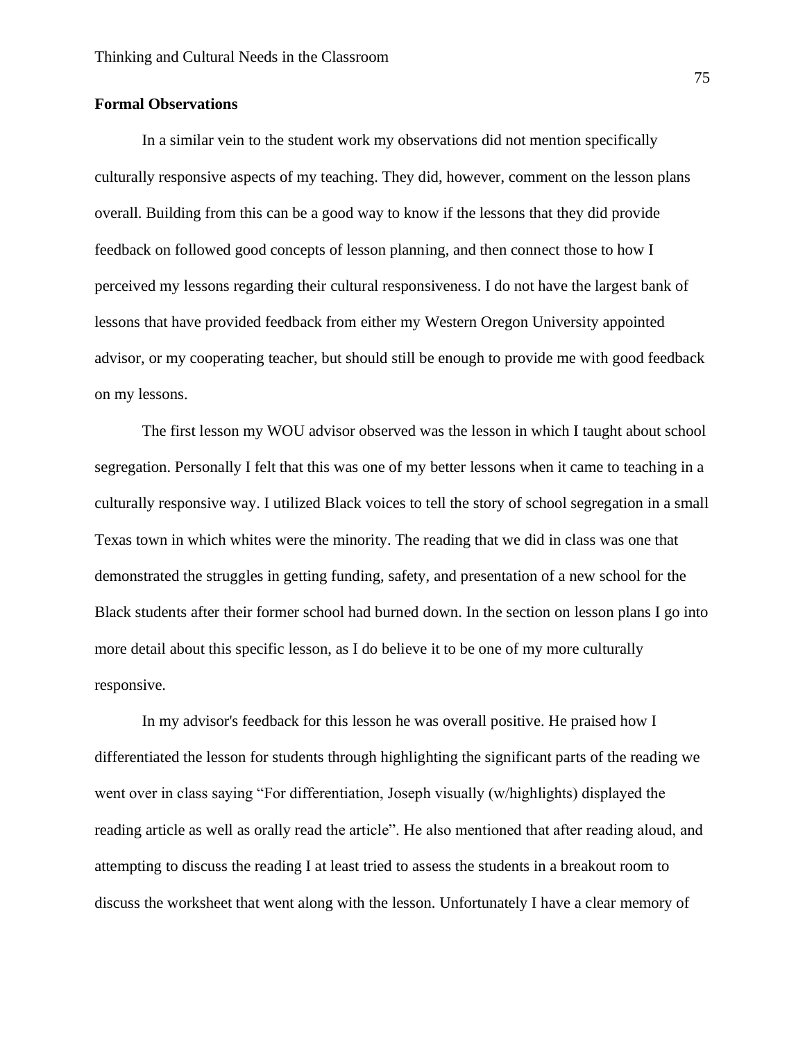## Formal Observations

In a similar vein to the student work my observations did not mention specifically culturally responsive aspects of my teaching. They did, however, comment on the lesson plans overall. Building from this can be a good way to know if the lessons that they did provide feedback on followed good concepts of lesson planning, and then connect those to how I perceived my lessons regarding their cultural responsiveness. I do not have the largest bank of lessons that have provided feedback from either my Western Oregon University appointed advisor, or my cooperating teacher, but should still be enough to provide me with good feedback on my lessons.

The first lesson my WOU advisor observed was the lesson in which I taught about school segregation. Personally I felt that this was one of my better lessons when it came to teaching in a culturally responsive way. I utilized Black voices to tell the story of school segregation in a small Texas town in which whites were the minority. The reading that we did in class was one that demonstrated the struggles in getting funding, safety, and presentation of a new school for the Black students after their former school had burned down. In the section on lesson plans I go into more detail about this specific lesson, as I do believe it to be one of my more culturally responsive.

In my advisor's feedback for this lesson he was overall positive. He praised how I differentiated the lesson for students through highlighting the significant parts of the reading we went over in class saying "For differentiation, Joseph visually (w/highlights) displayed the reading article as well as orally read the article". He also mentioned that after reading aloud, and attempting to discuss the reading I at least tried to assess the students in a breakout room to discuss the worksheet that went along with the lesson. Unfortunately I have a clear memory of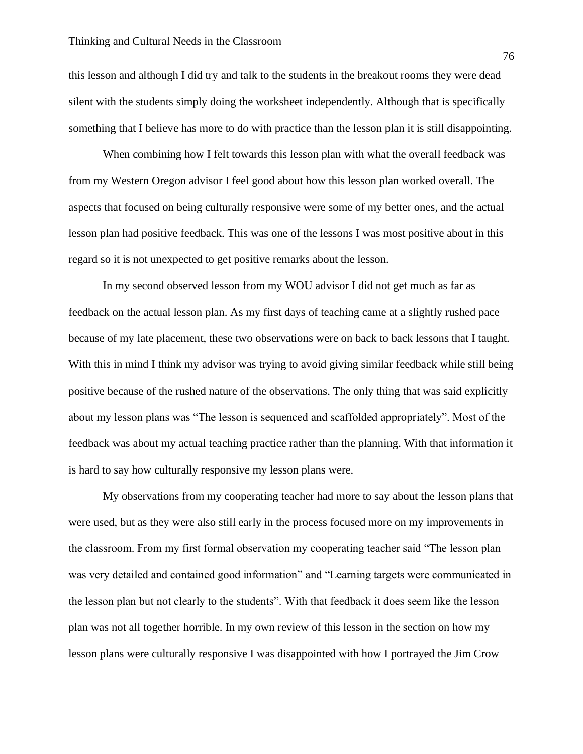this lesson and although I did try and talk to the students in the breakout rooms they were dead silent with the students simply doing the worksheet independently. Although that is specifically something that I believe has more to do with practice than the lesson plan it is still disappointing.

When combining how I felt towards this lesson plan with what the overall feedback was from my Western Oregon advisor I feel good about how this lesson plan worked overall. The aspects that focused on being culturally responsive were some of my better ones, and the actual lesson plan had positive feedback. This was one of the lessons I was most positive about in this regard so it is not unexpected to get positive remarks about the lesson.

In my second observed lesson from my WOU advisor I did not get much as far as feedback on the actual lesson plan. As my first days of teaching came at a slightly rushed pace because of my late placement, these two observations were on back to back lessons that I taught. With this in mind I think my advisor was trying to avoid giving similar feedback while still being positive because of the rushed nature of the observations. The only thing that was said explicitly about my lesson plans was "The lesson is sequenced and scaffolded appropriately". Most of the feedback was about my actual teaching practice rather than the planning. With that information it is hard to say how culturally responsive my lesson plans were.

My observations from my cooperating teacher had more to say about the lesson plans that were used, but as they were also still early in the process focused more on my improvements in the classroom. From my first formal observation my cooperating teacher said "The lesson plan was very detailed and contained good information" and "Learning targets were communicated in the lesson plan but not clearly to the students". With that feedback it does seem like the lesson plan was not all together horrible. In my own review of this lesson in the section on how my lesson plans were culturally responsive I was disappointed with how I portrayed the Jim Crow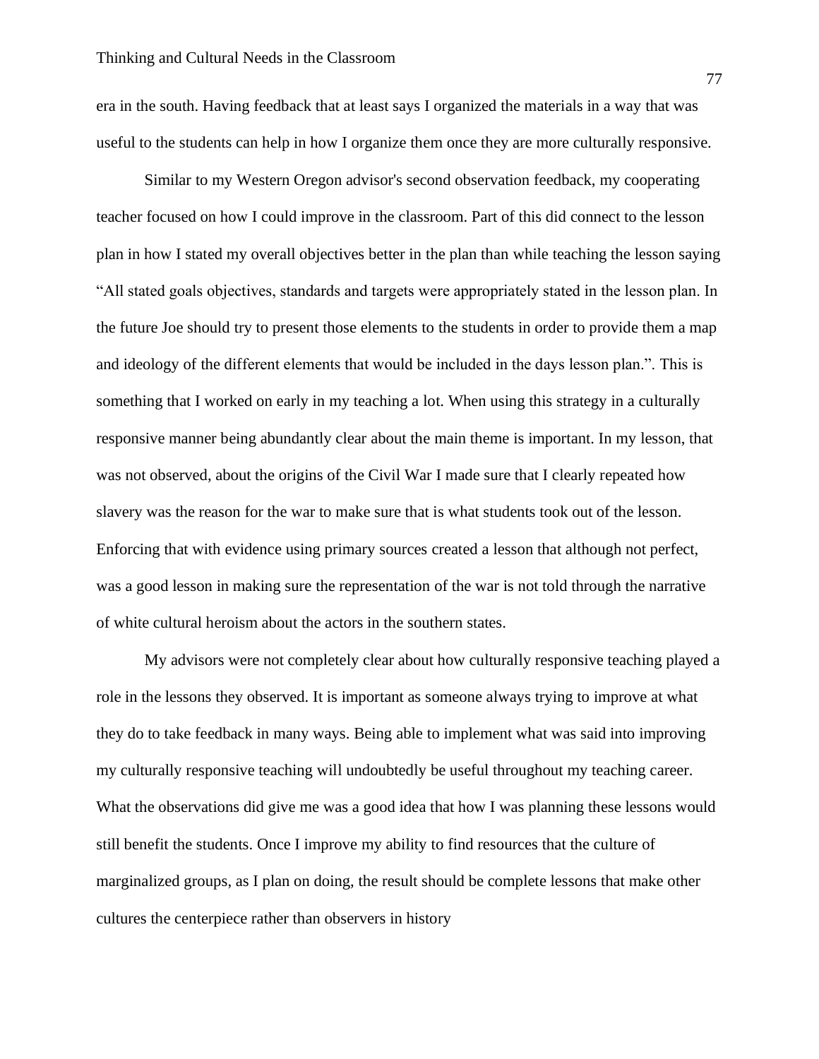era in the south. Having feedback that at least says I organized the materials in a way that was useful to the students can help in how I organize them once they are more culturally responsive.

Similar to my Western Oregon advisor's second observation feedback, my cooperating teacher focused on how I could improve in the classroom. Part of this did connect to the lesson plan in how I stated my overall objectives better in the plan than while teaching the lesson saying "All stated goals objectives, standards and targets were appropriately stated in the lesson plan. In the future Joe should try to present those elements to the students in order to provide them a map and ideology of the different elements that would be included in the days lesson plan.". This is something that I worked on early in my teaching a lot. When using this strategy in a culturally responsive manner being abundantly clear about the main theme is important. In my lesson, that was not observed, about the origins of the Civil War I made sure that I clearly repeated how slavery was the reason for the war to make sure that is what students took out of the lesson. Enforcing that with evidence using primary sources created a lesson that although not perfect, was a good lesson in making sure the representation of the war is not told through the narrative of white cultural heroism about the actors in the southern states.

My advisors were not completely clear about how culturally responsive teaching played a role in the lessons they observed. It is important as someone always trying to improve at what they do to take feedback in many ways. Being able to implement what was said into improving my culturally responsive teaching will undoubtedly be useful throughout my teaching career. What the observations did give me was a good idea that how I was planning these lessons would still benefit the students. Once I improve my ability to find resources that the culture of marginalized groups, as I plan on doing, the result should be complete lessons that make other cultures the centerpiece rather than observers in history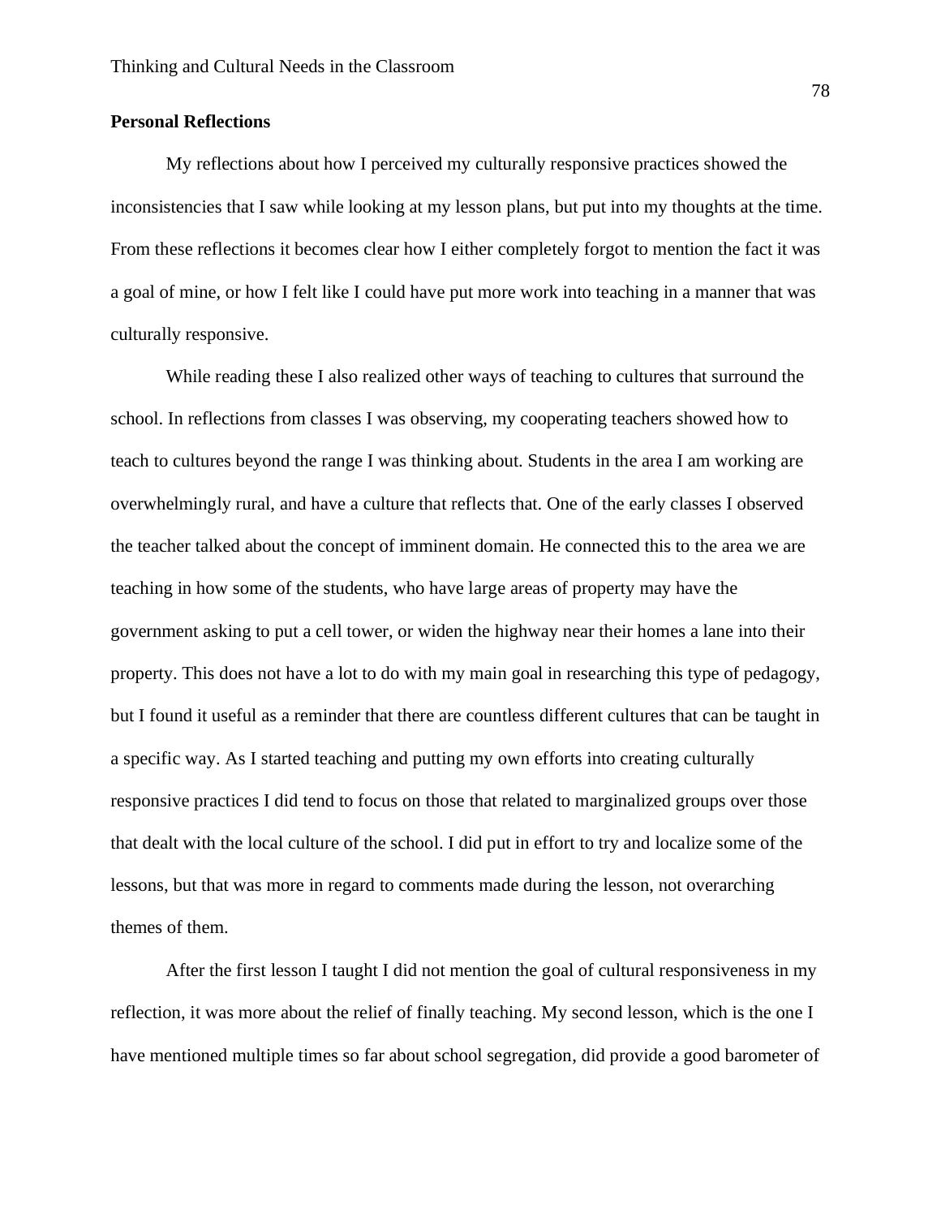**Personal Reflections**

My reflections about how I perceived my culturally responsive practices showed the inconsistencies that I saw while looking at my lesson plans, but put into my thoughts at the time. From these reflections it becomes clear how I either completely forgot to mention the fact it was a goal of mine, or how I felt like I could have put more work into teaching in a manner that was culturally responsive.

While reading these I also realized other ways of teaching to cultures that surround the school. In reflections from classes I was observing, my cooperating teachers showed how to teach to cultures beyond the range I was thinking about. Students in the area I am working are overwhelmingly rural, and have a culture that reflects that. One of the early classes I observed the teacher talked about the concept of imminent domain. He connected this to the area we are teaching in how some of the students, who have large areas of property may have the government asking to put a cell tower, or widen the highway near their homes a lane into their property. This does not have a lot to do with my main goal in researching this type of pedagogy, but I found it useful as a reminder that there are countless different cultures that can be taught in a specific way. As I started teaching and putting my own efforts into creating culturally responsive practices I did tend to focus on those that related to marginalized groups over those that dealt with the local culture of the school. I did put in effort to try and localize some of the lessons, but that was more in regard to comments made during the lesson, not overarching themes of them.

After the first lesson I taught I did not mention the goal of cultural responsiveness in my reflection, it was more about the relief of finally teaching. My second lesson, which is the one I have mentioned multiple times so far about school segregation, did provide a good barometer of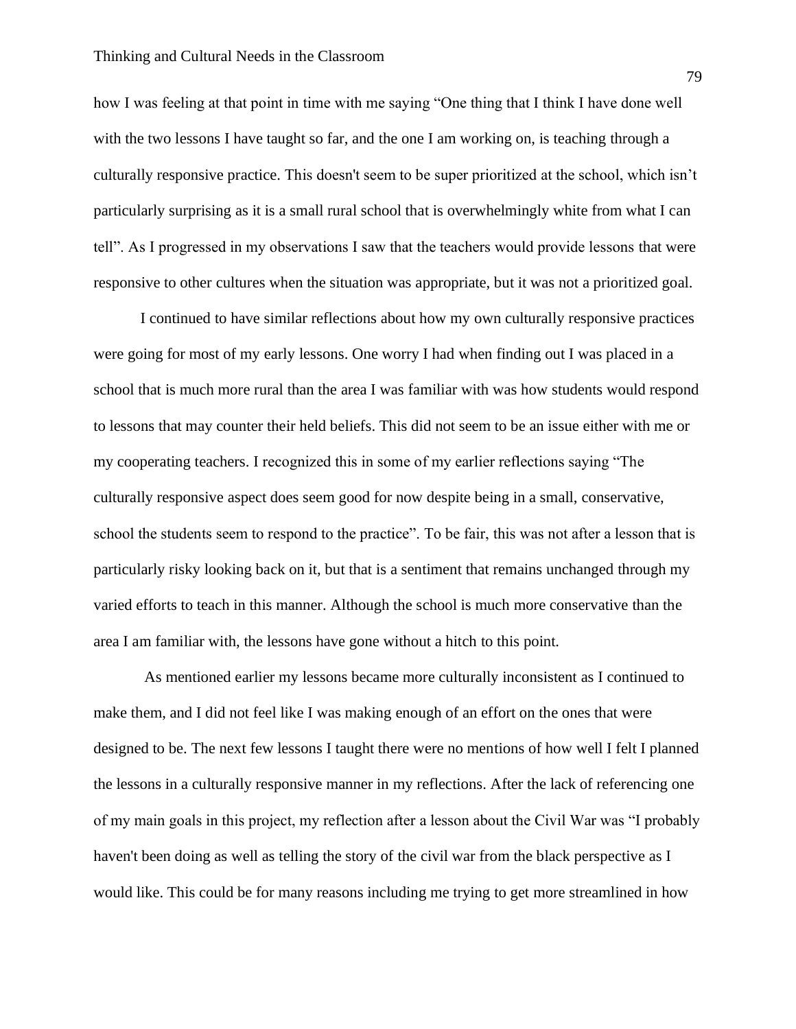how I was feeling at that point in time with me saying "One thing that I think I have done well with the two lessons I have taught so far, and the one I am working on, is teaching through a culturally responsive practice. This doesn't seem to be super prioritized at the school, which isn't particularly surprising as it is a small rural school that is overwhelmingly white from what I can tell". As I progressed in my observations I saw that the teachers would provide lessons that were responsive to other cultures when the situation was appropriate, but it was not a prioritized goal.

I continued to have similar reflections about how my own culturally responsive practices were going for most of my early lessons. One worry I had when finding out I was placed in a school that is much more rural than the area I was familiar with was how students would respond to lessons that may counter their held beliefs. This did not seem to be an issue either with me or my cooperating teachers. I recognized this in some of my earlier reflections saying "The culturally responsive aspect does seem good for now despite being in a small, conservative, school the students seem to respond to the practice". To be fair, this was not after a lesson that is particularly risky looking back on it, but that is a sentiment that remains unchanged through my varied efforts to teach in this manner. Although the school is much more conservative than the area I am familiar with, the lessons have gone without a hitch to this point.

As mentioned earlier my lessons became more culturally inconsistent as I continued to make them, and I did not feel like I was making enough of an effort on the ones that were designed to be. The next few lessons I taught there were no mentions of how well I felt I planned the lessons in a culturally responsive manner in my reflections. After the lack of referencing one of my main goals in this project, my reflection after a lesson about the Civil War was "I probably haven't been doing as well as telling the story of the civil war from the black perspective as I would like. This could be for many reasons including me trying to get more streamlined in how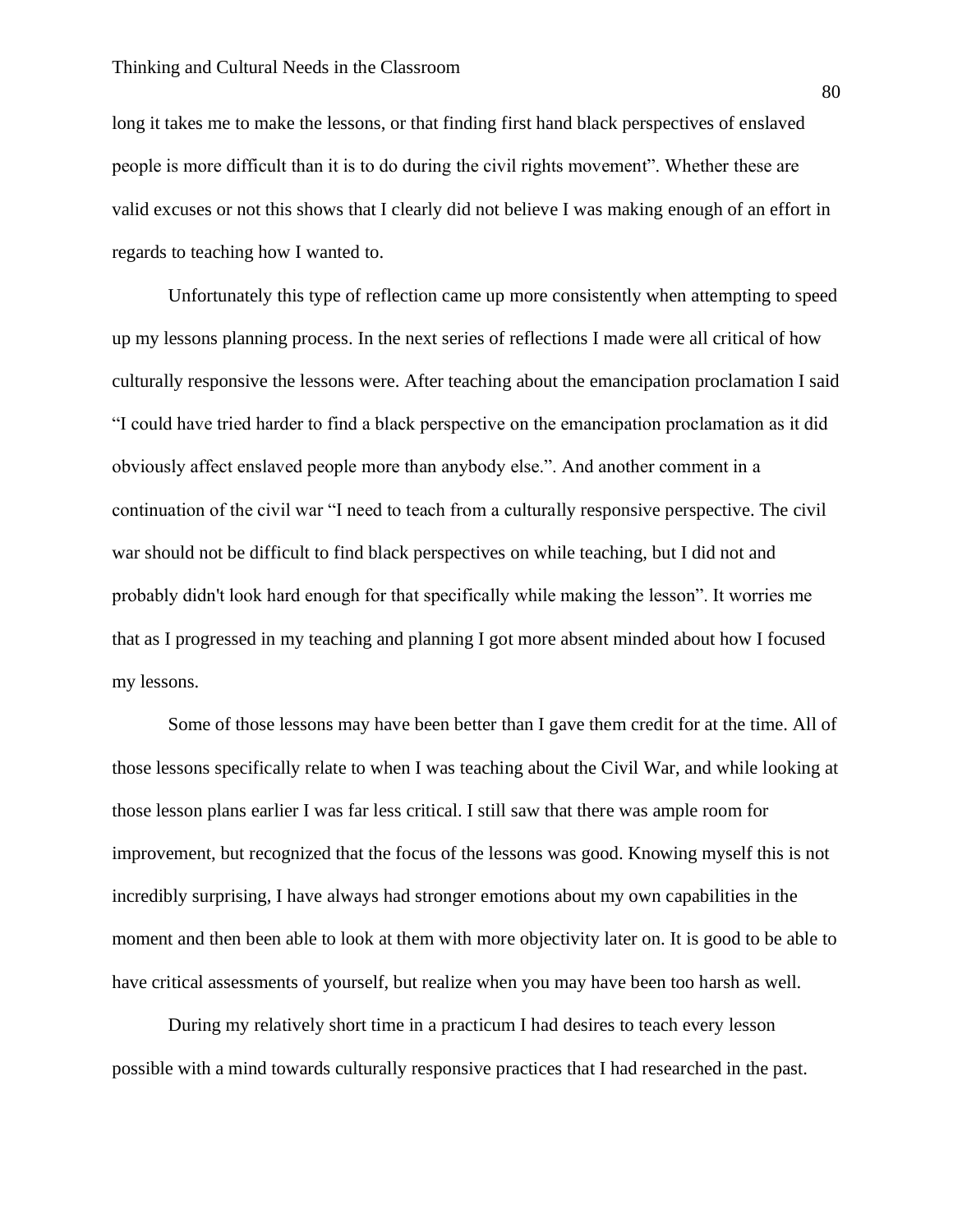long it takes me to make the lessons, or that finding first hand black perspectives of enslaved people is more difficult than it is to do during the civil rights movement". Whether these are valid excuses or not this shows that I clearly did not believe I was making enough of an effort in regards to teaching how I wanted to.

Unfortunately this type of reflection came up more consistently when attempting to speed up my lessons planning process. In the next series of reflections I made were all critical of how culturally responsive the lessons were. After teaching about the emancipation proclamation I said "I could have tried harder to find a black perspective on the emancipation proclamation as it did obviously affect enslaved people more than anybody else.". And another comment in a continuation of the civil war "I need to teach from a culturally responsive perspective. The civil war should not be difficult to find black perspectives on while teaching, but I did not and probably didn't look hard enough for that specifically while making the lesson". It worries me that as I progressed in my teaching and planning I got more absent minded about how I focused my lessons.

Some of those lessons may have been better than I gave them credit for at the time. All of those lessons specifically relate to when I was teaching about the Civil War, and while looking at those lesson plans earlier I was far less critical. I still saw that there was ample room for improvement, but recognized that the focus of the lessons was good. Knowing myself this is not incredibly surprising, I have always had stronger emotions about my own capabilities in the moment and then been able to look at them with more objectivity later on. It is good to be able to have critical assessments of yourself, but realize when you may have been too harsh as well.

During my relatively short time in a practicum I had desires to teach every lesson possible with a mind towards culturally responsive practices that I had researched in the past.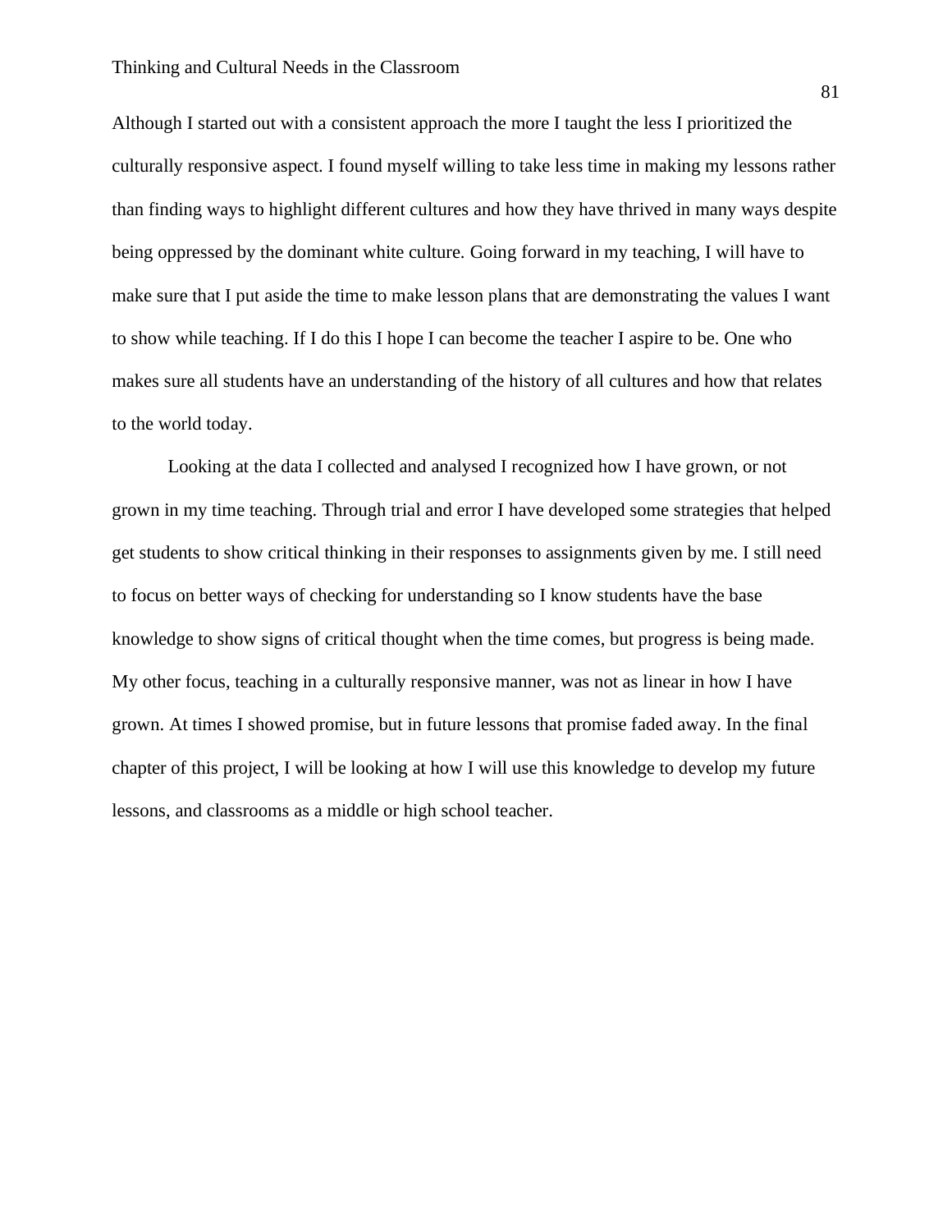Although I started out with a consistent approach the more I taught the less I prioritized the culturally responsive aspect. I found myself willing to take less time in making my lessons rather than finding ways to highlight different cultures and how they have thrived in many ways despite being oppressed by the dominant white culture. Going forward in my teaching, I will have to make sure that I put aside the time to make lesson plans that are demonstrating the values I want to show while teaching. If I do this I hope I can become the teacher I aspire to be. One who makes sure all students have an understanding of the history of all cultures and how that relates to the world today.

Looking at the data I collected and analysed I recognized how I have grown, or not grown in my time teaching. Through trial and error I have developed some strategies that helped get students to show critical thinking in their responses to assignments given by me. I still need to focus on better ways of checking for understanding so I know students have the base knowledge to show signs of critical thought when the time comes, but progress is being made. My other focus, teaching in a culturally responsive manner, was not as linear in how I have grown. At times I showed promise, but in future lessons that promise faded away. In the final chapter of this project, I will be looking at how I will use this knowledge to develop my future lessons, and classrooms as a middle or high school teacher.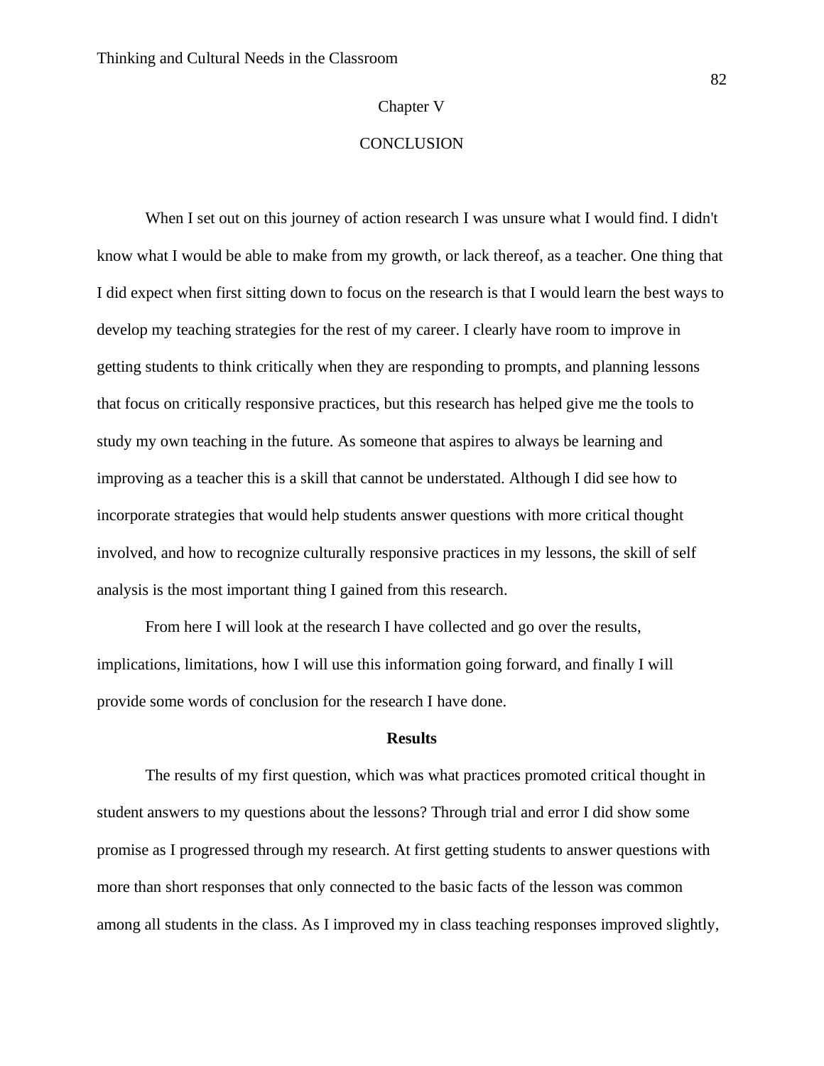# Chapter V

# CONCLUSION

When I set out on this journey of action research I was unsure what I would find. I didn't know what I would be able to make from my growth, or lack thereof, as a teacher. One thing that I did expect when first sitting down to focus on the research is that I would learn the best ways to develop my teaching strategies for the rest of my career. I clearly have room to improve in getting students to think critically when they are responding to prompts, and planning lessons that focus on critically responsive practices, but this research has helped give me the tools to study my own teaching in the future. As someone that aspires to always be learning and improving as a teacher this is a skill that cannot be understated. Although I did see how to incorporate strategies that would help students answer questions with more critical thought involved, and how to recognize culturally responsive practices in my lessons, the skill of self analysis is the most important thing I gained from this research.

From here I will look at the research I have collected and go over the results, implications, limitations, how I will use this information going forward, and finally I will provide some words of conclusion for the research I have done.

## Results

The results of my first question, which was what practices promoted critical thought in student answers to my questions about the lessons? Through trial and error I did show some promise as I progressed through my research. At first getting students to answer questions with more than short responses that only connected to the basic facts of the lesson was common among all students in the class. As I improved my in class teaching responses improved slightly,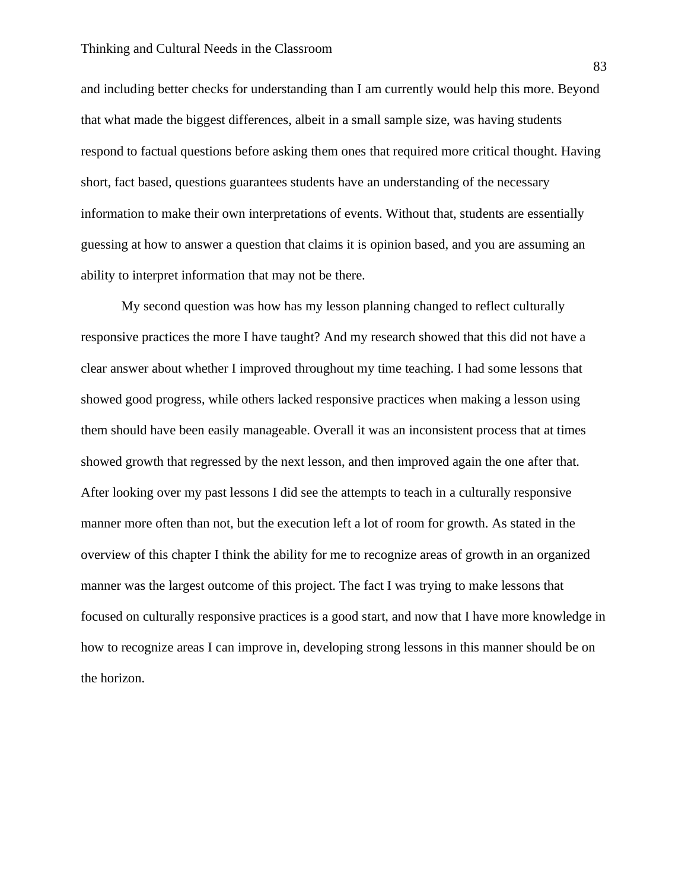and including better checks for understanding than I am currently would help this more. Beyond that what made the biggest differences, albeit in a small sample size, was having students respond to factual questions before asking them ones that required more critical thought. Having short, fact based, questions guarantees students have an understanding of the necessary information to make their own interpretations of events. Without that, students are essentially guessing at how to answer a question that claims it is opinion based, and you are assuming an ability to interpret information that may not be there.

My second question was how has my lesson planning changed to reflect culturally responsive practices the more I have taught? And my research showed that this did not have a clear answer about whether I improved throughout my time teaching. I had some lessons that showed good progress, while others lacked responsive practices when making a lesson using them should have been easily manageable. Overall it was an inconsistent process that at times showed growth that regressed by the next lesson, and then improved again the one after that. After looking over my past lessons I did see the attempts to teach in a culturally responsive manner more often than not, but the execution left a lot of room for growth. As stated in the overview of this chapter I think the ability for me to recognize areas of growth in an organized manner was the largest outcome of this project. The fact I was trying to make lessons that focused on culturally responsive practices is a good start, and now that I have more knowledge in how to recognize areas I can improve in, developing strong lessons in this manner should be on the horizon.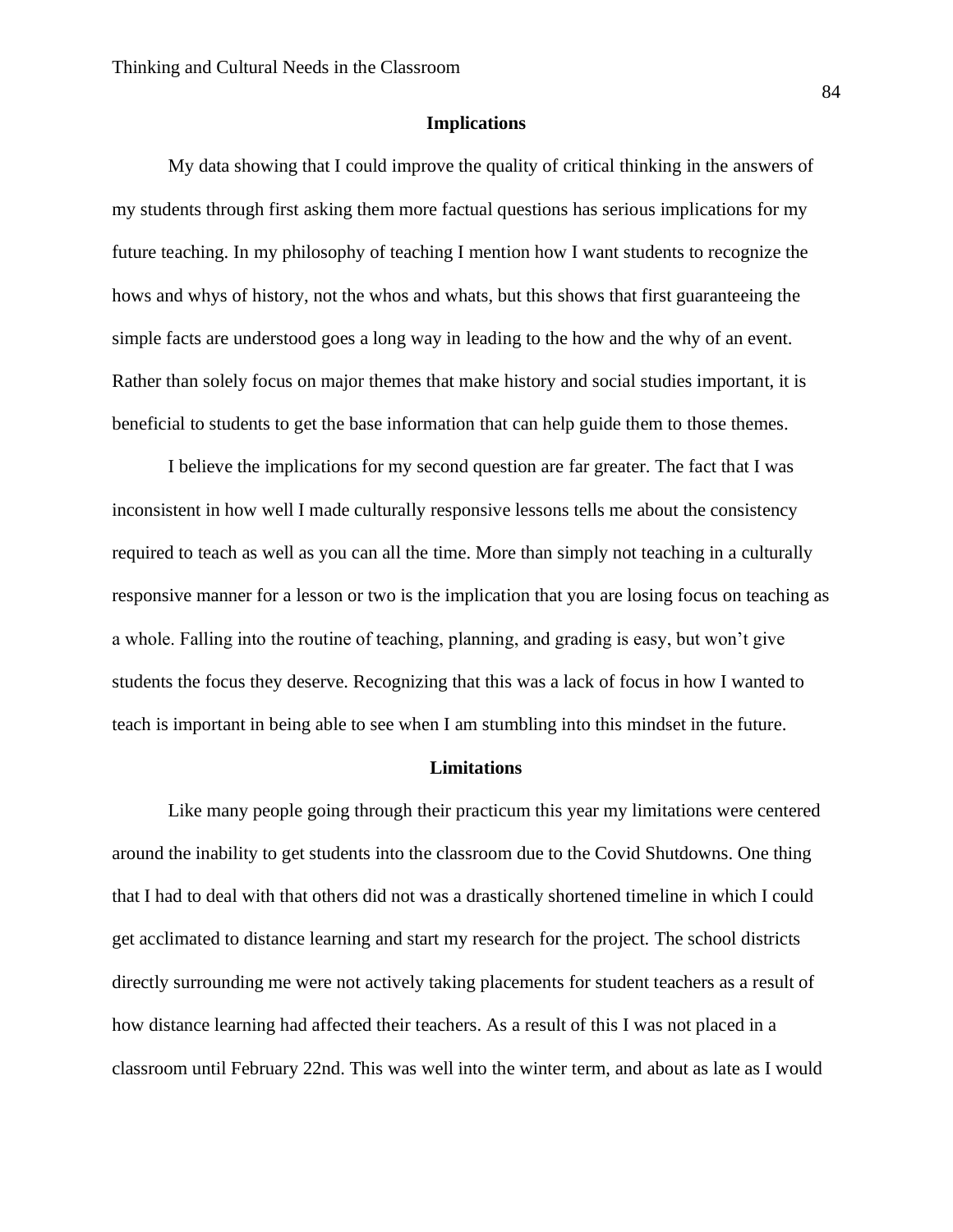## Implications

My data showing that I could improve the quality of critical thinking in the answers of my students through first asking them more factual questions has serious implications for my future teaching. In my philosophy of teaching I mention how I want students to recognize the hows and whys of history, not the whos and whats, but this shows that first guaranteeing the simple facts are understood goes a long way in leading to the how and the why of an event. Rather than solely focus on major themes that make history and social studies important, it is beneficial to students to get the base information that can help guide them to those themes.

I believe the implications for my second question are far greater. The fact that I was inconsistent in how well I made culturally responsive lessons tells me about the consistency required to teach as well as you can all the time. More than simply not teaching in a culturally responsive manner for a lesson or two is the implication that you are losing focus on teaching as a whole. Falling into the routine of teaching, planning, and grading is easy, but won't give students the focus they deserve. Recognizing that this was a lack of focus in how I wanted to teach is important in being able to see when I am stumbling into this mindset in the future.

## Limitations

Like many people going through their practicum this year my limitations were centered around the inability to get students into the classroom due to the Covid Shutdowns. One thing that I had to deal with that others did not was a drastically shortened timeline in which I could get acclimated to distance learning and start my research for the project. The school districts directly surrounding me were not actively taking placements for student teachers as a result of how distance learning had affected their teachers. As a result of this I was not placed in a classroom until February 22nd. This was well into the winter term, and about as late as I would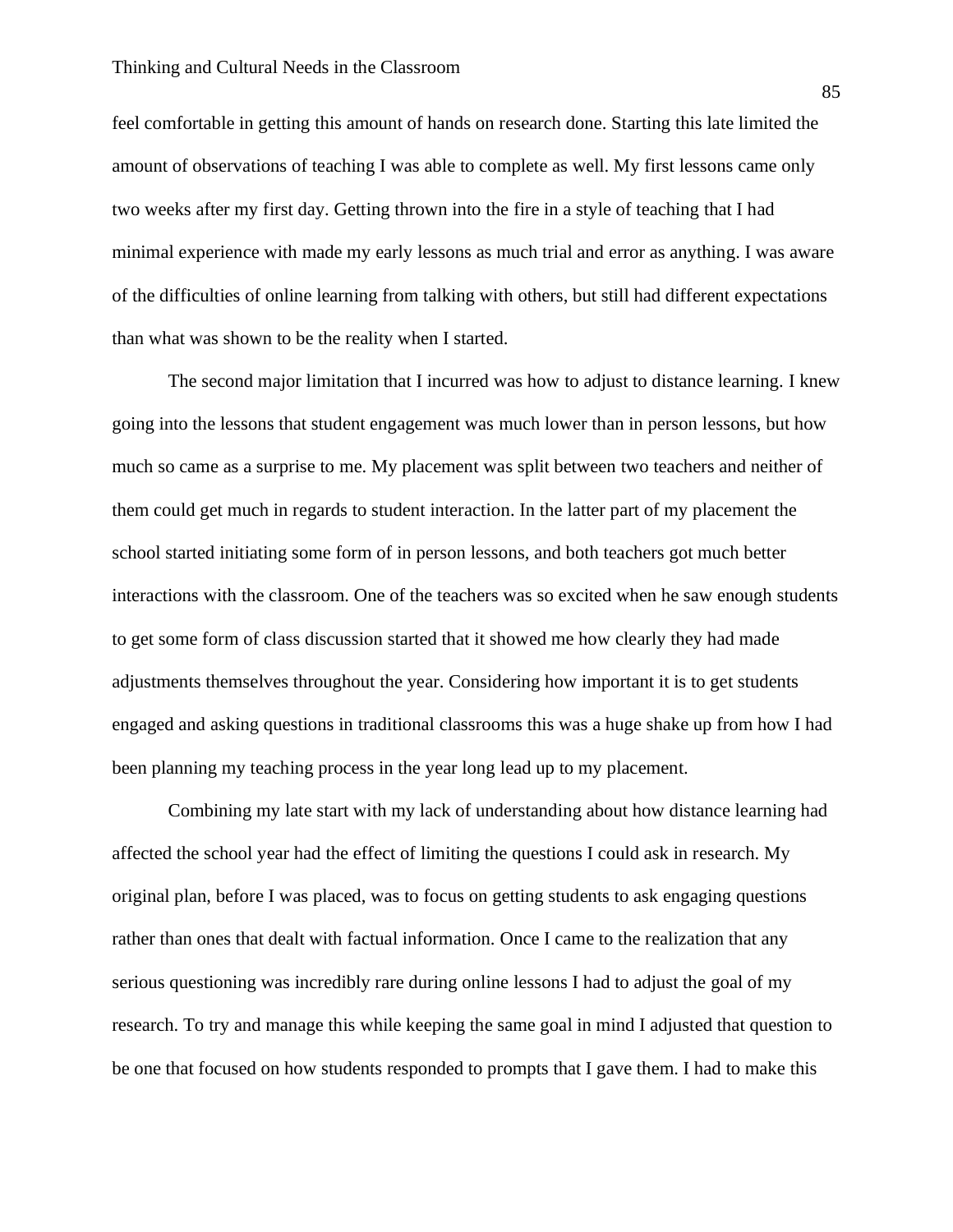feel comfortable in getting this amount of hands on research done. Starting this late limited the amount of observations of teaching I was able to complete as well. My first lessons came only two weeks after my first day. Getting thrown into the fire in a style of teaching that I had minimal experience with made my early lessons as much trial and error as anything. I was aware of the difficulties of online learning from talking with others, but still had different expectations than what was shown to be the reality when I started.

The second major limitation that I incurred was how to adjust to distance learning. I knew going into the lessons that student engagement was much lower than in person lessons, but how much so came as a surprise to me. My placement was split between two teachers and neither of them could get much in regards to student interaction. In the latter part of my placement the school started initiating some form of in person lessons, and both teachers got much better interactions with the classroom. One of the teachers was so excited when he saw enough students to get some form of class discussion started that it showed me how clearly they had made adjustments themselves throughout the year. Considering how important it is to get students engaged and asking questions in traditional classrooms this was a huge shake up from how I had been planning my teaching process in the year long lead up to my placement.

Combining my late start with my lack of understanding about how distance learning had affected the school year had the effect of limiting the questions I could ask in research. My original plan, before I was placed, was to focus on getting students to ask engaging questions rather than ones that dealt with factual information. Once I came to the realization that any serious questioning was incredibly rare during online lessons I had to adjust the goal of my research. To try and manage this while keeping the same goal in mind I adjusted that question to be one that focused on how students responded to prompts that I gave them. I had to make this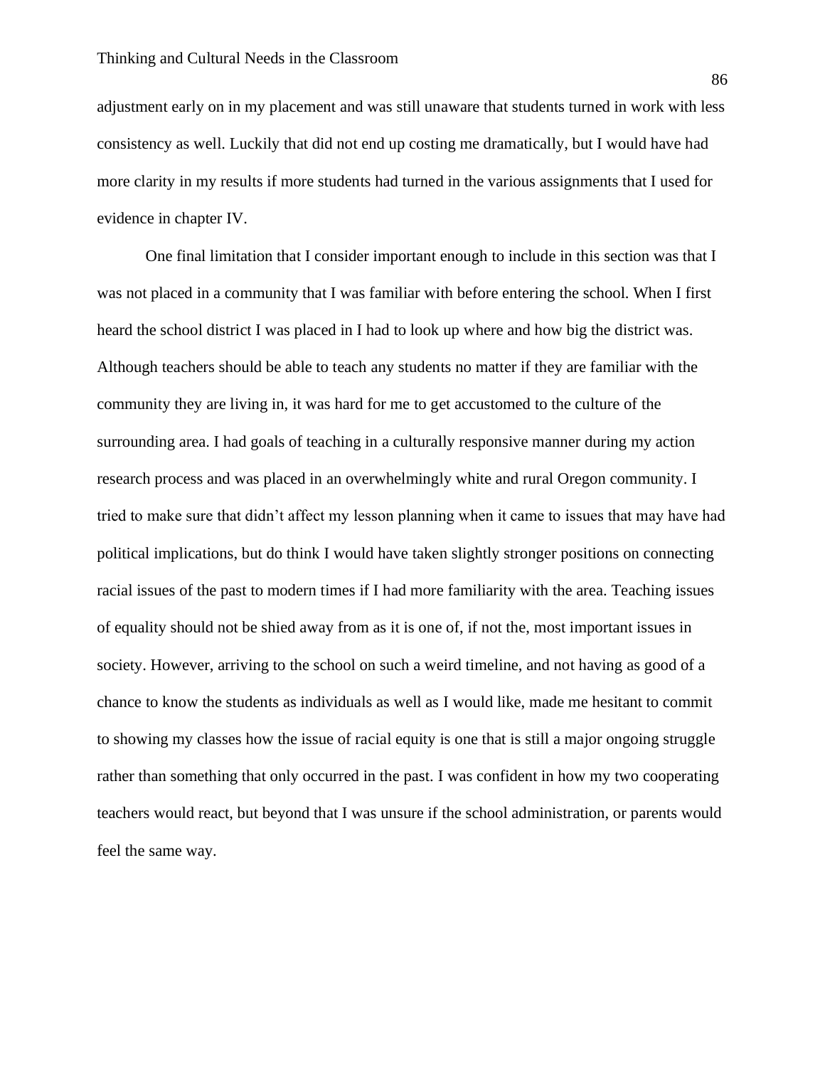adjustment early on in my placement and was still unaware that students turned in work with less consistency as well. Luckily that did not end up costing me dramatically, but I would have had more clarity in my results if more students had turned in the various assignments that I used for evidence in chapter IV.

One final limitation that I consider important enough to include in this section was that I was not placed in a community that I was familiar with before entering the school. When I first heard the school district I was placed in I had to look up where and how big the district was. Although teachers should be able to teach any students no matter if they are familiar with the community they are living in, it was hard for me to get accustomed to the culture of the surrounding area. I had goals of teaching in a culturally responsive manner during my action research process and was placed in an overwhelmingly white and rural Oregon community. I tried to make sure that didn't affect my lesson planning when it came to issues that may have had political implications, but do think I would have taken slightly stronger positions on connecting racial issues of the past to modern times if I had more familiarity with the area. Teaching issues of equality should not be shied away from as it is one of, if not the, most important issues in society. However, arriving to the school on such a weird timeline, and not having as good of a chance to know the students as individuals as well as I would like, made me hesitant to commit to showing my classes how the issue of racial equity is one that is still a major ongoing struggle rather than something that only occurred in the past. I was confident in how my two cooperating teachers would react, but beyond that I was unsure if the school administration, or parents would feel the same way.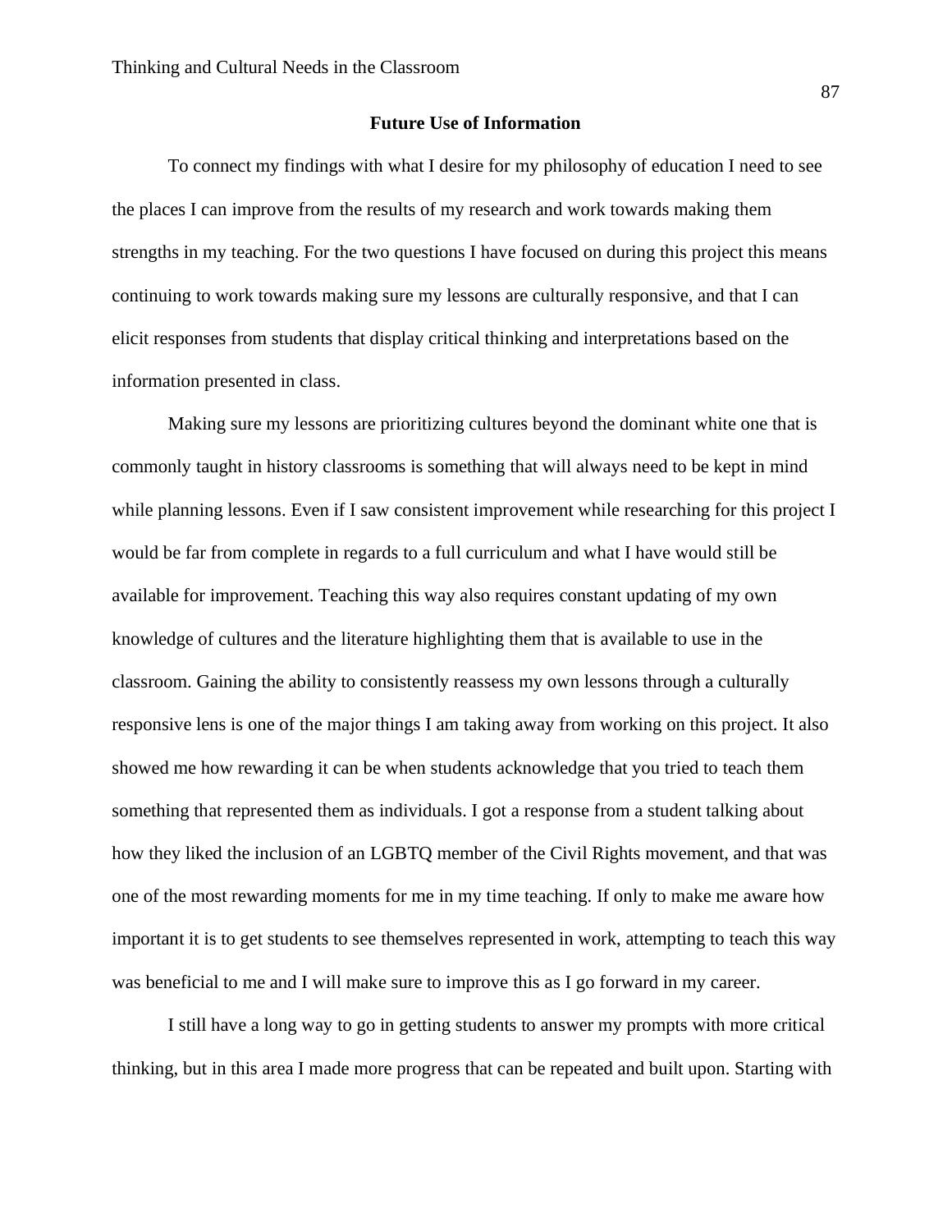## Future Use of Information

To connect my findings with what I desire for my philosophy of education I need to see the places I can improve from the results of my research and work towards making them strengths in my teaching. For the two questions I have focused on during this project this means continuing to work towards making sure my lessons are culturally responsive, and that I can elicit responses from students that display critical thinking and interpretations based on the information presented in class.

Making sure my lessons are prioritizing cultures beyond the dominant white one that is commonly taught in history classrooms is something that will always need to be kept in mind while planning lessons. Even if I saw consistent improvement while researching for this project I would be far from complete in regards to a full curriculum and what I have would still be available for improvement. Teaching this way also requires constant updating of my own knowledge of cultures and the literature highlighting them that is available to use in the classroom. Gaining the ability to consistently reassess my own lessons through a culturally responsive lens is one of the major things I am taking away from working on this project. It also showed me how rewarding it can be when students acknowledge that you tried to teach them something that represented them as individuals. I got a response from a student talking about how they liked the inclusion of an LGBTQ member of the Civil Rights movement, and that was one of the most rewarding moments for me in my time teaching. If only to make me aware how important it is to get students to see themselves represented in work, attempting to teach this way was beneficial to me and I will make sure to improve this as I go forward in my career.

I still have a long way to go in getting students to answer my prompts with more critical thinking, but in this area I made more progress that can be repeated and built upon. Starting with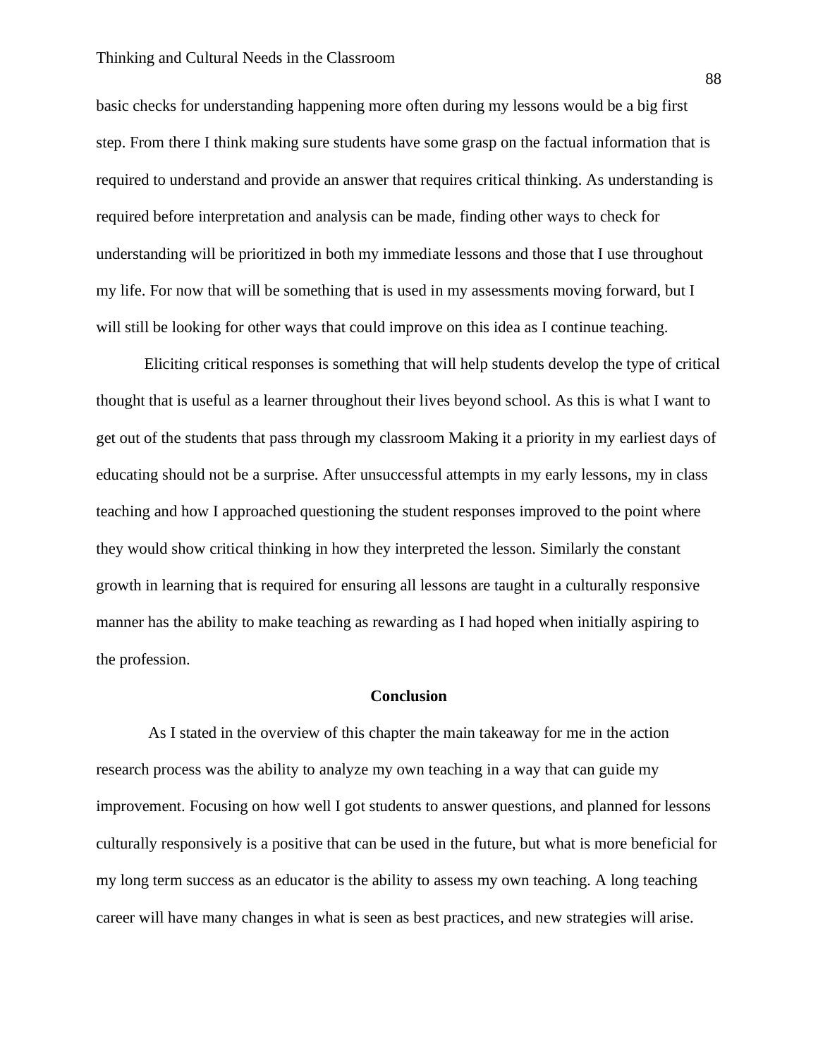basic checks for understanding happening more often during my lessons would be a big first step. From there I think making sure students have some grasp on the factual information that is required to understand and provide an answer that requires critical thinking. As understanding is required before interpretation and analysis can be made, finding other ways to check for understanding will be prioritized in both my immediate lessons and those that I use throughout my life. For now that will be something that is used in my assessments moving forward, but I will still be looking for other ways that could improve on this idea as I continue teaching.

Eliciting critical responses is something that will help students develop the type of critical thought that is useful as a learner throughout their lives beyond school. As this is what I want to get out of the students that pass through my classroom Making it a priority in my earliest days of educating should not be a surprise. After unsuccessful attempts in my early lessons, my in class teaching and how I approached questioning the student responses improved to the point where they would show critical thinking in how they interpreted the lesson. Similarly the constant growth in learning that is required for ensuring all lessons are taught in a culturally responsive manner has the ability to make teaching as rewarding as I had hoped when initially aspiring to the profession.

## Conclusion

As I stated in the overview of this chapter the main takeaway for me in the action research process was the ability to analyze my own teaching in a way that can guide my improvement. Focusing on how well I got students to answer questions, and planned for lessons culturally responsively is a positive that can be used in the future, but what is more beneficial for my long term success as an educator is the ability to assess my own teaching. A long teaching career will have many changes in what is seen as best practices, and new strategies will arise.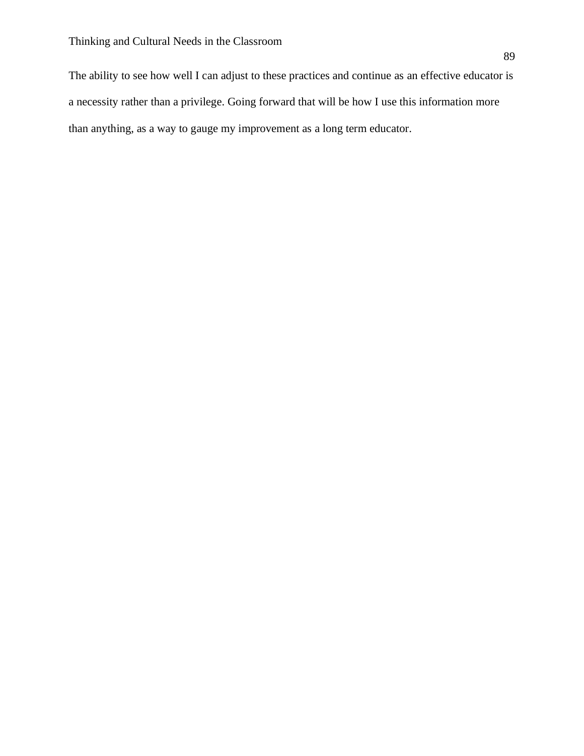The ability to see how well I can adjust to these practices and continue as an effective educator is a necessity rather than a privilege. Going forward that will be how I use this information more than anything, as a way to gauge my improvement as a long term educator.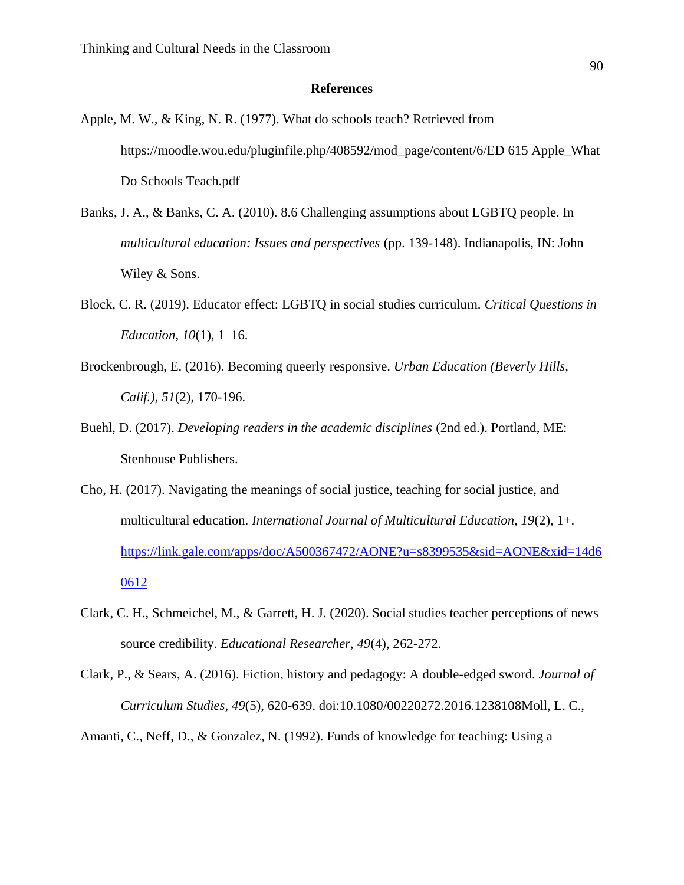## References

Apple, M. W., & King, N. R. (1977). What do schools teach? Retrieved from https://moodle.wou.edu/pluginfile.php/408592/mod_page/content/6/ED 615 Apple_What Do Schools Teach.pdf

Banks, J. A., & Banks, C. A. (2010). 8.6 Challenging assumptions about LGBTQ people. In *multicultural education: Issues and perspectives* (pp. 139-148). Indianapolis, IN: John Wiley & Sons.

Block, C. R. (2019). Educator effect: LGBTQ in social studies curriculum. *Critical Questions in Education, 10*(1), 1–16.

Brockenbrough, E. (2016). Becoming queerly responsive. *Urban Education (Beverly Hills, Calif.), 51*(2), 170-196.

Buehl, D. (2017). *Developing readers in the academic disciplines* (2nd ed.). Portland, ME: Stenhouse Publishers.

Cho, H. (2017). Navigating the meanings of social justice, teaching for social justice, and multicultural education. *International Journal of Multicultural Education, 19*(2), 1+. [https://link.gale.com/apps/doc/A500367472/AONE?u=s8399535&sid=AONE&xid=14d60612](https://link.gale.com/apps/doc/A500367472/AONE?u=s8399535&sid=AONE&xid=14d60612)

Clark, C. H., Schmeichel, M., & Garrett, H. J. (2020). Social studies teacher perceptions of news source credibility. *Educational Researcher, 49*(4), 262-272.

Clark, P., & Sears, A. (2016). Fiction, history and pedagogy: A double-edged sword. *Journal of Curriculum Studies, 49*(5), 620-639. doi:10.1080/00220272.2016.1238108Moll, L. C.,

Amanti, C., Neff, D., & Gonzalez, N. (1992). Funds of knowledge for teaching: Using a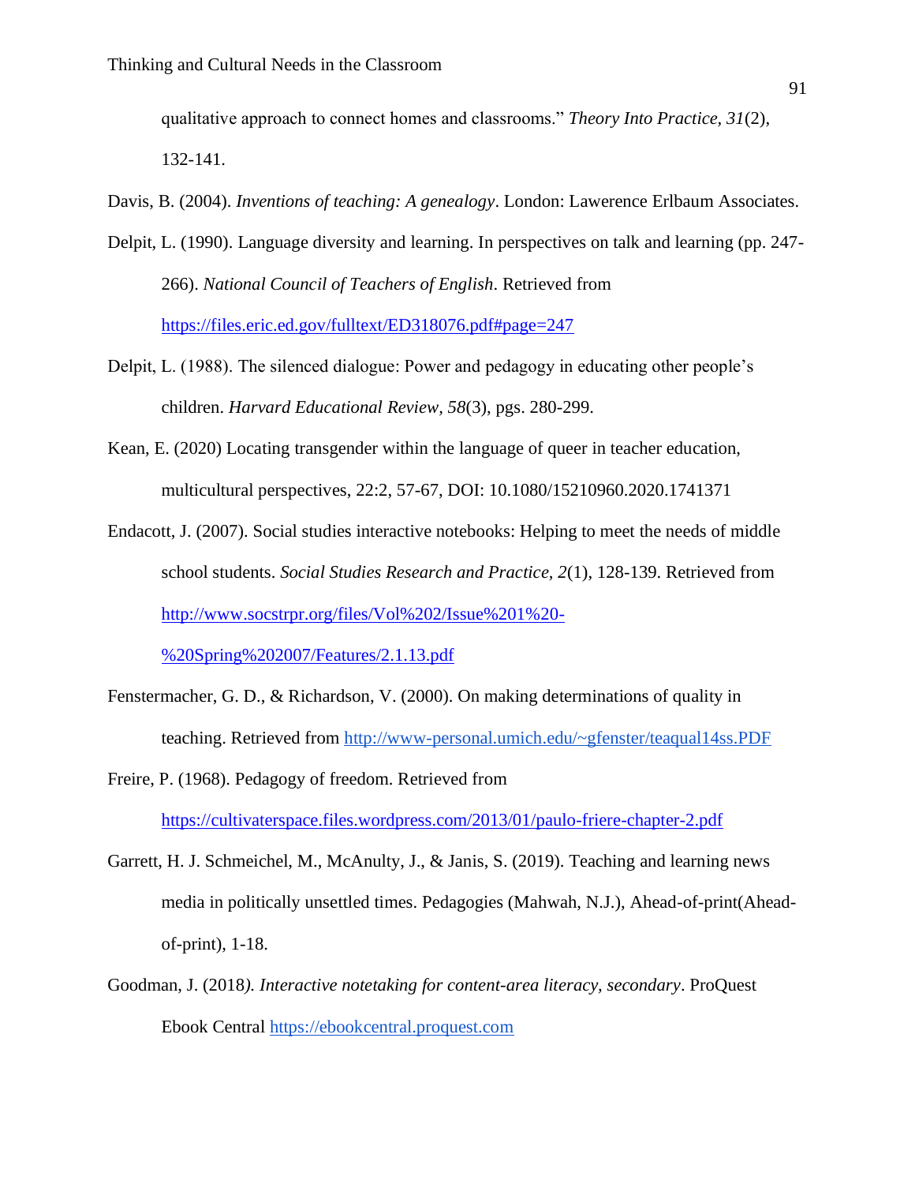qualitative approach to connect homes and classrooms." *Theory Into Practice*, *31*(2), 132-141.

Davis, B. (2004). *Inventions of teaching: A genealogy*. London: Lawerence Erlbaum Associates.

Delpit, L. (1990). Language diversity and learning. In perspectives on talk and learning (pp. 247-266). *National Council of Teachers of English*. Retrieved from https://files.eric.ed.gov/fulltext/ED318076.pdf#page=247

Delpit, L. (1988). The silenced dialogue: Power and pedagogy in educating other people's children. *Harvard Educational Review, 58*(3), pgs. 280-299.

Kean, E. (2020) Locating transgender within the language of queer in teacher education, multicultural perspectives, 22:2, 57-67, DOI: 10.1080/15210960.2020.1741371

Endacott, J. (2007). Social studies interactive notebooks: Helping to meet the needs of middle school students. *Social Studies Research and Practice, 2*(1), 128-139. Retrieved from http://www.socstrpr.org/files/Vol%202/Issue%201%20-%20Spring%202007/Features/2.1.13.pdf

Fenstermacher, G. D., & Richardson, V. (2000). On making determinations of quality in teaching. Retrieved from http://www-personal.umich.edu/~gfenster/teaqual14ss.PDF

Freire, P. (1968). Pedagogy of freedom. Retrieved from https://cultivaterspace.files.wordpress.com/2013/01/paulo-friere-chapter-2.pdf

Garrett, H. J. Schmeichel, M., McAnulty, J., & Janis, S. (2019). Teaching and learning news media in politically unsettled times. Pedagogies (Mahwah, N.J.), Ahead-of-print(Ahead-of-print), 1-18.

Goodman, J. (2018*). Interactive notetaking for content-area literacy, secondary*. ProQuest Ebook Central https://ebookcentral.proquest.com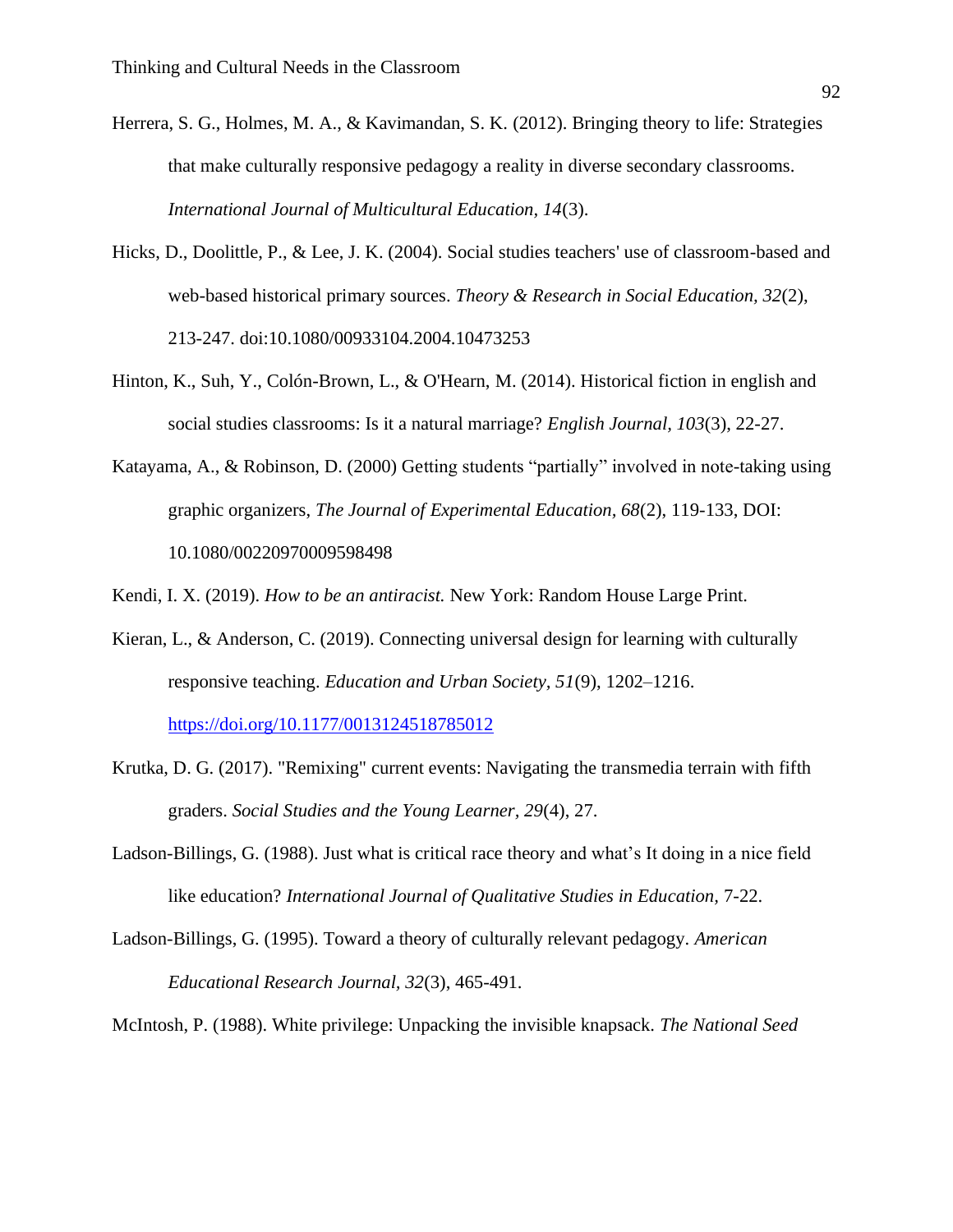Herrera, S. G., Holmes, M. A., & Kavimandan, S. K. (2012). Bringing theory to life: Strategies that make culturally responsive pedagogy a reality in diverse secondary classrooms. *International Journal of Multicultural Education, 14*(3).

Hicks, D., Doolittle, P., & Lee, J. K. (2004). Social studies teachers' use of classroom-based and web-based historical primary sources. *Theory & Research in Social Education, 32*(2), 213-247. doi:10.1080/00933104.2004.10473253

Hinton, K., Suh, Y., Colón-Brown, L., & O'Hearn, M. (2014). Historical fiction in english and social studies classrooms: Is it a natural marriage? *English Journal, 103*(3), 22-27.

Katayama, A., & Robinson, D. (2000) Getting students "partially" involved in note-taking using graphic organizers, *The Journal of Experimental Education*, *68*(2), 119-133, DOI: 10.1080/00220970009598498

Kendi, I. X. (2019). *How to be an antiracist.* New York: Random House Large Print.

Kieran, L., & Anderson, C. (2019). Connecting universal design for learning with culturally responsive teaching. *Education and Urban Society, 51*(9), 1202–1216. https://doi.org/10.1177/0013124518785012

Krutka, D. G. (2017). "Remixing" current events: Navigating the transmedia terrain with fifth graders. *Social Studies and the Young Learner, 29*(4), 27.

Ladson-Billings, G. (1988). Just what is critical race theory and what's It doing in a nice field like education? *International Journal of Qualitative Studies in Education,* 7-22.

Ladson-Billings, G. (1995). Toward a theory of culturally relevant pedagogy. *American Educational Research Journal, 32*(3), 465-491.

McIntosh, P. (1988). White privilege: Unpacking the invisible knapsack. *The National Seed*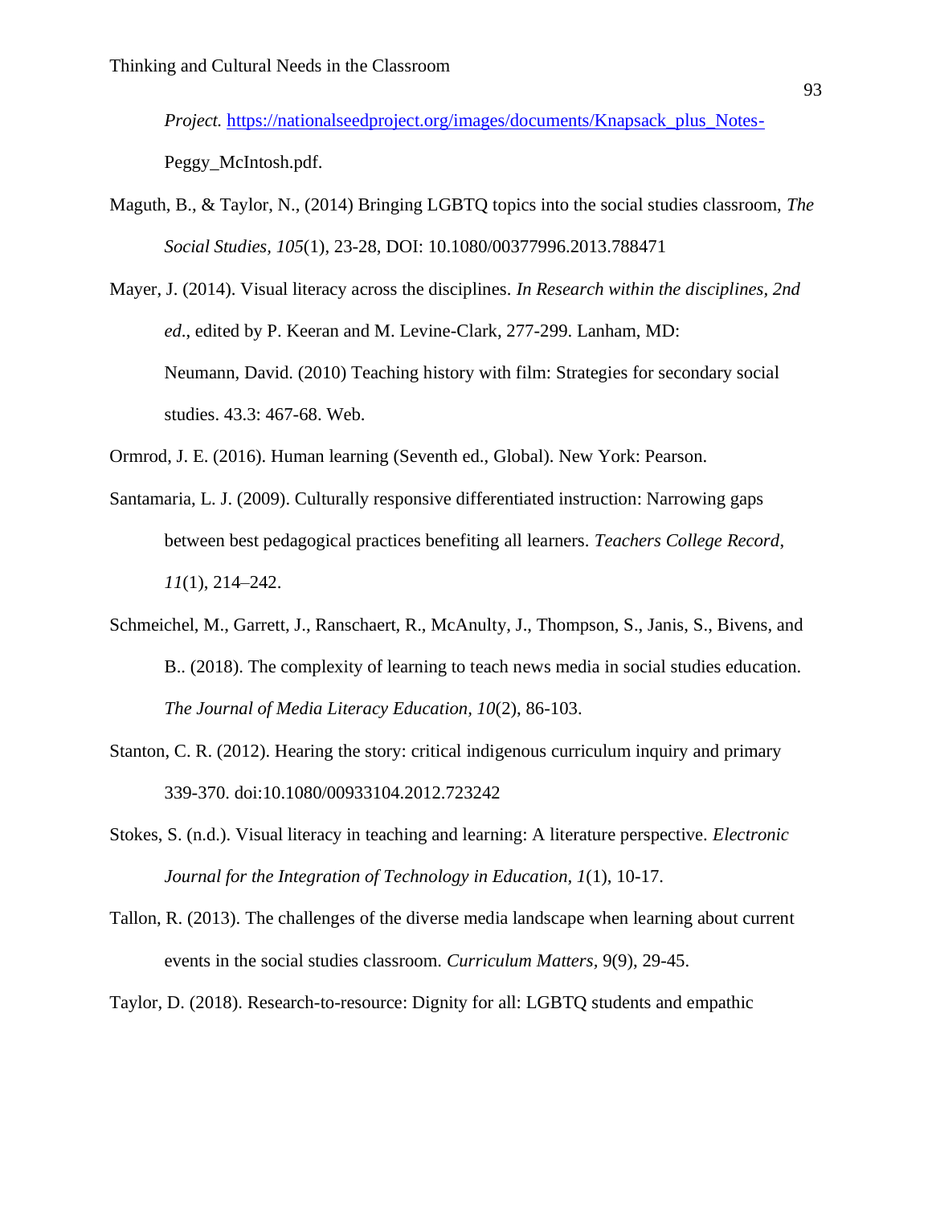*Project.* https://nationalseedproject.org/images/documents/Knapsack_plus_Notes-Peggy_McIntosh.pdf.

Maguth, B., & Taylor, N., (2014) Bringing LGBTQ topics into the social studies classroom, *The Social Studies, 105*(1), 23-28, DOI: 10.1080/00377996.2013.788471

Mayer, J. (2014). Visual literacy across the disciplines. *In Research within the disciplines, 2nd ed.*, edited by P. Keeran and M. Levine-Clark, 277-299. Lanham, MD: Neumann, David. (2010) Teaching history with film: Strategies for secondary social studies. 43.3: 467-68. Web.

Ormrod, J. E. (2016). Human learning (Seventh ed., Global). New York: Pearson.

Santamaria, L. J. (2009). Culturally responsive differentiated instruction: Narrowing gaps between best pedagogical practices benefiting all learners. *Teachers College Record*, *11*(1), 214–242.

Schmeichel, M., Garrett, J., Ranschaert, R., McAnulty, J., Thompson, S., Janis, S., Bivens, and B.. (2018). The complexity of learning to teach news media in social studies education. *The Journal of Media Literacy Education*, *10*(2), 86-103.

Stanton, C. R. (2012). Hearing the story: critical indigenous curriculum inquiry and primary 339-370. doi:10.1080/00933104.2012.723242

Stokes, S. (n.d.). Visual literacy in teaching and learning: A literature perspective. *Electronic Journal for the Integration of Technology in Education, 1*(1), 10-17.

Tallon, R. (2013). The challenges of the diverse media landscape when learning about current events in the social studies classroom. *Curriculum Matters*, 9(9), 29-45.

Taylor, D. (2018). Research-to-resource: Dignity for all: LGBTQ students and empathic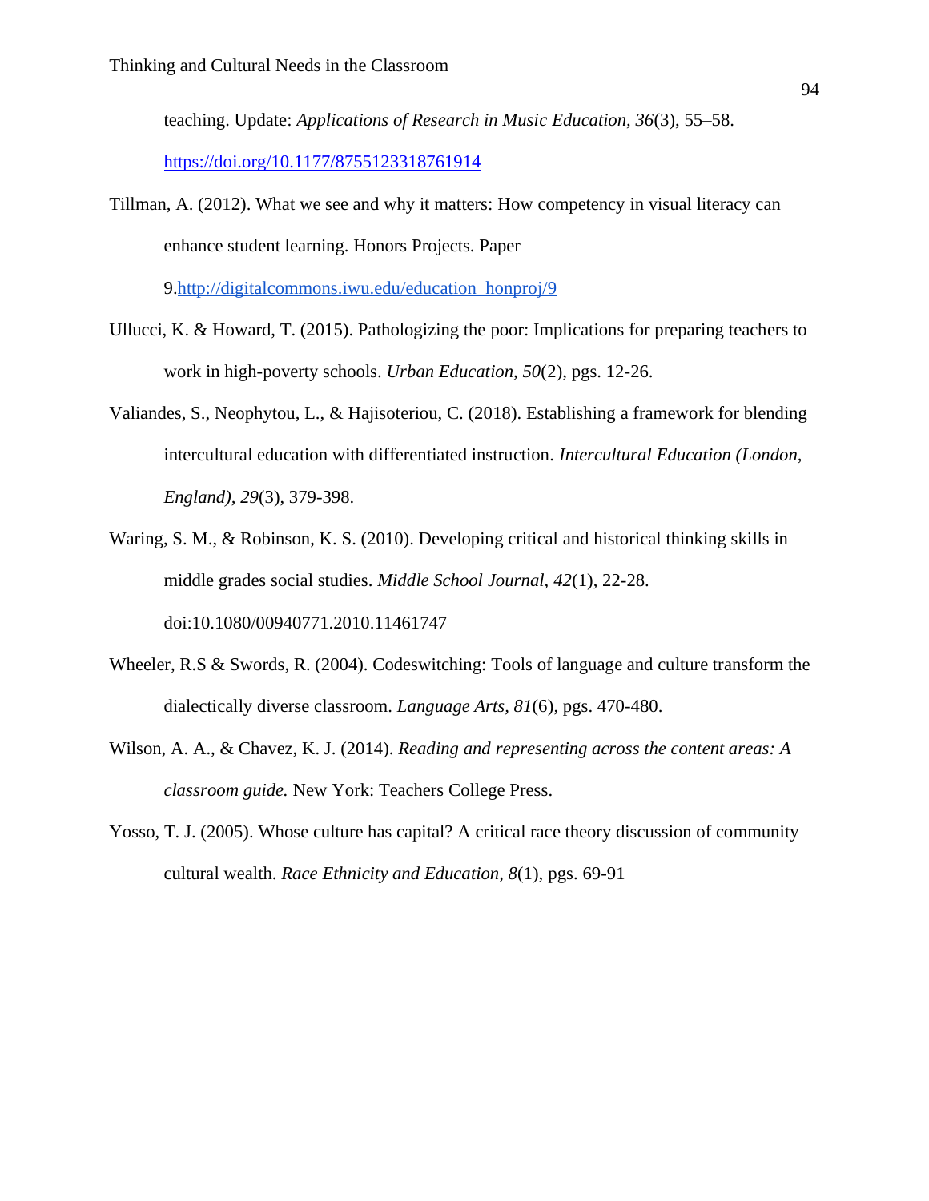teaching. Update: *Applications of Research in Music Education, 36*(3), 55–58. https://doi.org/10.1177/8755123318761914

Tillman, A. (2012). What we see and why it matters: How competency in visual literacy can enhance student learning. Honors Projects. Paper 9.http://digitalcommons.iwu.edu/education_honproj/9

Ullucci, K. & Howard, T. (2015). Pathologizing the poor: Implications for preparing teachers to work in high-poverty schools. *Urban Education, 50*(2), pgs. 12-26.

Valiandes, S., Neophytou, L., & Hajisoteriou, C. (2018). Establishing a framework for blending intercultural education with differentiated instruction. *Intercultural Education (London, England), 29*(3), 379-398.

Waring, S. M., & Robinson, K. S. (2010). Developing critical and historical thinking skills in middle grades social studies. *Middle School Journal, 42*(1), 22-28. doi:10.1080/00940771.2010.11461747

Wheeler, R.S & Swords, R. (2004). Codeswitching: Tools of language and culture transform the dialectically diverse classroom. *Language Arts, 81*(6), pgs. 470-480.

Wilson, A. A., & Chavez, K. J. (2014). *Reading and representing across the content areas: A classroom guide.* New York: Teachers College Press.

Yosso, T. J. (2005). Whose culture has capital? A critical race theory discussion of community cultural wealth. *Race Ethnicity and Education, 8*(1), pgs. 69-91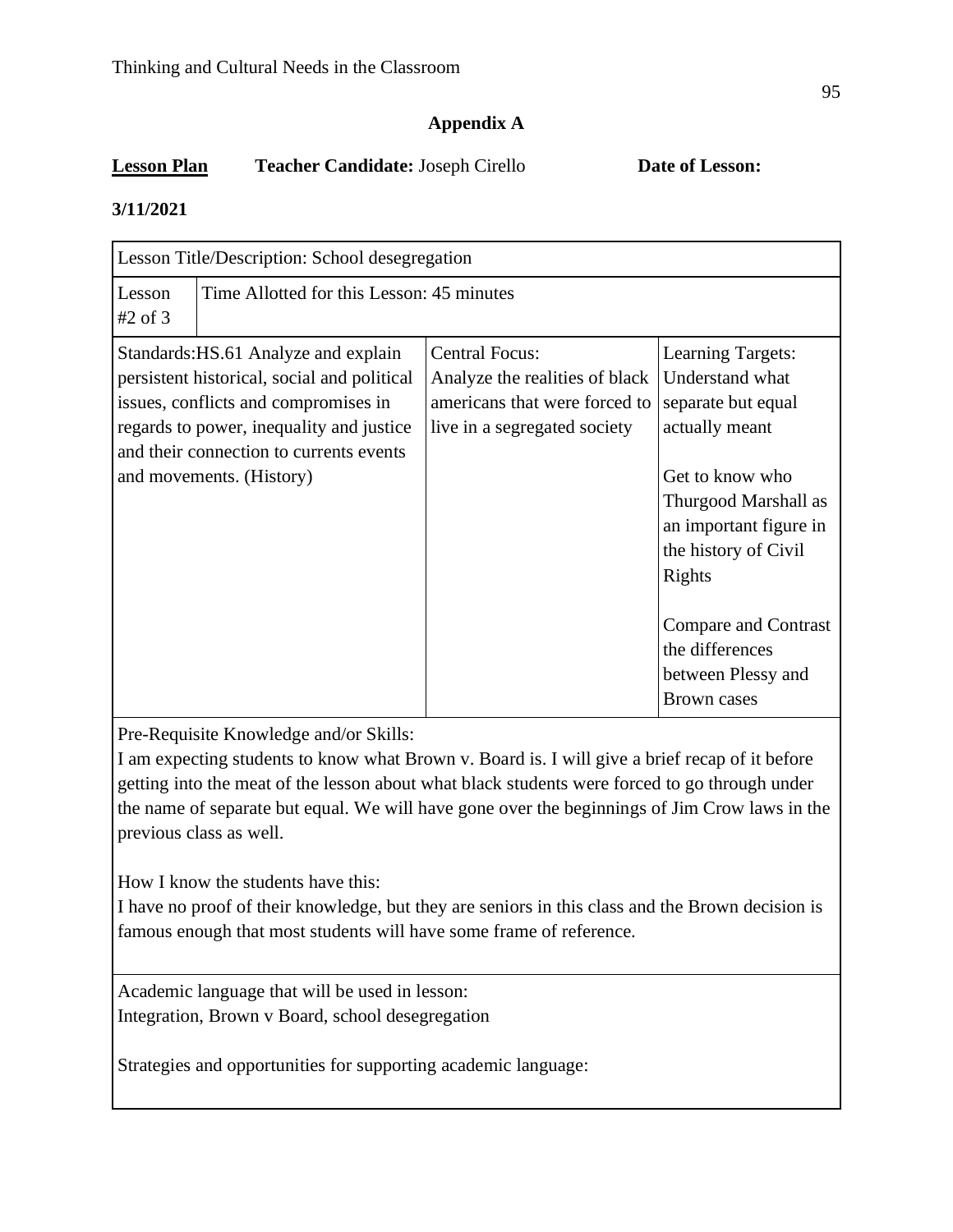## Appendix A

**Lesson Plan** **Teacher Candidate:** Joseph Cirello **Date of Lesson:**

**3/11/2021**

| Lesson Title/Description: School desegregation | | | |
|---|---|---|---|
| Lesson #2 of 3 | Time Allotted for this Lesson: 45 minutes | | |
| Standards:HS.61 Analyze and explain persistent historical, social and political issues, conflicts and compromises in regards to power, inequality and justice and their connection to currents events and movements. (History) | | Central Focus: Analyze the realities of black americans that were forced to live in a segregated society | Learning Targets: Understand what separate but equal actually meant<br><br>Get to know who Thurgood Marshall as an important figure in the history of Civil Rights<br><br>Compare and Contrast the differences between Plessy and Brown cases |
| Pre-Requisite Knowledge and/or Skills:<br>I am expecting students to know what Brown v. Board is. I will give a brief recap of it before getting into the meat of the lesson about what black students were forced to go through under the name of separate but equal. We will have gone over the beginnings of Jim Crow laws in the previous class as well.<br><br>How I know the students have this:<br>I have no proof of their knowledge, but they are seniors in this class and the Brown decision is famous enough that most students will have some frame of reference. | | | |
| Academic language that will be used in lesson:<br>Integration, Brown v Board, school desegregation<br><br>Strategies and opportunities for supporting academic language: | | | |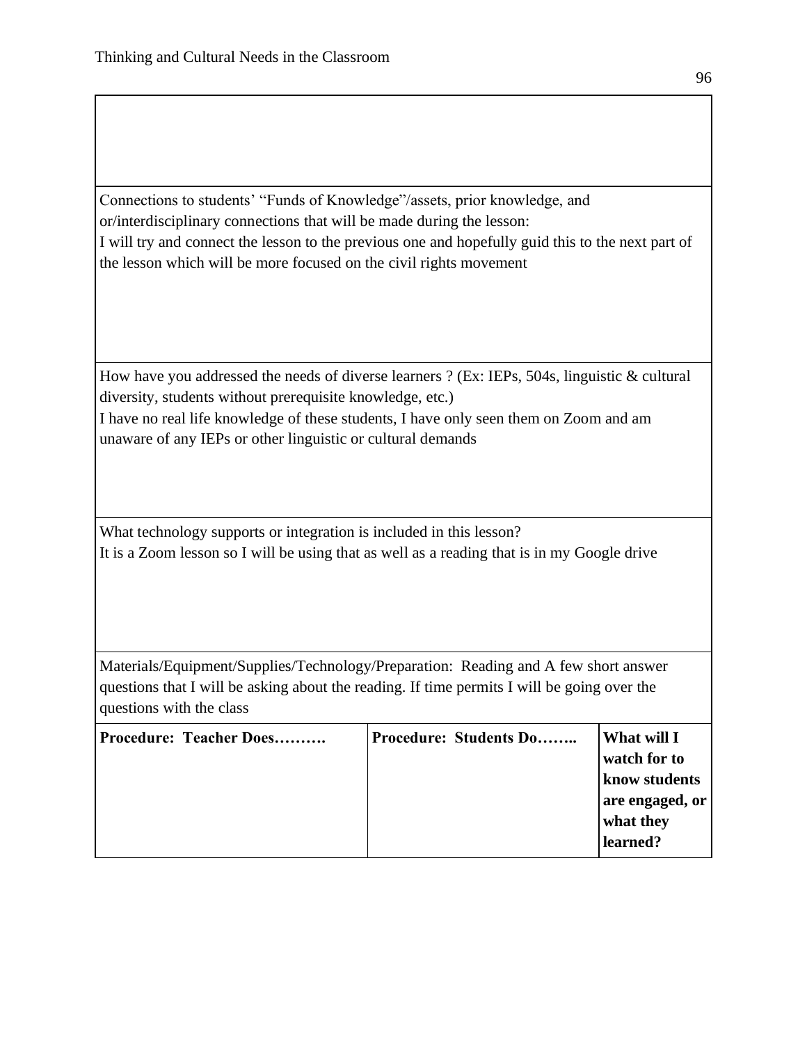Connections to students' "Funds of Knowledge"/assets, prior knowledge, and or/interdisciplinary connections that will be made during the lesson:
I will try and connect the lesson to the previous one and hopefully guid this to the next part of the lesson which will be more focused on the civil rights movement

How have you addressed the needs of diverse learners ? (Ex: IEPs, 504s, linguistic & cultural diversity, students without prerequisite knowledge, etc.)
I have no real life knowledge of these students, I have only seen them on Zoom and am unaware of any IEPs or other linguistic or cultural demands

What technology supports or integration is included in this lesson?
It is a Zoom lesson so I will be using that as well as a reading that is in my Google drive

Materials/Equipment/Supplies/Technology/Preparation: Reading and A few short answer questions that I will be asking about the reading. If time permits I will be going over the questions with the class

| **Procedure: Teacher Does……….** | **Procedure: Students Do……..** | **What will I watch for to know students are engaged, or what they learned?** |
|---|---|---|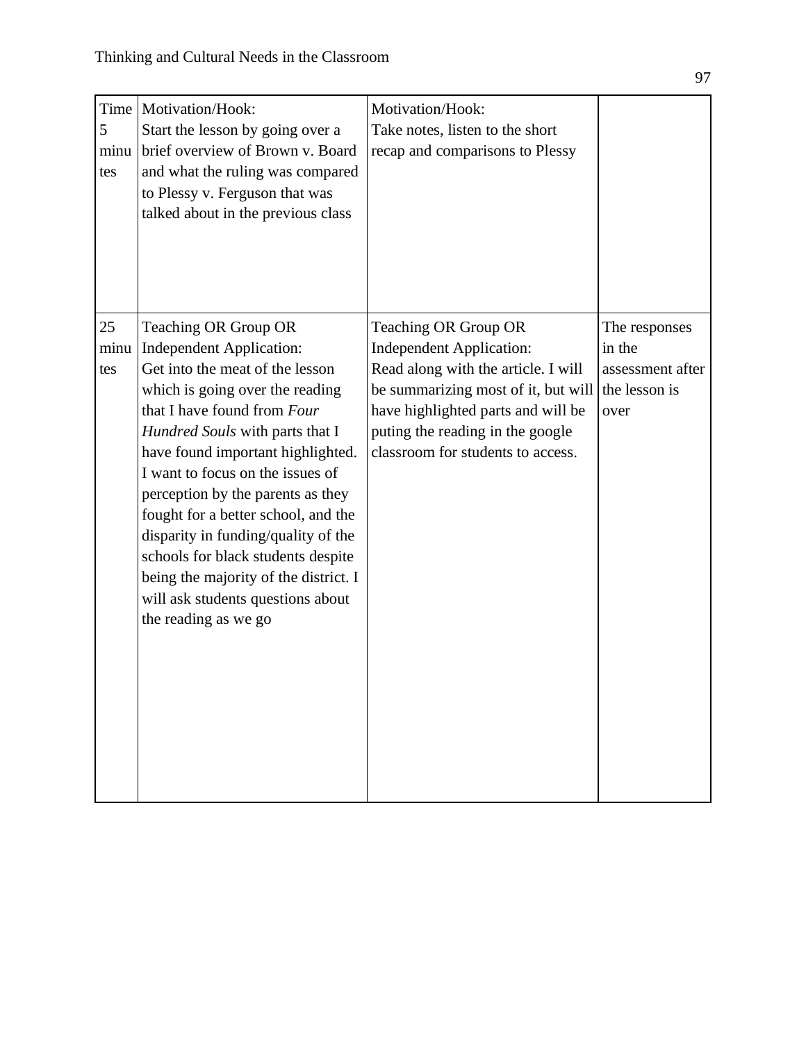| Time 5 minutes | Motivation/Hook:<br>Start the lesson by going over a brief overview of Brown v. Board and what the ruling was compared to Plessy v. Ferguson that was talked about in the previous class | Motivation/Hook:<br>Take notes, listen to the short recap and comparisons to Plessy | |
|---|---|---|---|
| 25 minutes | Teaching OR Group OR Independent Application:<br>Get into the meat of the lesson which is going over the reading that I have found from *Four Hundred Souls* with parts that I have found important highlighted. I want to focus on the issues of perception by the parents as they fought for a better school, and the disparity in funding/quality of the schools for black students despite being the majority of the district. I will ask students questions about the reading as we go | Teaching OR Group OR Independent Application:<br>Read along with the article. I will be summarizing most of it, but will have highlighted parts and will be puting the reading in the google classroom for students to access. | The responses in the assessment after the lesson is over |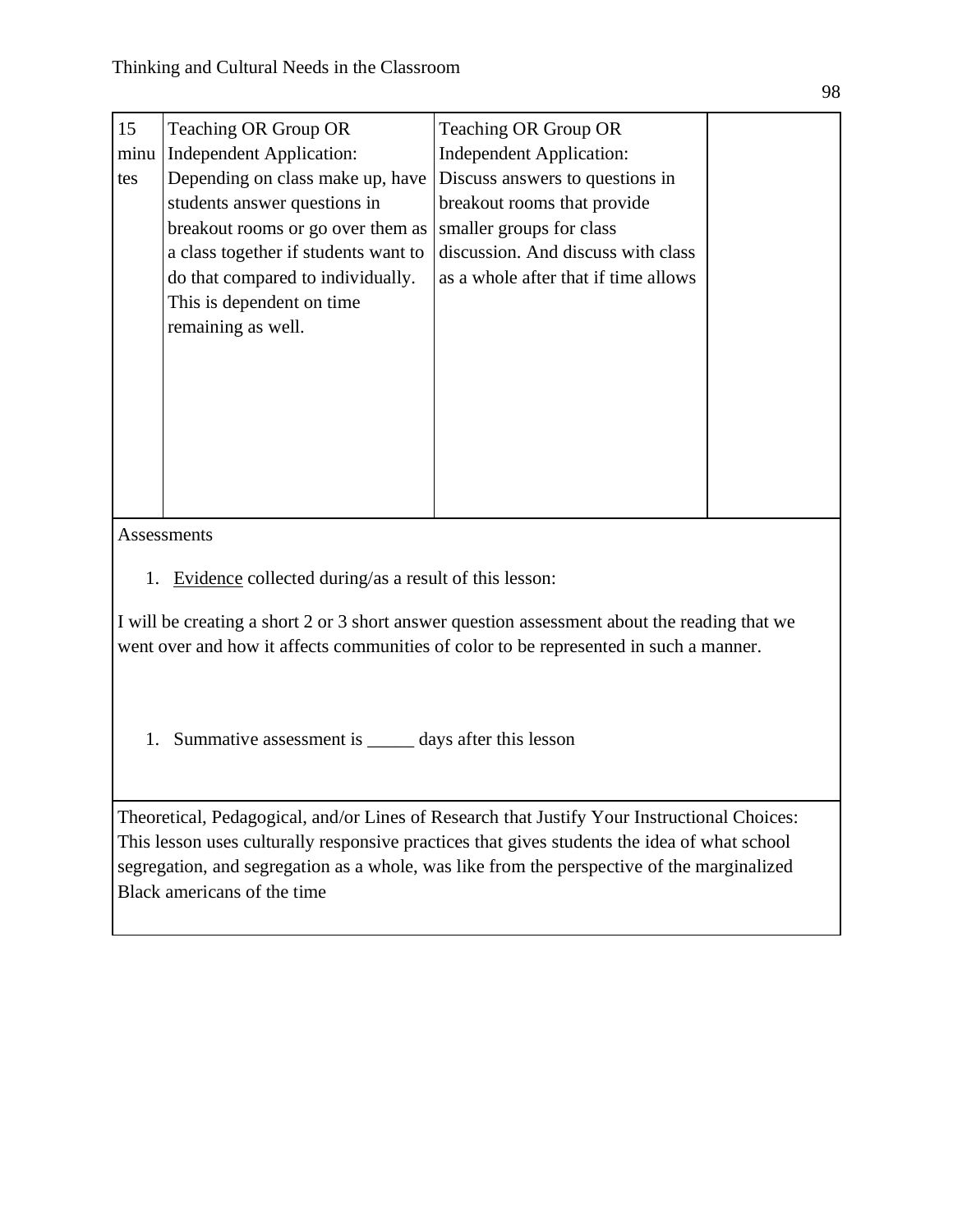| 15 minutes | Teaching OR Group OR Independent Application: Depending on class make up, have students answer questions in breakout rooms or go over them as a class together if students want to do that compared to individually. This is dependent on time remaining as well. | Teaching OR Group OR Independent Application: Discuss answers to questions in breakout rooms that provide smaller groups for class discussion. And discuss with class as a whole after that if time allows | |
|---|---|---|---|

Assessments

1. Evidence collected during/as a result of this lesson:

I will be creating a short 2 or 3 short answer question assessment about the reading that we went over and how it affects communities of color to be represented in such a manner.

1. Summative assessment is _____ days after this lesson

Theoretical, Pedagogical, and/or Lines of Research that Justify Your Instructional Choices: This lesson uses culturally responsive practices that gives students the idea of what school segregation, and segregation as a whole, was like from the perspective of the marginalized Black americans of the time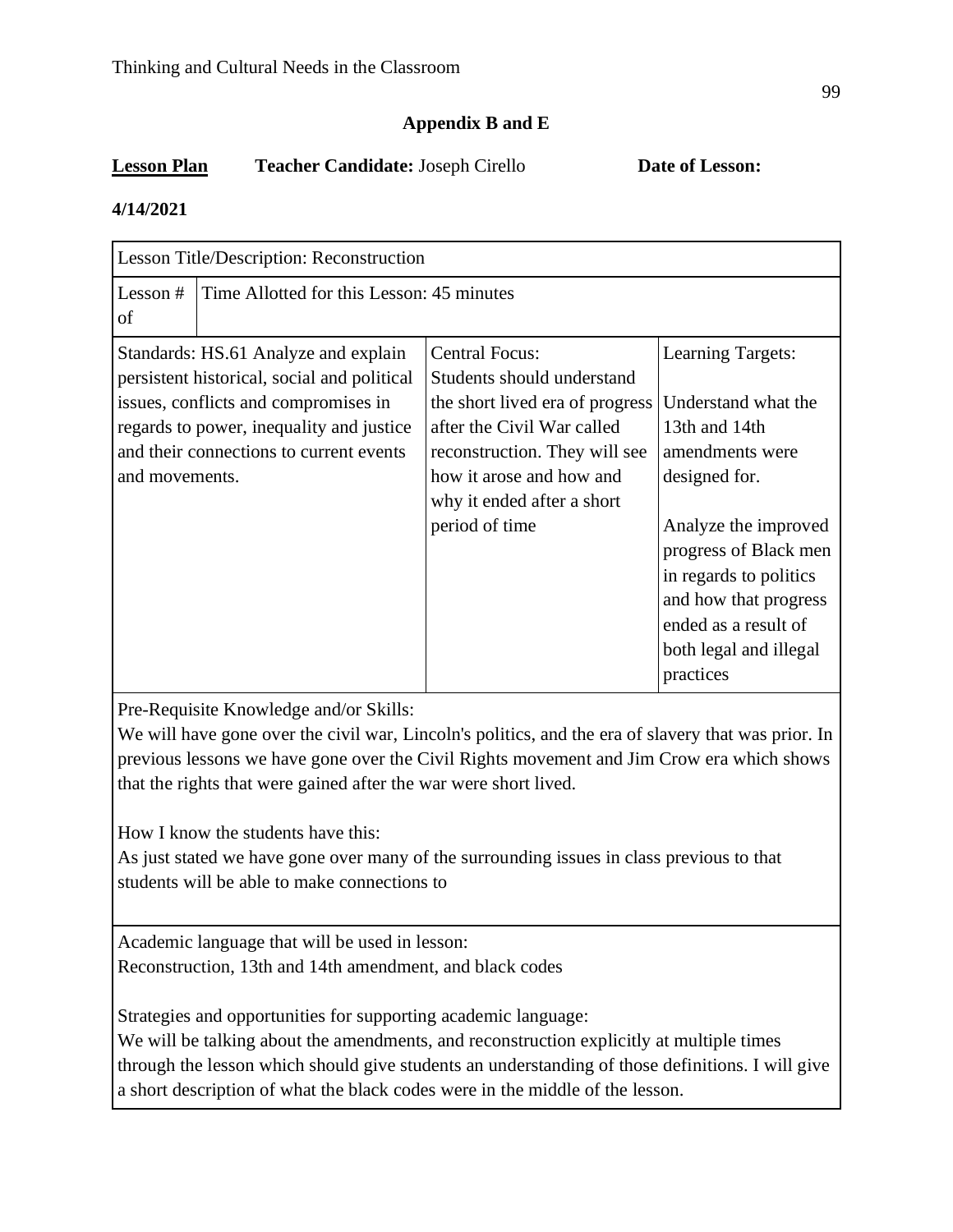## Appendix B and E

**<u>Lesson Plan</u>** **Teacher Candidate:** Joseph Cirello **Date of Lesson:**

**4/14/2021**

| Lesson Title/Description: Reconstruction | | |
|---|---|---|
| Lesson # of | Time Allotted for this Lesson: 45 minutes | |
| Standards: HS.61 Analyze and explain persistent historical, social and political issues, conflicts and compromises in regards to power, inequality and justice and their connections to current events and movements. | Central Focus: Students should understand the short lived era of progress after the Civil War called reconstruction. They will see how it arose and how and why it ended after a short period of time | Learning Targets:<br><br>Understand what the 13th and 14th amendments were designed for.<br><br>Analyze the improved progress of Black men in regards to politics and how that progress ended as a result of both legal and illegal practices |
| Pre-Requisite Knowledge and/or Skills:<br>We will have gone over the civil war, Lincoln's politics, and the era of slavery that was prior. In previous lessons we have gone over the Civil Rights movement and Jim Crow era which shows that the rights that were gained after the war were short lived.<br><br>How I know the students have this:<br>As just stated we have gone over many of the surrounding issues in class previous to that students will be able to make connections to | | |
| Academic language that will be used in lesson:<br>Reconstruction, 13th and 14th amendment, and black codes<br><br>Strategies and opportunities for supporting academic language:<br>We will be talking about the amendments, and reconstruction explicitly at multiple times through the lesson which should give students an understanding of those definitions. I will give a short description of what the black codes were in the middle of the lesson. | | |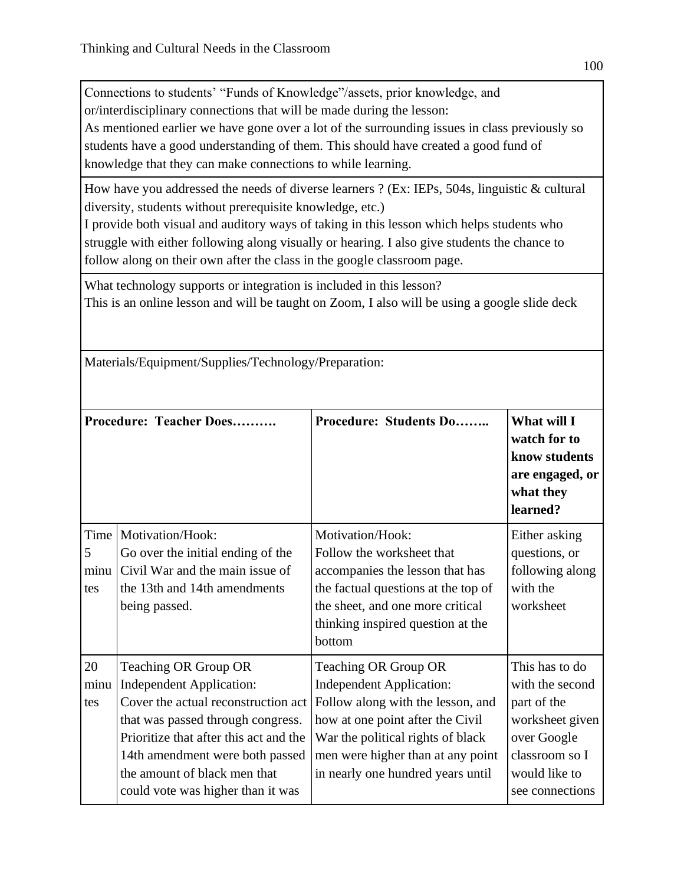| Connections to students' "Funds of Knowledge"/assets, prior knowledge, and or/interdisciplinary connections that will be made during the lesson: As mentioned earlier we have gone over a lot of the surrounding issues in class previously so students have a good understanding of them. This should have created a good fund of knowledge that they can make connections to while learning. | | | |
|---|---|---|---|
| How have you addressed the needs of diverse learners ? (Ex: IEPs, 504s, linguistic & cultural diversity, students without prerequisite knowledge, etc.) I provide both visual and auditory ways of taking in this lesson which helps students who struggle with either following along visually or hearing. I also give students the chance to follow along on their own after the class in the google classroom page. | | | |
| What technology supports or integration is included in this lesson? This is an online lesson and will be taught on Zoom, I also will be using a google slide deck | | | |
| Materials/Equipment/Supplies/Technology/Preparation: | | | |
| **Procedure: Teacher Does……….** | | **Procedure: Students Do……..** | **What will I watch for to know students are engaged, or what they learned?** |
| Time 5 minutes | Motivation/Hook: Go over the initial ending of the Civil War and the main issue of the 13th and 14th amendments being passed. | Motivation/Hook: Follow the worksheet that accompanies the lesson that has the factual questions at the top of the sheet, and one more critical thinking inspired question at the bottom | Either asking questions, or following along with the worksheet |
| 20 minutes | Teaching OR Group OR Independent Application: Cover the actual reconstruction act that was passed through congress. Prioritize that after this act and the 14th amendment were both passed the amount of black men that could vote was higher than it was | Teaching OR Group OR Independent Application: Follow along with the lesson, and how at one point after the Civil War the political rights of black men were higher than at any point in nearly one hundred years until | This has to do with the second part of the worksheet given over Google classroom so I would like to see connections |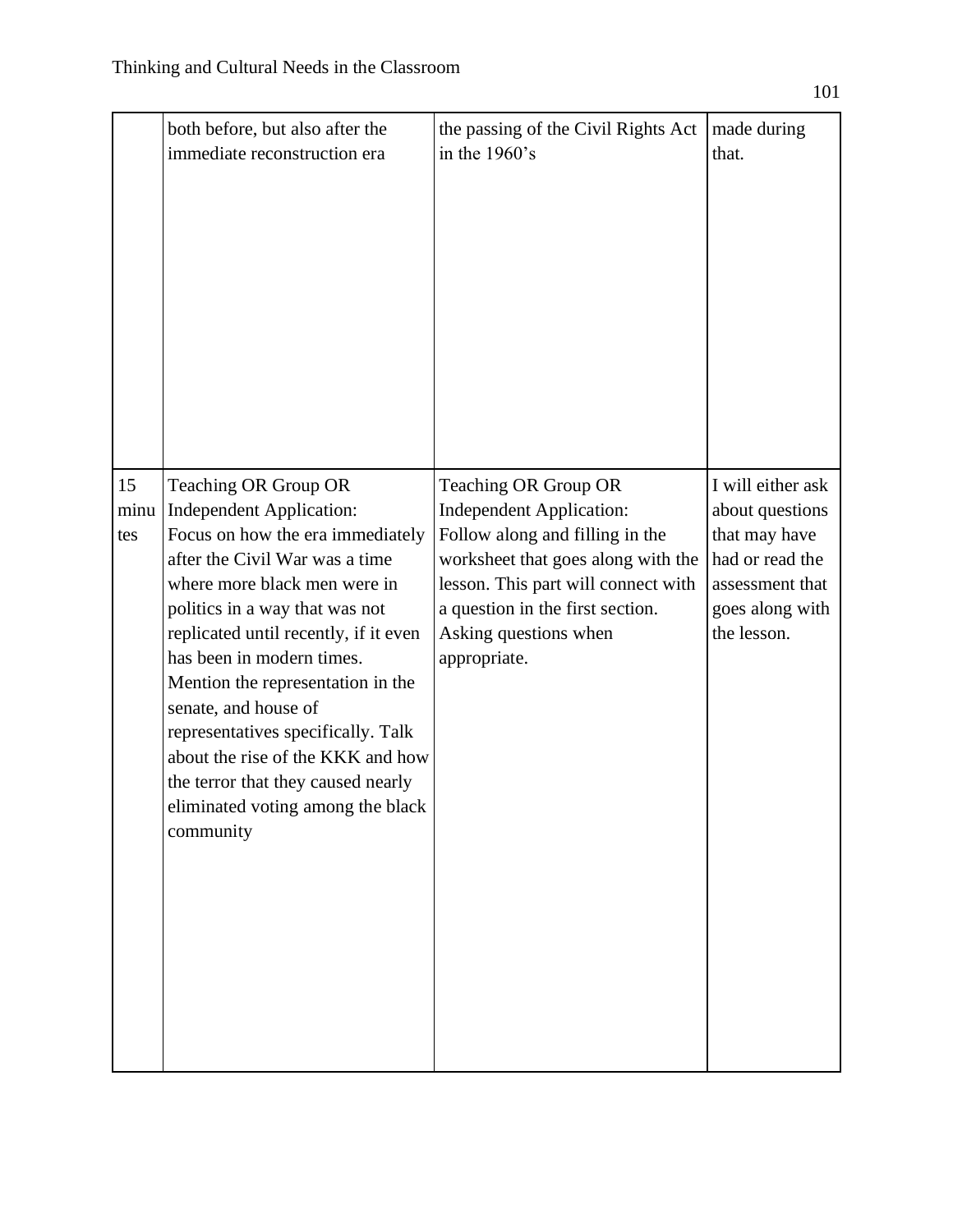| | | | |
|---|---|---|---|
| | both before, but also after the immediate reconstruction era | the passing of the Civil Rights Act in the 1960's | made during that. |
| 15 minutes | Teaching OR Group OR Independent Application: Focus on how the era immediately after the Civil War was a time where more black men were in politics in a way that was not replicated until recently, if it even has been in modern times. Mention the representation in the senate, and house of representatives specifically. Talk about the rise of the KKK and how the terror that they caused nearly eliminated voting among the black community | Teaching OR Group OR Independent Application: Follow along and filling in the worksheet that goes along with the lesson. This part will connect with a question in the first section. Asking questions when appropriate. | I will either ask about questions that may have had or read the assessment that goes along with the lesson. |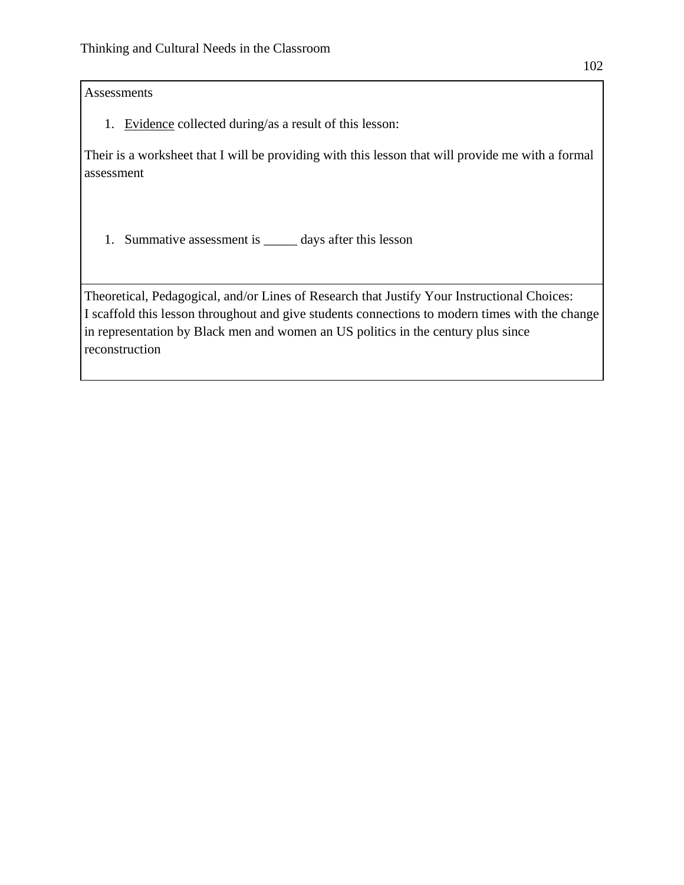Assessments

1. <u>Evidence</u> collected during/as a result of this lesson:

Their is a worksheet that I will be providing with this lesson that will provide me with a formal assessment

1. Summative assessment is _____ days after this lesson

Theoretical, Pedagogical, and/or Lines of Research that Justify Your Instructional Choices:
I scaffold this lesson throughout and give students connections to modern times with the change in representation by Black men and women an US politics in the century plus since reconstruction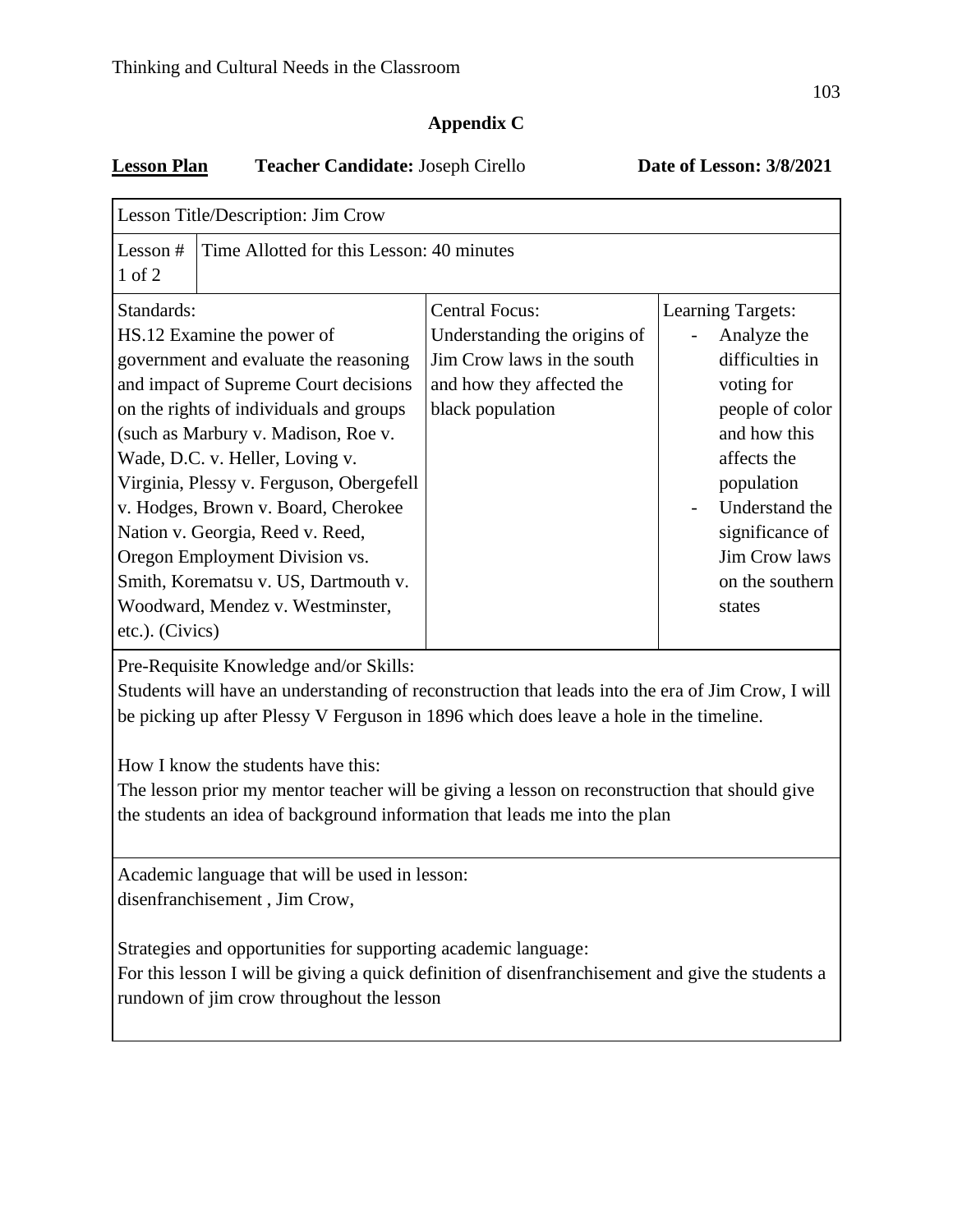## Appendix C

**Lesson Plan** **Teacher Candidate:** Joseph Cirello **Date of Lesson: 3/8/2021**

| Lesson Title/Description: Jim Crow | | |
|---|---|---|
| Lesson # 1 of 2 | Time Allotted for this Lesson: 40 minutes | |
| Standards: HS.12 Examine the power of government and evaluate the reasoning and impact of Supreme Court decisions on the rights of individuals and groups (such as Marbury v. Madison, Roe v. Wade, D.C. v. Heller, Loving v. Virginia, Plessy v. Ferguson, Obergefell v. Hodges, Brown v. Board, Cherokee Nation v. Georgia, Reed v. Reed, Oregon Employment Division vs. Smith, Korematsu v. US, Dartmouth v. Woodward, Mendez v. Westminster, etc.). (Civics) | Central Focus: Understanding the origins of Jim Crow laws in the south and how they affected the black population | Learning Targets: - Analyze the difficulties in voting for people of color and how this affects the population - Understand the significance of Jim Crow laws on the southern states |

Pre-Requisite Knowledge and/or Skills:
Students will have an understanding of reconstruction that leads into the era of Jim Crow, I will be picking up after Plessy V Ferguson in 1896 which does leave a hole in the timeline.

How I know the students have this:
The lesson prior my mentor teacher will be giving a lesson on reconstruction that should give the students an idea of background information that leads me into the plan

Academic language that will be used in lesson:
disenfranchisement , Jim Crow,

Strategies and opportunities for supporting academic language:
For this lesson I will be giving a quick definition of disenfranchisement and give the students a rundown of jim crow throughout the lesson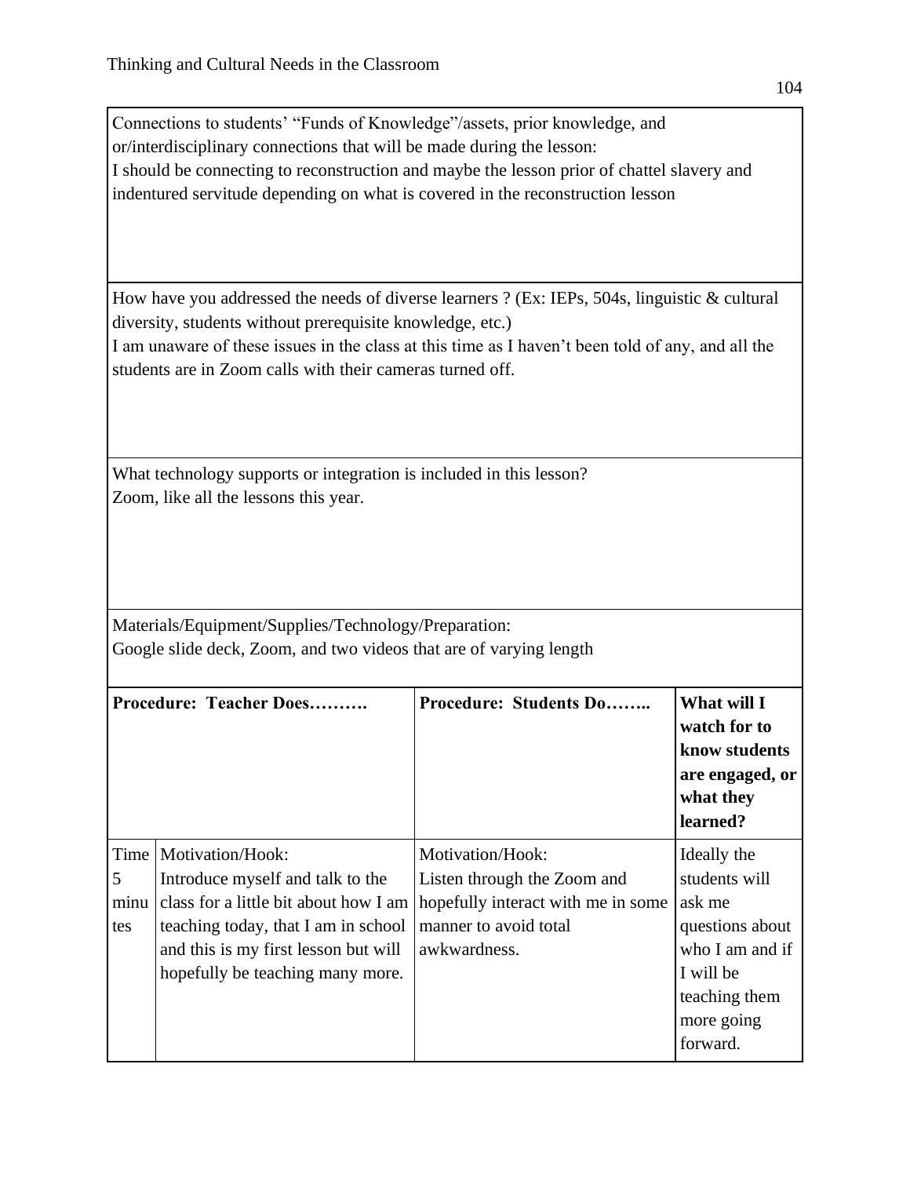Connections to students' "Funds of Knowledge"/assets, prior knowledge, and or/interdisciplinary connections that will be made during the lesson:
I should be connecting to reconstruction and maybe the lesson prior of chattel slavery and indentured servitude depending on what is covered in the reconstruction lesson

How have you addressed the needs of diverse learners ? (Ex: IEPs, 504s, linguistic & cultural diversity, students without prerequisite knowledge, etc.)
I am unaware of these issues in the class at this time as I haven't been told of any, and all the students are in Zoom calls with their cameras turned off.

What technology supports or integration is included in this lesson?
Zoom, like all the lessons this year.

Materials/Equipment/Supplies/Technology/Preparation:
Google slide deck, Zoom, and two videos that are of varying length

| Procedure: Teacher Does………. | | Procedure: Students Do…….. | What will I watch for to know students are engaged, or what they learned? |
|---|---|---|---|
| Time 5 minutes | Motivation/Hook: Introduce myself and talk to the class for a little bit about how I am teaching today, that I am in school and this is my first lesson but will hopefully be teaching many more. | Motivation/Hook: Listen through the Zoom and hopefully interact with me in some manner to avoid total awkwardness. | Ideally the students will ask me questions about who I am and if I will be teaching them more going forward. |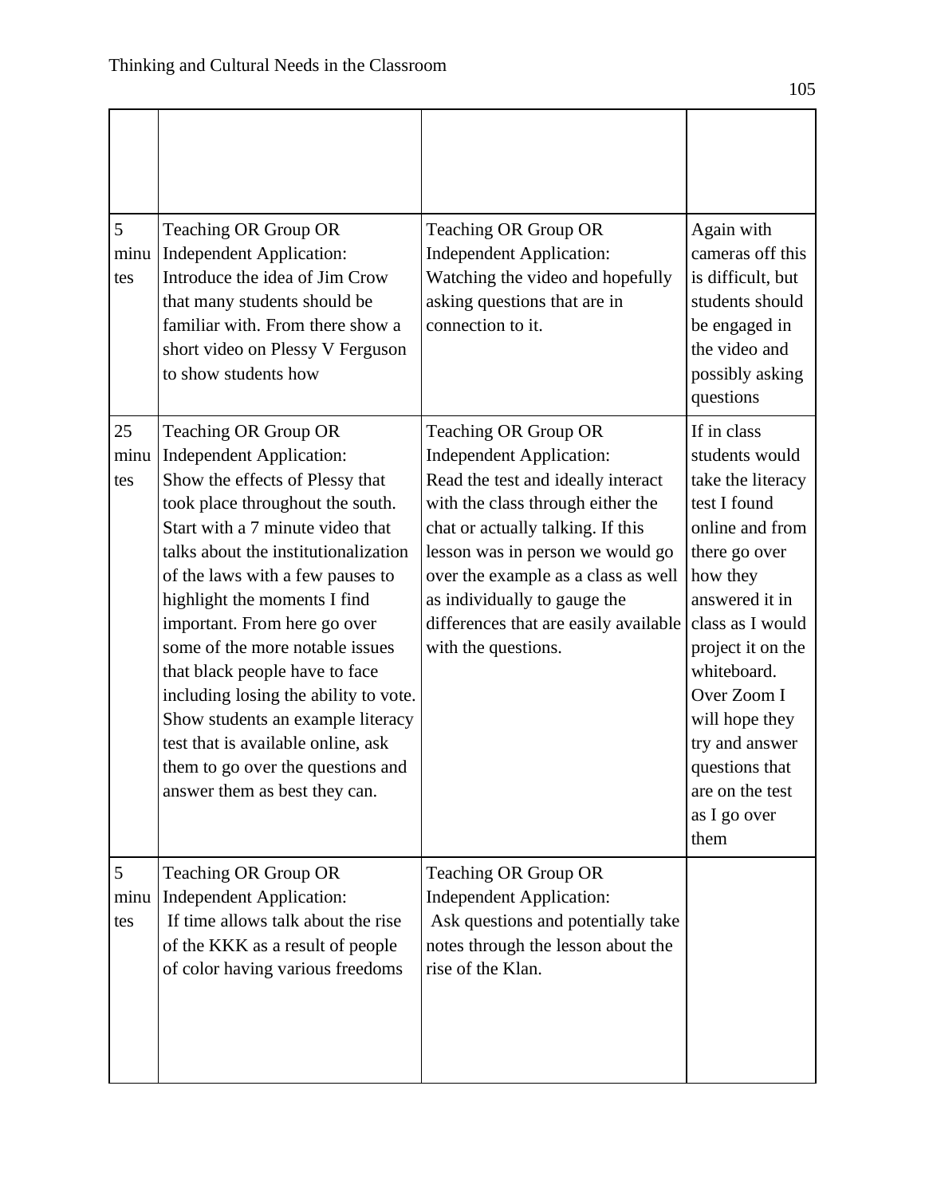| | | | |
|---|---|---|---|
| | | | |
| 5 minutes | Teaching OR Group OR Independent Application: Introduce the idea of Jim Crow that many students should be familiar with. From there show a short video on Plessy V Ferguson to show students how | Teaching OR Group OR Independent Application: Watching the video and hopefully asking questions that are in connection to it. | Again with cameras off this is difficult, but students should be engaged in the video and possibly asking questions |
| 25 minutes | Teaching OR Group OR Independent Application: Show the effects of Plessy that took place throughout the south. Start with a 7 minute video that talks about the institutionalization of the laws with a few pauses to highlight the moments I find important. From here go over some of the more notable issues that black people have to face including losing the ability to vote. Show students an example literacy test that is available online, ask them to go over the questions and answer them as best they can. | Teaching OR Group OR Independent Application: Read the test and ideally interact with the class through either the chat or actually talking. If this lesson was in person we would go over the example as a class as well as individually to gauge the differences that are easily available with the questions. | If in class students would take the literacy test I found online and from there go over how they answered it in class as I would project it on the whiteboard. Over Zoom I will hope they try and answer questions that are on the test as I go over them |
| 5 minutes | Teaching OR Group OR Independent Application: If time allows talk about the rise of the KKK as a result of people of color having various freedoms | Teaching OR Group OR Independent Application: Ask questions and potentially take notes through the lesson about the rise of the Klan. | |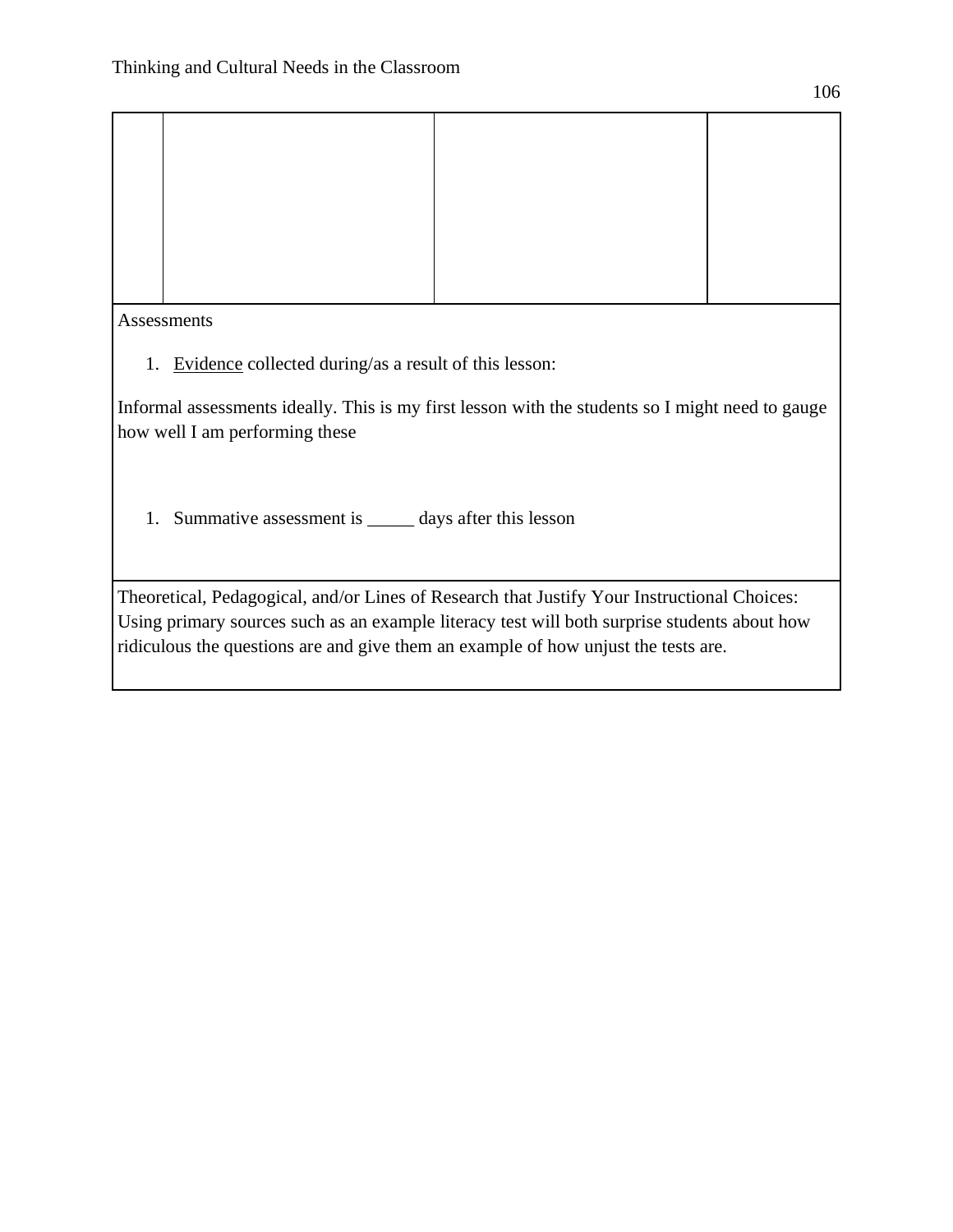| | | | |
|---|---|---|---|
| | | | |

Assessments

1. Evidence collected during/as a result of this lesson:

Informal assessments ideally. This is my first lesson with the students so I might need to gauge how well I am performing these

1. Summative assessment is _____ days after this lesson

Theoretical, Pedagogical, and/or Lines of Research that Justify Your Instructional Choices: Using primary sources such as an example literacy test will both surprise students about how ridiculous the questions are and give them an example of how unjust the tests are.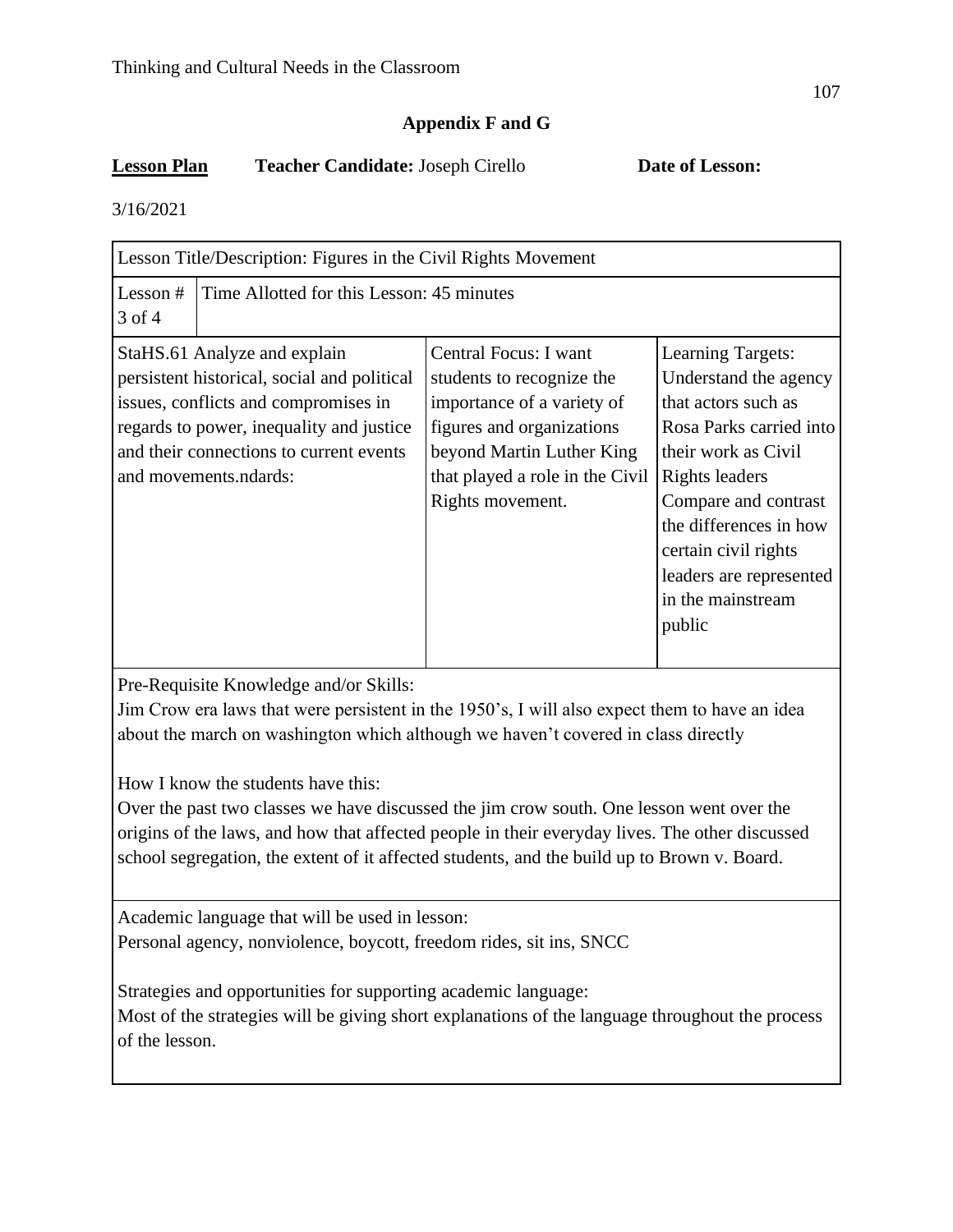## Appendix F and G

**Lesson Plan** **Teacher Candidate:** Joseph Cirello **Date of Lesson:**

3/16/2021

| Lesson Title/Description: Figures in the Civil Rights Movement | | | |
|---|---|---|---|
| Lesson # 3 of 4 | Time Allotted for this Lesson: 45 minutes | | |
| StaHS.61 Analyze and explain persistent historical, social and political issues, conflicts and compromises in regards to power, inequality and justice and their connections to current events and movements.ndards: | | Central Focus: I want students to recognize the importance of a variety of figures and organizations beyond Martin Luther King that played a role in the Civil Rights movement. | Learning Targets: Understand the agency that actors such as Rosa Parks carried into their work as Civil Rights leaders Compare and contrast the differences in how certain civil rights leaders are represented in the mainstream public |
| Pre-Requisite Knowledge and/or Skills: Jim Crow era laws that were persistent in the 1950's, I will also expect them to have an idea about the march on washington which although we haven't covered in class directly<br><br>How I know the students have this: Over the past two classes we have discussed the jim crow south. One lesson went over the origins of the laws, and how that affected people in their everyday lives. The other discussed school segregation, the extent of it affected students, and the build up to Brown v. Board. | | | |
| Academic language that will be used in lesson: Personal agency, nonviolence, boycott, freedom rides, sit ins, SNCC<br><br>Strategies and opportunities for supporting academic language: Most of the strategies will be giving short explanations of the language throughout the process of the lesson. | | | |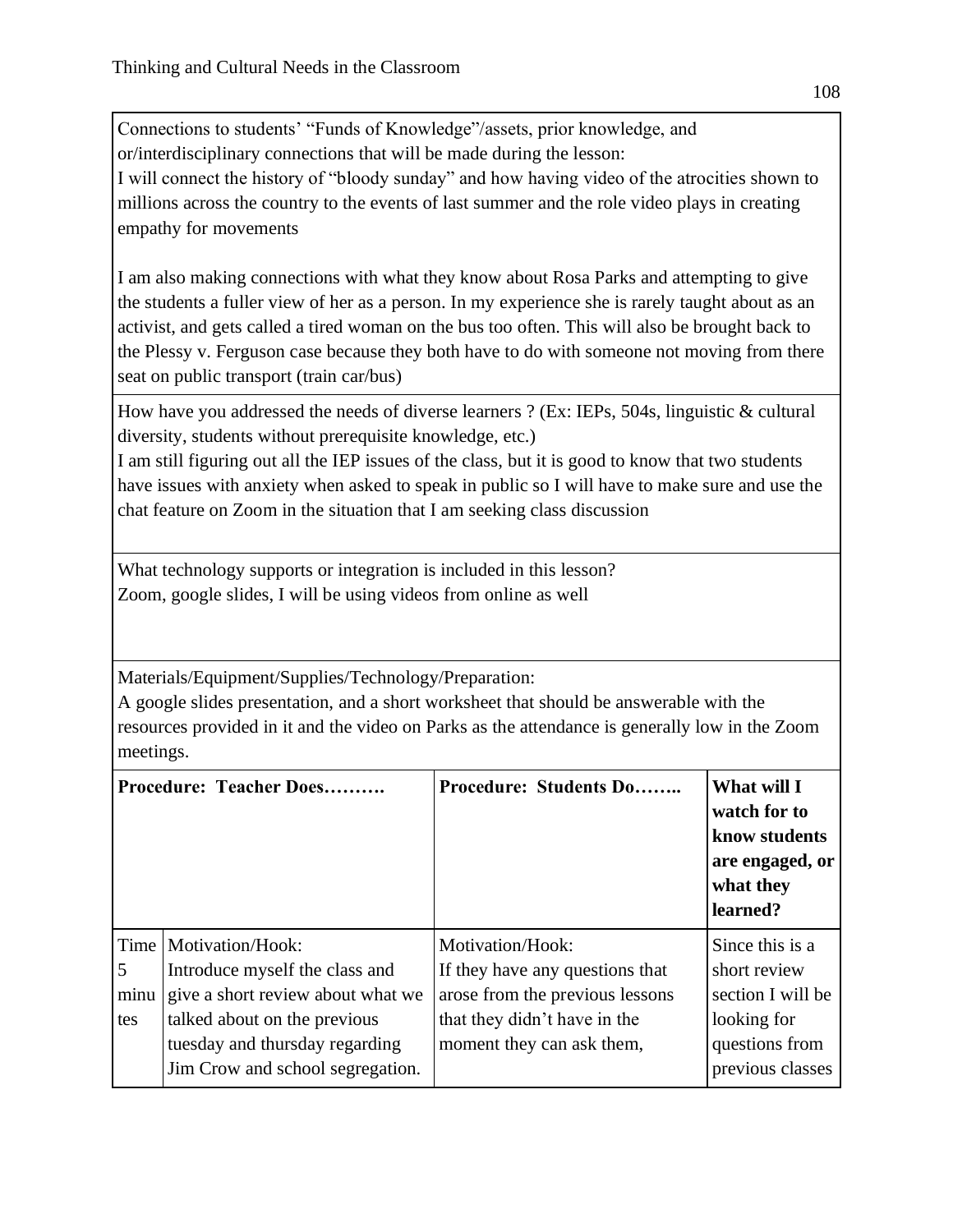Connections to students' "Funds of Knowledge"/assets, prior knowledge, and or/interdisciplinary connections that will be made during the lesson:
I will connect the history of "bloody sunday" and how having video of the atrocities shown to millions across the country to the events of last summer and the role video plays in creating empathy for movements

I am also making connections with what they know about Rosa Parks and attempting to give the students a fuller view of her as a person. In my experience she is rarely taught about as an activist, and gets called a tired woman on the bus too often. This will also be brought back to the Plessy v. Ferguson case because they both have to do with someone not moving from there seat on public transport (train car/bus)

How have you addressed the needs of diverse learners ? (Ex: IEPs, 504s, linguistic & cultural diversity, students without prerequisite knowledge, etc.)
I am still figuring out all the IEP issues of the class, but it is good to know that two students have issues with anxiety when asked to speak in public so I will have to make sure and use the chat feature on Zoom in the situation that I am seeking class discussion

What technology supports or integration is included in this lesson?
Zoom, google slides, I will be using videos from online as well

Materials/Equipment/Supplies/Technology/Preparation:
A google slides presentation, and a short worksheet that should be answerable with the resources provided in it and the video on Parks as the attendance is generally low in the Zoom meetings.

| Procedure: Teacher Does………. | | Procedure: Students Do…….. | What will I watch for to know students are engaged, or what they learned? |
|---|---|---|---|
| Time 5 minutes | Motivation/Hook: Introduce myself the class and give a short review about what we talked about on the previous tuesday and thursday regarding Jim Crow and school segregation. | Motivation/Hook: If they have any questions that arose from the previous lessons that they didn't have in the moment they can ask them, | Since this is a short review section I will be looking for questions from previous classes |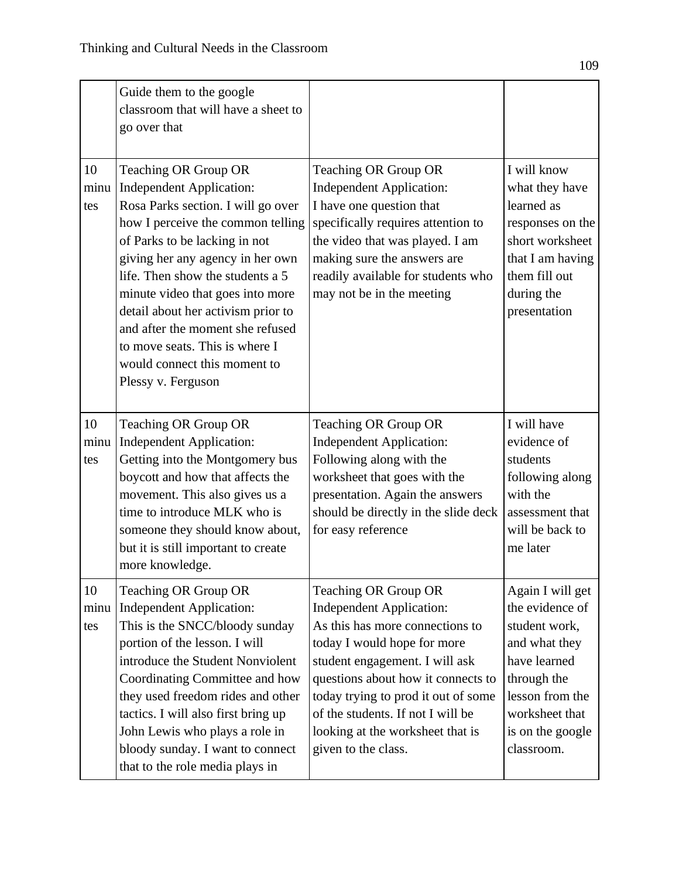|  |  |  |  |
|---|---|---|---|
|  | Guide them to the google classroom that will have a sheet to go over that |  |  |
| 10 minutes | Teaching OR Group OR Independent Application: Rosa Parks section. I will go over how I perceive the common telling of Parks to be lacking in not giving her any agency in her own life. Then show the students a 5 minute video that goes into more detail about her activism prior to and after the moment she refused to move seats. This is where I would connect this moment to Plessy v. Ferguson | Teaching OR Group OR Independent Application: I have one question that specifically requires attention to the video that was played. I am making sure the answers are readily available for students who may not be in the meeting | I will know what they have learned as responses on the short worksheet that I am having them fill out during the presentation |
| 10 minutes | Teaching OR Group OR Independent Application: Getting into the Montgomery bus boycott and how that affects the movement. This also gives us a time to introduce MLK who is someone they should know about, but it is still important to create more knowledge. | Teaching OR Group OR Independent Application: Following along with the worksheet that goes with the presentation. Again the answers should be directly in the slide deck for easy reference | I will have evidence of students following along with the assessment that will be back to me later |
| 10 minutes | Teaching OR Group OR Independent Application: This is the SNCC/bloody sunday portion of the lesson. I will introduce the Student Nonviolent Coordinating Committee and how they used freedom rides and other tactics. I will also first bring up John Lewis who plays a role in bloody sunday. I want to connect that to the role media plays in | Teaching OR Group OR Independent Application: As this has more connections to today I would hope for more student engagement. I will ask questions about how it connects to today trying to prod it out of some of the students. If not I will be looking at the worksheet that is given to the class. | Again I will get the evidence of student work, and what they have learned through the lesson from the worksheet that is on the google classroom. |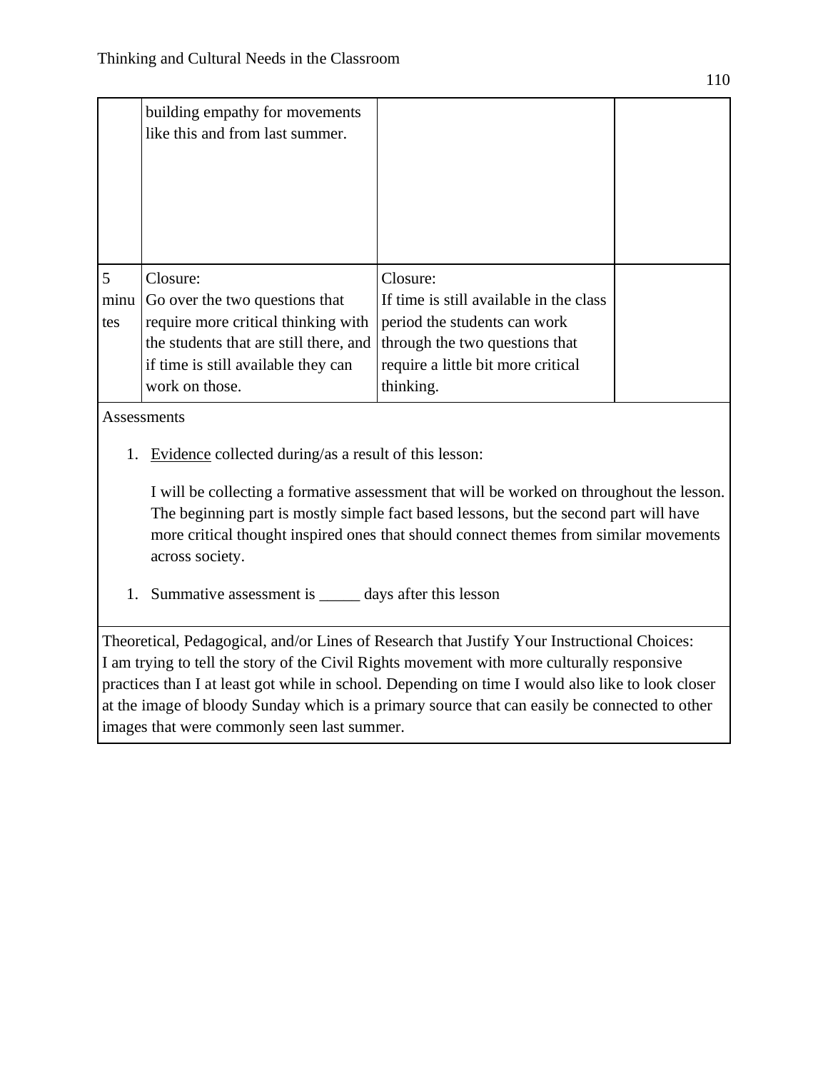| | | | |
|---|---|---|---|
| | building empathy for movements like this and from last summer. | | |
| 5 minutes | Closure:<br>Go over the two questions that require more critical thinking with the students that are still there, and if time is still available they can work on those. | Closure:<br>If time is still available in the class period the students can work through the two questions that require a little bit more critical thinking. | |

Assessments

1. Evidence collected during/as a result of this lesson:

   I will be collecting a formative assessment that will be worked on throughout the lesson. The beginning part is mostly simple fact based lessons, but the second part will have more critical thought inspired ones that should connect themes from similar movements across society.

1. Summative assessment is _____ days after this lesson

Theoretical, Pedagogical, and/or Lines of Research that Justify Your Instructional Choices:
I am trying to tell the story of the Civil Rights movement with more culturally responsive practices than I at least got while in school. Depending on time I would also like to look closer at the image of bloody Sunday which is a primary source that can easily be connected to other images that were commonly seen last summer.